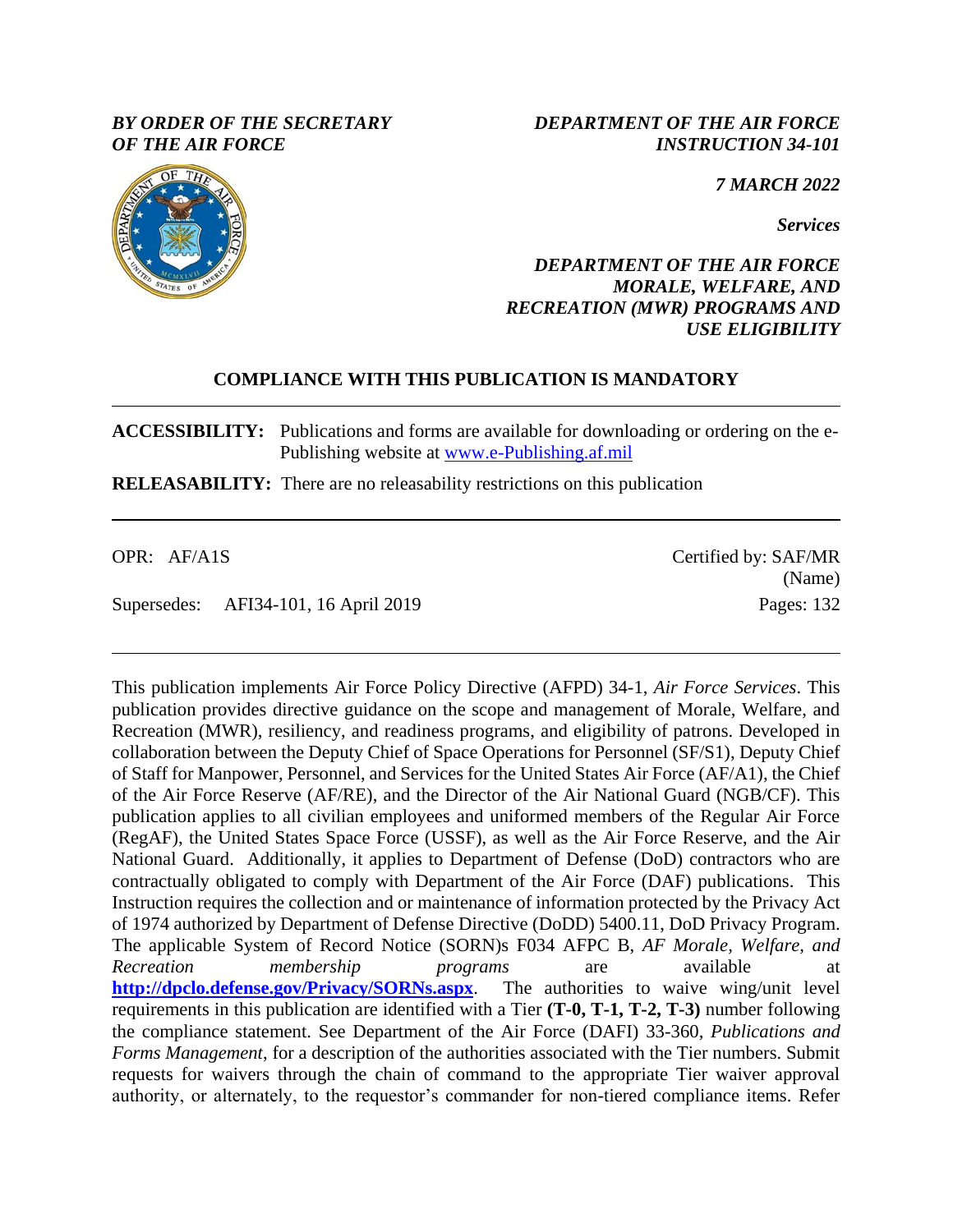*BY ORDER OF THE SECRETARY OF THE AIR FORCE*

*DEPARTMENT OF THE AIR FORCE INSTRUCTION 34-101*

*7 MARCH 2022*

*Services*

*DEPARTMENT OF THE AIR FORCE MORALE, WELFARE, AND RECREATION (MWR) PROGRAMS AND USE ELIGIBILITY*

**COMPLIANCE WITH THIS PUBLICATION IS MANDATORY**

**ACCESSIBILITY:** Publications and forms are available for downloading or ordering on the e-Publishing website at www.e-Publishing.af.mil

**RELEASABILITY:** There are no releasability restrictions on this publication

OPR: AF/A1S

Certified by: SAF/MR (Name)

Supersedes: AFI34-101, 16 April 2019

Pages: 132

This publication implements Air Force Policy Directive (AFPD) 34-1, *Air Force Services*. This publication provides directive guidance on the scope and management of Morale, Welfare, and Recreation (MWR), resiliency, and readiness programs, and eligibility of patrons. Developed in collaboration between the Deputy Chief of Space Operations for Personnel (SF/S1), Deputy Chief of Staff for Manpower, Personnel, and Services for the United States Air Force (AF/A1), the Chief of the Air Force Reserve (AF/RE), and the Director of the Air National Guard (NGB/CF). This publication applies to all civilian employees and uniformed members of the Regular Air Force (RegAF), the United States Space Force (USSF), as well as the Air Force Reserve, and the Air National Guard. Additionally, it applies to Department of Defense (DoD) contractors who are contractually obligated to comply with Department of the Air Force (DAF) publications. This Instruction requires the collection and or maintenance of information protected by the Privacy Act of 1974 authorized by Department of Defense Directive (DoDD) 5400.11, DoD Privacy Program. The applicable System of Record Notice (SORN)s F034 AFPC B, *AF Morale, Welfare, and Recreation membership programs* are available at **http://dpclo.defense.gov/Privacy/SORNs.aspx**. The authorities to waive wing/unit level requirements in this publication are identified with a Tier **(T-0, T-1, T-2, T-3)** number following the compliance statement. See Department of the Air Force (DAFI) 33-360, *Publications and Forms Management*, for a description of the authorities associated with the Tier numbers. Submit requests for waivers through the chain of command to the appropriate Tier waiver approval authority, or alternately, to the requestor's commander for non-tiered compliance items. Refer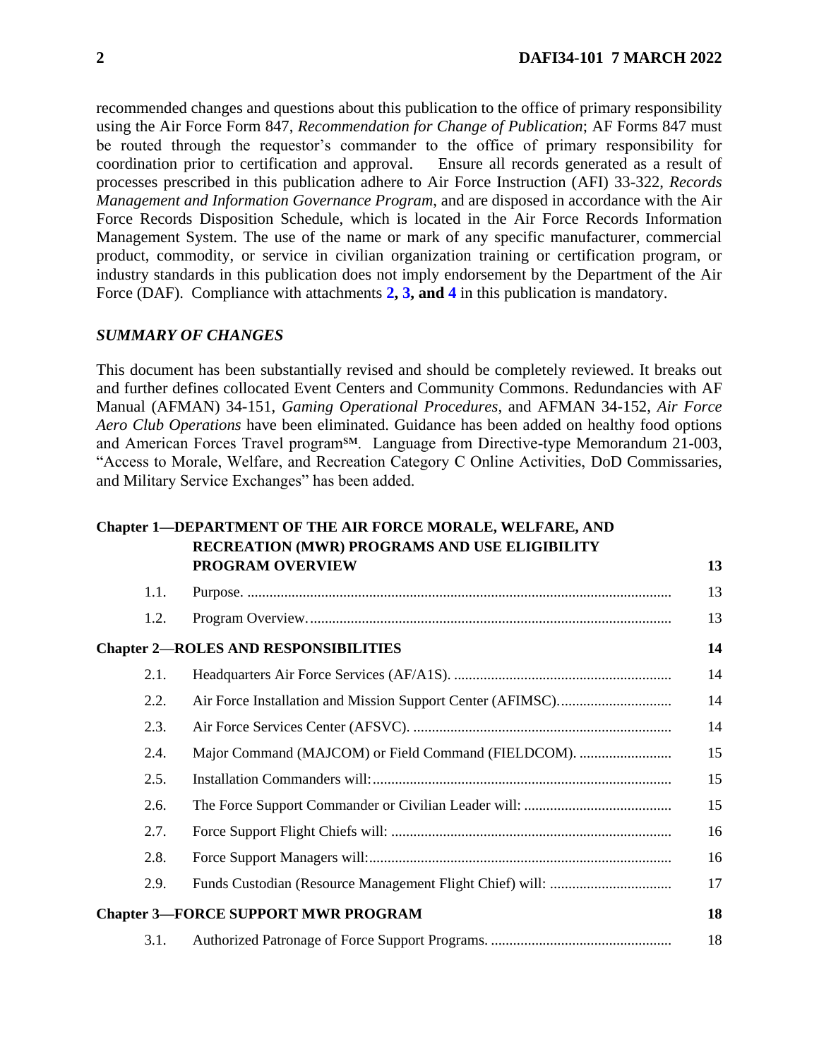recommended changes and questions about this publication to the office of primary responsibility using the Air Force Form 847, *Recommendation for Change of Publication*; AF Forms 847 must be routed through the requestor's commander to the office of primary responsibility for coordination prior to certification and approval. Ensure all records generated as a result of processes prescribed in this publication adhere to Air Force Instruction (AFI) 33-322, *Records Management and Information Governance Program,* and are disposed in accordance with the Air Force Records Disposition Schedule, which is located in the Air Force Records Information Management System. The use of the name or mark of any specific manufacturer, commercial product, commodity, or service in civilian organization training or certification program, or industry standards in this publication does not imply endorsement by the Department of the Air Force (DAF). Compliance with attachments **2, 3, and 4** in this publication is mandatory.

## *SUMMARY OF CHANGES*

This document has been substantially revised and should be completely reviewed. It breaks out and further defines collocated Event Centers and Community Commons. Redundancies with AF Manual (AFMAN) 34-151, *Gaming Operational Procedures*, and AFMAN 34-152, *Air Force Aero Club Operations* have been eliminated. Guidance has been added on healthy food options and American Forces Travel program℠. Language from Directive-type Memorandum 21-003, "Access to Morale, Welfare, and Recreation Category C Online Activities, DoD Commissaries, and Military Service Exchanges" has been added.

| | | |
|---|---|---|
| **Chapter 1—DEPARTMENT OF THE AIR FORCE MORALE, WELFARE, AND RECREATION (MWR) PROGRAMS AND USE ELIGIBILITY PROGRAM OVERVIEW** | | **13** |
| 1.1. | Purpose. | 13 |
| 1.2. | Program Overview. | 13 |
| **Chapter 2—ROLES AND RESPONSIBILITIES** | | **14** |
| 2.1. | Headquarters Air Force Services (AF/A1S). | 14 |
| 2.2. | Air Force Installation and Mission Support Center (AFIMSC). | 14 |
| 2.3. | Air Force Services Center (AFSVC). | 14 |
| 2.4. | Major Command (MAJCOM) or Field Command (FIELDCOM). | 15 |
| 2.5. | Installation Commanders will: | 15 |
| 2.6. | The Force Support Commander or Civilian Leader will: | 15 |
| 2.7. | Force Support Flight Chiefs will: | 16 |
| 2.8. | Force Support Managers will: | 16 |
| 2.9. | Funds Custodian (Resource Management Flight Chief) will: | 17 |
| **Chapter 3—FORCE SUPPORT MWR PROGRAM** | | **18** |
| 3.1. | Authorized Patronage of Force Support Programs. | 18 |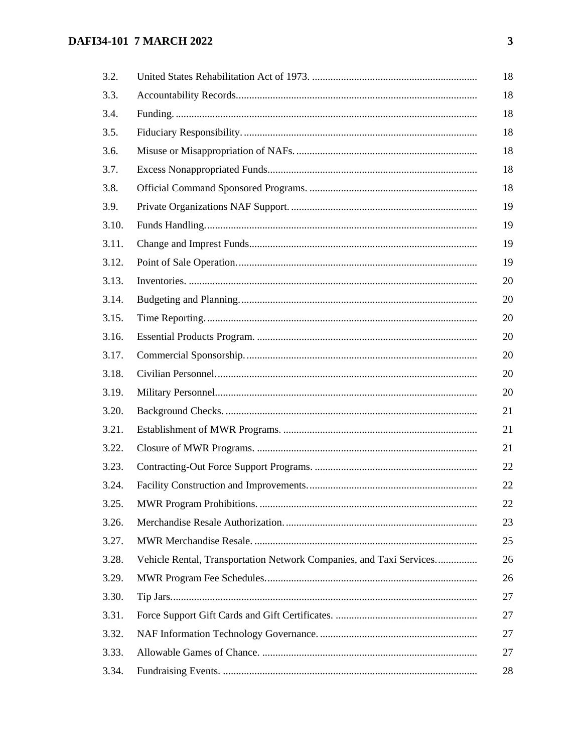| | | |
|---|---|---|
| 3.2. | United States Rehabilitation Act of 1973. | 18 |
| 3.3. | Accountability Records. | 18 |
| 3.4. | Funding. | 18 |
| 3.5. | Fiduciary Responsibility. | 18 |
| 3.6. | Misuse or Misappropriation of NAFs. | 18 |
| 3.7. | Excess Nonappropriated Funds. | 18 |
| 3.8. | Official Command Sponsored Programs. | 18 |
| 3.9. | Private Organizations NAF Support. | 19 |
| 3.10. | Funds Handling. | 19 |
| 3.11. | Change and Impress Funds. | 19 |
| 3.12. | Point of Sale Operation. | 19 |
| 3.13. | Inventories. | 20 |
| 3.14. | Budgeting and Planning. | 20 |
| 3.15. | Time Reporting. | 20 |
| 3.16. | Essential Products Program. | 20 |
| 3.17. | Commercial Sponsorship. | 20 |
| 3.18. | Civilian Personnel. | 20 |
| 3.19. | Military Personnel. | 20 |
| 3.20. | Background Checks. | 21 |
| 3.21. | Establishment of MWR Programs. | 21 |
| 3.22. | Closure of MWR Programs. | 21 |
| 3.23. | Contracting-Out Force Support Programs. | 22 |
| 3.24. | Facility Construction and Improvements. | 22 |
| 3.25. | MWR Program Prohibitions. | 22 |
| 3.26. | Merchandise Resale Authorization. | 23 |
| 3.27. | MWR Merchandise Resale. | 25 |
| 3.28. | Vehicle Rental, Transportation Network Companies, and Taxi Services. | 26 |
| 3.29. | MWR Program Fee Schedules. | 26 |
| 3.30. | Tip Jars. | 27 |
| 3.31. | Force Support Gift Cards and Gift Certificates. | 27 |
| 3.32. | NAF Information Technology Governance. | 27 |
| 3.33. | Allowable Games of Chance. | 27 |
| 3.34. | Fundraising Events. | 28 |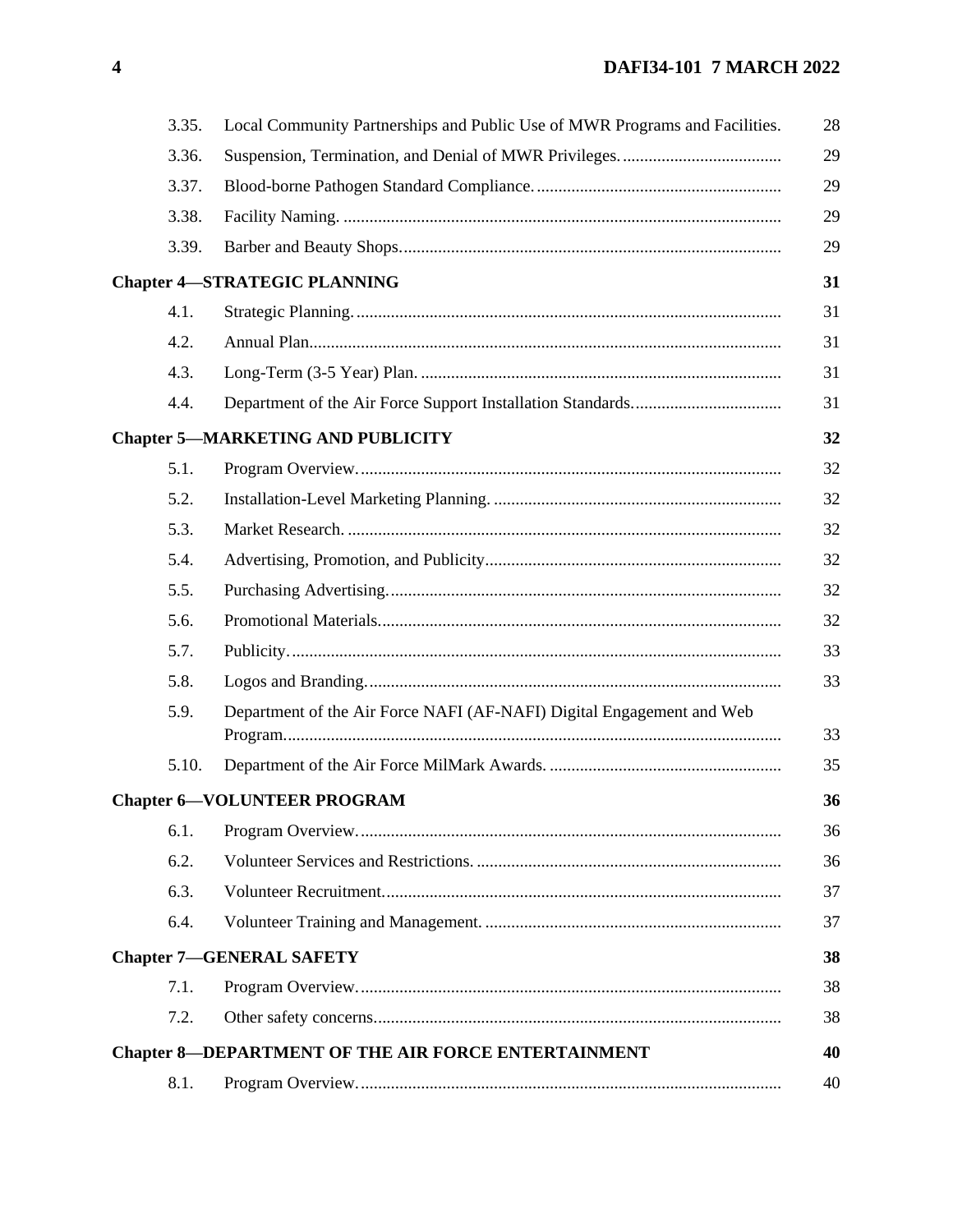| | | |
|---|---|---|
| 3.35. | Local Community Partnerships and Public Use of MWR Programs and Facilities. | 28 |
| 3.36. | Suspension, Termination, and Denial of MWR Privileges. | 29 |
| 3.37. | Blood-borne Pathogen Standard Compliance. | 29 |
| 3.38. | Facility Naming. | 29 |
| 3.39. | Barber and Beauty Shops. | 29 |
| **Chapter 4—STRATEGIC PLANNING** | | **31** |
| 4.1. | Strategic Planning. | 31 |
| 4.2. | Annual Plan. | 31 |
| 4.3. | Long-Term (3-5 Year) Plan. | 31 |
| 4.4. | Department of the Air Force Support Installation Standards. | 31 |
| **Chapter 5—MARKETING AND PUBLICITY** | | **32** |
| 5.1. | Program Overview. | 32 |
| 5.2. | Installation-Level Marketing Planning. | 32 |
| 5.3. | Market Research. | 32 |
| 5.4. | Advertising, Promotion, and Publicity | 32 |
| 5.5. | Purchasing Advertising. | 32 |
| 5.6. | Promotional Materials. | 32 |
| 5.7. | Publicity. | 33 |
| 5.8. | Logos and Branding. | 33 |
| 5.9. | Department of the Air Force NAFI (AF-NAFI) Digital Engagement and Web Program. | 33 |
| 5.10. | Department of the Air Force MilMark Awards. | 35 |
| **Chapter 6—VOLUNTEER PROGRAM** | | **36** |
| 6.1. | Program Overview. | 36 |
| 6.2. | Volunteer Services and Restrictions. | 36 |
| 6.3. | Volunteer Recruitment. | 37 |
| 6.4. | Volunteer Training and Management. | 37 |
| **Chapter 7—GENERAL SAFETY** | | **38** |
| 7.1. | Program Overview. | 38 |
| 7.2. | Other safety concerns. | 38 |
| **Chapter 8—DEPARTMENT OF THE AIR FORCE ENTERTAINMENT** | | **40** |
| 8.1. | Program Overview. | 40 |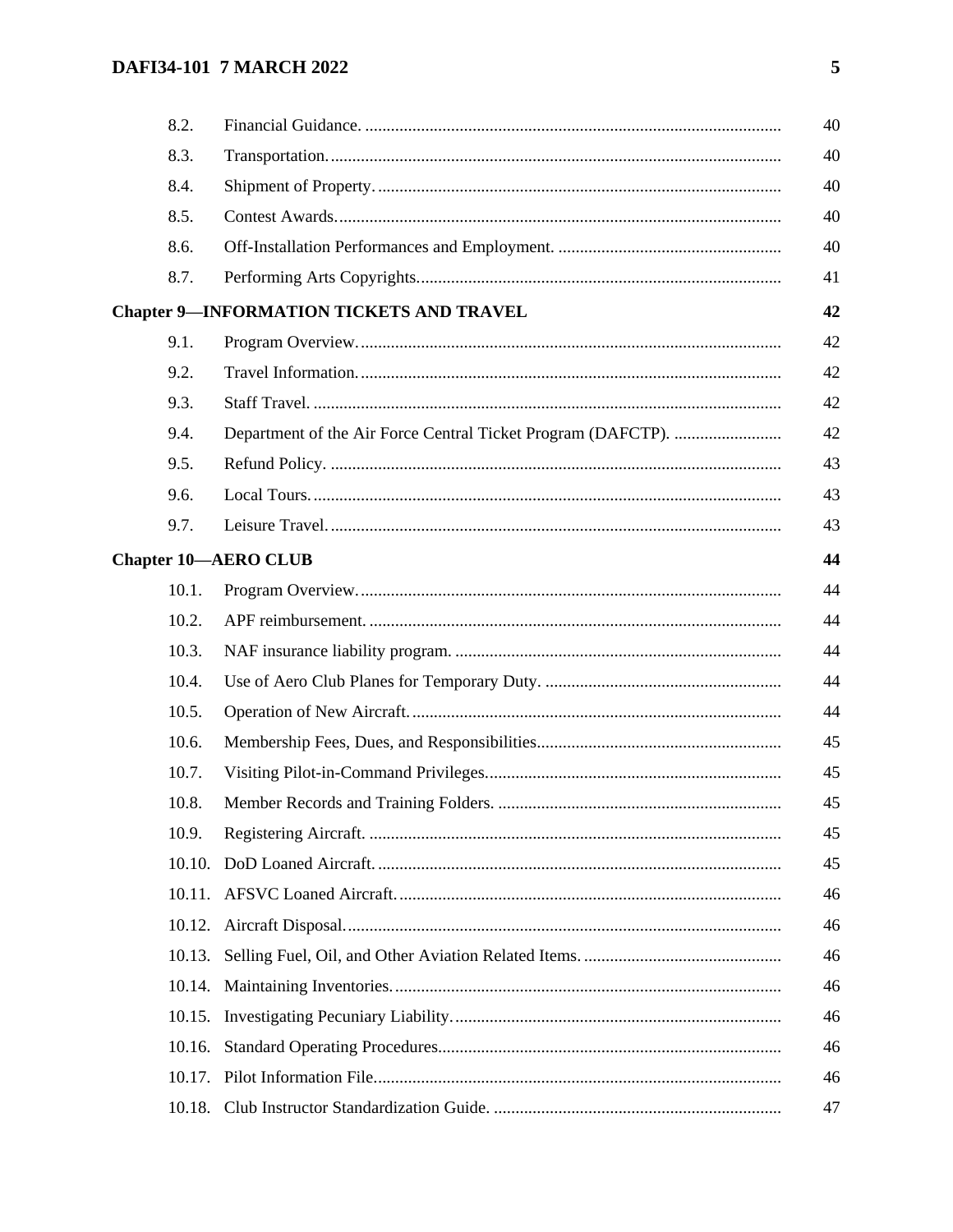| | | |
|---|---|---|
| 8.2. | Financial Guidance. | 40 |
| 8.3. | Transportation. | 40 |
| 8.4. | Shipment of Property. | 40 |
| 8.5. | Contest Awards. | 40 |
| 8.6. | Off-Installation Performances and Employment. | 40 |
| 8.7. | Performing Arts Copyrights. | 41 |
| **Chapter 9—INFORMATION TICKETS AND TRAVEL** | | **42** |
| 9.1. | Program Overview. | 42 |
| 9.2. | Travel Information. | 42 |
| 9.3. | Staff Travel. | 42 |
| 9.4. | Department of the Air Force Central Ticket Program (DAFCTP). | 42 |
| 9.5. | Refund Policy. | 43 |
| 9.6. | Local Tours. | 43 |
| 9.7. | Leisure Travel. | 43 |
| **Chapter 10—AERO CLUB** | | **44** |
| 10.1. | Program Overview. | 44 |
| 10.2. | APF reimbursement. | 44 |
| 10.3. | NAF insurance liability program. | 44 |
| 10.4. | Use of Aero Club Planes for Temporary Duty. | 44 |
| 10.5. | Operation of New Aircraft. | 44 |
| 10.6. | Membership Fees, Dues, and Responsibilities | 45 |
| 10.7. | Visiting Pilot-in-Command Privileges. | 45 |
| 10.8. | Member Records and Training Folders. | 45 |
| 10.9. | Registering Aircraft. | 45 |
| 10.10. | DoD Loaned Aircraft. | 45 |
| 10.11. | AFSVC Loaned Aircraft. | 46 |
| 10.12. | Aircraft Disposal. | 46 |
| 10.13. | Selling Fuel, Oil, and Other Aviation Related Items. | 46 |
| 10.14. | Maintaining Inventories. | 46 |
| 10.15. | Investigating Pecuniary Liability. | 46 |
| 10.16. | Standard Operating Procedures | 46 |
| 10.17. | Pilot Information File | 46 |
| 10.18. | Club Instructor Standardization Guide. | 47 |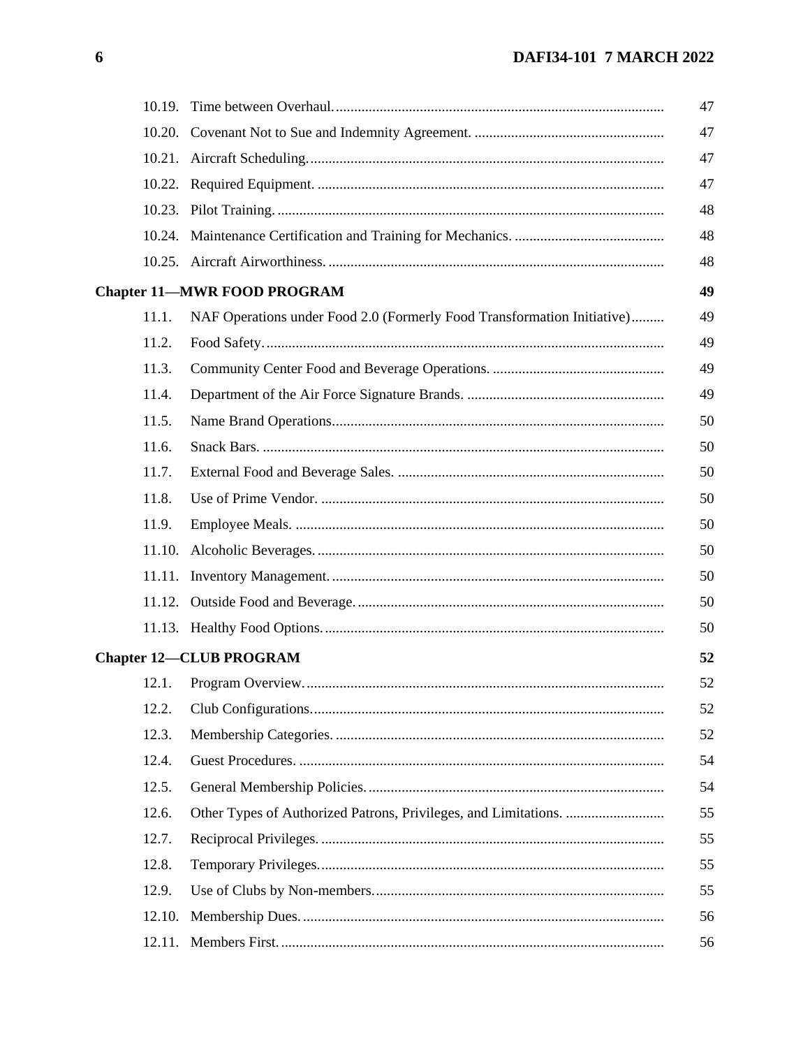| | | |
|---|---|---|
| 10.19. | Time between Overhaul. | 47 |
| 10.20. | Covenant Not to Sue and Indemnity Agreement. | 47 |
| 10.21. | Aircraft Scheduling. | 47 |
| 10.22. | Required Equipment. | 47 |
| 10.23. | Pilot Training. | 48 |
| 10.24. | Maintenance Certification and Training for Mechanics. | 48 |
| 10.25. | Aircraft Airworthiness. | 48 |
| **Chapter 11—MWR FOOD PROGRAM** | | **49** |
| 11.1. | NAF Operations under Food 2.0 (Formerly Food Transformation Initiative) | 49 |
| 11.2. | Food Safety. | 49 |
| 11.3. | Community Center Food and Beverage Operations. | 49 |
| 11.4. | Department of the Air Force Signature Brands. | 49 |
| 11.5. | Name Brand Operations. | 50 |
| 11.6. | Snack Bars. | 50 |
| 11.7. | External Food and Beverage Sales. | 50 |
| 11.8. | Use of Prime Vendor. | 50 |
| 11.9. | Employee Meals. | 50 |
| 11.10. | Alcoholic Beverages. | 50 |
| 11.11. | Inventory Management. | 50 |
| 11.12. | Outside Food and Beverage. | 50 |
| 11.13. | Healthy Food Options. | 50 |
| **Chapter 12—CLUB PROGRAM** | | **52** |
| 12.1. | Program Overview. | 52 |
| 12.2. | Club Configurations. | 52 |
| 12.3. | Membership Categories. | 52 |
| 12.4. | Guest Procedures. | 54 |
| 12.5. | General Membership Policies. | 54 |
| 12.6. | Other Types of Authorized Patrons, Privileges, and Limitations. | 55 |
| 12.7. | Reciprocal Privileges. | 55 |
| 12.8. | Temporary Privileges. | 55 |
| 12.9. | Use of Clubs by Non-members. | 55 |
| 12.10. | Membership Dues. | 56 |
| 12.11. | Members First. | 56 |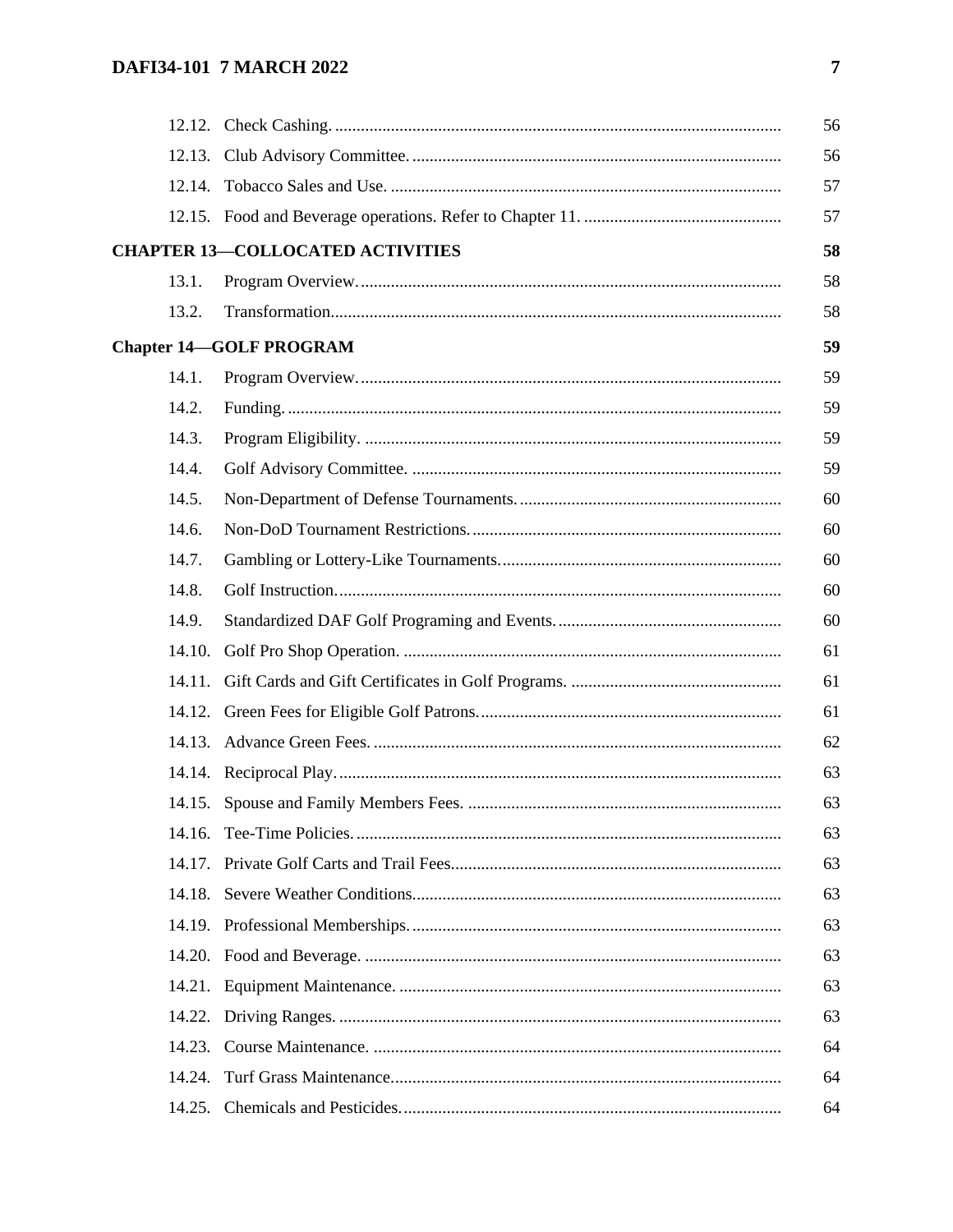| | | |
|---|---|---|
| 12.12. | Check Cashing. | 56 |
| 12.13. | Club Advisory Committee. | 56 |
| 12.14. | Tobacco Sales and Use. | 57 |
| 12.15. | Food and Beverage operations. Refer to Chapter 11. | 57 |
| **CHAPTER 13—COLLOCATED ACTIVITIES** | | **58** |
| 13.1. | Program Overview. | 58 |
| 13.2. | Transformation. | 58 |
| **Chapter 14—GOLF PROGRAM** | | **59** |
| 14.1. | Program Overview. | 59 |
| 14.2. | Funding. | 59 |
| 14.3. | Program Eligibility. | 59 |
| 14.4. | Golf Advisory Committee. | 59 |
| 14.5. | Non-Department of Defense Tournaments. | 60 |
| 14.6. | Non-DoD Tournament Restrictions. | 60 |
| 14.7. | Gambling or Lottery-Like Tournaments. | 60 |
| 14.8. | Golf Instruction. | 60 |
| 14.9. | Standardized DAF Golf Programing and Events. | 60 |
| 14.10. | Golf Pro Shop Operation. | 61 |
| 14.11. | Gift Cards and Gift Certificates in Golf Programs. | 61 |
| 14.12. | Green Fees for Eligible Golf Patrons. | 61 |
| 14.13. | Advance Green Fees. | 62 |
| 14.14. | Reciprocal Play. | 63 |
| 14.15. | Spouse and Family Members Fees. | 63 |
| 14.16. | Tee-Time Policies. | 63 |
| 14.17. | Private Golf Carts and Trail Fees. | 63 |
| 14.18. | Severe Weather Conditions. | 63 |
| 14.19. | Professional Memberships. | 63 |
| 14.20. | Food and Beverage. | 63 |
| 14.21. | Equipment Maintenance. | 63 |
| 14.22. | Driving Ranges. | 63 |
| 14.23. | Course Maintenance. | 64 |
| 14.24. | Turf Grass Maintenance. | 64 |
| 14.25. | Chemicals and Pesticides. | 64 |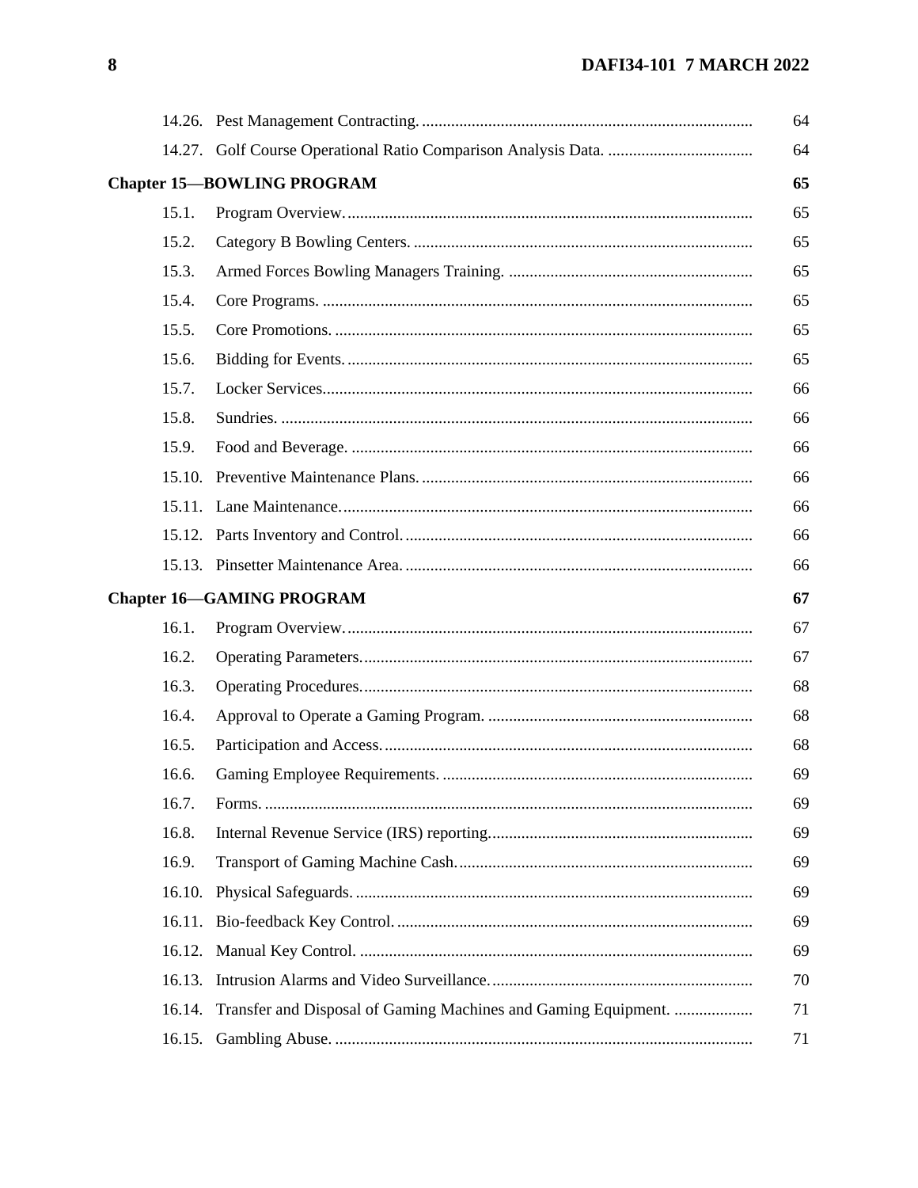| | | |
|---|---|---|
| 14.26. | Pest Management Contracting. | 64 |
| 14.27. | Golf Course Operational Ratio Comparison Analysis Data. | 64 |
| **Chapter 15—BOWLING PROGRAM** | | **65** |
| 15.1. | Program Overview. | 65 |
| 15.2. | Category B Bowling Centers. | 65 |
| 15.3. | Armed Forces Bowling Managers Training. | 65 |
| 15.4. | Core Programs. | 65 |
| 15.5. | Core Promotions. | 65 |
| 15.6. | Bidding for Events. | 65 |
| 15.7. | Locker Services. | 66 |
| 15.8. | Sundries. | 66 |
| 15.9. | Food and Beverage. | 66 |
| 15.10. | Preventive Maintenance Plans. | 66 |
| 15.11. | Lane Maintenance. | 66 |
| 15.12. | Parts Inventory and Control. | 66 |
| 15.13. | Pinsetter Maintenance Area. | 66 |
| **Chapter 16—GAMING PROGRAM** | | **67** |
| 16.1. | Program Overview. | 67 |
| 16.2. | Operating Parameters. | 67 |
| 16.3. | Operating Procedures. | 68 |
| 16.4. | Approval to Operate a Gaming Program. | 68 |
| 16.5. | Participation and Access. | 68 |
| 16.6. | Gaming Employee Requirements. | 69 |
| 16.7. | Forms. | 69 |
| 16.8. | Internal Revenue Service (IRS) reporting. | 69 |
| 16.9. | Transport of Gaming Machine Cash. | 69 |
| 16.10. | Physical Safeguards. | 69 |
| 16.11. | Bio-feedback Key Control. | 69 |
| 16.12. | Manual Key Control. | 69 |
| 16.13. | Intrusion Alarms and Video Surveillance. | 70 |
| 16.14. | Transfer and Disposal of Gaming Machines and Gaming Equipment. | 71 |
| 16.15. | Gambling Abuse. | 71 |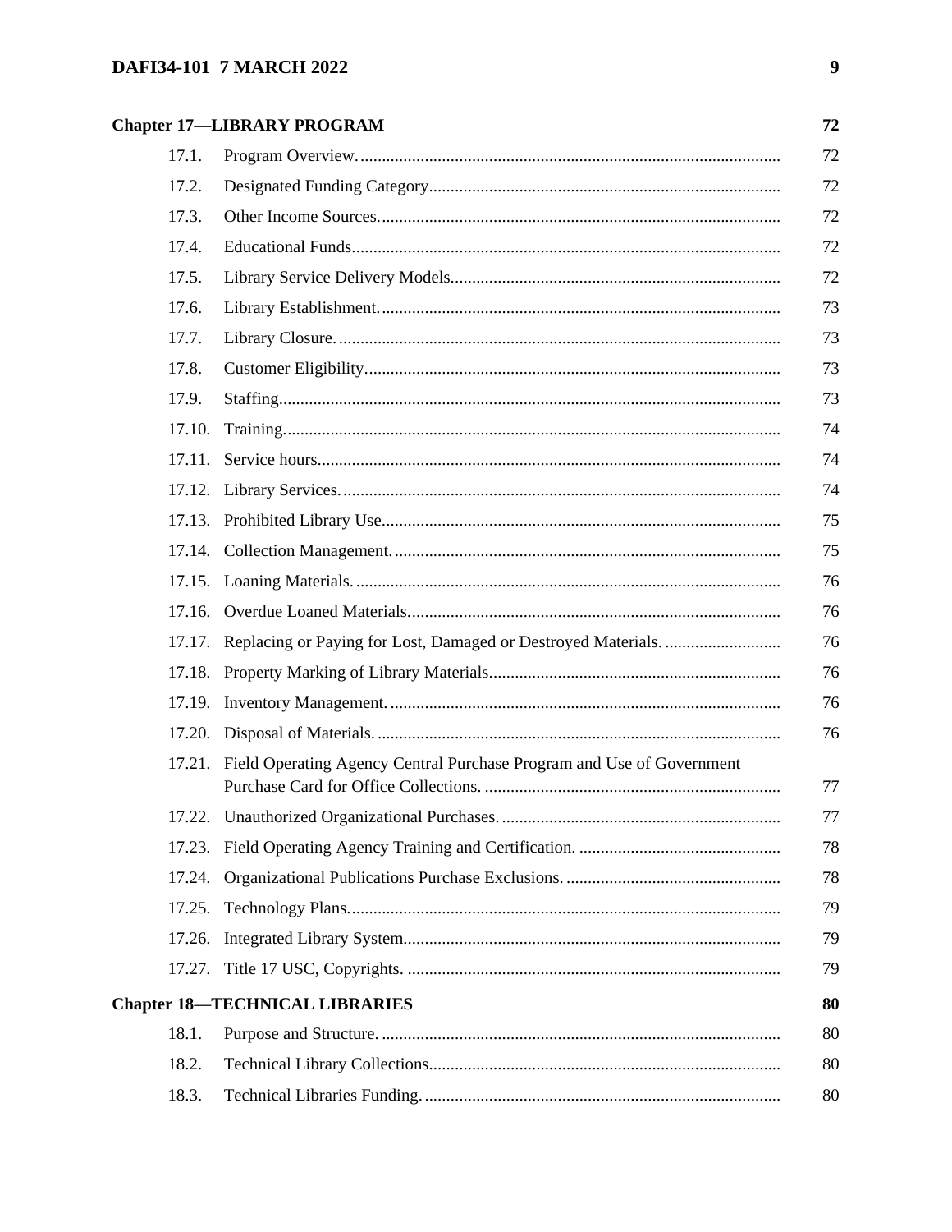| | | |
|---|---|---|
| **Chapter 17—LIBRARY PROGRAM** | | **72** |
| 17.1. | Program Overview. | 72 |
| 17.2. | Designated Funding Category | 72 |
| 17.3. | Other Income Sources. | 72 |
| 17.4. | Educational Funds | 72 |
| 17.5. | Library Service Delivery Models | 72 |
| 17.6. | Library Establishment. | 73 |
| 17.7. | Library Closure. | 73 |
| 17.8. | Customer Eligibility | 73 |
| 17.9. | Staffing | 73 |
| 17.10. | Training | 74 |
| 17.11. | Service hours | 74 |
| 17.12. | Library Services. | 74 |
| 17.13. | Prohibited Library Use | 75 |
| 17.14. | Collection Management. | 75 |
| 17.15. | Loaning Materials. | 76 |
| 17.16. | Overdue Loaned Materials | 76 |
| 17.17. | Replacing or Paying for Lost, Damaged or Destroyed Materials. | 76 |
| 17.18. | Property Marking of Library Materials | 76 |
| 17.19. | Inventory Management. | 76 |
| 17.20. | Disposal of Materials. | 76 |
| 17.21. | Field Operating Agency Central Purchase Program and Use of Government Purchase Card for Office Collections. | 77 |
| 17.22. | Unauthorized Organizational Purchases. | 77 |
| 17.23. | Field Operating Agency Training and Certification. | 78 |
| 17.24. | Organizational Publications Purchase Exclusions. | 78 |
| 17.25. | Technology Plans. | 79 |
| 17.26. | Integrated Library System | 79 |
| 17.27. | Title 17 USC, Copyrights. | 79 |
| **Chapter 18—TECHNICAL LIBRARIES** | | **80** |
| 18.1. | Purpose and Structure. | 80 |
| 18.2. | Technical Library Collections | 80 |
| 18.3. | Technical Libraries Funding. | 80 |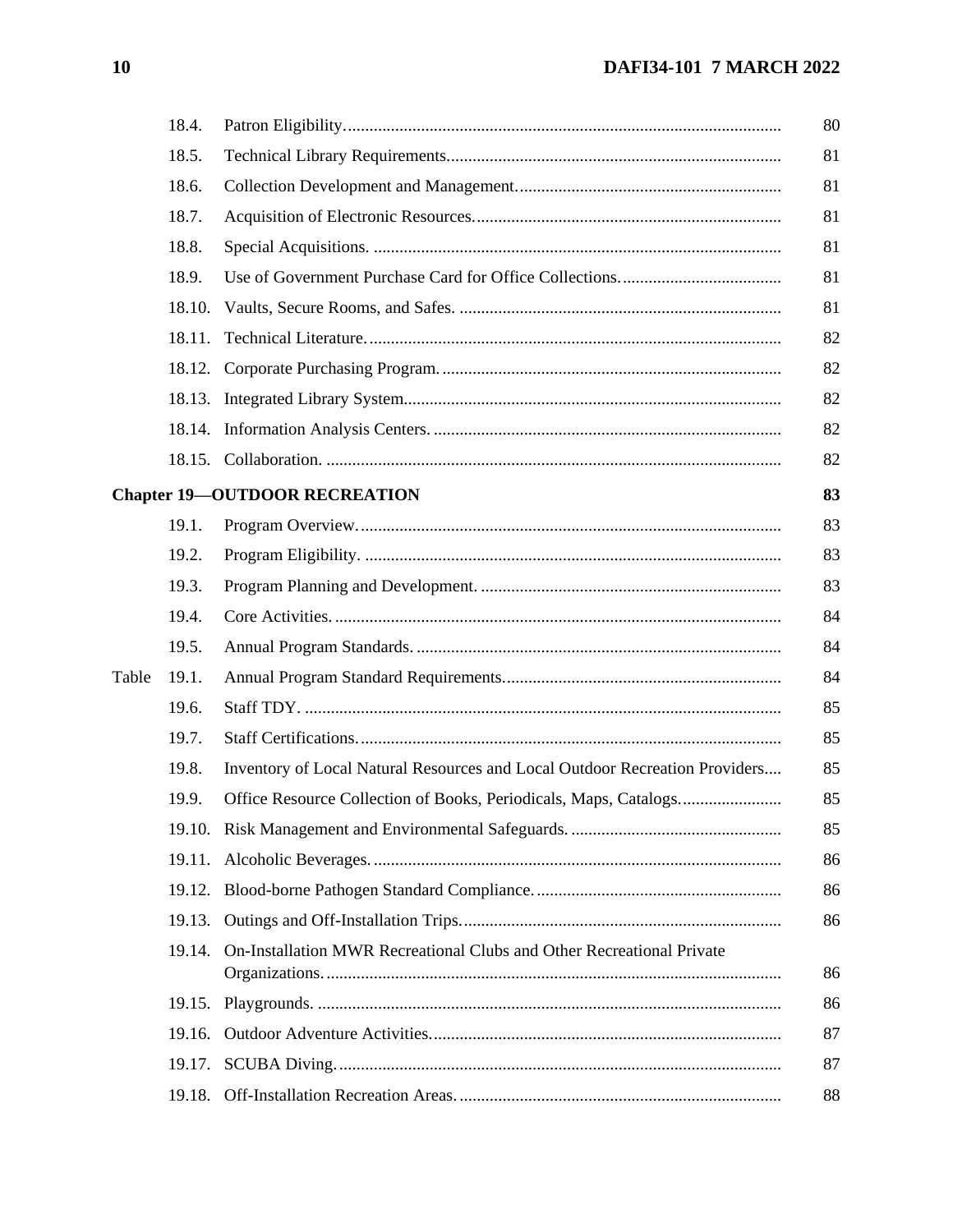| | | | |
|---|---|---|---|
| | 18.4. | Patron Eligibility. | 80 |
| | 18.5. | Technical Library Requirements. | 81 |
| | 18.6. | Collection Development and Management. | 81 |
| | 18.7. | Acquisition of Electronic Resources. | 81 |
| | 18.8. | Special Acquisitions. | 81 |
| | 18.9. | Use of Government Purchase Card for Office Collections. | 81 |
| | 18.10. | Vaults, Secure Rooms, and Safes. | 81 |
| | 18.11. | Technical Literature. | 82 |
| | 18.12. | Corporate Purchasing Program. | 82 |
| | 18.13. | Integrated Library System. | 82 |
| | 18.14. | Information Analysis Centers. | 82 |
| | 18.15. | Collaboration. | 82 |
| **Chapter 19—OUTDOOR RECREATION** | | | **83** |
| | 19.1. | Program Overview. | 83 |
| | 19.2. | Program Eligibility. | 83 |
| | 19.3. | Program Planning and Development. | 83 |
| | 19.4. | Core Activities. | 84 |
| | 19.5. | Annual Program Standards. | 84 |
| Table | 19.1. | Annual Program Standard Requirements. | 84 |
| | 19.6. | Staff TDY. | 85 |
| | 19.7. | Staff Certifications. | 85 |
| | 19.8. | Inventory of Local Natural Resources and Local Outdoor Recreation Providers. | 85 |
| | 19.9. | Office Resource Collection of Books, Periodicals, Maps, Catalogs. | 85 |
| | 19.10. | Risk Management and Environmental Safeguards. | 85 |
| | 19.11. | Alcoholic Beverages. | 86 |
| | 19.12. | Blood-borne Pathogen Standard Compliance. | 86 |
| | 19.13. | Outings and Off-Installation Trips. | 86 |
| | 19.14. | On-Installation MWR Recreational Clubs and Other Recreational Private Organizations. | 86 |
| | 19.15. | Playgrounds. | 86 |
| | 19.16. | Outdoor Adventure Activities. | 87 |
| | 19.17. | SCUBA Diving. | 87 |
| | 19.18. | Off-Installation Recreation Areas. | 88 |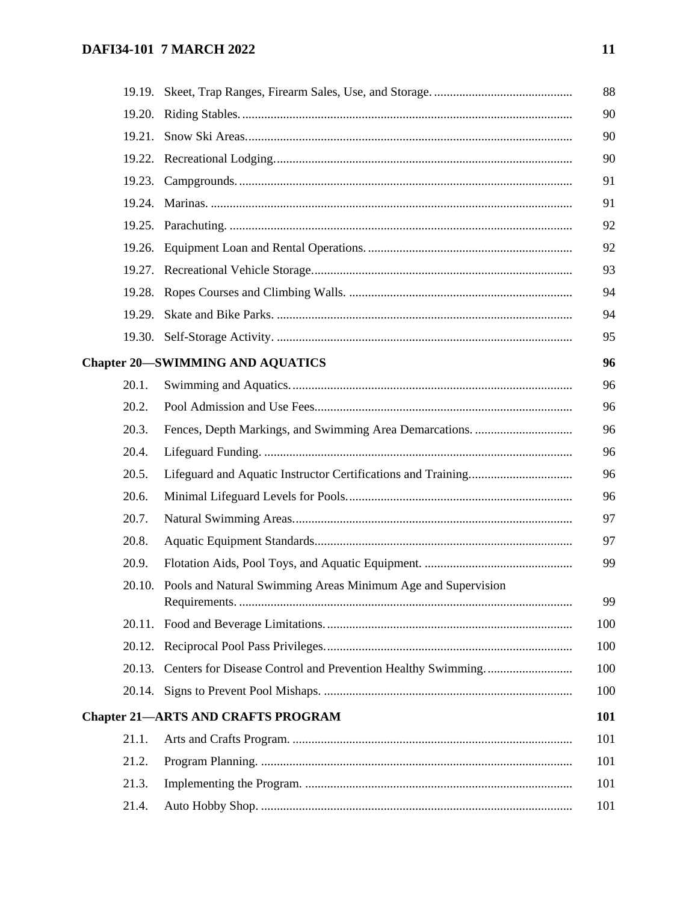| | | |
|---|---|---|
| 19.19. | Skeet, Trap Ranges, Firearm Sales, Use, and Storage. | 88 |
| 19.20. | Riding Stables. | 90 |
| 19.21. | Snow Ski Areas. | 90 |
| 19.22. | Recreational Lodging. | 90 |
| 19.23. | Campgrounds. | 91 |
| 19.24. | Marinas. | 91 |
| 19.25. | Parachuting. | 92 |
| 19.26. | Equipment Loan and Rental Operations. | 92 |
| 19.27. | Recreational Vehicle Storage. | 93 |
| 19.28. | Ropes Courses and Climbing Walls. | 94 |
| 19.29. | Skate and Bike Parks. | 94 |
| 19.30. | Self-Storage Activity. | 95 |
| **Chapter 20—SWIMMING AND AQUATICS** | | **96** |
| 20.1. | Swimming and Aquatics. | 96 |
| 20.2. | Pool Admission and Use Fees. | 96 |
| 20.3. | Fences, Depth Markings, and Swimming Area Demarcations. | 96 |
| 20.4. | Lifeguard Funding. | 96 |
| 20.5. | Lifeguard and Aquatic Instructor Certifications and Training. | 96 |
| 20.6. | Minimal Lifeguard Levels for Pools. | 96 |
| 20.7. | Natural Swimming Areas. | 97 |
| 20.8. | Aquatic Equipment Standards. | 97 |
| 20.9. | Flotation Aids, Pool Toys, and Aquatic Equipment. | 99 |
| 20.10. | Pools and Natural Swimming Areas Minimum Age and Supervision Requirements. | 99 |
| 20.11. | Food and Beverage Limitations. | 100 |
| 20.12. | Reciprocal Pool Pass Privileges. | 100 |
| 20.13. | Centers for Disease Control and Prevention Healthy Swimming. | 100 |
| 20.14. | Signs to Prevent Pool Mishaps. | 100 |
| **Chapter 21—ARTS AND CRAFTS PROGRAM** | | **101** |
| 21.1. | Arts and Crafts Program. | 101 |
| 21.2. | Program Planning. | 101 |
| 21.3. | Implementing the Program. | 101 |
| 21.4. | Auto Hobby Shop. | 101 |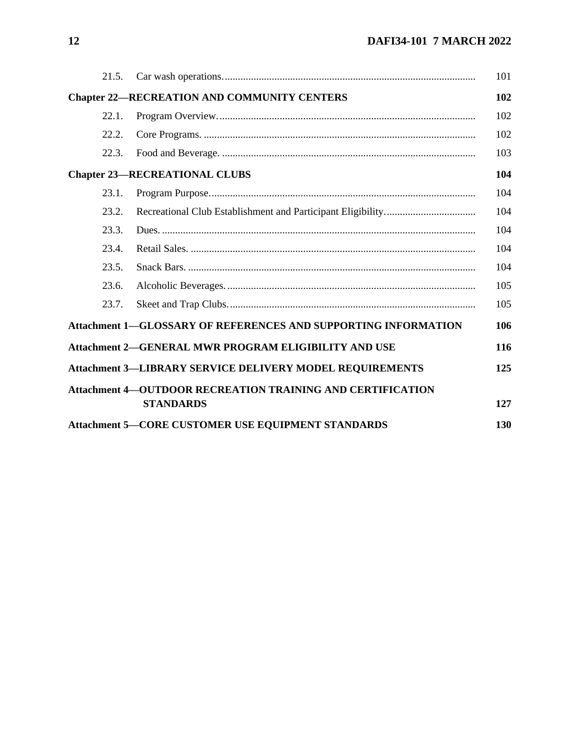| | | |
|---|---|---|
| 21.5. | Car wash operations. | 101 |
| **Chapter 22—RECREATION AND COMMUNITY CENTERS** | | **102** |
| 22.1. | Program Overview. | 102 |
| 22.2. | Core Programs. | 102 |
| 22.3. | Food and Beverage. | 103 |
| **Chapter 23—RECREATIONAL CLUBS** | | **104** |
| 23.1. | Program Purpose. | 104 |
| 23.2. | Recreational Club Establishment and Participant Eligibility. | 104 |
| 23.3. | Dues. | 104 |
| 23.4. | Retail Sales. | 104 |
| 23.5. | Snack Bars. | 104 |
| 23.6. | Alcoholic Beverages. | 105 |
| 23.7. | Skeet and Trap Clubs. | 105 |
| **Attachment 1—GLOSSARY OF REFERENCES AND SUPPORTING INFORMATION** | | **106** |
| **Attachment 2—GENERAL MWR PROGRAM ELIGIBILITY AND USE** | | **116** |
| **Attachment 3—LIBRARY SERVICE DELIVERY MODEL REQUIREMENTS** | | **125** |
| **Attachment 4—OUTDOOR RECREATION TRAINING AND CERTIFICATION STANDARDS** | | **127** |
| **Attachment 5—CORE CUSTOMER USE EQUIPMENT STANDARDS** | | **130** |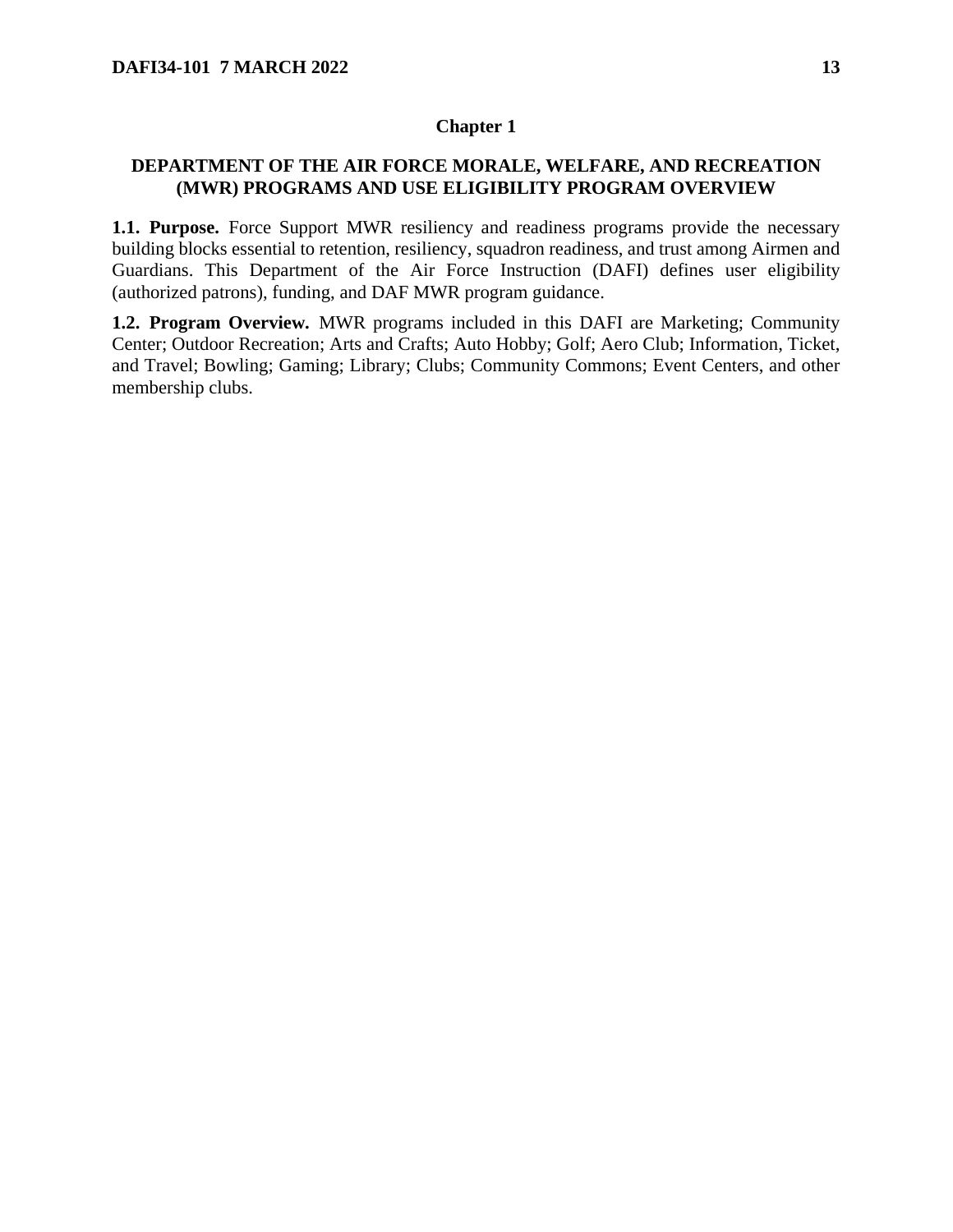# Chapter 1

## DEPARTMENT OF THE AIR FORCE MORALE, WELFARE, AND RECREATION (MWR) PROGRAMS AND USE ELIGIBILITY PROGRAM OVERVIEW

**1.1. Purpose.** Force Support MWR resiliency and readiness programs provide the necessary building blocks essential to retention, resiliency, squadron readiness, and trust among Airmen and Guardians. This Department of the Air Force Instruction (DAFI) defines user eligibility (authorized patrons), funding, and DAF MWR program guidance.

**1.2. Program Overview.** MWR programs included in this DAFI are Marketing; Community Center; Outdoor Recreation; Arts and Crafts; Auto Hobby; Golf; Aero Club; Information, Ticket, and Travel; Bowling; Gaming; Library; Clubs; Community Commons; Event Centers, and other membership clubs.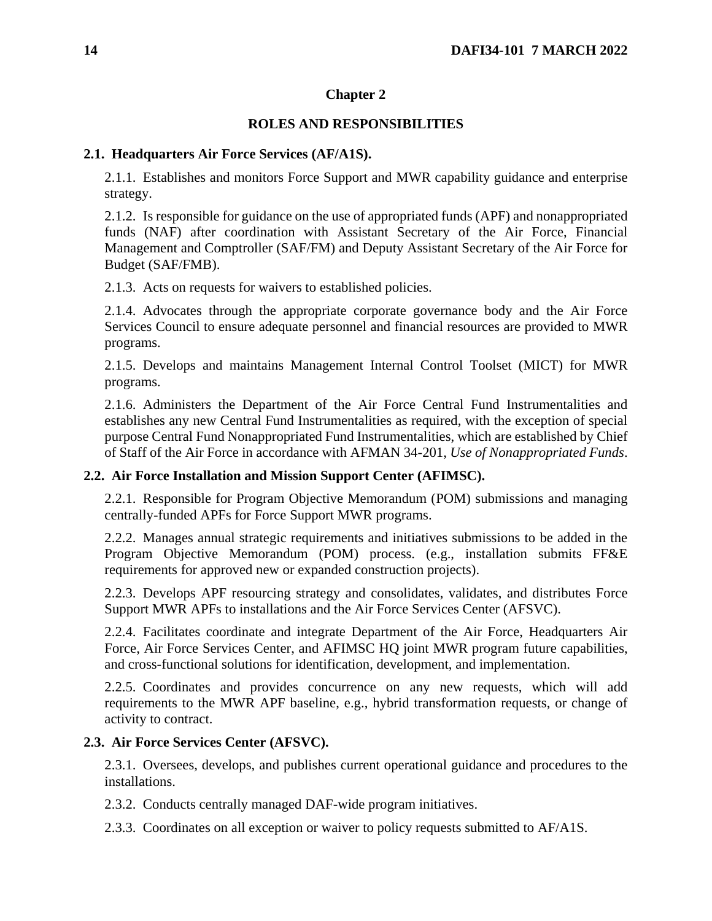# Chapter 2

## ROLES AND RESPONSIBILITIES

### 2.1. Headquarters Air Force Services (AF/A1S).

2.1.1. Establishes and monitors Force Support and MWR capability guidance and enterprise strategy.

2.1.2. Is responsible for guidance on the use of appropriated funds (APF) and nonappropriated funds (NAF) after coordination with Assistant Secretary of the Air Force, Financial Management and Comptroller (SAF/FM) and Deputy Assistant Secretary of the Air Force for Budget (SAF/FMB).

2.1.3. Acts on requests for waivers to established policies.

2.1.4. Advocates through the appropriate corporate governance body and the Air Force Services Council to ensure adequate personnel and financial resources are provided to MWR programs.

2.1.5. Develops and maintains Management Internal Control Toolset (MICT) for MWR programs.

2.1.6. Administers the Department of the Air Force Central Fund Instrumentalities and establishes any new Central Fund Instrumentalities as required, with the exception of special purpose Central Fund Nonappropriated Fund Instrumentalities, which are established by Chief of Staff of the Air Force in accordance with AFMAN 34-201, *Use of Nonappropriated Funds*.

### 2.2. Air Force Installation and Mission Support Center (AFIMSC).

2.2.1. Responsible for Program Objective Memorandum (POM) submissions and managing centrally-funded APFs for Force Support MWR programs.

2.2.2. Manages annual strategic requirements and initiatives submissions to be added in the Program Objective Memorandum (POM) process. (e.g., installation submits FF&E requirements for approved new or expanded construction projects).

2.2.3. Develops APF resourcing strategy and consolidates, validates, and distributes Force Support MWR APFs to installations and the Air Force Services Center (AFSVC).

2.2.4. Facilitates coordinate and integrate Department of the Air Force, Headquarters Air Force, Air Force Services Center, and AFIMSC HQ joint MWR program future capabilities, and cross-functional solutions for identification, development, and implementation.

2.2.5. Coordinates and provides concurrence on any new requests, which will add requirements to the MWR APF baseline, e.g., hybrid transformation requests, or change of activity to contract.

### 2.3. Air Force Services Center (AFSVC).

2.3.1. Oversees, develops, and publishes current operational guidance and procedures to the installations.

2.3.2. Conducts centrally managed DAF-wide program initiatives.

2.3.3. Coordinates on all exception or waiver to policy requests submitted to AF/A1S.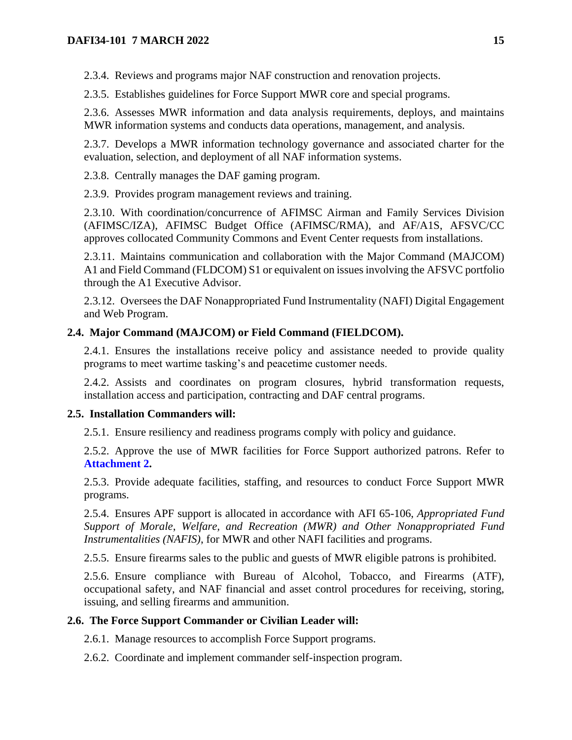2.3.4. Reviews and programs major NAF construction and renovation projects.

2.3.5. Establishes guidelines for Force Support MWR core and special programs.

2.3.6. Assesses MWR information and data analysis requirements, deploys, and maintains MWR information systems and conducts data operations, management, and analysis.

2.3.7. Develops a MWR information technology governance and associated charter for the evaluation, selection, and deployment of all NAF information systems.

2.3.8. Centrally manages the DAF gaming program.

2.3.9. Provides program management reviews and training.

2.3.10. With coordination/concurrence of AFIMSC Airman and Family Services Division (AFIMSC/IZA), AFIMSC Budget Office (AFIMSC/RMA), and AF/A1S, AFSVC/CC approves collocated Community Commons and Event Center requests from installations.

2.3.11. Maintains communication and collaboration with the Major Command (MAJCOM) A1 and Field Command (FLDCOM) S1 or equivalent on issues involving the AFSVC portfolio through the A1 Executive Advisor.

2.3.12. Oversees the DAF Nonappropriated Fund Instrumentality (NAFI) Digital Engagement and Web Program.

**2.4. Major Command (MAJCOM) or Field Command (FIELDCOM).**

2.4.1. Ensures the installations receive policy and assistance needed to provide quality programs to meet wartime tasking's and peacetime customer needs.

2.4.2. Assists and coordinates on program closures, hybrid transformation requests, installation access and participation, contracting and DAF central programs.

**2.5. Installation Commanders will:**

2.5.1. Ensure resiliency and readiness programs comply with policy and guidance.

2.5.2. Approve the use of MWR facilities for Force Support authorized patrons. Refer to **Attachment 2.**

2.5.3. Provide adequate facilities, staffing, and resources to conduct Force Support MWR programs.

2.5.4. Ensures APF support is allocated in accordance with AFI 65-106, *Appropriated Fund Support of Morale, Welfare, and Recreation (MWR) and Other Nonappropriated Fund Instrumentalities (NAFIS)*, for MWR and other NAFI facilities and programs.

2.5.5. Ensure firearms sales to the public and guests of MWR eligible patrons is prohibited.

2.5.6. Ensure compliance with Bureau of Alcohol, Tobacco, and Firearms (ATF), occupational safety, and NAF financial and asset control procedures for receiving, storing, issuing, and selling firearms and ammunition.

**2.6. The Force Support Commander or Civilian Leader will:**

2.6.1. Manage resources to accomplish Force Support programs.

2.6.2. Coordinate and implement commander self-inspection program.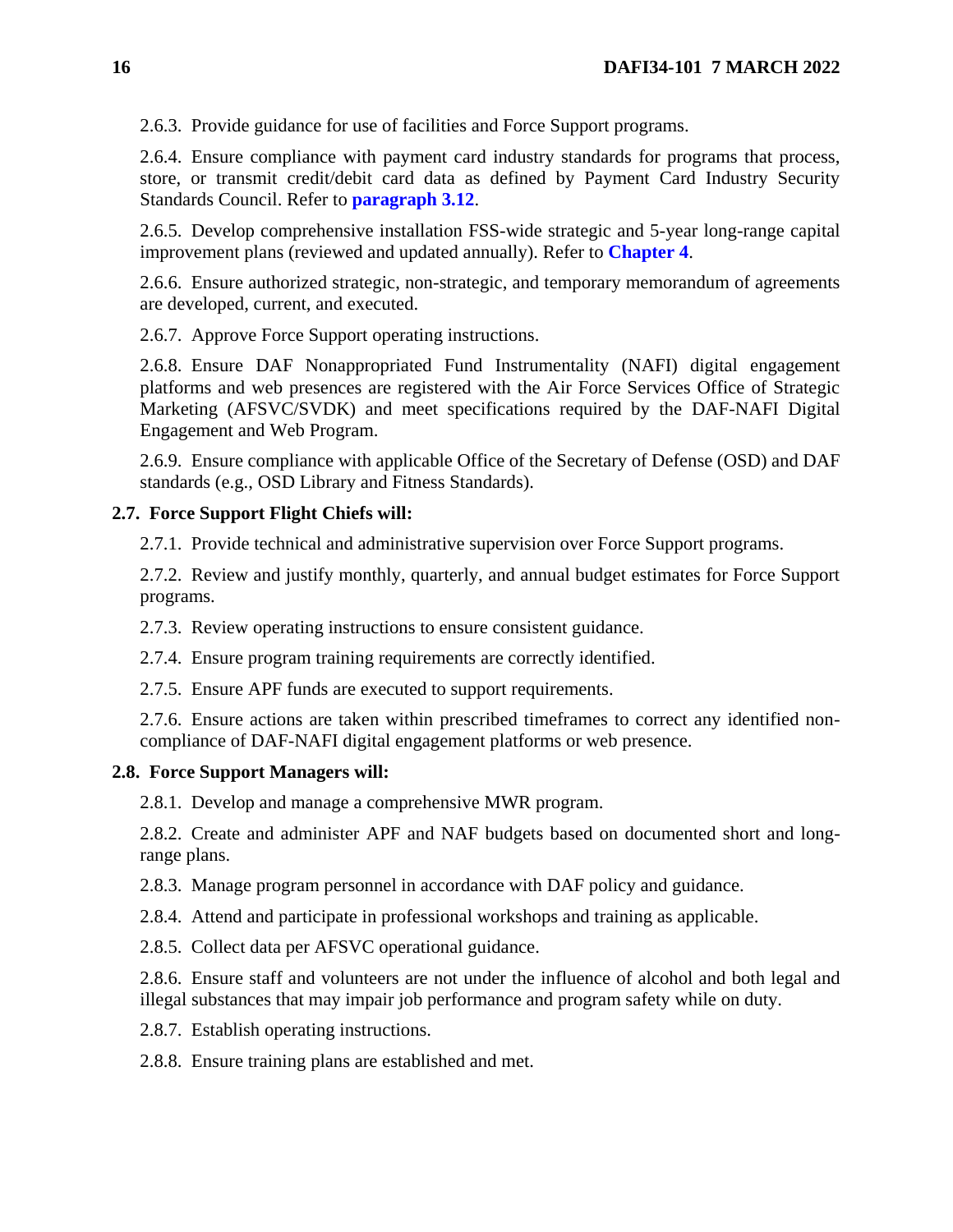2.6.3. Provide guidance for use of facilities and Force Support programs.

2.6.4. Ensure compliance with payment card industry standards for programs that process, store, or transmit credit/debit card data as defined by Payment Card Industry Security Standards Council. Refer to **paragraph 3.12**.

2.6.5. Develop comprehensive installation FSS-wide strategic and 5-year long-range capital improvement plans (reviewed and updated annually). Refer to **Chapter 4**.

2.6.6. Ensure authorized strategic, non-strategic, and temporary memorandum of agreements are developed, current, and executed.

2.6.7. Approve Force Support operating instructions.

2.6.8. Ensure DAF Nonappropriated Fund Instrumentality (NAFI) digital engagement platforms and web presences are registered with the Air Force Services Office of Strategic Marketing (AFSVC/SVDK) and meet specifications required by the DAF-NAFI Digital Engagement and Web Program.

2.6.9. Ensure compliance with applicable Office of the Secretary of Defense (OSD) and DAF standards (e.g., OSD Library and Fitness Standards).

**2.7. Force Support Flight Chiefs will:**

2.7.1. Provide technical and administrative supervision over Force Support programs.

2.7.2. Review and justify monthly, quarterly, and annual budget estimates for Force Support programs.

2.7.3. Review operating instructions to ensure consistent guidance.

2.7.4. Ensure program training requirements are correctly identified.

2.7.5. Ensure APF funds are executed to support requirements.

2.7.6. Ensure actions are taken within prescribed timeframes to correct any identified non-compliance of DAF-NAFI digital engagement platforms or web presence.

**2.8. Force Support Managers will:**

2.8.1. Develop and manage a comprehensive MWR program.

2.8.2. Create and administer APF and NAF budgets based on documented short and long-range plans.

2.8.3. Manage program personnel in accordance with DAF policy and guidance.

2.8.4. Attend and participate in professional workshops and training as applicable.

2.8.5. Collect data per AFSVC operational guidance.

2.8.6. Ensure staff and volunteers are not under the influence of alcohol and both legal and illegal substances that may impair job performance and program safety while on duty.

2.8.7. Establish operating instructions.

2.8.8. Ensure training plans are established and met.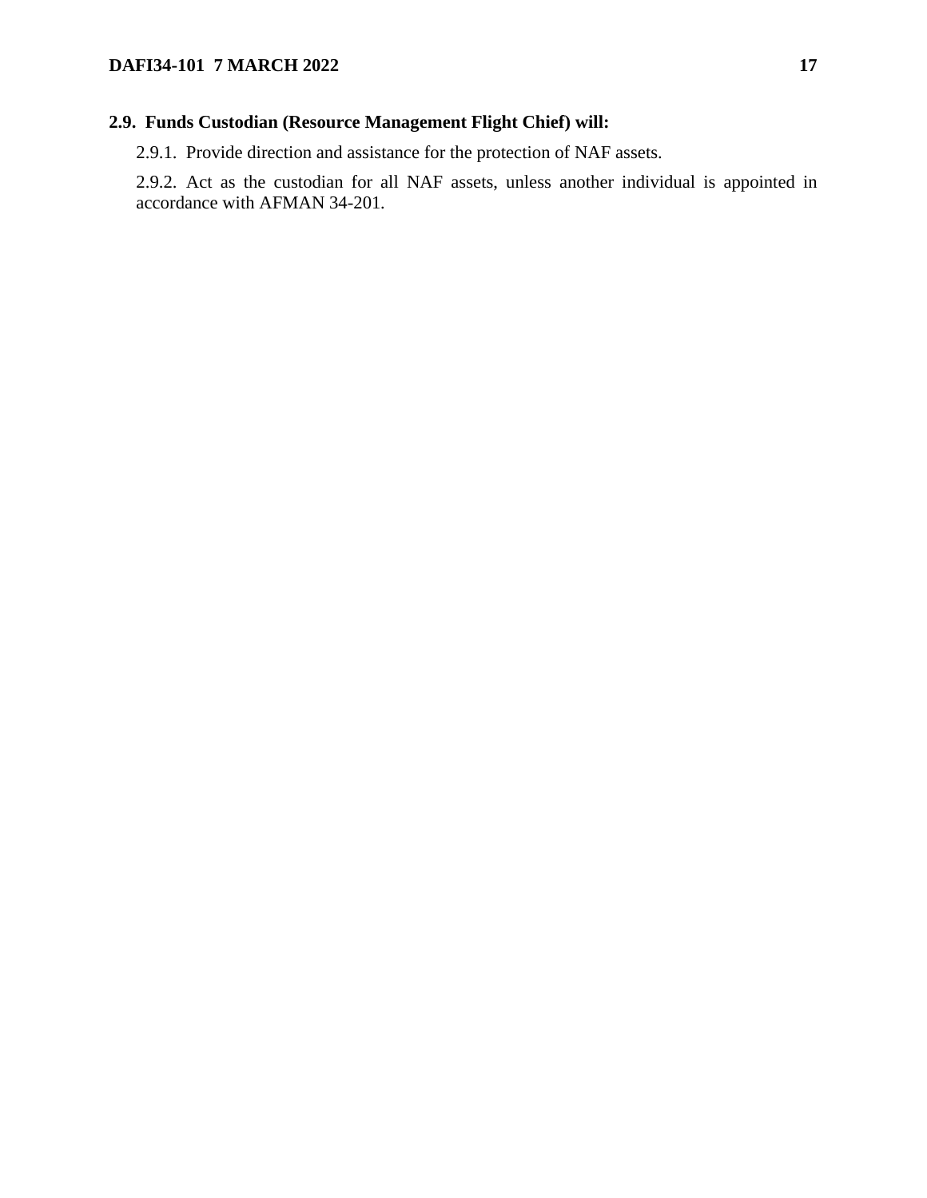**2.9. Funds Custodian (Resource Management Flight Chief) will:**

2.9.1. Provide direction and assistance for the protection of NAF assets.

2.9.2. Act as the custodian for all NAF assets, unless another individual is appointed in accordance with AFMAN 34-201.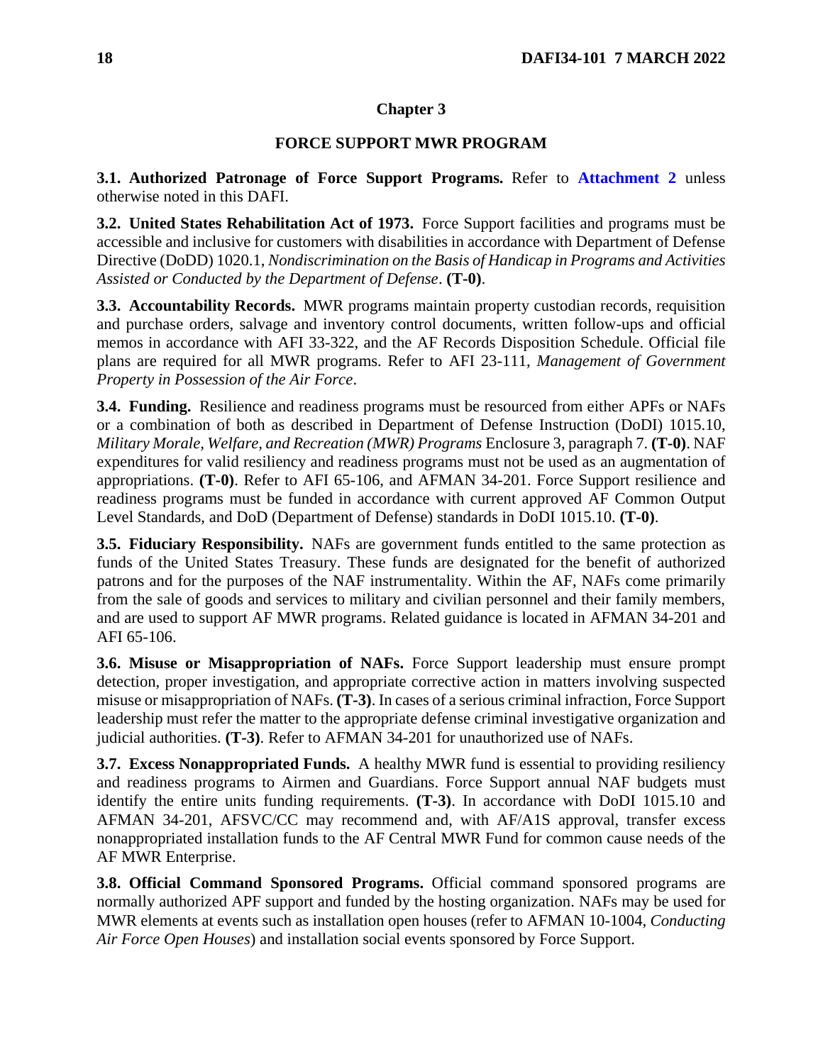# Chapter 3

## FORCE SUPPORT MWR PROGRAM

**3.1. Authorized Patronage of Force Support Programs.** Refer to **Attachment 2** unless otherwise noted in this DAFI.

**3.2. United States Rehabilitation Act of 1973.** Force Support facilities and programs must be accessible and inclusive for customers with disabilities in accordance with Department of Defense Directive (DoDD) 1020.1, *Nondiscrimination on the Basis of Handicap in Programs and Activities Assisted or Conducted by the Department of Defense*. **(T-0)**.

**3.3. Accountability Records.** MWR programs maintain property custodian records, requisition and purchase orders, salvage and inventory control documents, written follow-ups and official memos in accordance with AFI 33-322, and the AF Records Disposition Schedule. Official file plans are required for all MWR programs. Refer to AFI 23-111, *Management of Government Property in Possession of the Air Force*.

**3.4. Funding.** Resilience and readiness programs must be resourced from either APFs or NAFs or a combination of both as described in Department of Defense Instruction (DoDI) 1015.10, *Military Morale, Welfare, and Recreation (MWR) Programs* Enclosure 3, paragraph 7. **(T-0)**. NAF expenditures for valid resiliency and readiness programs must not be used as an augmentation of appropriations. **(T-0)**. Refer to AFI 65-106, and AFMAN 34-201. Force Support resilience and readiness programs must be funded in accordance with current approved AF Common Output Level Standards, and DoD (Department of Defense) standards in DoDI 1015.10. **(T-0)**.

**3.5. Fiduciary Responsibility.** NAFs are government funds entitled to the same protection as funds of the United States Treasury. These funds are designated for the benefit of authorized patrons and for the purposes of the NAF instrumentality. Within the AF, NAFs come primarily from the sale of goods and services to military and civilian personnel and their family members, and are used to support AF MWR programs. Related guidance is located in AFMAN 34-201 and AFI 65-106.

**3.6. Misuse or Misappropriation of NAFs.** Force Support leadership must ensure prompt detection, proper investigation, and appropriate corrective action in matters involving suspected misuse or misappropriation of NAFs. **(T-3)**. In cases of a serious criminal infraction, Force Support leadership must refer the matter to the appropriate defense criminal investigative organization and judicial authorities. **(T-3)**. Refer to AFMAN 34-201 for unauthorized use of NAFs.

**3.7. Excess Nonappropriated Funds.** A healthy MWR fund is essential to providing resiliency and readiness programs to Airmen and Guardians. Force Support annual NAF budgets must identify the entire units funding requirements. **(T-3)**. In accordance with DoDI 1015.10 and AFMAN 34-201, AFSVC/CC may recommend and, with AF/A1S approval, transfer excess nonappropriated installation funds to the AF Central MWR Fund for common cause needs of the AF MWR Enterprise.

**3.8. Official Command Sponsored Programs.** Official command sponsored programs are normally authorized APF support and funded by the hosting organization. NAFs may be used for MWR elements at events such as installation open houses (refer to AFMAN 10-1004, *Conducting Air Force Open Houses*) and installation social events sponsored by Force Support.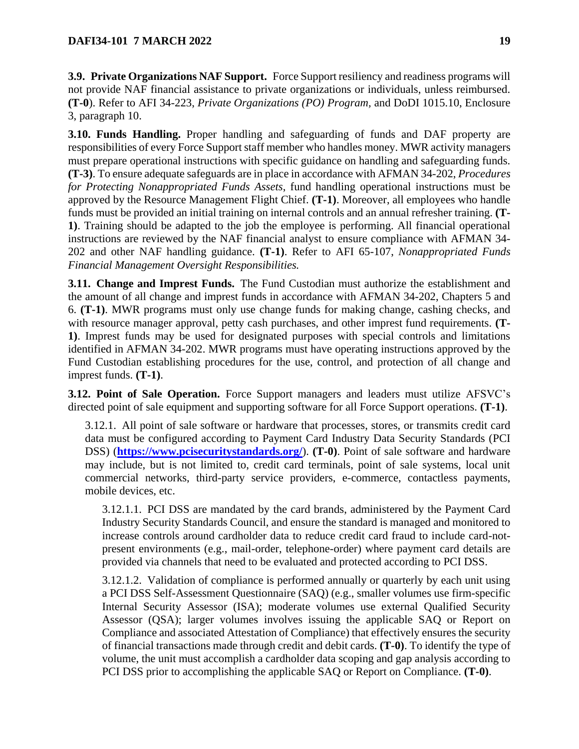**3.9. Private Organizations NAF Support.** Force Support resiliency and readiness programs will not provide NAF financial assistance to private organizations or individuals, unless reimbursed. **(T-0**). Refer to AFI 34-223, *Private Organizations (PO) Program*, and DoDI 1015.10, Enclosure 3, paragraph 10.

**3.10. Funds Handling.** Proper handling and safeguarding of funds and DAF property are responsibilities of every Force Support staff member who handles money. MWR activity managers must prepare operational instructions with specific guidance on handling and safeguarding funds. **(T-3)**. To ensure adequate safeguards are in place in accordance with AFMAN 34-202, *Procedures for Protecting Nonappropriated Funds Assets*, fund handling operational instructions must be approved by the Resource Management Flight Chief. **(T-1)**. Moreover, all employees who handle funds must be provided an initial training on internal controls and an annual refresher training. **(T-1)**. Training should be adapted to the job the employee is performing. All financial operational instructions are reviewed by the NAF financial analyst to ensure compliance with AFMAN 34-202 and other NAF handling guidance. **(T-1)**. Refer to AFI 65-107, *Nonappropriated Funds Financial Management Oversight Responsibilities.*

**3.11. Change and Imprest Funds.** The Fund Custodian must authorize the establishment and the amount of all change and imprest funds in accordance with AFMAN 34-202, Chapters 5 and 6. **(T-1)**. MWR programs must only use change funds for making change, cashing checks, and with resource manager approval, petty cash purchases, and other imprest fund requirements. **(T-1)**. Imprest funds may be used for designated purposes with special controls and limitations identified in AFMAN 34-202. MWR programs must have operating instructions approved by the Fund Custodian establishing procedures for the use, control, and protection of all change and imprest funds. **(T-1)**.

**3.12. Point of Sale Operation.** Force Support managers and leaders must utilize AFSVC's directed point of sale equipment and supporting software for all Force Support operations. **(T-1)**.

3.12.1. All point of sale software or hardware that processes, stores, or transmits credit card data must be configured according to Payment Card Industry Data Security Standards (PCI DSS) (**https://www.pcisecuritystandards.org/**). **(T-0)**. Point of sale software and hardware may include, but is not limited to, credit card terminals, point of sale systems, local unit commercial networks, third-party service providers, e-commerce, contactless payments, mobile devices, etc.

3.12.1.1. PCI DSS are mandated by the card brands, administered by the Payment Card Industry Security Standards Council, and ensure the standard is managed and monitored to increase controls around cardholder data to reduce credit card fraud to include card-not-present environments (e.g., mail-order, telephone-order) where payment card details are provided via channels that need to be evaluated and protected according to PCI DSS.

3.12.1.2. Validation of compliance is performed annually or quarterly by each unit using a PCI DSS Self-Assessment Questionnaire (SAQ) (e.g., smaller volumes use firm-specific Internal Security Assessor (ISA); moderate volumes use external Qualified Security Assessor (QSA); larger volumes involves issuing the applicable SAQ or Report on Compliance and associated Attestation of Compliance) that effectively ensures the security of financial transactions made through credit and debit cards. **(T-0)**. To identify the type of volume, the unit must accomplish a cardholder data scoping and gap analysis according to PCI DSS prior to accomplishing the applicable SAQ or Report on Compliance. **(T-0)**.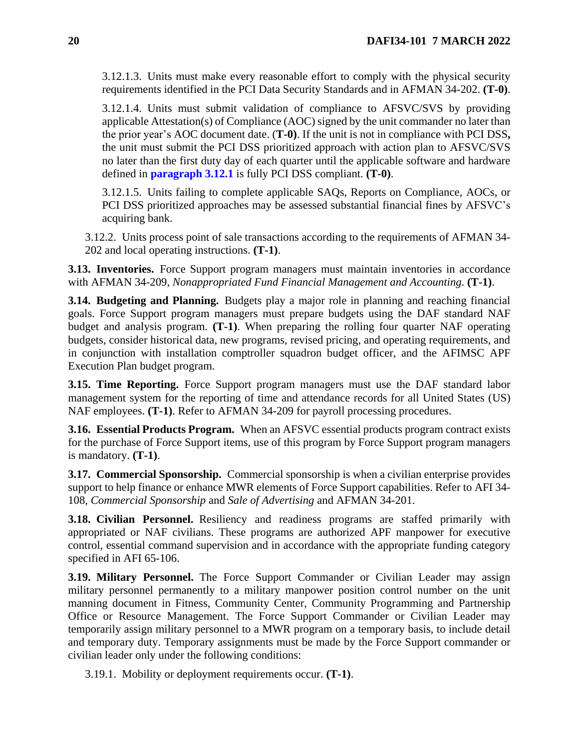3.12.1.3. Units must make every reasonable effort to comply with the physical security requirements identified in the PCI Data Security Standards and in AFMAN 34-202. **(T-0)**.

3.12.1.4. Units must submit validation of compliance to AFSVC/SVS by providing applicable Attestation(s) of Compliance (AOC) signed by the unit commander no later than the prior year's AOC document date. (**T-0)**. If the unit is not in compliance with PCI DSS**,** the unit must submit the PCI DSS prioritized approach with action plan to AFSVC/SVS no later than the first duty day of each quarter until the applicable software and hardware defined in **paragraph 3.12.1** is fully PCI DSS compliant. **(T-0)**.

3.12.1.5. Units failing to complete applicable SAQs, Reports on Compliance, AOCs, or PCI DSS prioritized approaches may be assessed substantial financial fines by AFSVC's acquiring bank.

3.12.2. Units process point of sale transactions according to the requirements of AFMAN 34-202 and local operating instructions. **(T-1)**.

**3.13. Inventories.** Force Support program managers must maintain inventories in accordance with AFMAN 34-209, *Nonappropriated Fund Financial Management and Accounting*. **(T-1)**.

**3.14. Budgeting and Planning.** Budgets play a major role in planning and reaching financial goals. Force Support program managers must prepare budgets using the DAF standard NAF budget and analysis program. **(T-1)**. When preparing the rolling four quarter NAF operating budgets, consider historical data, new programs, revised pricing, and operating requirements, and in conjunction with installation comptroller squadron budget officer, and the AFIMSC APF Execution Plan budget program.

**3.15. Time Reporting.** Force Support program managers must use the DAF standard labor management system for the reporting of time and attendance records for all United States (US) NAF employees. **(T-1)**. Refer to AFMAN 34-209 for payroll processing procedures.

**3.16. Essential Products Program.** When an AFSVC essential products program contract exists for the purchase of Force Support items, use of this program by Force Support program managers is mandatory. **(T-1)**.

**3.17. Commercial Sponsorship.** Commercial sponsorship is when a civilian enterprise provides support to help finance or enhance MWR elements of Force Support capabilities. Refer to AFI 34-108, *Commercial Sponsorship* and *Sale of Advertising* and AFMAN 34-201.

**3.18. Civilian Personnel.** Resiliency and readiness programs are staffed primarily with appropriated or NAF civilians. These programs are authorized APF manpower for executive control, essential command supervision and in accordance with the appropriate funding category specified in AFI 65-106.

**3.19. Military Personnel.** The Force Support Commander or Civilian Leader may assign military personnel permanently to a military manpower position control number on the unit manning document in Fitness, Community Center, Community Programming and Partnership Office or Resource Management. The Force Support Commander or Civilian Leader may temporarily assign military personnel to a MWR program on a temporary basis, to include detail and temporary duty. Temporary assignments must be made by the Force Support commander or civilian leader only under the following conditions:

3.19.1. Mobility or deployment requirements occur. **(T-1)**.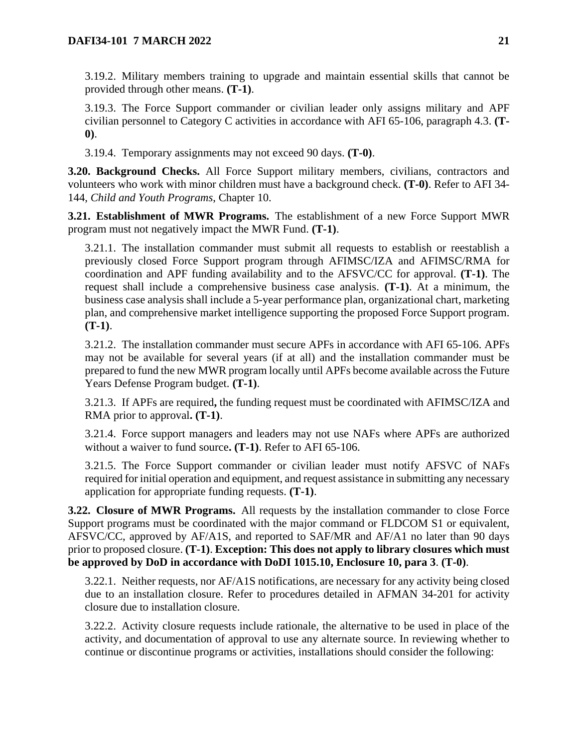3.19.2. Military members training to upgrade and maintain essential skills that cannot be provided through other means. **(T-1)**.

3.19.3. The Force Support commander or civilian leader only assigns military and APF civilian personnel to Category C activities in accordance with AFI 65-106, paragraph 4.3. **(T-0)**.

3.19.4. Temporary assignments may not exceed 90 days. **(T-0)**.

**3.20. Background Checks.** All Force Support military members, civilians, contractors and volunteers who work with minor children must have a background check. **(T-0)**. Refer to AFI 34-144, *Child and Youth Programs*, Chapter 10.

**3.21. Establishment of MWR Programs.** The establishment of a new Force Support MWR program must not negatively impact the MWR Fund. **(T-1)**.

3.21.1. The installation commander must submit all requests to establish or reestablish a previously closed Force Support program through AFIMSC/IZA and AFIMSC/RMA for coordination and APF funding availability and to the AFSVC/CC for approval. **(T-1)**. The request shall include a comprehensive business case analysis. **(T-1)**. At a minimum, the business case analysis shall include a 5-year performance plan, organizational chart, marketing plan, and comprehensive market intelligence supporting the proposed Force Support program. **(T-1)**.

3.21.2. The installation commander must secure APFs in accordance with AFI 65-106. APFs may not be available for several years (if at all) and the installation commander must be prepared to fund the new MWR program locally until APFs become available across the Future Years Defense Program budget. **(T-1)**.

3.21.3. If APFs are required**,** the funding request must be coordinated with AFIMSC/IZA and RMA prior to approval**. (T-1)**.

3.21.4. Force support managers and leaders may not use NAFs where APFs are authorized without a waiver to fund source**. (T-1)**. Refer to AFI 65-106.

3.21.5. The Force Support commander or civilian leader must notify AFSVC of NAFs required for initial operation and equipment, and request assistance in submitting any necessary application for appropriate funding requests. **(T-1)**.

**3.22. Closure of MWR Programs.** All requests by the installation commander to close Force Support programs must be coordinated with the major command or FLDCOM S1 or equivalent, AFSVC/CC, approved by AF/A1S, and reported to SAF/MR and AF/A1 no later than 90 days prior to proposed closure. **(T-1)**. **Exception: This does not apply to library closures which must be approved by DoD in accordance with DoDI 1015.10, Enclosure 10, para 3**. **(T-0)**.

3.22.1. Neither requests, nor AF/A1S notifications, are necessary for any activity being closed due to an installation closure. Refer to procedures detailed in AFMAN 34-201 for activity closure due to installation closure.

3.22.2. Activity closure requests include rationale, the alternative to be used in place of the activity, and documentation of approval to use any alternate source. In reviewing whether to continue or discontinue programs or activities, installations should consider the following: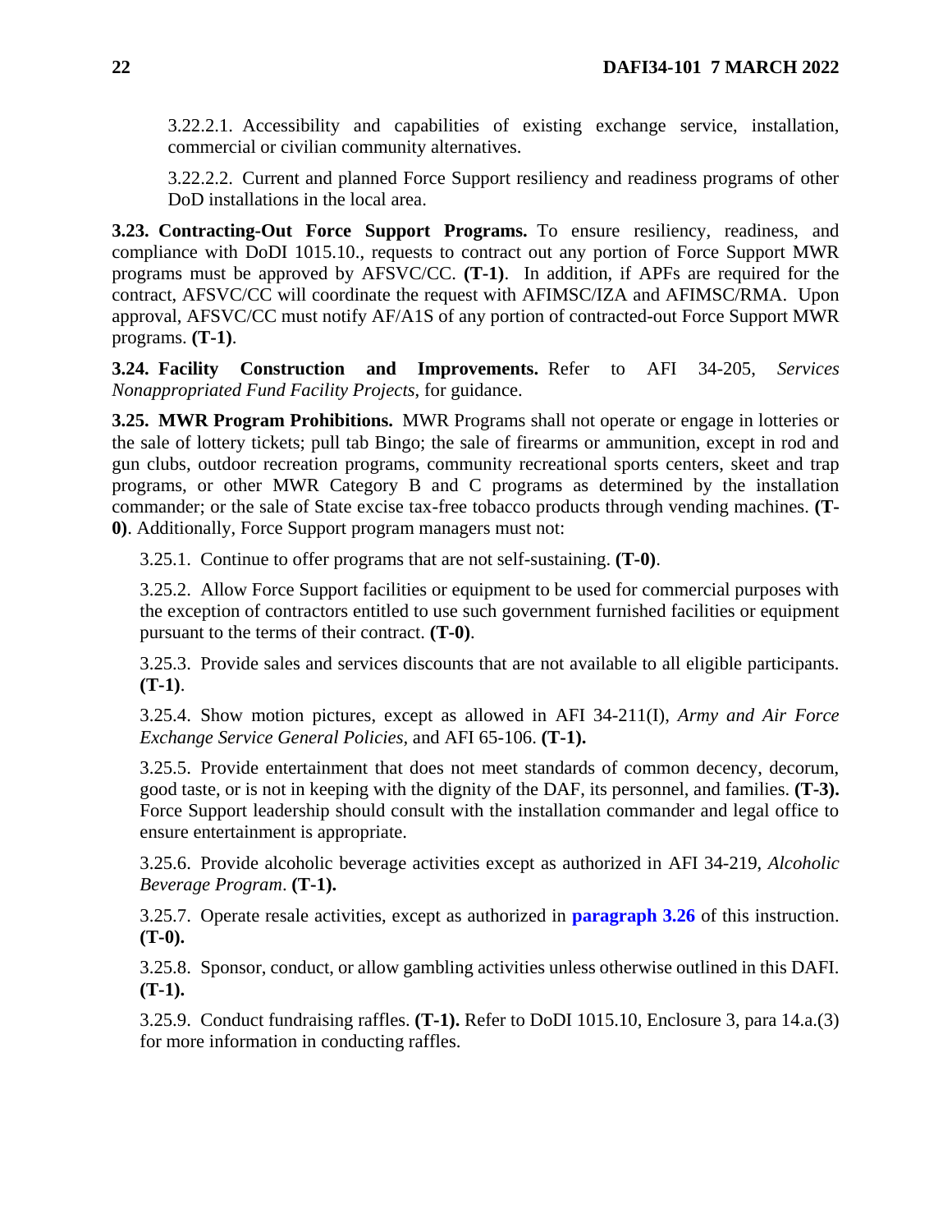3.22.2.1. Accessibility and capabilities of existing exchange service, installation, commercial or civilian community alternatives.

3.22.2.2. Current and planned Force Support resiliency and readiness programs of other DoD installations in the local area.

**3.23. Contracting-Out Force Support Programs.** To ensure resiliency, readiness, and compliance with DoDI 1015.10., requests to contract out any portion of Force Support MWR programs must be approved by AFSVC/CC. **(T-1)**. In addition, if APFs are required for the contract, AFSVC/CC will coordinate the request with AFIMSC/IZA and AFIMSC/RMA. Upon approval, AFSVC/CC must notify AF/A1S of any portion of contracted-out Force Support MWR programs. **(T-1)**.

**3.24. Facility Construction and Improvements.** Refer to AFI 34-205, *Services Nonappropriated Fund Facility Projects*, for guidance.

**3.25. MWR Program Prohibitions.** MWR Programs shall not operate or engage in lotteries or the sale of lottery tickets; pull tab Bingo; the sale of firearms or ammunition, except in rod and gun clubs, outdoor recreation programs, community recreational sports centers, skeet and trap programs, or other MWR Category B and C programs as determined by the installation commander; or the sale of State excise tax-free tobacco products through vending machines. **(T-0)**. Additionally, Force Support program managers must not:

3.25.1. Continue to offer programs that are not self-sustaining. **(T-0)**.

3.25.2. Allow Force Support facilities or equipment to be used for commercial purposes with the exception of contractors entitled to use such government furnished facilities or equipment pursuant to the terms of their contract. **(T-0)**.

3.25.3. Provide sales and services discounts that are not available to all eligible participants. **(T-1)**.

3.25.4. Show motion pictures, except as allowed in AFI 34-211(I), *Army and Air Force Exchange Service General Policies,* and AFI 65-106. **(T-1).**

3.25.5. Provide entertainment that does not meet standards of common decency, decorum, good taste, or is not in keeping with the dignity of the DAF, its personnel, and families. **(T-3).** Force Support leadership should consult with the installation commander and legal office to ensure entertainment is appropriate.

3.25.6. Provide alcoholic beverage activities except as authorized in AFI 34-219, *Alcoholic Beverage Program*. **(T-1).**

3.25.7. Operate resale activities, except as authorized in **paragraph 3.26** of this instruction. **(T-0).**

3.25.8. Sponsor, conduct, or allow gambling activities unless otherwise outlined in this DAFI. **(T-1).**

3.25.9. Conduct fundraising raffles. **(T-1).** Refer to DoDI 1015.10, Enclosure 3, para 14.a.(3) for more information in conducting raffles.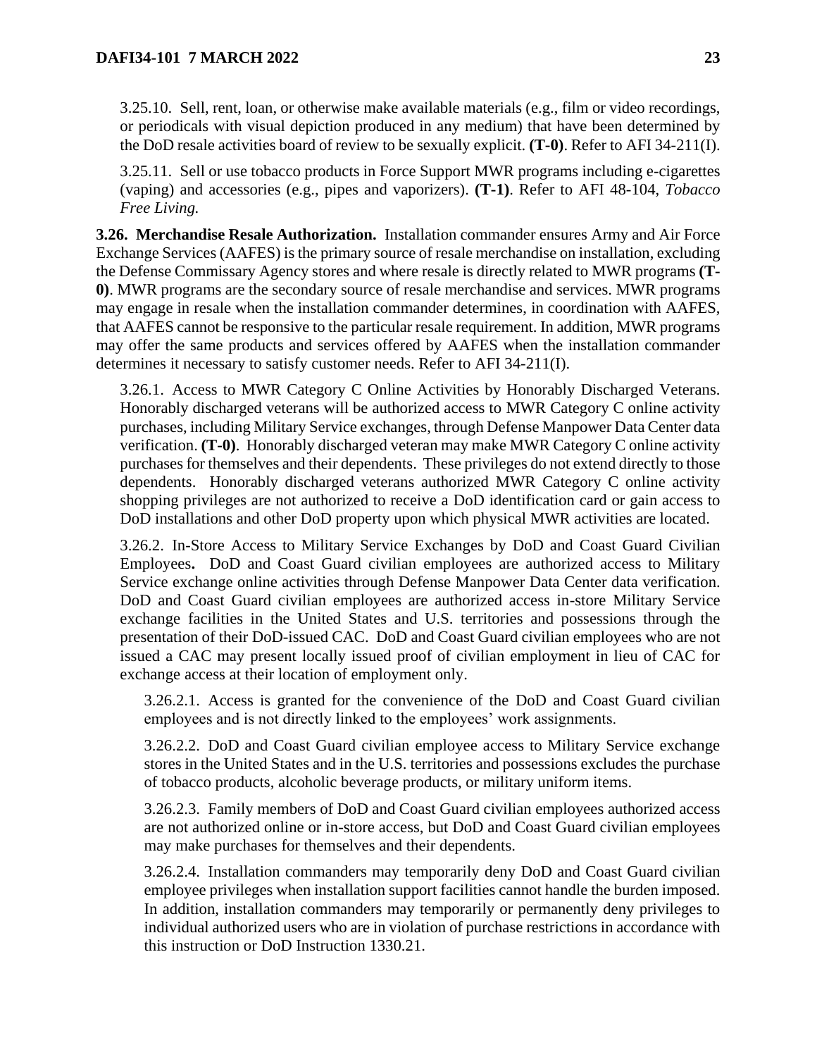3.25.10. Sell, rent, loan, or otherwise make available materials (e.g., film or video recordings, or periodicals with visual depiction produced in any medium) that have been determined by the DoD resale activities board of review to be sexually explicit. **(T-0)**. Refer to AFI 34-211(I).

3.25.11. Sell or use tobacco products in Force Support MWR programs including e-cigarettes (vaping) and accessories (e.g., pipes and vaporizers). **(T-1)**. Refer to AFI 48-104, *Tobacco Free Living.*

**3.26. Merchandise Resale Authorization.** Installation commander ensures Army and Air Force Exchange Services (AAFES) is the primary source of resale merchandise on installation, excluding the Defense Commissary Agency stores and where resale is directly related to MWR programs **(T-0)**. MWR programs are the secondary source of resale merchandise and services. MWR programs may engage in resale when the installation commander determines, in coordination with AAFES, that AAFES cannot be responsive to the particular resale requirement. In addition, MWR programs may offer the same products and services offered by AAFES when the installation commander determines it necessary to satisfy customer needs. Refer to AFI 34-211(I).

3.26.1. Access to MWR Category C Online Activities by Honorably Discharged Veterans. Honorably discharged veterans will be authorized access to MWR Category C online activity purchases, including Military Service exchanges, through Defense Manpower Data Center data verification. **(T-0)**. Honorably discharged veteran may make MWR Category C online activity purchases for themselves and their dependents. These privileges do not extend directly to those dependents. Honorably discharged veterans authorized MWR Category C online activity shopping privileges are not authorized to receive a DoD identification card or gain access to DoD installations and other DoD property upon which physical MWR activities are located.

3.26.2. In-Store Access to Military Service Exchanges by DoD and Coast Guard Civilian Employees**.** DoD and Coast Guard civilian employees are authorized access to Military Service exchange online activities through Defense Manpower Data Center data verification. DoD and Coast Guard civilian employees are authorized access in-store Military Service exchange facilities in the United States and U.S. territories and possessions through the presentation of their DoD-issued CAC. DoD and Coast Guard civilian employees who are not issued a CAC may present locally issued proof of civilian employment in lieu of CAC for exchange access at their location of employment only.

3.26.2.1. Access is granted for the convenience of the DoD and Coast Guard civilian employees and is not directly linked to the employees' work assignments.

3.26.2.2. DoD and Coast Guard civilian employee access to Military Service exchange stores in the United States and in the U.S. territories and possessions excludes the purchase of tobacco products, alcoholic beverage products, or military uniform items.

3.26.2.3. Family members of DoD and Coast Guard civilian employees authorized access are not authorized online or in-store access, but DoD and Coast Guard civilian employees may make purchases for themselves and their dependents.

3.26.2.4. Installation commanders may temporarily deny DoD and Coast Guard civilian employee privileges when installation support facilities cannot handle the burden imposed. In addition, installation commanders may temporarily or permanently deny privileges to individual authorized users who are in violation of purchase restrictions in accordance with this instruction or DoD Instruction 1330.21.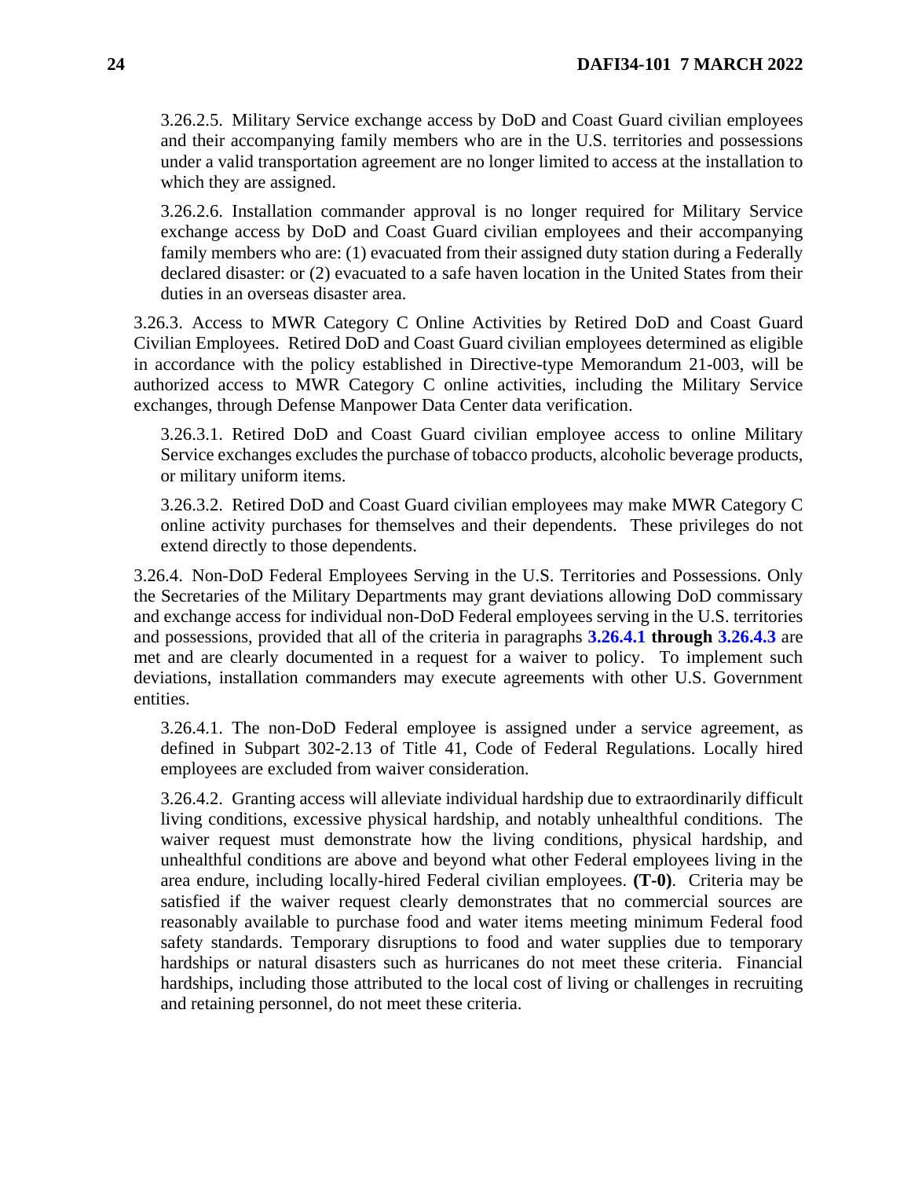3.26.2.5. Military Service exchange access by DoD and Coast Guard civilian employees and their accompanying family members who are in the U.S. territories and possessions under a valid transportation agreement are no longer limited to access at the installation to which they are assigned.

3.26.2.6. Installation commander approval is no longer required for Military Service exchange access by DoD and Coast Guard civilian employees and their accompanying family members who are: (1) evacuated from their assigned duty station during a Federally declared disaster: or (2) evacuated to a safe haven location in the United States from their duties in an overseas disaster area.

3.26.3. Access to MWR Category C Online Activities by Retired DoD and Coast Guard Civilian Employees. Retired DoD and Coast Guard civilian employees determined as eligible in accordance with the policy established in Directive-type Memorandum 21-003, will be authorized access to MWR Category C online activities, including the Military Service exchanges, through Defense Manpower Data Center data verification.

3.26.3.1. Retired DoD and Coast Guard civilian employee access to online Military Service exchanges excludes the purchase of tobacco products, alcoholic beverage products, or military uniform items.

3.26.3.2. Retired DoD and Coast Guard civilian employees may make MWR Category C online activity purchases for themselves and their dependents. These privileges do not extend directly to those dependents.

3.26.4. Non-DoD Federal Employees Serving in the U.S. Territories and Possessions. Only the Secretaries of the Military Departments may grant deviations allowing DoD commissary and exchange access for individual non-DoD Federal employees serving in the U.S. territories and possessions, provided that all of the criteria in paragraphs **3.26.4.1 through 3.26.4.3** are met and are clearly documented in a request for a waiver to policy. To implement such deviations, installation commanders may execute agreements with other U.S. Government entities.

3.26.4.1. The non-DoD Federal employee is assigned under a service agreement, as defined in Subpart 302-2.13 of Title 41, Code of Federal Regulations. Locally hired employees are excluded from waiver consideration.

3.26.4.2. Granting access will alleviate individual hardship due to extraordinarily difficult living conditions, excessive physical hardship, and notably unhealthful conditions. The waiver request must demonstrate how the living conditions, physical hardship, and unhealthful conditions are above and beyond what other Federal employees living in the area endure, including locally-hired Federal civilian employees. **(T-0)**. Criteria may be satisfied if the waiver request clearly demonstrates that no commercial sources are reasonably available to purchase food and water items meeting minimum Federal food safety standards. Temporary disruptions to food and water supplies due to temporary hardships or natural disasters such as hurricanes do not meet these criteria. Financial hardships, including those attributed to the local cost of living or challenges in recruiting and retaining personnel, do not meet these criteria.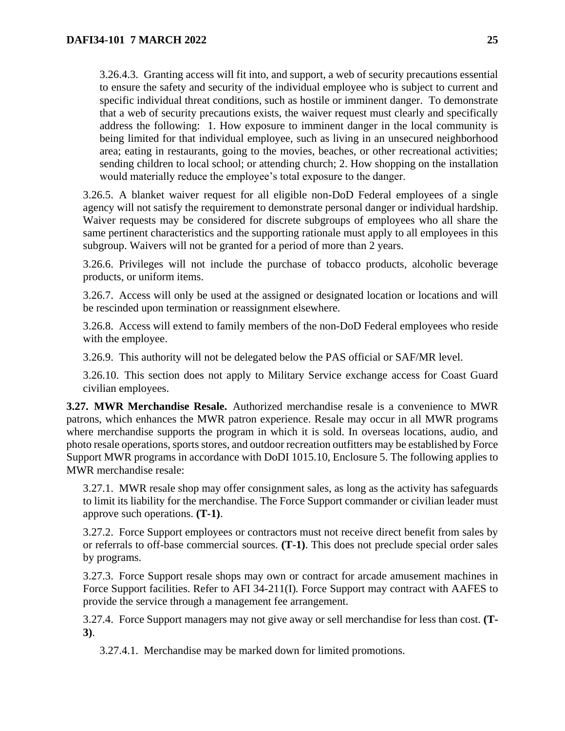3.26.4.3. Granting access will fit into, and support, a web of security precautions essential to ensure the safety and security of the individual employee who is subject to current and specific individual threat conditions, such as hostile or imminent danger. To demonstrate that a web of security precautions exists, the waiver request must clearly and specifically address the following: 1. How exposure to imminent danger in the local community is being limited for that individual employee, such as living in an unsecured neighborhood area; eating in restaurants, going to the movies, beaches, or other recreational activities; sending children to local school; or attending church; 2. How shopping on the installation would materially reduce the employee's total exposure to the danger.

3.26.5. A blanket waiver request for all eligible non-DoD Federal employees of a single agency will not satisfy the requirement to demonstrate personal danger or individual hardship. Waiver requests may be considered for discrete subgroups of employees who all share the same pertinent characteristics and the supporting rationale must apply to all employees in this subgroup. Waivers will not be granted for a period of more than 2 years.

3.26.6. Privileges will not include the purchase of tobacco products, alcoholic beverage products, or uniform items.

3.26.7. Access will only be used at the assigned or designated location or locations and will be rescinded upon termination or reassignment elsewhere.

3.26.8. Access will extend to family members of the non-DoD Federal employees who reside with the employee.

3.26.9. This authority will not be delegated below the PAS official or SAF/MR level.

3.26.10. This section does not apply to Military Service exchange access for Coast Guard civilian employees.

**3.27. MWR Merchandise Resale.** Authorized merchandise resale is a convenience to MWR patrons, which enhances the MWR patron experience. Resale may occur in all MWR programs where merchandise supports the program in which it is sold. In overseas locations, audio, and photo resale operations, sports stores, and outdoor recreation outfitters may be established by Force Support MWR programs in accordance with DoDI 1015.10, Enclosure 5. The following applies to MWR merchandise resale:

3.27.1. MWR resale shop may offer consignment sales, as long as the activity has safeguards to limit its liability for the merchandise. The Force Support commander or civilian leader must approve such operations. **(T-1)**.

3.27.2. Force Support employees or contractors must not receive direct benefit from sales by or referrals to off-base commercial sources. **(T-1)**. This does not preclude special order sales by programs.

3.27.3. Force Support resale shops may own or contract for arcade amusement machines in Force Support facilities. Refer to AFI 34-211(I). Force Support may contract with AAFES to provide the service through a management fee arrangement.

3.27.4. Force Support managers may not give away or sell merchandise for less than cost. **(T-3)**.

3.27.4.1. Merchandise may be marked down for limited promotions.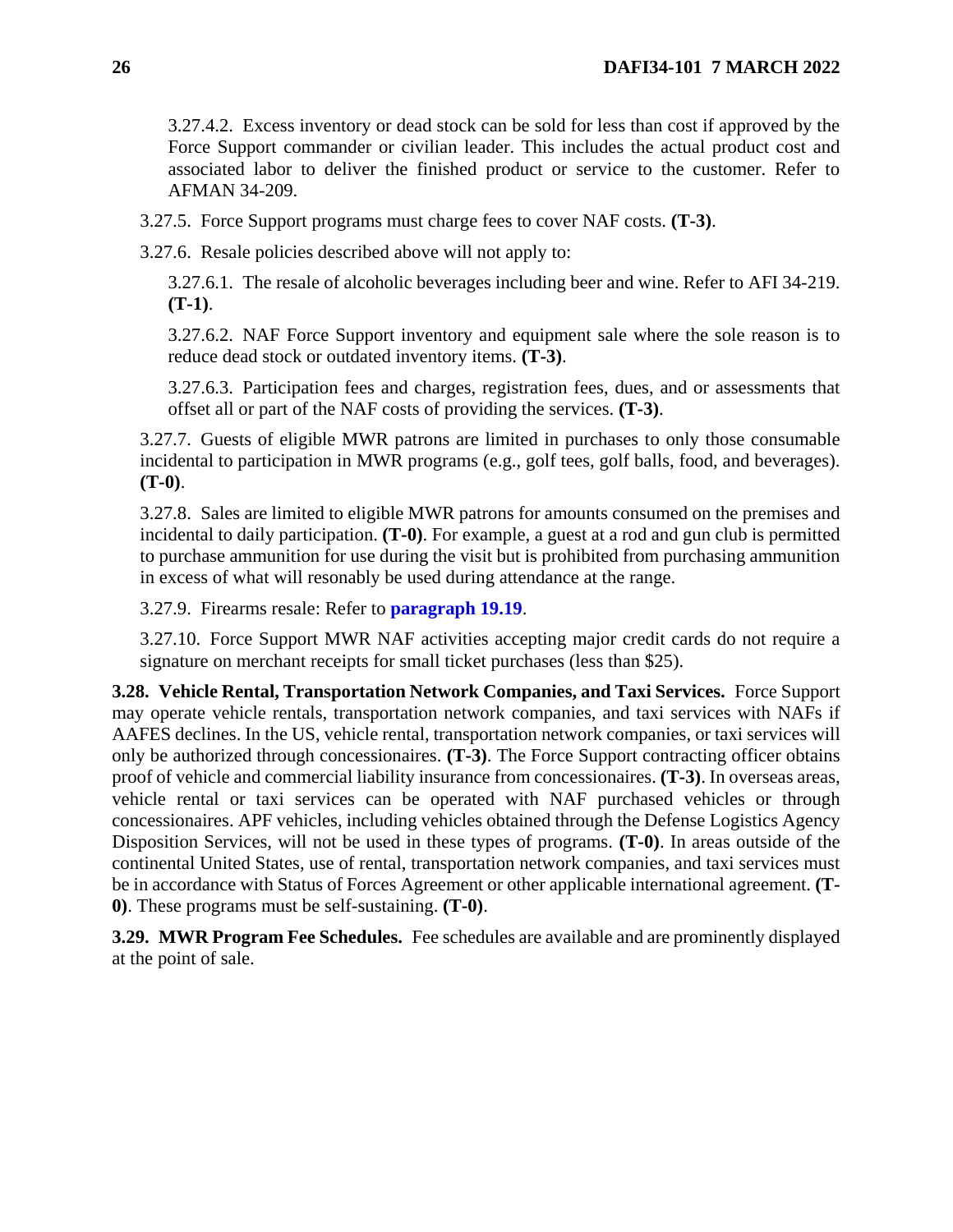3.27.4.2. Excess inventory or dead stock can be sold for less than cost if approved by the Force Support commander or civilian leader. This includes the actual product cost and associated labor to deliver the finished product or service to the customer. Refer to AFMAN 34-209.

3.27.5. Force Support programs must charge fees to cover NAF costs. **(T-3)**.

3.27.6. Resale policies described above will not apply to:

3.27.6.1. The resale of alcoholic beverages including beer and wine. Refer to AFI 34-219. **(T-1)**.

3.27.6.2. NAF Force Support inventory and equipment sale where the sole reason is to reduce dead stock or outdated inventory items. **(T-3)**.

3.27.6.3. Participation fees and charges, registration fees, dues, and or assessments that offset all or part of the NAF costs of providing the services. **(T-3)**.

3.27.7. Guests of eligible MWR patrons are limited in purchases to only those consumable incidental to participation in MWR programs (e.g., golf tees, golf balls, food, and beverages). **(T-0)**.

3.27.8. Sales are limited to eligible MWR patrons for amounts consumed on the premises and incidental to daily participation. **(T-0)**. For example, a guest at a rod and gun club is permitted to purchase ammunition for use during the visit but is prohibited from purchasing ammunition in excess of what will resonably be used during attendance at the range.

3.27.9. Firearms resale: Refer to **paragraph 19.19**.

3.27.10. Force Support MWR NAF activities accepting major credit cards do not require a signature on merchant receipts for small ticket purchases (less than $25).

**3.28. Vehicle Rental, Transportation Network Companies, and Taxi Services.** Force Support may operate vehicle rentals, transportation network companies, and taxi services with NAFs if AAFES declines. In the US, vehicle rental, transportation network companies, or taxi services will only be authorized through concessionaires. **(T-3)**. The Force Support contracting officer obtains proof of vehicle and commercial liability insurance from concessionaires. **(T-3)**. In overseas areas, vehicle rental or taxi services can be operated with NAF purchased vehicles or through concessionaires. APF vehicles, including vehicles obtained through the Defense Logistics Agency Disposition Services, will not be used in these types of programs. **(T-0)**. In areas outside of the continental United States, use of rental, transportation network companies, and taxi services must be in accordance with Status of Forces Agreement or other applicable international agreement. **(T-0)**. These programs must be self-sustaining. **(T-0)**.

**3.29. MWR Program Fee Schedules.** Fee schedules are available and are prominently displayed at the point of sale.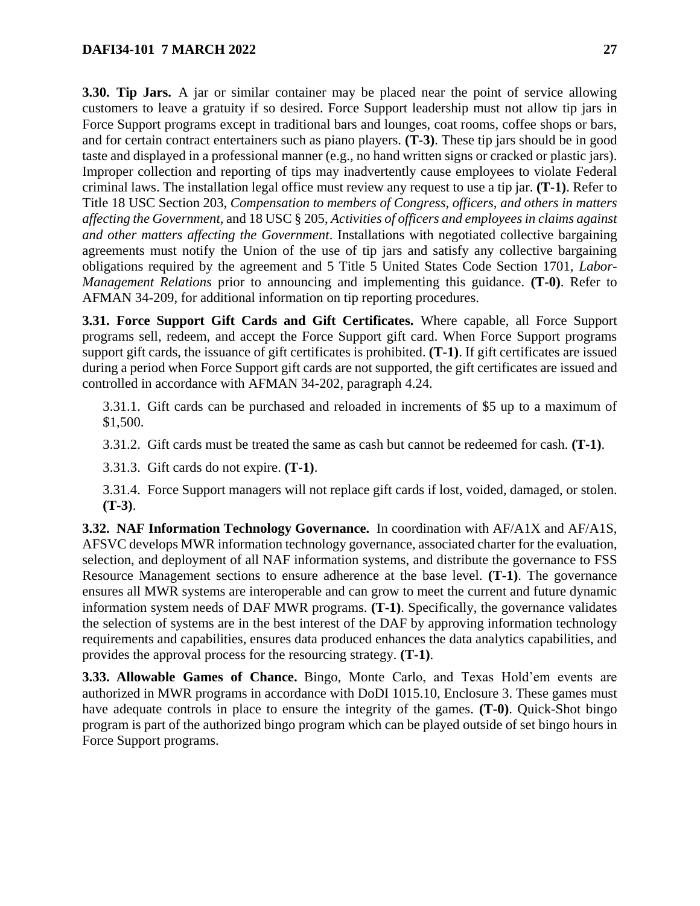**3.30. Tip Jars.** A jar or similar container may be placed near the point of service allowing customers to leave a gratuity if so desired. Force Support leadership must not allow tip jars in Force Support programs except in traditional bars and lounges, coat rooms, coffee shops or bars, and for certain contract entertainers such as piano players. **(T-3)**. These tip jars should be in good taste and displayed in a professional manner (e.g., no hand written signs or cracked or plastic jars). Improper collection and reporting of tips may inadvertently cause employees to violate Federal criminal laws. The installation legal office must review any request to use a tip jar. **(T-1)**. Refer to Title 18 USC Section 203, *Compensation to members of Congress, officers, and others in matters affecting the Government,* and 18 USC § 205, *Activities of officers and employees in claims against and other matters affecting the Government*. Installations with negotiated collective bargaining agreements must notify the Union of the use of tip jars and satisfy any collective bargaining obligations required by the agreement and 5 Title 5 United States Code Section 1701, *Labor-Management Relations* prior to announcing and implementing this guidance. **(T-0)**. Refer to AFMAN 34-209, for additional information on tip reporting procedures.

**3.31. Force Support Gift Cards and Gift Certificates.** Where capable, all Force Support programs sell, redeem, and accept the Force Support gift card. When Force Support programs support gift cards, the issuance of gift certificates is prohibited. **(T-1)**. If gift certificates are issued during a period when Force Support gift cards are not supported, the gift certificates are issued and controlled in accordance with AFMAN 34-202, paragraph 4.24.

3.31.1. Gift cards can be purchased and reloaded in increments of $5 up to a maximum of $1,500.

3.31.2. Gift cards must be treated the same as cash but cannot be redeemed for cash. **(T-1)**.

3.31.3. Gift cards do not expire. **(T-1)**.

3.31.4. Force Support managers will not replace gift cards if lost, voided, damaged, or stolen. **(T-3)**.

**3.32. NAF Information Technology Governance.** In coordination with AF/A1X and AF/A1S, AFSVC develops MWR information technology governance, associated charter for the evaluation, selection, and deployment of all NAF information systems, and distribute the governance to FSS Resource Management sections to ensure adherence at the base level. **(T-1)**. The governance ensures all MWR systems are interoperable and can grow to meet the current and future dynamic information system needs of DAF MWR programs. **(T-1)**. Specifically, the governance validates the selection of systems are in the best interest of the DAF by approving information technology requirements and capabilities, ensures data produced enhances the data analytics capabilities, and provides the approval process for the resourcing strategy. **(T-1)**.

**3.33. Allowable Games of Chance.** Bingo, Monte Carlo, and Texas Hold'em events are authorized in MWR programs in accordance with DoDI 1015.10, Enclosure 3. These games must have adequate controls in place to ensure the integrity of the games. **(T-0)**. Quick-Shot bingo program is part of the authorized bingo program which can be played outside of set bingo hours in Force Support programs.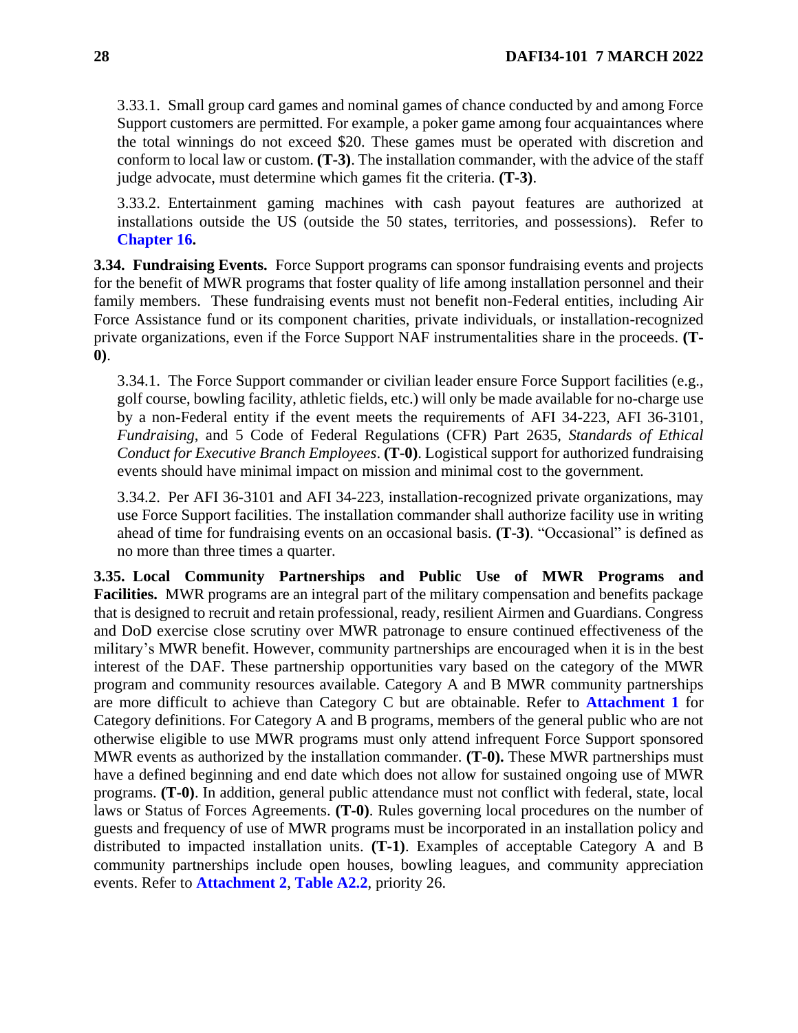3.33.1. Small group card games and nominal games of chance conducted by and among Force Support customers are permitted. For example, a poker game among four acquaintances where the total winnings do not exceed $20. These games must be operated with discretion and conform to local law or custom. **(T-3)**. The installation commander, with the advice of the staff judge advocate, must determine which games fit the criteria. **(T-3)**.

3.33.2. Entertainment gaming machines with cash payout features are authorized at installations outside the US (outside the 50 states, territories, and possessions). Refer to **Chapter 16.**

**3.34. Fundraising Events.** Force Support programs can sponsor fundraising events and projects for the benefit of MWR programs that foster quality of life among installation personnel and their family members. These fundraising events must not benefit non-Federal entities, including Air Force Assistance fund or its component charities, private individuals, or installation-recognized private organizations, even if the Force Support NAF instrumentalities share in the proceeds. **(T-0)**.

3.34.1. The Force Support commander or civilian leader ensure Force Support facilities (e.g., golf course, bowling facility, athletic fields, etc.) will only be made available for no-charge use by a non-Federal entity if the event meets the requirements of AFI 34-223, AFI 36-3101, *Fundraising*, and 5 Code of Federal Regulations (CFR) Part 2635, *Standards of Ethical Conduct for Executive Branch Employees*. **(T-0)**. Logistical support for authorized fundraising events should have minimal impact on mission and minimal cost to the government.

3.34.2. Per AFI 36-3101 and AFI 34-223, installation-recognized private organizations, may use Force Support facilities. The installation commander shall authorize facility use in writing ahead of time for fundraising events on an occasional basis. **(T-3)**. "Occasional" is defined as no more than three times a quarter.

**3.35. Local Community Partnerships and Public Use of MWR Programs and Facilities.** MWR programs are an integral part of the military compensation and benefits package that is designed to recruit and retain professional, ready, resilient Airmen and Guardians. Congress and DoD exercise close scrutiny over MWR patronage to ensure continued effectiveness of the military's MWR benefit. However, community partnerships are encouraged when it is in the best interest of the DAF. These partnership opportunities vary based on the category of the MWR program and community resources available. Category A and B MWR community partnerships are more difficult to achieve than Category C but are obtainable. Refer to **Attachment 1** for Category definitions. For Category A and B programs, members of the general public who are not otherwise eligible to use MWR programs must only attend infrequent Force Support sponsored MWR events as authorized by the installation commander. **(T-0).** These MWR partnerships must have a defined beginning and end date which does not allow for sustained ongoing use of MWR programs. **(T-0)**. In addition, general public attendance must not conflict with federal, state, local laws or Status of Forces Agreements. **(T-0)**. Rules governing local procedures on the number of guests and frequency of use of MWR programs must be incorporated in an installation policy and distributed to impacted installation units. **(T-1)**. Examples of acceptable Category A and B community partnerships include open houses, bowling leagues, and community appreciation events. Refer to **Attachment 2**, **Table A2.2**, priority 26.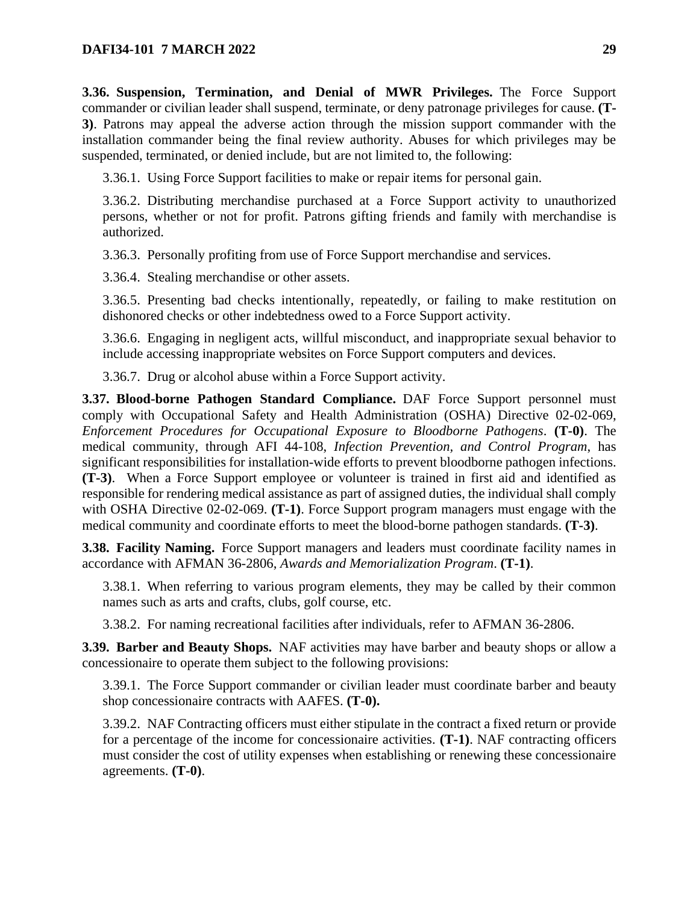**3.36. Suspension, Termination, and Denial of MWR Privileges.** The Force Support commander or civilian leader shall suspend, terminate, or deny patronage privileges for cause. **(T-3)**. Patrons may appeal the adverse action through the mission support commander with the installation commander being the final review authority. Abuses for which privileges may be suspended, terminated, or denied include, but are not limited to, the following:

3.36.1. Using Force Support facilities to make or repair items for personal gain.

3.36.2. Distributing merchandise purchased at a Force Support activity to unauthorized persons, whether or not for profit. Patrons gifting friends and family with merchandise is authorized.

3.36.3. Personally profiting from use of Force Support merchandise and services.

3.36.4. Stealing merchandise or other assets.

3.36.5. Presenting bad checks intentionally, repeatedly, or failing to make restitution on dishonored checks or other indebtedness owed to a Force Support activity.

3.36.6. Engaging in negligent acts, willful misconduct, and inappropriate sexual behavior to include accessing inappropriate websites on Force Support computers and devices.

3.36.7. Drug or alcohol abuse within a Force Support activity.

**3.37. Blood-borne Pathogen Standard Compliance.** DAF Force Support personnel must comply with Occupational Safety and Health Administration (OSHA) Directive 02-02-069, *Enforcement Procedures for Occupational Exposure to Bloodborne Pathogens*. **(T-0)**. The medical community, through AFI 44-108, *Infection Prevention, and Control Program*, has significant responsibilities for installation-wide efforts to prevent bloodborne pathogen infections. **(T-3)**. When a Force Support employee or volunteer is trained in first aid and identified as responsible for rendering medical assistance as part of assigned duties, the individual shall comply with OSHA Directive 02-02-069. **(T-1)**. Force Support program managers must engage with the medical community and coordinate efforts to meet the blood-borne pathogen standards. **(T-3)**.

**3.38. Facility Naming.** Force Support managers and leaders must coordinate facility names in accordance with AFMAN 36-2806, *Awards and Memorialization Program*. **(T-1)**.

3.38.1. When referring to various program elements, they may be called by their common names such as arts and crafts, clubs, golf course, etc.

3.38.2. For naming recreational facilities after individuals, refer to AFMAN 36-2806.

**3.39. Barber and Beauty Shops.** NAF activities may have barber and beauty shops or allow a concessionaire to operate them subject to the following provisions:

3.39.1. The Force Support commander or civilian leader must coordinate barber and beauty shop concessionaire contracts with AAFES. **(T-0).**

3.39.2. NAF Contracting officers must either stipulate in the contract a fixed return or provide for a percentage of the income for concessionaire activities. **(T-1)**. NAF contracting officers must consider the cost of utility expenses when establishing or renewing these concessionaire agreements. **(T-0)**.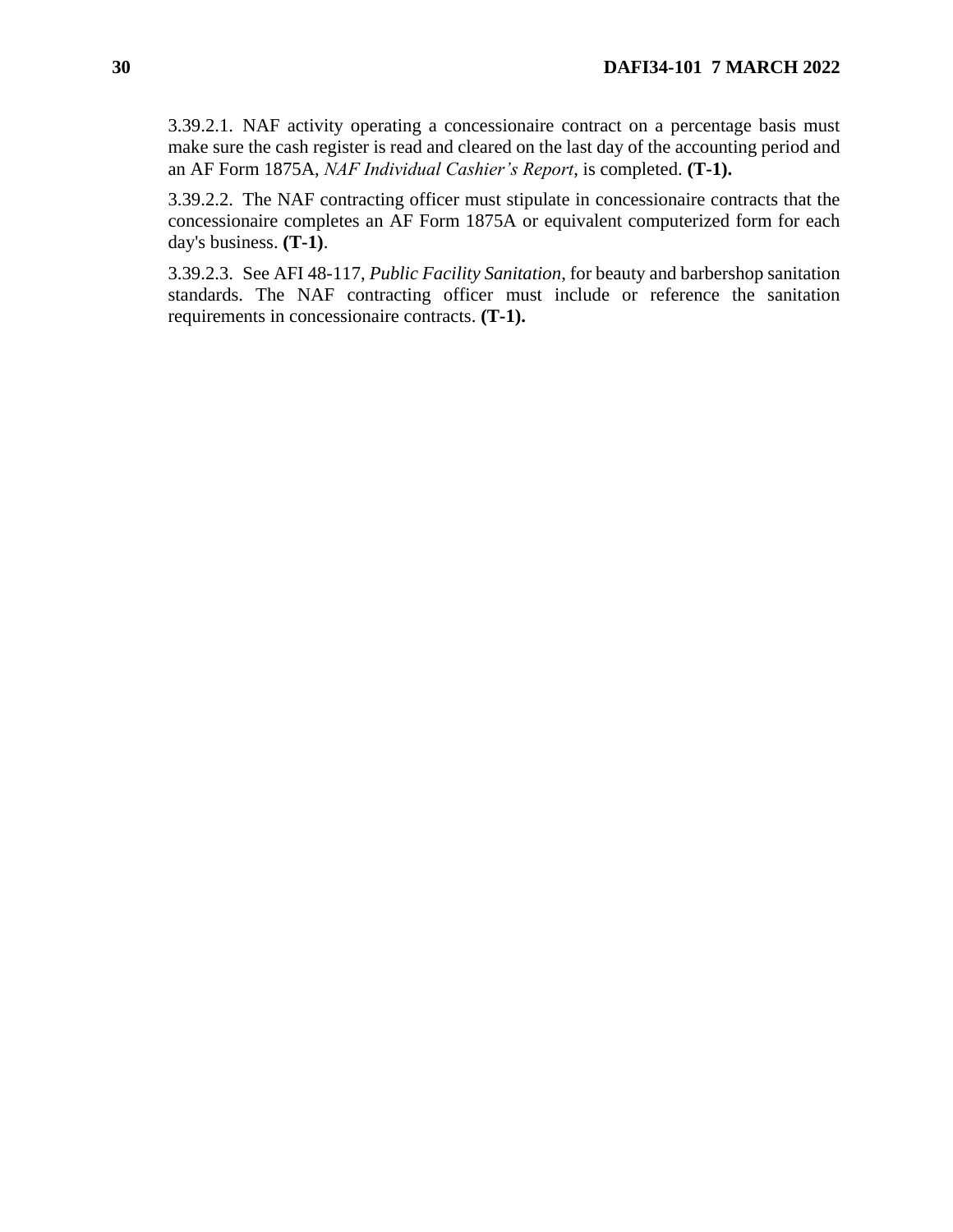3.39.2.1. NAF activity operating a concessionaire contract on a percentage basis must make sure the cash register is read and cleared on the last day of the accounting period and an AF Form 1875A, *NAF Individual Cashier's Report*, is completed. **(T-1).**

3.39.2.2. The NAF contracting officer must stipulate in concessionaire contracts that the concessionaire completes an AF Form 1875A or equivalent computerized form for each day's business. **(T-1)**.

3.39.2.3. See AFI 48-117, *Public Facility Sanitation*, for beauty and barbershop sanitation standards. The NAF contracting officer must include or reference the sanitation requirements in concessionaire contracts. **(T-1).**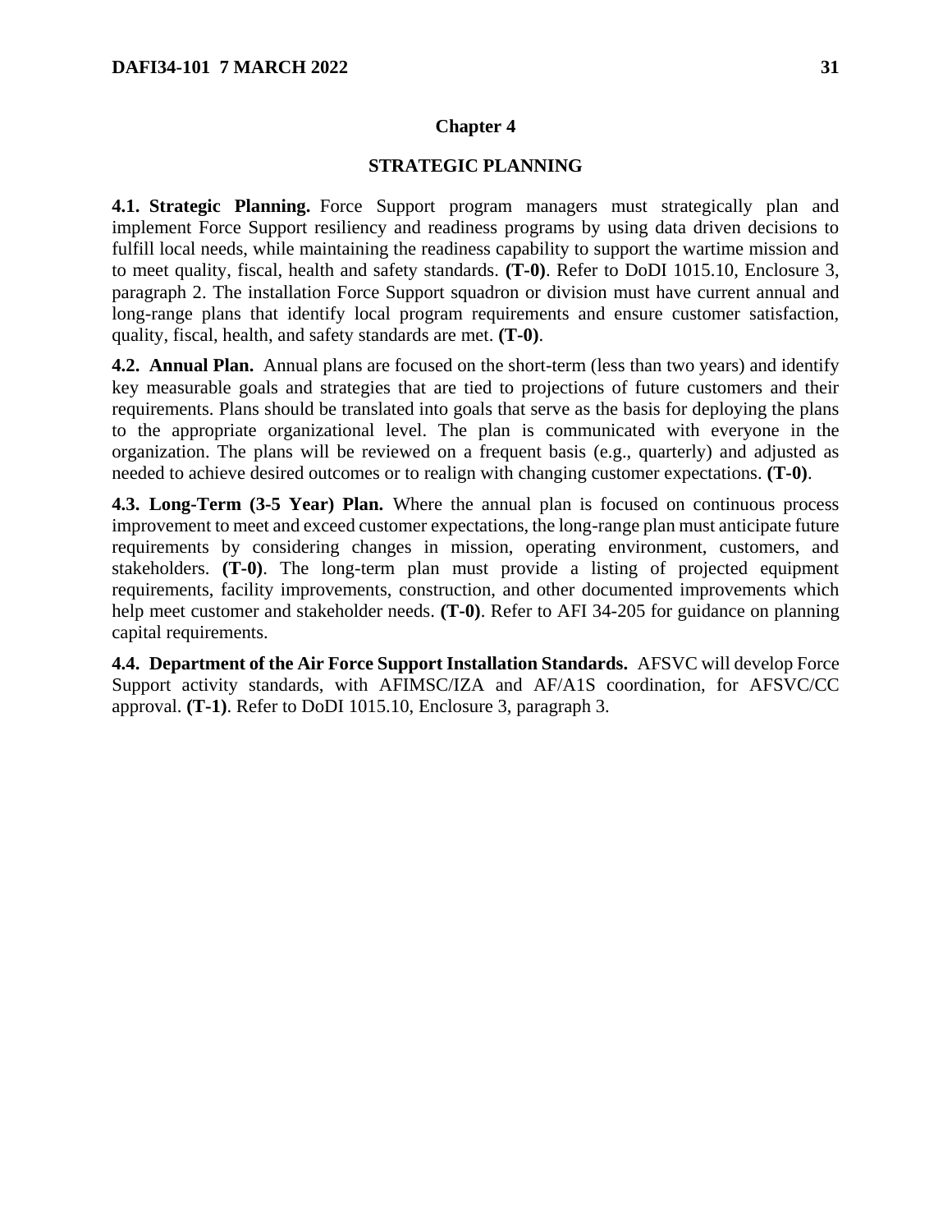# Chapter 4

# STRATEGIC PLANNING

**4.1. Strategic Planning.** Force Support program managers must strategically plan and implement Force Support resiliency and readiness programs by using data driven decisions to fulfill local needs, while maintaining the readiness capability to support the wartime mission and to meet quality, fiscal, health and safety standards. **(T-0)**. Refer to DoDI 1015.10, Enclosure 3, paragraph 2. The installation Force Support squadron or division must have current annual and long-range plans that identify local program requirements and ensure customer satisfaction, quality, fiscal, health, and safety standards are met. **(T-0)**.

**4.2. Annual Plan.** Annual plans are focused on the short-term (less than two years) and identify key measurable goals and strategies that are tied to projections of future customers and their requirements. Plans should be translated into goals that serve as the basis for deploying the plans to the appropriate organizational level. The plan is communicated with everyone in the organization. The plans will be reviewed on a frequent basis (e.g., quarterly) and adjusted as needed to achieve desired outcomes or to realign with changing customer expectations. **(T-0)**.

**4.3. Long-Term (3-5 Year) Plan.** Where the annual plan is focused on continuous process improvement to meet and exceed customer expectations, the long-range plan must anticipate future requirements by considering changes in mission, operating environment, customers, and stakeholders. **(T-0)**. The long-term plan must provide a listing of projected equipment requirements, facility improvements, construction, and other documented improvements which help meet customer and stakeholder needs. **(T-0)**. Refer to AFI 34-205 for guidance on planning capital requirements.

**4.4. Department of the Air Force Support Installation Standards.** AFSVC will develop Force Support activity standards, with AFIMSC/IZA and AF/A1S coordination, for AFSVC/CC approval. **(T-1)**. Refer to DoDI 1015.10, Enclosure 3, paragraph 3.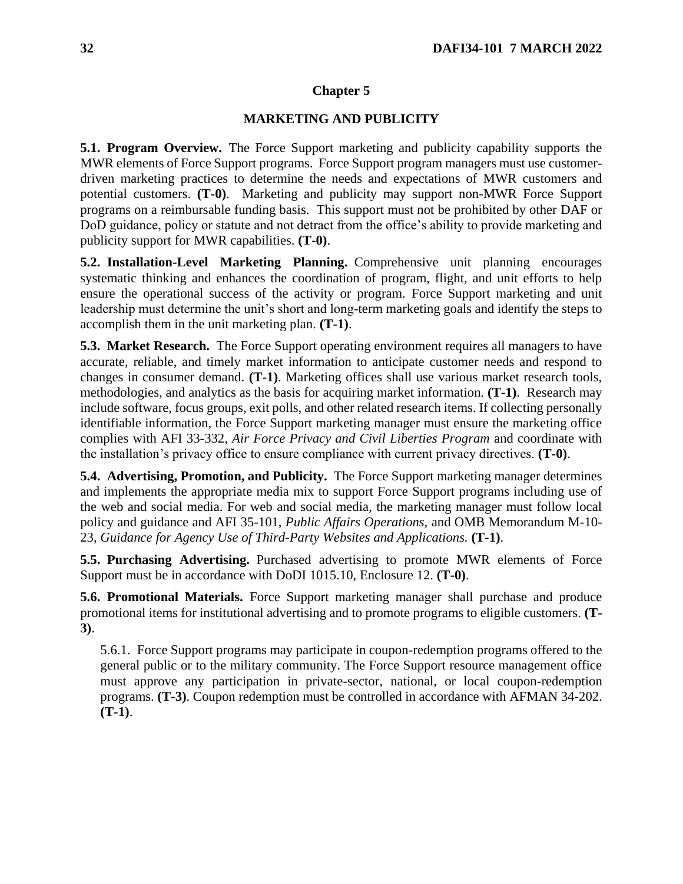# Chapter 5

## MARKETING AND PUBLICITY

**5.1. Program Overview.** The Force Support marketing and publicity capability supports the MWR elements of Force Support programs. Force Support program managers must use customer-driven marketing practices to determine the needs and expectations of MWR customers and potential customers. **(T-0)**. Marketing and publicity may support non-MWR Force Support programs on a reimbursable funding basis. This support must not be prohibited by other DAF or DoD guidance, policy or statute and not detract from the office's ability to provide marketing and publicity support for MWR capabilities. **(T-0)**.

**5.2. Installation-Level Marketing Planning.** Comprehensive unit planning encourages systematic thinking and enhances the coordination of program, flight, and unit efforts to help ensure the operational success of the activity or program. Force Support marketing and unit leadership must determine the unit's short and long-term marketing goals and identify the steps to accomplish them in the unit marketing plan. **(T-1)**.

**5.3. Market Research.** The Force Support operating environment requires all managers to have accurate, reliable, and timely market information to anticipate customer needs and respond to changes in consumer demand. **(T-1)**. Marketing offices shall use various market research tools, methodologies, and analytics as the basis for acquiring market information. **(T-1)**. Research may include software, focus groups, exit polls, and other related research items. If collecting personally identifiable information, the Force Support marketing manager must ensure the marketing office complies with AFI 33-332, *Air Force Privacy and Civil Liberties Program* and coordinate with the installation's privacy office to ensure compliance with current privacy directives. **(T-0)**.

**5.4. Advertising, Promotion, and Publicity.** The Force Support marketing manager determines and implements the appropriate media mix to support Force Support programs including use of the web and social media. For web and social media, the marketing manager must follow local policy and guidance and AFI 35-101, *Public Affairs Operations,* and OMB Memorandum M-10-23, *Guidance for Agency Use of Third-Party Websites and Applications.* **(T-1)**.

**5.5. Purchasing Advertising.** Purchased advertising to promote MWR elements of Force Support must be in accordance with DoDI 1015.10, Enclosure 12. **(T-0)**.

**5.6. Promotional Materials.** Force Support marketing manager shall purchase and produce promotional items for institutional advertising and to promote programs to eligible customers. **(T-3)**.

5.6.1. Force Support programs may participate in coupon-redemption programs offered to the general public or to the military community. The Force Support resource management office must approve any participation in private-sector, national, or local coupon-redemption programs. **(T-3)**. Coupon redemption must be controlled in accordance with AFMAN 34-202. **(T-1)**.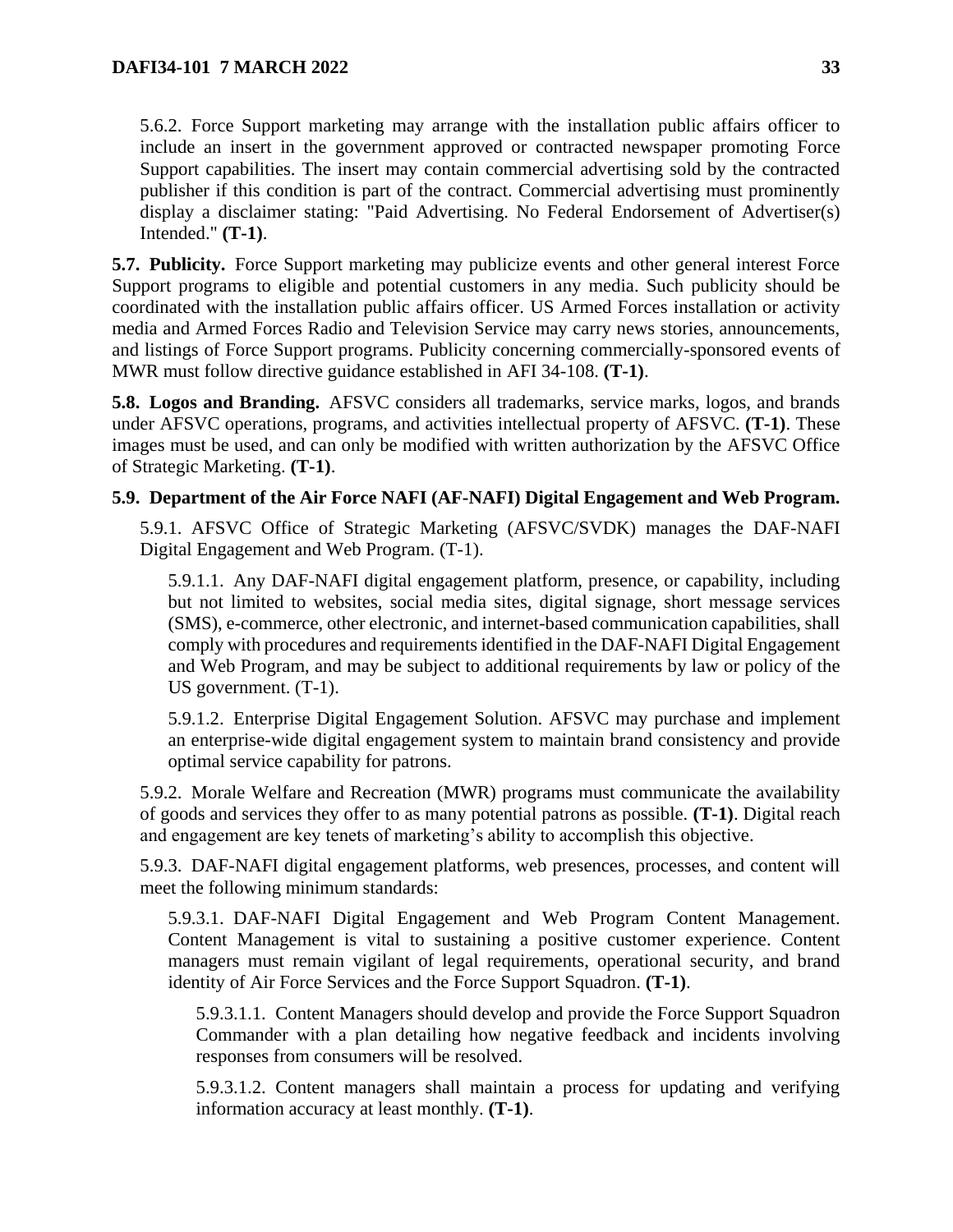5.6.2. Force Support marketing may arrange with the installation public affairs officer to include an insert in the government approved or contracted newspaper promoting Force Support capabilities. The insert may contain commercial advertising sold by the contracted publisher if this condition is part of the contract. Commercial advertising must prominently display a disclaimer stating: "Paid Advertising. No Federal Endorsement of Advertiser(s) Intended." **(T-1)**.

**5.7. Publicity.** Force Support marketing may publicize events and other general interest Force Support programs to eligible and potential customers in any media. Such publicity should be coordinated with the installation public affairs officer. US Armed Forces installation or activity media and Armed Forces Radio and Television Service may carry news stories, announcements, and listings of Force Support programs. Publicity concerning commercially-sponsored events of MWR must follow directive guidance established in AFI 34-108. **(T-1)**.

**5.8. Logos and Branding.** AFSVC considers all trademarks, service marks, logos, and brands under AFSVC operations, programs, and activities intellectual property of AFSVC. **(T-1)**. These images must be used, and can only be modified with written authorization by the AFSVC Office of Strategic Marketing. **(T-1)**.

**5.9. Department of the Air Force NAFI (AF-NAFI) Digital Engagement and Web Program.**

5.9.1. AFSVC Office of Strategic Marketing (AFSVC/SVDK) manages the DAF-NAFI Digital Engagement and Web Program. (T-1).

5.9.1.1. Any DAF-NAFI digital engagement platform, presence, or capability, including but not limited to websites, social media sites, digital signage, short message services (SMS), e-commerce, other electronic, and internet-based communication capabilities, shall comply with procedures and requirements identified in the DAF-NAFI Digital Engagement and Web Program, and may be subject to additional requirements by law or policy of the US government. (T-1).

5.9.1.2. Enterprise Digital Engagement Solution. AFSVC may purchase and implement an enterprise-wide digital engagement system to maintain brand consistency and provide optimal service capability for patrons.

5.9.2. Morale Welfare and Recreation (MWR) programs must communicate the availability of goods and services they offer to as many potential patrons as possible. **(T-1)**. Digital reach and engagement are key tenets of marketing's ability to accomplish this objective.

5.9.3. DAF-NAFI digital engagement platforms, web presences, processes, and content will meet the following minimum standards:

5.9.3.1. DAF-NAFI Digital Engagement and Web Program Content Management. Content Management is vital to sustaining a positive customer experience. Content managers must remain vigilant of legal requirements, operational security, and brand identity of Air Force Services and the Force Support Squadron. **(T-1)**.

5.9.3.1.1. Content Managers should develop and provide the Force Support Squadron Commander with a plan detailing how negative feedback and incidents involving responses from consumers will be resolved.

5.9.3.1.2. Content managers shall maintain a process for updating and verifying information accuracy at least monthly. **(T-1)**.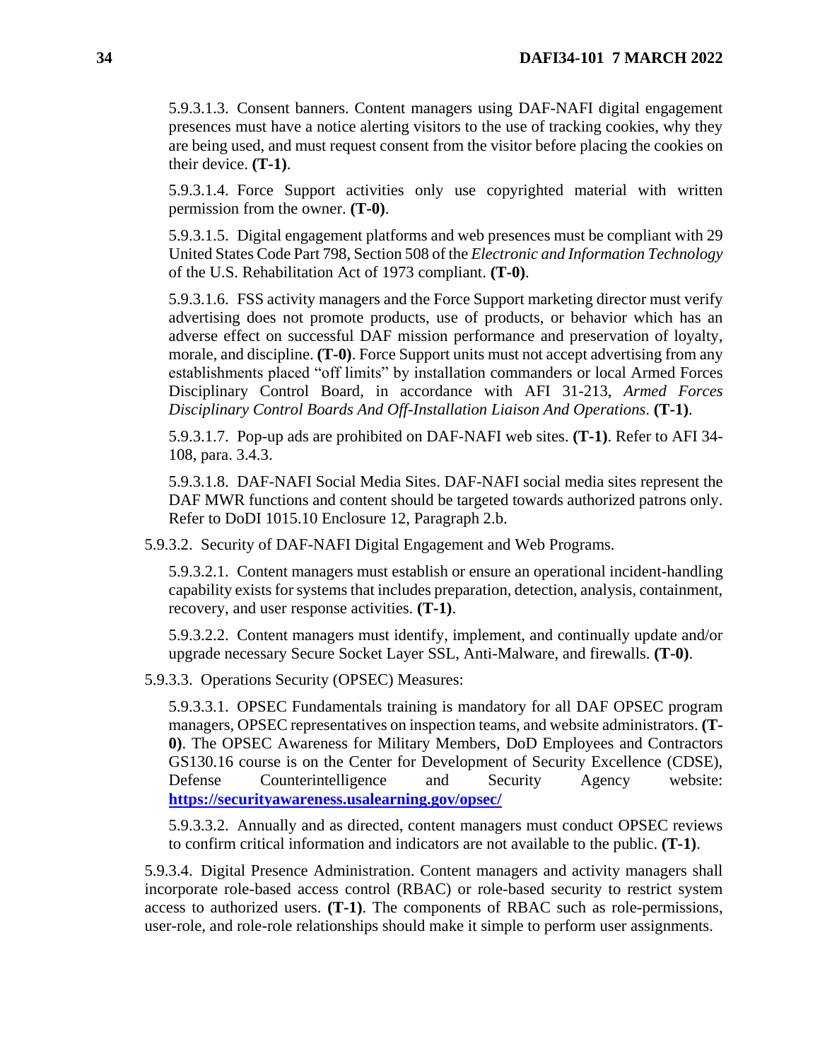5.9.3.1.3. Consent banners. Content managers using DAF-NAFI digital engagement presences must have a notice alerting visitors to the use of tracking cookies, why they are being used, and must request consent from the visitor before placing the cookies on their device. **(T-1)**.

5.9.3.1.4. Force Support activities only use copyrighted material with written permission from the owner. **(T-0)**.

5.9.3.1.5. Digital engagement platforms and web presences must be compliant with 29 United States Code Part 798, Section 508 of the *Electronic and Information Technology* of the U.S. Rehabilitation Act of 1973 compliant. **(T-0)**.

5.9.3.1.6. FSS activity managers and the Force Support marketing director must verify advertising does not promote products, use of products, or behavior which has an adverse effect on successful DAF mission performance and preservation of loyalty, morale, and discipline. **(T-0)**. Force Support units must not accept advertising from any establishments placed "off limits" by installation commanders or local Armed Forces Disciplinary Control Board, in accordance with AFI 31-213, *Armed Forces Disciplinary Control Boards And Off-Installation Liaison And Operations*. **(T-1)**.

5.9.3.1.7. Pop-up ads are prohibited on DAF-NAFI web sites. **(T-1)**. Refer to AFI 34-108, para. 3.4.3.

5.9.3.1.8. DAF-NAFI Social Media Sites. DAF-NAFI social media sites represent the DAF MWR functions and content should be targeted towards authorized patrons only. Refer to DoDI 1015.10 Enclosure 12, Paragraph 2.b.

5.9.3.2. Security of DAF-NAFI Digital Engagement and Web Programs.

5.9.3.2.1. Content managers must establish or ensure an operational incident-handling capability exists for systems that includes preparation, detection, analysis, containment, recovery, and user response activities. **(T-1)**.

5.9.3.2.2. Content managers must identify, implement, and continually update and/or upgrade necessary Secure Socket Layer SSL, Anti-Malware, and firewalls. **(T-0)**.

5.9.3.3. Operations Security (OPSEC) Measures:

5.9.3.3.1. OPSEC Fundamentals training is mandatory for all DAF OPSEC program managers, OPSEC representatives on inspection teams, and website administrators. **(T-0)**. The OPSEC Awareness for Military Members, DoD Employees and Contractors GS130.16 course is on the Center for Development of Security Excellence (CDSE), Defense Counterintelligence and Security Agency website: **https://securityawareness.usalearning.gov/opsec/**

5.9.3.3.2. Annually and as directed, content managers must conduct OPSEC reviews to confirm critical information and indicators are not available to the public. **(T-1)**.

5.9.3.4. Digital Presence Administration. Content managers and activity managers shall incorporate role-based access control (RBAC) or role-based security to restrict system access to authorized users. **(T-1)**. The components of RBAC such as role-permissions, user-role, and role-role relationships should make it simple to perform user assignments.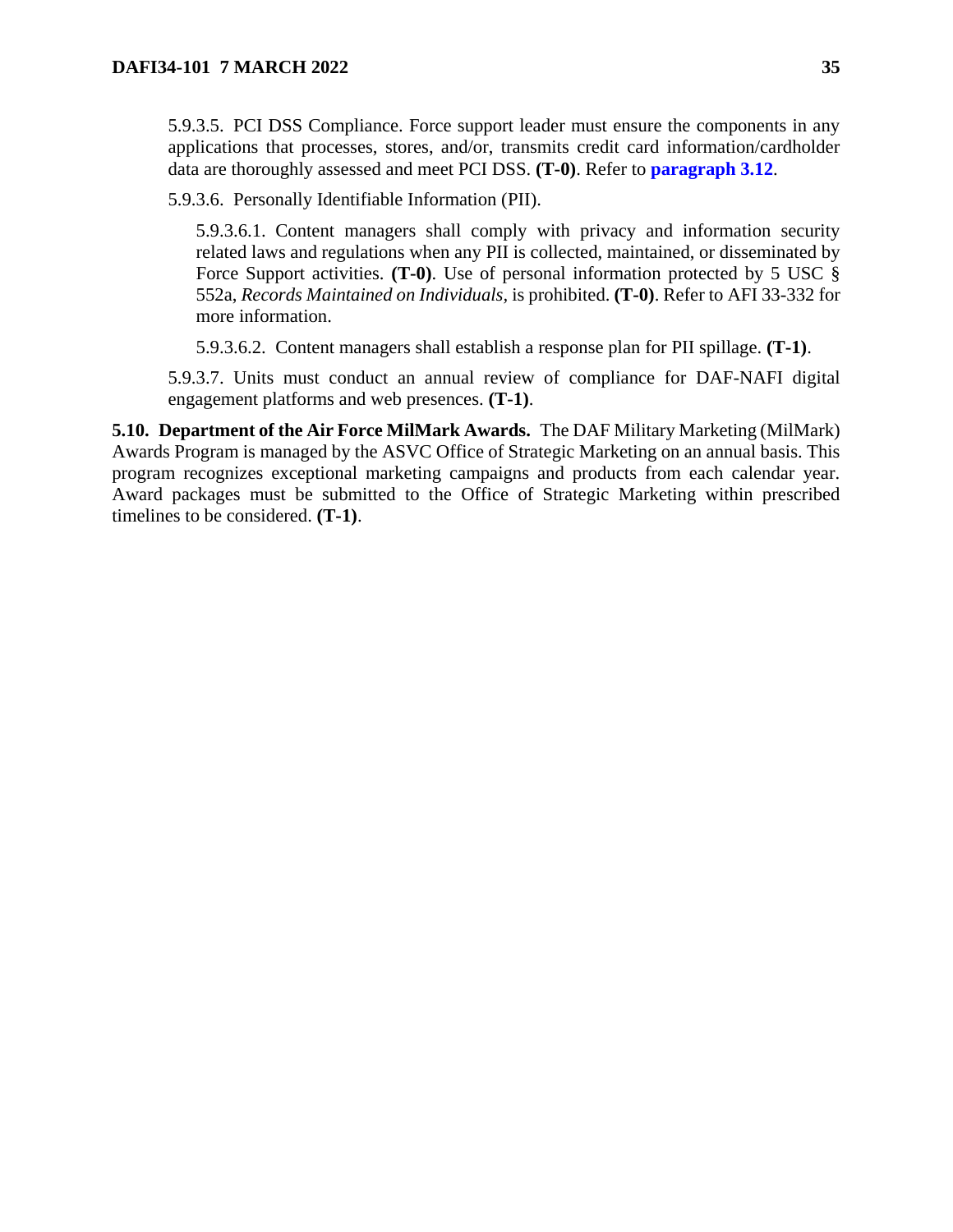5.9.3.5. PCI DSS Compliance. Force support leader must ensure the components in any applications that processes, stores, and/or, transmits credit card information/cardholder data are thoroughly assessed and meet PCI DSS. **(T-0)**. Refer to **paragraph 3.12**.

5.9.3.6. Personally Identifiable Information (PII).

5.9.3.6.1. Content managers shall comply with privacy and information security related laws and regulations when any PII is collected, maintained, or disseminated by Force Support activities. **(T-0)**. Use of personal information protected by 5 USC § 552a, *Records Maintained on Individuals*, is prohibited. **(T-0)**. Refer to AFI 33-332 for more information.

5.9.3.6.2. Content managers shall establish a response plan for PII spillage. **(T-1)**.

5.9.3.7. Units must conduct an annual review of compliance for DAF-NAFI digital engagement platforms and web presences. **(T-1)**.

**5.10. Department of the Air Force MilMark Awards.** The DAF Military Marketing (MilMark) Awards Program is managed by the ASVC Office of Strategic Marketing on an annual basis. This program recognizes exceptional marketing campaigns and products from each calendar year. Award packages must be submitted to the Office of Strategic Marketing within prescribed timelines to be considered. **(T-1)**.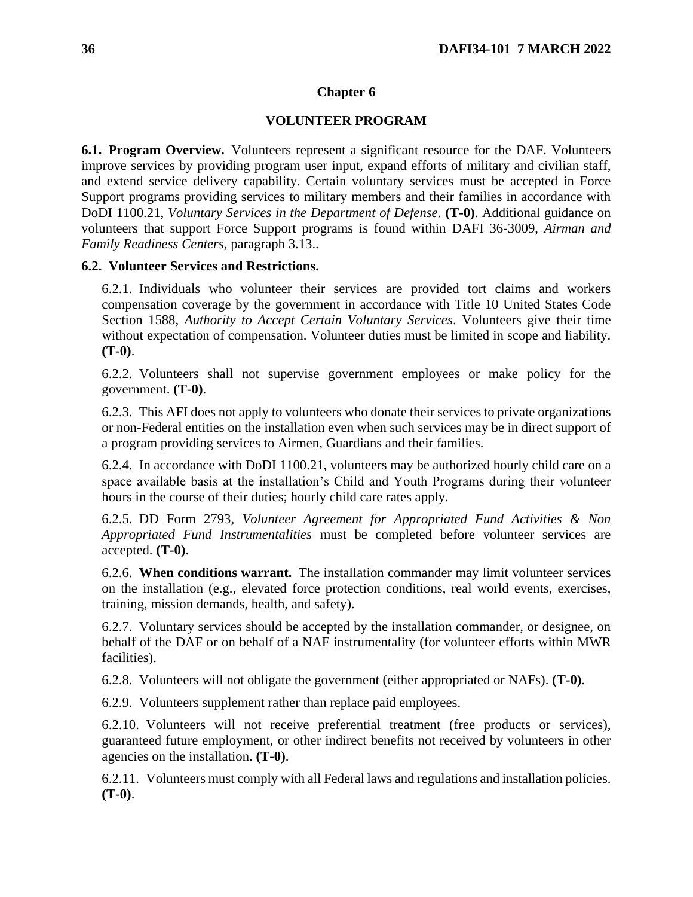# Chapter 6

## VOLUNTEER PROGRAM

**6.1. Program Overview.** Volunteers represent a significant resource for the DAF. Volunteers improve services by providing program user input, expand efforts of military and civilian staff, and extend service delivery capability. Certain voluntary services must be accepted in Force Support programs providing services to military members and their families in accordance with DoDI 1100.21, *Voluntary Services in the Department of Defense*. **(T-0)**. Additional guidance on volunteers that support Force Support programs is found within DAFI 36-3009, *Airman and Family Readiness Centers*, paragraph 3.13..

**6.2. Volunteer Services and Restrictions.**

6.2.1. Individuals who volunteer their services are provided tort claims and workers compensation coverage by the government in accordance with Title 10 United States Code Section 1588, *Authority to Accept Certain Voluntary Services*. Volunteers give their time without expectation of compensation. Volunteer duties must be limited in scope and liability. **(T-0)**.

6.2.2. Volunteers shall not supervise government employees or make policy for the government. **(T-0)**.

6.2.3. This AFI does not apply to volunteers who donate their services to private organizations or non-Federal entities on the installation even when such services may be in direct support of a program providing services to Airmen, Guardians and their families.

6.2.4. In accordance with DoDI 1100.21, volunteers may be authorized hourly child care on a space available basis at the installation's Child and Youth Programs during their volunteer hours in the course of their duties; hourly child care rates apply.

6.2.5. DD Form 2793, *Volunteer Agreement for Appropriated Fund Activities & Non Appropriated Fund Instrumentalities* must be completed before volunteer services are accepted. **(T-0)**.

6.2.6. **When conditions warrant.** The installation commander may limit volunteer services on the installation (e.g., elevated force protection conditions, real world events, exercises, training, mission demands, health, and safety).

6.2.7. Voluntary services should be accepted by the installation commander, or designee, on behalf of the DAF or on behalf of a NAF instrumentality (for volunteer efforts within MWR facilities).

6.2.8. Volunteers will not obligate the government (either appropriated or NAFs). **(T-0)**.

6.2.9. Volunteers supplement rather than replace paid employees.

6.2.10. Volunteers will not receive preferential treatment (free products or services), guaranteed future employment, or other indirect benefits not received by volunteers in other agencies on the installation. **(T-0)**.

6.2.11. Volunteers must comply with all Federal laws and regulations and installation policies. **(T-0)**.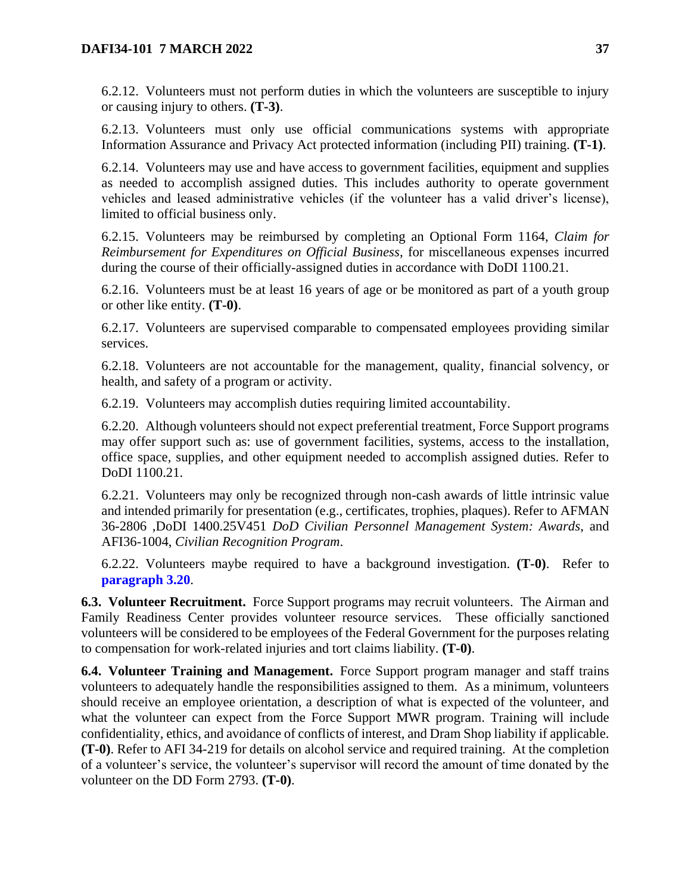6.2.12. Volunteers must not perform duties in which the volunteers are susceptible to injury or causing injury to others. **(T-3)**.

6.2.13. Volunteers must only use official communications systems with appropriate Information Assurance and Privacy Act protected information (including PII) training. **(T-1)**.

6.2.14. Volunteers may use and have access to government facilities, equipment and supplies as needed to accomplish assigned duties. This includes authority to operate government vehicles and leased administrative vehicles (if the volunteer has a valid driver's license), limited to official business only.

6.2.15. Volunteers may be reimbursed by completing an Optional Form 1164, *Claim for Reimbursement for Expenditures on Official Business*, for miscellaneous expenses incurred during the course of their officially-assigned duties in accordance with DoDI 1100.21.

6.2.16. Volunteers must be at least 16 years of age or be monitored as part of a youth group or other like entity. **(T-0)**.

6.2.17. Volunteers are supervised comparable to compensated employees providing similar services.

6.2.18. Volunteers are not accountable for the management, quality, financial solvency, or health, and safety of a program or activity.

6.2.19. Volunteers may accomplish duties requiring limited accountability.

6.2.20. Although volunteers should not expect preferential treatment, Force Support programs may offer support such as: use of government facilities, systems, access to the installation, office space, supplies, and other equipment needed to accomplish assigned duties. Refer to DoDI 1100.21.

6.2.21. Volunteers may only be recognized through non-cash awards of little intrinsic value and intended primarily for presentation (e.g., certificates, trophies, plaques). Refer to AFMAN 36-2806 ,DoDI 1400.25V451 *DoD Civilian Personnel Management System: Awards*, and AFI36-1004, *Civilian Recognition Program*.

6.2.22. Volunteers maybe required to have a background investigation. **(T-0)**. Refer to **paragraph 3.20**.

**6.3. Volunteer Recruitment.** Force Support programs may recruit volunteers. The Airman and Family Readiness Center provides volunteer resource services. These officially sanctioned volunteers will be considered to be employees of the Federal Government for the purposes relating to compensation for work-related injuries and tort claims liability. **(T-0)**.

**6.4. Volunteer Training and Management.** Force Support program manager and staff trains volunteers to adequately handle the responsibilities assigned to them. As a minimum, volunteers should receive an employee orientation, a description of what is expected of the volunteer, and what the volunteer can expect from the Force Support MWR program. Training will include confidentiality, ethics, and avoidance of conflicts of interest, and Dram Shop liability if applicable. **(T-0)**. Refer to AFI 34-219 for details on alcohol service and required training. At the completion of a volunteer's service, the volunteer's supervisor will record the amount of time donated by the volunteer on the DD Form 2793. **(T-0)**.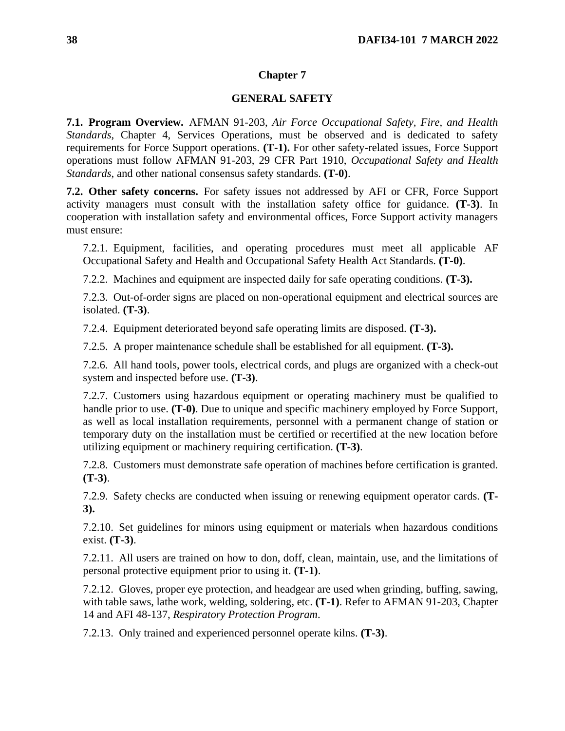# Chapter 7

## GENERAL SAFETY

**7.1. Program Overview.** AFMAN 91-203, *Air Force Occupational Safety, Fire, and Health Standards*, Chapter 4, Services Operations, must be observed and is dedicated to safety requirements for Force Support operations. **(T-1).** For other safety-related issues, Force Support operations must follow AFMAN 91-203, 29 CFR Part 1910, *Occupational Safety and Health Standards*, and other national consensus safety standards. **(T-0)**.

**7.2. Other safety concerns.** For safety issues not addressed by AFI or CFR, Force Support activity managers must consult with the installation safety office for guidance. **(T-3)**. In cooperation with installation safety and environmental offices, Force Support activity managers must ensure:

7.2.1. Equipment, facilities, and operating procedures must meet all applicable AF Occupational Safety and Health and Occupational Safety Health Act Standards. **(T-0)**.

7.2.2. Machines and equipment are inspected daily for safe operating conditions. **(T-3).**

7.2.3. Out-of-order signs are placed on non-operational equipment and electrical sources are isolated. **(T-3)**.

7.2.4. Equipment deteriorated beyond safe operating limits are disposed. **(T-3).**

7.2.5. A proper maintenance schedule shall be established for all equipment. **(T-3).**

7.2.6. All hand tools, power tools, electrical cords, and plugs are organized with a check-out system and inspected before use. **(T-3)**.

7.2.7. Customers using hazardous equipment or operating machinery must be qualified to handle prior to use. **(T-0)**. Due to unique and specific machinery employed by Force Support, as well as local installation requirements, personnel with a permanent change of station or temporary duty on the installation must be certified or recertified at the new location before utilizing equipment or machinery requiring certification. **(T-3)**.

7.2.8. Customers must demonstrate safe operation of machines before certification is granted. **(T-3)**.

7.2.9. Safety checks are conducted when issuing or renewing equipment operator cards. **(T-3).**

7.2.10. Set guidelines for minors using equipment or materials when hazardous conditions exist. **(T-3)**.

7.2.11. All users are trained on how to don, doff, clean, maintain, use, and the limitations of personal protective equipment prior to using it. **(T-1)**.

7.2.12. Gloves, proper eye protection, and headgear are used when grinding, buffing, sawing, with table saws, lathe work, welding, soldering, etc. **(T-1)**. Refer to AFMAN 91-203, Chapter 14 and AFI 48-137, *Respiratory Protection Program*.

7.2.13. Only trained and experienced personnel operate kilns. **(T-3)**.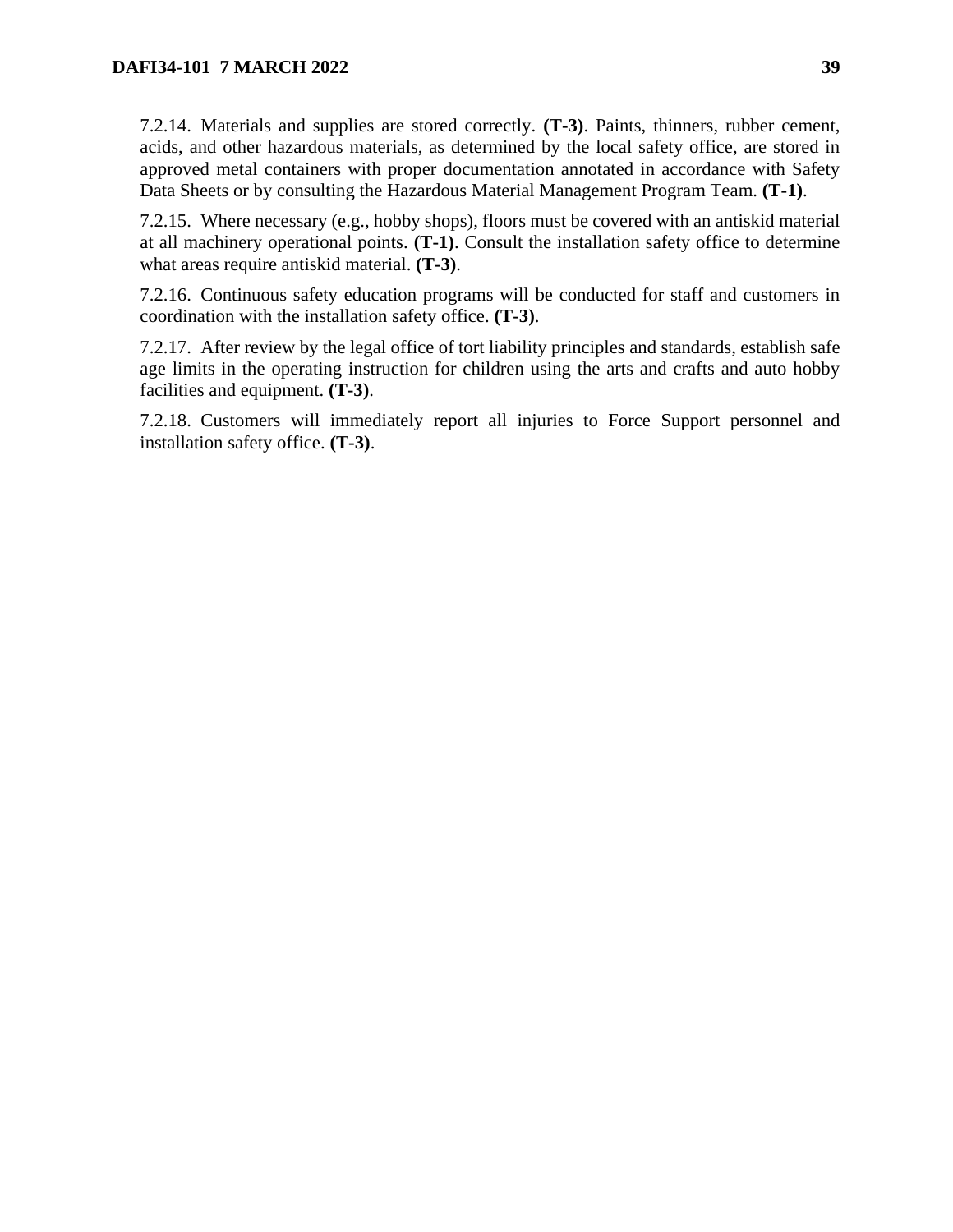7.2.14. Materials and supplies are stored correctly. **(T-3)**. Paints, thinners, rubber cement, acids, and other hazardous materials, as determined by the local safety office, are stored in approved metal containers with proper documentation annotated in accordance with Safety Data Sheets or by consulting the Hazardous Material Management Program Team. **(T-1)**.

7.2.15. Where necessary (e.g., hobby shops), floors must be covered with an antiskid material at all machinery operational points. **(T-1)**. Consult the installation safety office to determine what areas require antiskid material. **(T-3)**.

7.2.16. Continuous safety education programs will be conducted for staff and customers in coordination with the installation safety office. **(T-3)**.

7.2.17. After review by the legal office of tort liability principles and standards, establish safe age limits in the operating instruction for children using the arts and crafts and auto hobby facilities and equipment. **(T-3)**.

7.2.18. Customers will immediately report all injuries to Force Support personnel and installation safety office. **(T-3)**.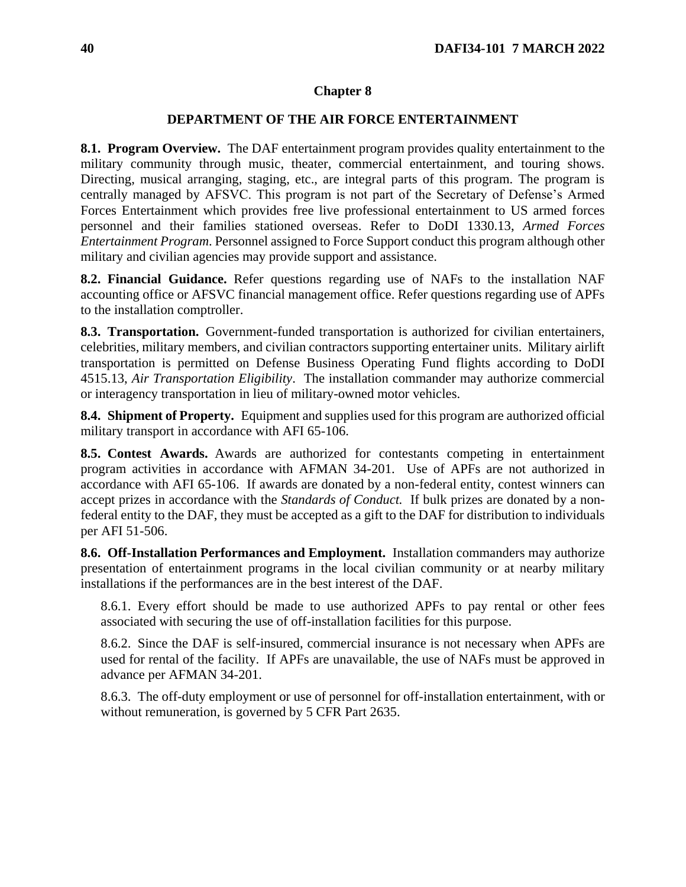# Chapter 8

## DEPARTMENT OF THE AIR FORCE ENTERTAINMENT

**8.1. Program Overview.** The DAF entertainment program provides quality entertainment to the military community through music, theater, commercial entertainment, and touring shows. Directing, musical arranging, staging, etc., are integral parts of this program. The program is centrally managed by AFSVC. This program is not part of the Secretary of Defense's Armed Forces Entertainment which provides free live professional entertainment to US armed forces personnel and their families stationed overseas. Refer to DoDI 1330.13, *Armed Forces Entertainment Program*. Personnel assigned to Force Support conduct this program although other military and civilian agencies may provide support and assistance.

**8.2. Financial Guidance.** Refer questions regarding use of NAFs to the installation NAF accounting office or AFSVC financial management office. Refer questions regarding use of APFs to the installation comptroller.

**8.3. Transportation.** Government-funded transportation is authorized for civilian entertainers, celebrities, military members, and civilian contractors supporting entertainer units. Military airlift transportation is permitted on Defense Business Operating Fund flights according to DoDI 4515.13, *Air Transportation Eligibility*. The installation commander may authorize commercial or interagency transportation in lieu of military-owned motor vehicles.

**8.4. Shipment of Property.** Equipment and supplies used for this program are authorized official military transport in accordance with AFI 65-106.

**8.5. Contest Awards.** Awards are authorized for contestants competing in entertainment program activities in accordance with AFMAN 34-201. Use of APFs are not authorized in accordance with AFI 65-106. If awards are donated by a non-federal entity, contest winners can accept prizes in accordance with the *Standards of Conduct.* If bulk prizes are donated by a non-federal entity to the DAF, they must be accepted as a gift to the DAF for distribution to individuals per AFI 51-506.

**8.6. Off-Installation Performances and Employment.** Installation commanders may authorize presentation of entertainment programs in the local civilian community or at nearby military installations if the performances are in the best interest of the DAF.

8.6.1. Every effort should be made to use authorized APFs to pay rental or other fees associated with securing the use of off-installation facilities for this purpose.

8.6.2. Since the DAF is self-insured, commercial insurance is not necessary when APFs are used for rental of the facility. If APFs are unavailable, the use of NAFs must be approved in advance per AFMAN 34-201.

8.6.3. The off-duty employment or use of personnel for off-installation entertainment, with or without remuneration, is governed by 5 CFR Part 2635.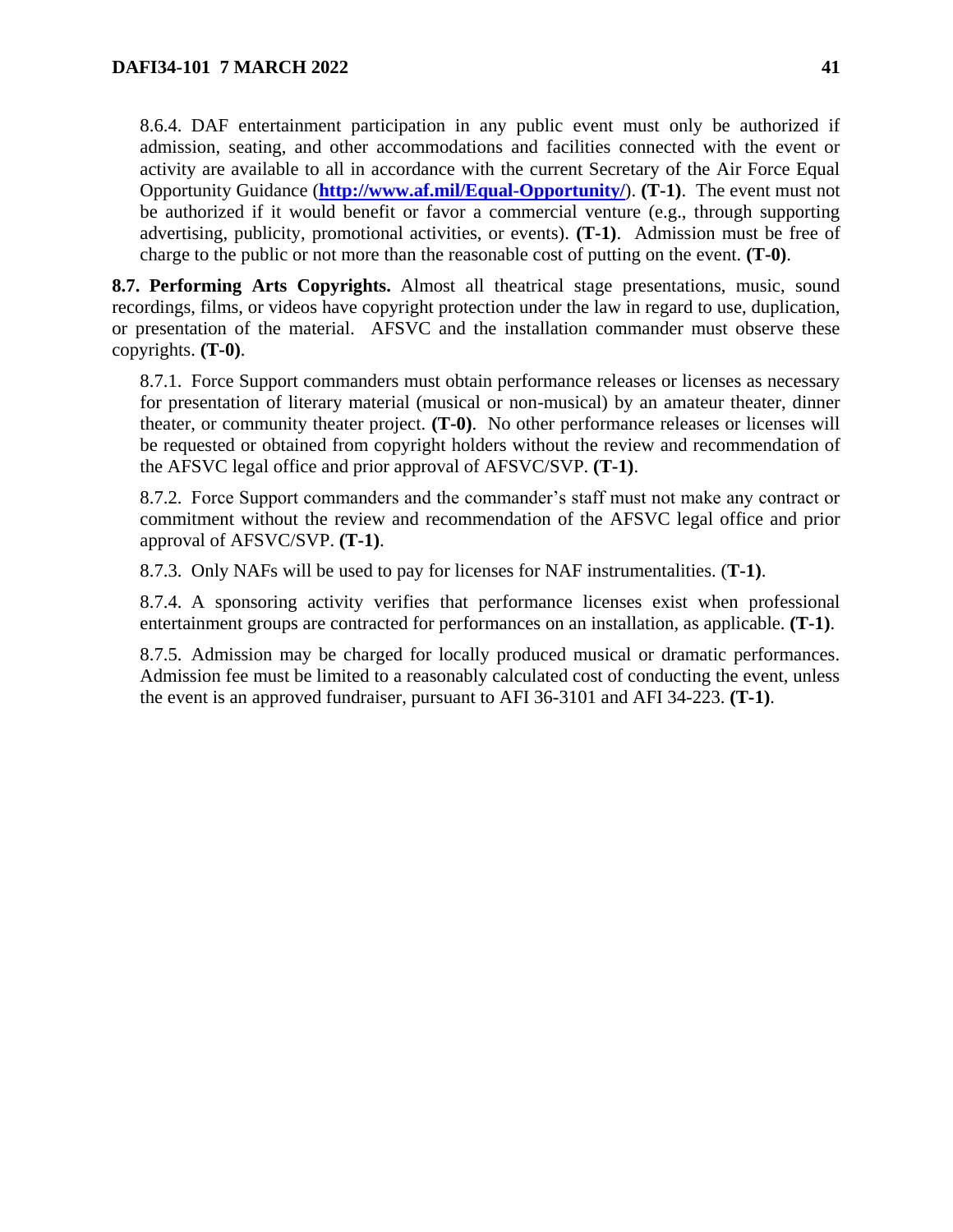8.6.4. DAF entertainment participation in any public event must only be authorized if admission, seating, and other accommodations and facilities connected with the event or activity are available to all in accordance with the current Secretary of the Air Force Equal Opportunity Guidance ([http://www.af.mil/Equal-Opportunity/](http://www.af.mil/Equal-Opportunity/)). **(T-1)**. The event must not be authorized if it would benefit or favor a commercial venture (e.g., through supporting advertising, publicity, promotional activities, or events). **(T-1)**. Admission must be free of charge to the public or not more than the reasonable cost of putting on the event. **(T-0)**.

**8.7. Performing Arts Copyrights.** Almost all theatrical stage presentations, music, sound recordings, films, or videos have copyright protection under the law in regard to use, duplication, or presentation of the material. AFSVC and the installation commander must observe these copyrights. **(T-0)**.

8.7.1. Force Support commanders must obtain performance releases or licenses as necessary for presentation of literary material (musical or non-musical) by an amateur theater, dinner theater, or community theater project. **(T-0)**. No other performance releases or licenses will be requested or obtained from copyright holders without the review and recommendation of the AFSVC legal office and prior approval of AFSVC/SVP. **(T-1)**.

8.7.2. Force Support commanders and the commander's staff must not make any contract or commitment without the review and recommendation of the AFSVC legal office and prior approval of AFSVC/SVP. **(T-1)**.

8.7.3. Only NAFs will be used to pay for licenses for NAF instrumentalities. (**T-1)**.

8.7.4. A sponsoring activity verifies that performance licenses exist when professional entertainment groups are contracted for performances on an installation, as applicable. **(T-1)**.

8.7.5. Admission may be charged for locally produced musical or dramatic performances. Admission fee must be limited to a reasonably calculated cost of conducting the event, unless the event is an approved fundraiser, pursuant to AFI 36-3101 and AFI 34-223. **(T-1)**.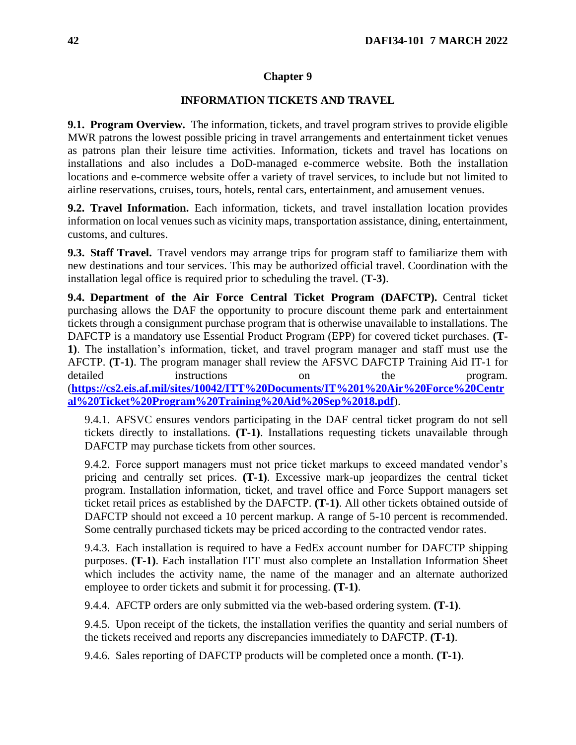## Chapter 9

## INFORMATION TICKETS AND TRAVEL

**9.1. Program Overview.** The information, tickets, and travel program strives to provide eligible MWR patrons the lowest possible pricing in travel arrangements and entertainment ticket venues as patrons plan their leisure time activities. Information, tickets and travel has locations on installations and also includes a DoD-managed e-commerce website. Both the installation locations and e-commerce website offer a variety of travel services, to include but not limited to airline reservations, cruises, tours, hotels, rental cars, entertainment, and amusement venues.

**9.2. Travel Information.** Each information, tickets, and travel installation location provides information on local venues such as vicinity maps, transportation assistance, dining, entertainment, customs, and cultures.

**9.3. Staff Travel.** Travel vendors may arrange trips for program staff to familiarize them with new destinations and tour services. This may be authorized official travel. Coordination with the installation legal office is required prior to scheduling the travel. (**T-3)**.

**9.4. Department of the Air Force Central Ticket Program (DAFCTP).** Central ticket purchasing allows the DAF the opportunity to procure discount theme park and entertainment tickets through a consignment purchase program that is otherwise unavailable to installations. The DAFCTP is a mandatory use Essential Product Program (EPP) for covered ticket purchases. **(T-1)**. The installation's information, ticket, and travel program manager and staff must use the AFCTP. **(T-1)**. The program manager shall review the AFSVC DAFCTP Training Aid IT-1 for detailed instructions on the program. (**https://cs2.eis.af.mil/sites/10042/ITT%20Documents/IT%201%20Air%20Force%20Central%20Ticket%20Program%20Training%20Aid%20Sep%2018.pdf**).

9.4.1. AFSVC ensures vendors participating in the DAF central ticket program do not sell tickets directly to installations. **(T-1)**. Installations requesting tickets unavailable through DAFCTP may purchase tickets from other sources.

9.4.2. Force support managers must not price ticket markups to exceed mandated vendor's pricing and centrally set prices. **(T-1)**. Excessive mark-up jeopardizes the central ticket program. Installation information, ticket, and travel office and Force Support managers set ticket retail prices as established by the DAFCTP. **(T-1)**. All other tickets obtained outside of DAFCTP should not exceed a 10 percent markup. A range of 5-10 percent is recommended. Some centrally purchased tickets may be priced according to the contracted vendor rates.

9.4.3. Each installation is required to have a FedEx account number for DAFCTP shipping purposes. **(T-1)**. Each installation ITT must also complete an Installation Information Sheet which includes the activity name, the name of the manager and an alternate authorized employee to order tickets and submit it for processing. **(T-1)**.

9.4.4. AFCTP orders are only submitted via the web-based ordering system. **(T-1)**.

9.4.5. Upon receipt of the tickets, the installation verifies the quantity and serial numbers of the tickets received and reports any discrepancies immediately to DAFCTP. **(T-1)**.

9.4.6. Sales reporting of DAFCTP products will be completed once a month. **(T-1)**.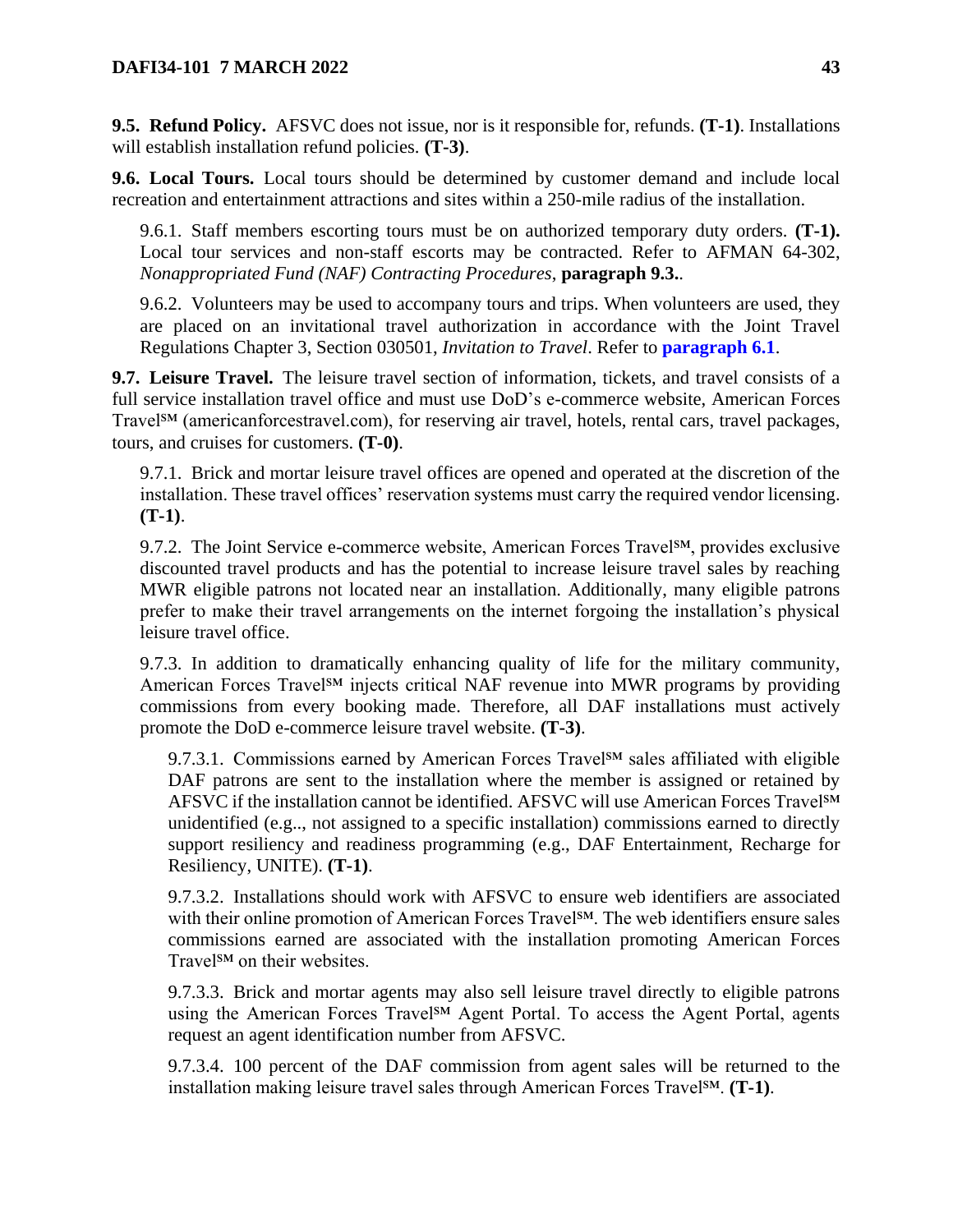**9.5. Refund Policy.** AFSVC does not issue, nor is it responsible for, refunds. **(T-1)**. Installations will establish installation refund policies. **(T-3)**.

**9.6. Local Tours.** Local tours should be determined by customer demand and include local recreation and entertainment attractions and sites within a 250-mile radius of the installation.

9.6.1. Staff members escorting tours must be on authorized temporary duty orders. **(T-1).** Local tour services and non-staff escorts may be contracted. Refer to AFMAN 64-302, *Nonappropriated Fund (NAF) Contracting Procedures*, **paragraph 9.3.**.

9.6.2. Volunteers may be used to accompany tours and trips. When volunteers are used, they are placed on an invitational travel authorization in accordance with the Joint Travel Regulations Chapter 3, Section 030501, *Invitation to Travel*. Refer to **paragraph 6.1**.

**9.7. Leisure Travel.** The leisure travel section of information, tickets, and travel consists of a full service installation travel office and must use DoD's e-commerce website, American Forces Travel℠ (americanforcestravel.com), for reserving air travel, hotels, rental cars, travel packages, tours, and cruises for customers. **(T-0)**.

9.7.1. Brick and mortar leisure travel offices are opened and operated at the discretion of the installation. These travel offices' reservation systems must carry the required vendor licensing. **(T-1)**.

9.7.2. The Joint Service e-commerce website, American Forces Travel℠, provides exclusive discounted travel products and has the potential to increase leisure travel sales by reaching MWR eligible patrons not located near an installation. Additionally, many eligible patrons prefer to make their travel arrangements on the internet forgoing the installation's physical leisure travel office.

9.7.3. In addition to dramatically enhancing quality of life for the military community, American Forces Travel℠ injects critical NAF revenue into MWR programs by providing commissions from every booking made. Therefore, all DAF installations must actively promote the DoD e-commerce leisure travel website. **(T-3)**.

9.7.3.1. Commissions earned by American Forces Travel℠ sales affiliated with eligible DAF patrons are sent to the installation where the member is assigned or retained by AFSVC if the installation cannot be identified. AFSVC will use American Forces Travel℠ unidentified (e.g.., not assigned to a specific installation) commissions earned to directly support resiliency and readiness programming (e.g., DAF Entertainment, Recharge for Resiliency, UNITE). **(T-1)**.

9.7.3.2. Installations should work with AFSVC to ensure web identifiers are associated with their online promotion of American Forces Travel℠. The web identifiers ensure sales commissions earned are associated with the installation promoting American Forces Travel℠ on their websites.

9.7.3.3. Brick and mortar agents may also sell leisure travel directly to eligible patrons using the American Forces Travel℠ Agent Portal. To access the Agent Portal, agents request an agent identification number from AFSVC.

9.7.3.4. 100 percent of the DAF commission from agent sales will be returned to the installation making leisure travel sales through American Forces Travel℠. **(T-1)**.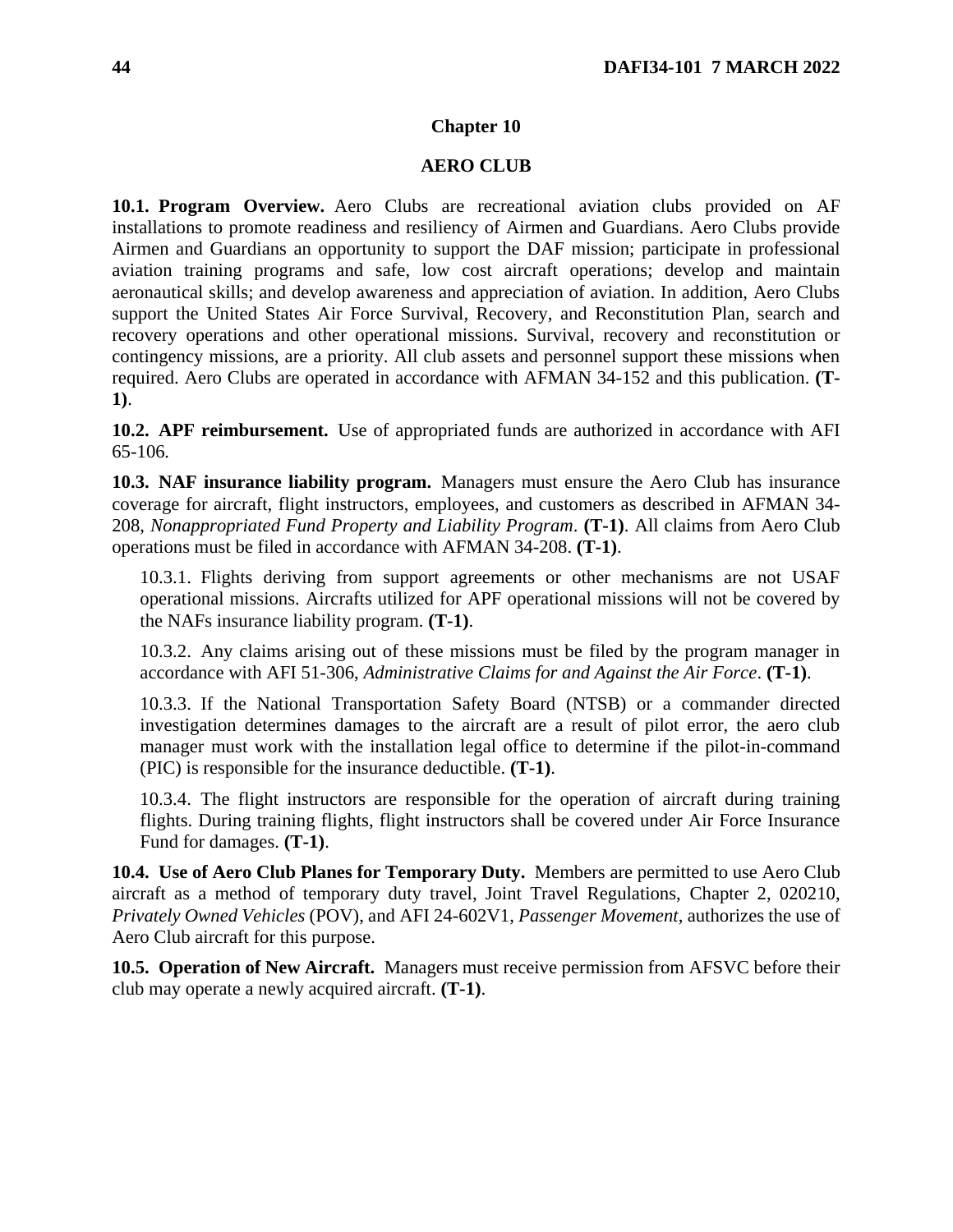# Chapter 10

# AERO CLUB

**10.1. Program Overview.** Aero Clubs are recreational aviation clubs provided on AF installations to promote readiness and resiliency of Airmen and Guardians. Aero Clubs provide Airmen and Guardians an opportunity to support the DAF mission; participate in professional aviation training programs and safe, low cost aircraft operations; develop and maintain aeronautical skills; and develop awareness and appreciation of aviation. In addition, Aero Clubs support the United States Air Force Survival, Recovery, and Reconstitution Plan, search and recovery operations and other operational missions. Survival, recovery and reconstitution or contingency missions, are a priority. All club assets and personnel support these missions when required. Aero Clubs are operated in accordance with AFMAN 34-152 and this publication. **(T-1)**.

**10.2. APF reimbursement.** Use of appropriated funds are authorized in accordance with AFI 65-106.

**10.3. NAF insurance liability program.** Managers must ensure the Aero Club has insurance coverage for aircraft, flight instructors, employees, and customers as described in AFMAN 34-208, *Nonappropriated Fund Property and Liability Program*. **(T-1)**. All claims from Aero Club operations must be filed in accordance with AFMAN 34-208. **(T-1)**.

10.3.1. Flights deriving from support agreements or other mechanisms are not USAF operational missions. Aircrafts utilized for APF operational missions will not be covered by the NAFs insurance liability program. **(T-1)**.

10.3.2. Any claims arising out of these missions must be filed by the program manager in accordance with AFI 51-306, *Administrative Claims for and Against the Air Force*. **(T-1)**.

10.3.3. If the National Transportation Safety Board (NTSB) or a commander directed investigation determines damages to the aircraft are a result of pilot error, the aero club manager must work with the installation legal office to determine if the pilot-in-command (PIC) is responsible for the insurance deductible. **(T-1)**.

10.3.4. The flight instructors are responsible for the operation of aircraft during training flights. During training flights, flight instructors shall be covered under Air Force Insurance Fund for damages. **(T-1)**.

**10.4. Use of Aero Club Planes for Temporary Duty.** Members are permitted to use Aero Club aircraft as a method of temporary duty travel, Joint Travel Regulations, Chapter 2, 020210, *Privately Owned Vehicles* (POV), and AFI 24-602V1, *Passenger Movement*, authorizes the use of Aero Club aircraft for this purpose.

**10.5. Operation of New Aircraft.** Managers must receive permission from AFSVC before their club may operate a newly acquired aircraft. **(T-1)**.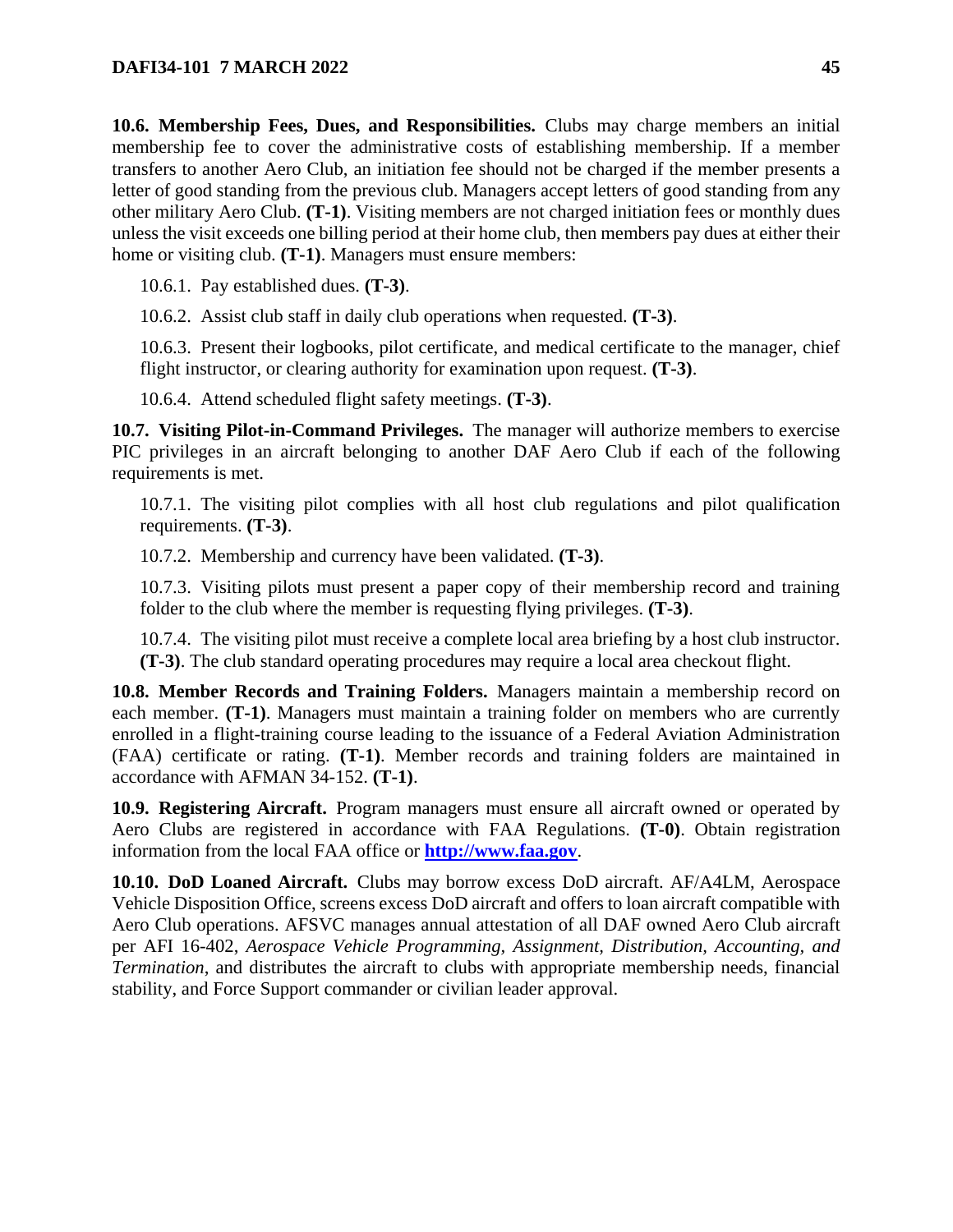**10.6. Membership Fees, Dues, and Responsibilities.** Clubs may charge members an initial membership fee to cover the administrative costs of establishing membership. If a member transfers to another Aero Club, an initiation fee should not be charged if the member presents a letter of good standing from the previous club. Managers accept letters of good standing from any other military Aero Club. **(T-1)**. Visiting members are not charged initiation fees or monthly dues unless the visit exceeds one billing period at their home club, then members pay dues at either their home or visiting club. **(T-1)**. Managers must ensure members:

10.6.1. Pay established dues. **(T-3)**.

10.6.2. Assist club staff in daily club operations when requested. **(T-3)**.

10.6.3. Present their logbooks, pilot certificate, and medical certificate to the manager, chief flight instructor, or clearing authority for examination upon request. **(T-3)**.

10.6.4. Attend scheduled flight safety meetings. **(T-3)**.

**10.7. Visiting Pilot-in-Command Privileges.** The manager will authorize members to exercise PIC privileges in an aircraft belonging to another DAF Aero Club if each of the following requirements is met.

10.7.1. The visiting pilot complies with all host club regulations and pilot qualification requirements. **(T-3)**.

10.7.2. Membership and currency have been validated. **(T-3)**.

10.7.3. Visiting pilots must present a paper copy of their membership record and training folder to the club where the member is requesting flying privileges. **(T-3)**.

10.7.4. The visiting pilot must receive a complete local area briefing by a host club instructor. **(T-3)**. The club standard operating procedures may require a local area checkout flight.

**10.8. Member Records and Training Folders.** Managers maintain a membership record on each member. **(T-1)**. Managers must maintain a training folder on members who are currently enrolled in a flight-training course leading to the issuance of a Federal Aviation Administration (FAA) certificate or rating. **(T-1)**. Member records and training folders are maintained in accordance with AFMAN 34-152. **(T-1)**.

**10.9. Registering Aircraft.** Program managers must ensure all aircraft owned or operated by Aero Clubs are registered in accordance with FAA Regulations. **(T-0)**. Obtain registration information from the local FAA office or **http://www.faa.gov**.

**10.10. DoD Loaned Aircraft.** Clubs may borrow excess DoD aircraft. AF/A4LM, Aerospace Vehicle Disposition Office, screens excess DoD aircraft and offers to loan aircraft compatible with Aero Club operations. AFSVC manages annual attestation of all DAF owned Aero Club aircraft per AFI 16-402, *Aerospace Vehicle Programming, Assignment, Distribution, Accounting, and Termination*, and distributes the aircraft to clubs with appropriate membership needs, financial stability, and Force Support commander or civilian leader approval.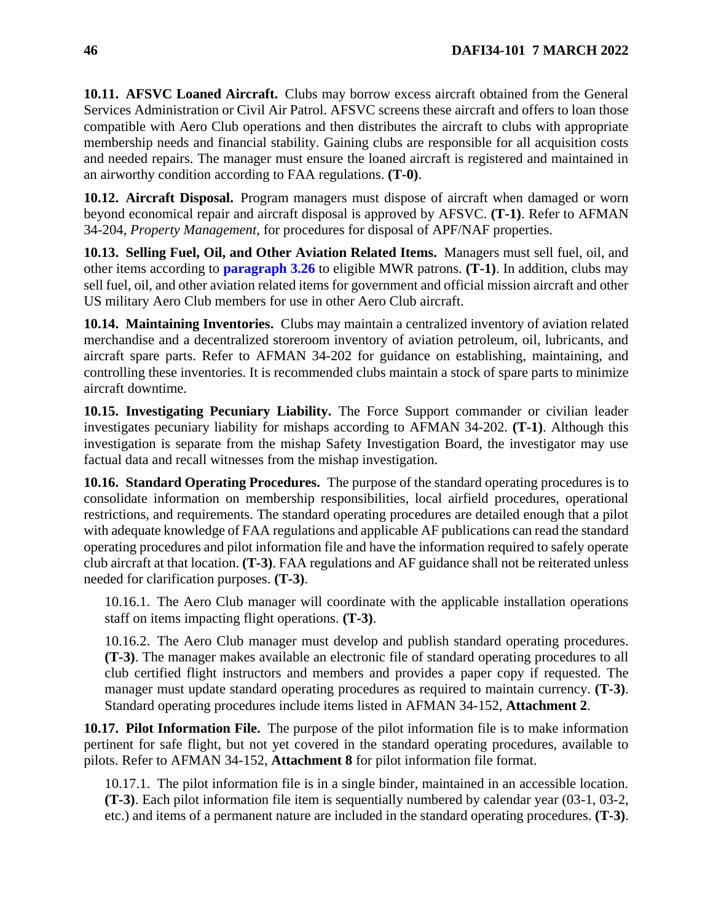**10.11. AFSVC Loaned Aircraft.** Clubs may borrow excess aircraft obtained from the General Services Administration or Civil Air Patrol. AFSVC screens these aircraft and offers to loan those compatible with Aero Club operations and then distributes the aircraft to clubs with appropriate membership needs and financial stability. Gaining clubs are responsible for all acquisition costs and needed repairs. The manager must ensure the loaned aircraft is registered and maintained in an airworthy condition according to FAA regulations. **(T-0)**.

**10.12. Aircraft Disposal.** Program managers must dispose of aircraft when damaged or worn beyond economical repair and aircraft disposal is approved by AFSVC. **(T-1)**. Refer to AFMAN 34-204, *Property Management,* for procedures for disposal of APF/NAF properties.

**10.13. Selling Fuel, Oil, and Other Aviation Related Items.** Managers must sell fuel, oil, and other items according to **paragraph 3.26** to eligible MWR patrons. **(T-1)**. In addition, clubs may sell fuel, oil, and other aviation related items for government and official mission aircraft and other US military Aero Club members for use in other Aero Club aircraft.

**10.14. Maintaining Inventories.** Clubs may maintain a centralized inventory of aviation related merchandise and a decentralized storeroom inventory of aviation petroleum, oil, lubricants, and aircraft spare parts. Refer to AFMAN 34-202 for guidance on establishing, maintaining, and controlling these inventories. It is recommended clubs maintain a stock of spare parts to minimize aircraft downtime.

**10.15. Investigating Pecuniary Liability.** The Force Support commander or civilian leader investigates pecuniary liability for mishaps according to AFMAN 34-202. **(T-1)**. Although this investigation is separate from the mishap Safety Investigation Board, the investigator may use factual data and recall witnesses from the mishap investigation.

**10.16. Standard Operating Procedures.** The purpose of the standard operating procedures is to consolidate information on membership responsibilities, local airfield procedures, operational restrictions, and requirements. The standard operating procedures are detailed enough that a pilot with adequate knowledge of FAA regulations and applicable AF publications can read the standard operating procedures and pilot information file and have the information required to safely operate club aircraft at that location. **(T-3)**. FAA regulations and AF guidance shall not be reiterated unless needed for clarification purposes. **(T-3)**.

10.16.1. The Aero Club manager will coordinate with the applicable installation operations staff on items impacting flight operations. **(T-3)**.

10.16.2. The Aero Club manager must develop and publish standard operating procedures. **(T-3)**. The manager makes available an electronic file of standard operating procedures to all club certified flight instructors and members and provides a paper copy if requested. The manager must update standard operating procedures as required to maintain currency. **(T-3)**. Standard operating procedures include items listed in AFMAN 34-152, **Attachment 2**.

**10.17. Pilot Information File.** The purpose of the pilot information file is to make information pertinent for safe flight, but not yet covered in the standard operating procedures, available to pilots. Refer to AFMAN 34-152, **Attachment 8** for pilot information file format.

10.17.1. The pilot information file is in a single binder, maintained in an accessible location. **(T-3)**. Each pilot information file item is sequentially numbered by calendar year (03-1, 03-2, etc.) and items of a permanent nature are included in the standard operating procedures. **(T-3)**.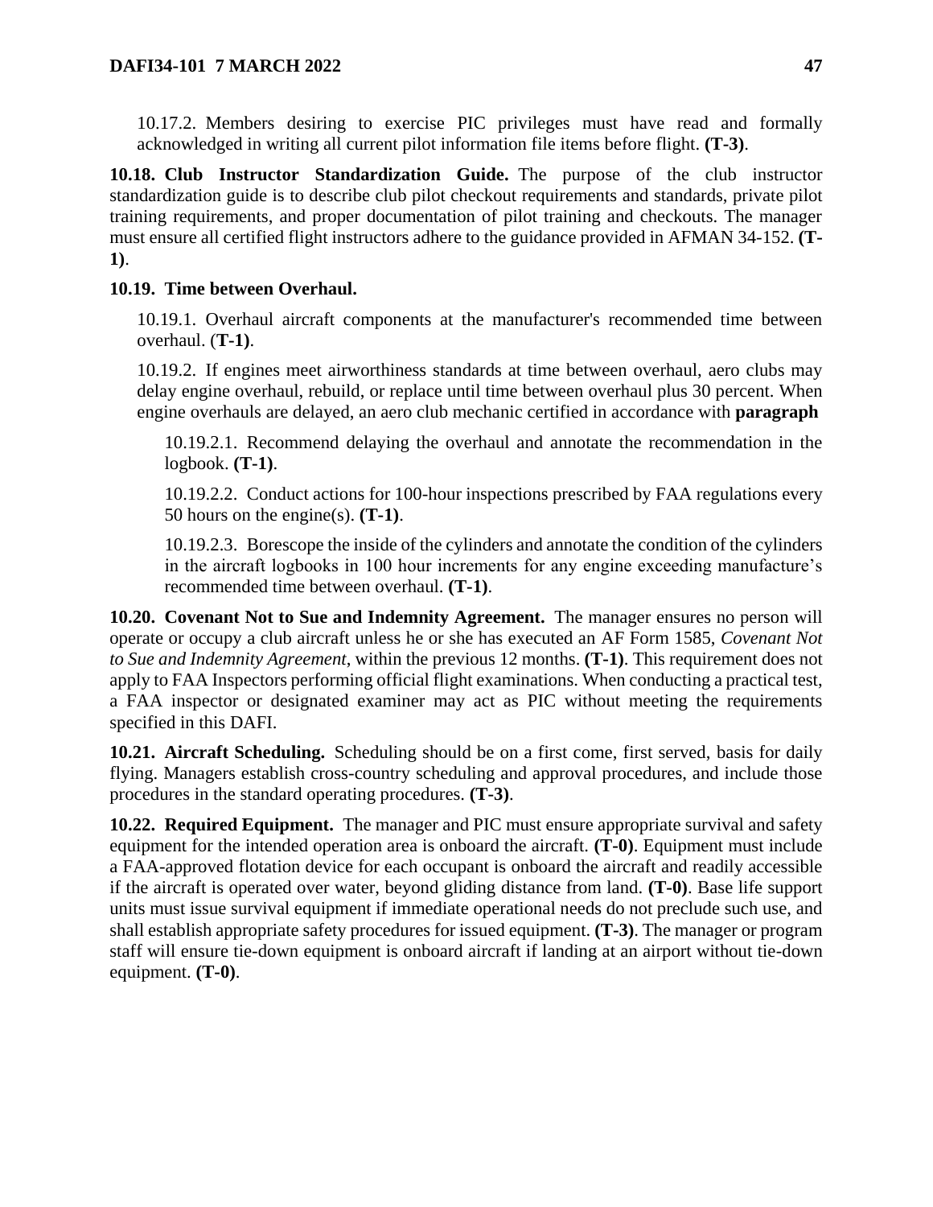10.17.2. Members desiring to exercise PIC privileges must have read and formally acknowledged in writing all current pilot information file items before flight. **(T-3)**.

**10.18. Club Instructor Standardization Guide.** The purpose of the club instructor standardization guide is to describe club pilot checkout requirements and standards, private pilot training requirements, and proper documentation of pilot training and checkouts. The manager must ensure all certified flight instructors adhere to the guidance provided in AFMAN 34-152. **(T-1)**.

**10.19. Time between Overhaul.**

10.19.1. Overhaul aircraft components at the manufacturer's recommended time between overhaul. (**T-1)**.

10.19.2. If engines meet airworthiness standards at time between overhaul, aero clubs may delay engine overhaul, rebuild, or replace until time between overhaul plus 30 percent. When engine overhauls are delayed, an aero club mechanic certified in accordance with **paragraph**

10.19.2.1. Recommend delaying the overhaul and annotate the recommendation in the logbook. **(T-1)**.

10.19.2.2. Conduct actions for 100-hour inspections prescribed by FAA regulations every 50 hours on the engine(s). **(T-1)**.

10.19.2.3. Borescope the inside of the cylinders and annotate the condition of the cylinders in the aircraft logbooks in 100 hour increments for any engine exceeding manufacture's recommended time between overhaul. **(T-1)**.

**10.20. Covenant Not to Sue and Indemnity Agreement.** The manager ensures no person will operate or occupy a club aircraft unless he or she has executed an AF Form 1585, *Covenant Not to Sue and Indemnity Agreement*, within the previous 12 months. **(T-1)**. This requirement does not apply to FAA Inspectors performing official flight examinations. When conducting a practical test, a FAA inspector or designated examiner may act as PIC without meeting the requirements specified in this DAFI.

**10.21. Aircraft Scheduling.** Scheduling should be on a first come, first served, basis for daily flying. Managers establish cross-country scheduling and approval procedures, and include those procedures in the standard operating procedures. **(T-3)**.

**10.22. Required Equipment.** The manager and PIC must ensure appropriate survival and safety equipment for the intended operation area is onboard the aircraft. **(T-0)**. Equipment must include a FAA-approved flotation device for each occupant is onboard the aircraft and readily accessible if the aircraft is operated over water, beyond gliding distance from land. **(T-0)**. Base life support units must issue survival equipment if immediate operational needs do not preclude such use, and shall establish appropriate safety procedures for issued equipment. **(T-3)**. The manager or program staff will ensure tie-down equipment is onboard aircraft if landing at an airport without tie-down equipment. **(T-0)**.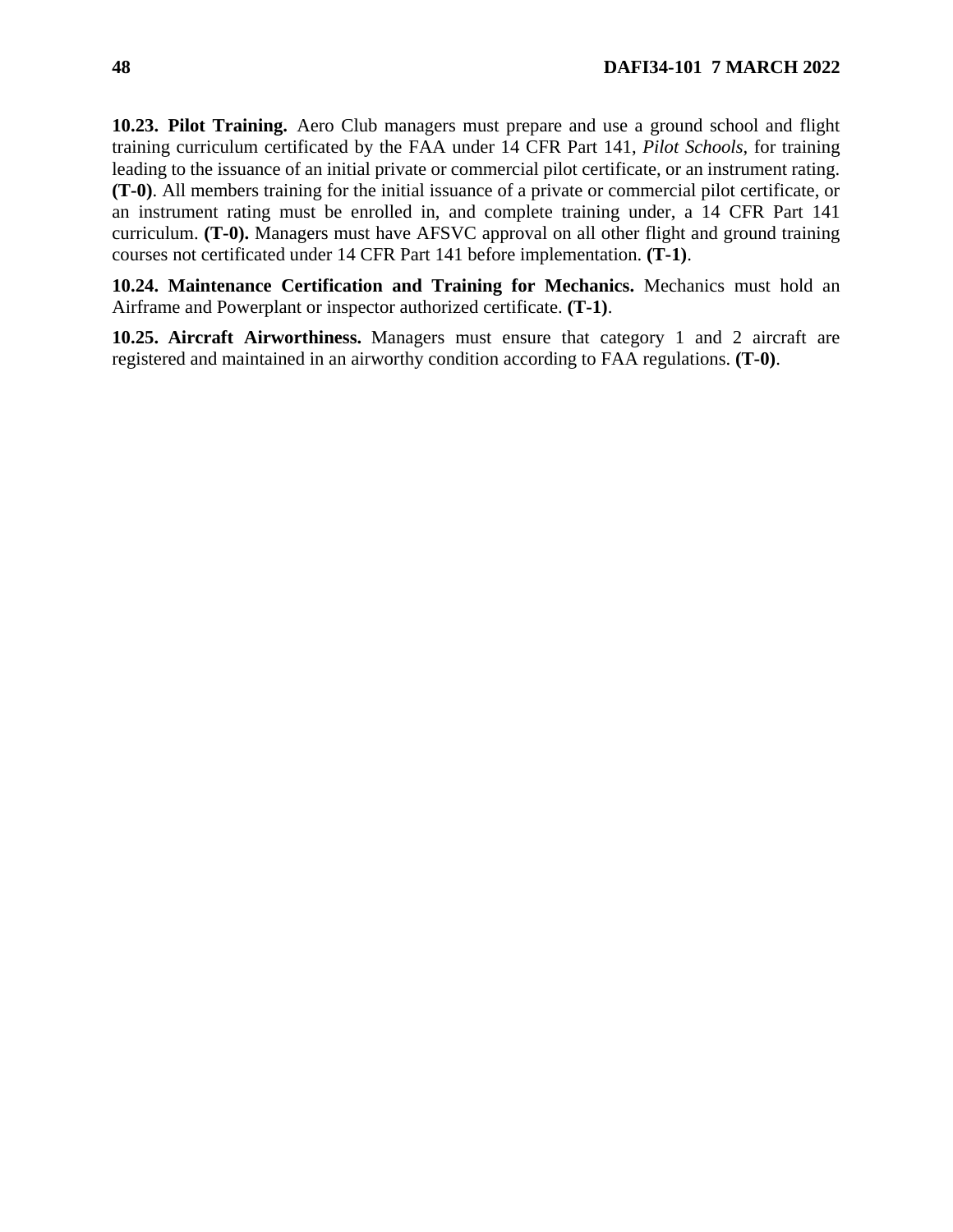**10.23. Pilot Training.** Aero Club managers must prepare and use a ground school and flight training curriculum certificated by the FAA under 14 CFR Part 141, *Pilot Schools*, for training leading to the issuance of an initial private or commercial pilot certificate, or an instrument rating. **(T-0)**. All members training for the initial issuance of a private or commercial pilot certificate, or an instrument rating must be enrolled in, and complete training under, a 14 CFR Part 141 curriculum. **(T-0).** Managers must have AFSVC approval on all other flight and ground training courses not certificated under 14 CFR Part 141 before implementation. **(T-1)**.

**10.24. Maintenance Certification and Training for Mechanics.** Mechanics must hold an Airframe and Powerplant or inspector authorized certificate. **(T-1)**.

**10.25. Aircraft Airworthiness.** Managers must ensure that category 1 and 2 aircraft are registered and maintained in an airworthy condition according to FAA regulations. **(T-0)**.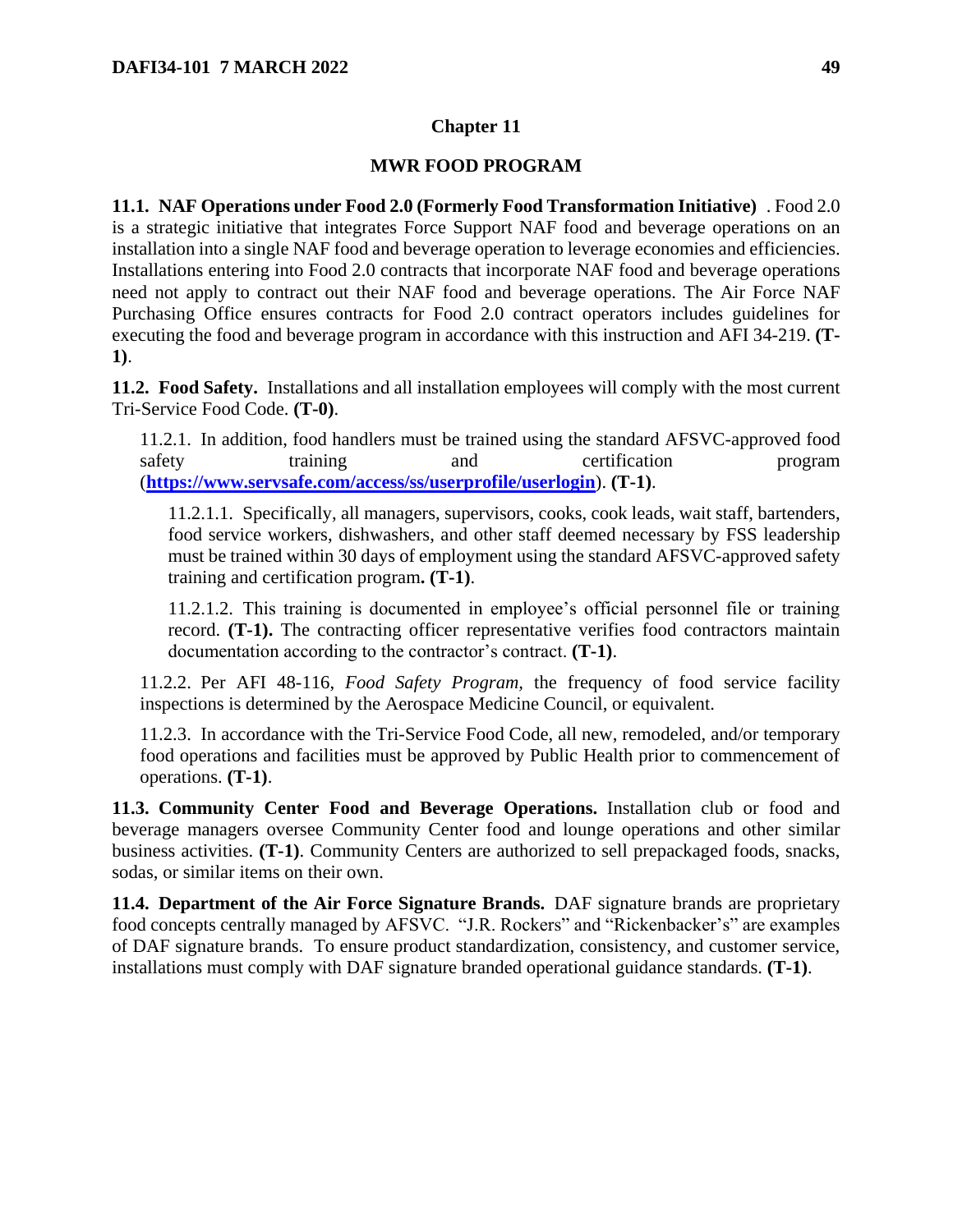## Chapter 11

## MWR FOOD PROGRAM

**11.1. NAF Operations under Food 2.0 (Formerly Food Transformation Initiative)** . Food 2.0 is a strategic initiative that integrates Force Support NAF food and beverage operations on an installation into a single NAF food and beverage operation to leverage economies and efficiencies. Installations entering into Food 2.0 contracts that incorporate NAF food and beverage operations need not apply to contract out their NAF food and beverage operations. The Air Force NAF Purchasing Office ensures contracts for Food 2.0 contract operators includes guidelines for executing the food and beverage program in accordance with this instruction and AFI 34-219. **(T-1)**.

**11.2. Food Safety.** Installations and all installation employees will comply with the most current Tri-Service Food Code. **(T-0)**.

11.2.1. In addition, food handlers must be trained using the standard AFSVC-approved food safety training and certification program (**https://www.servsafe.com/access/ss/userprofile/userlogin**). **(T-1)**.

11.2.1.1. Specifically, all managers, supervisors, cooks, cook leads, wait staff, bartenders, food service workers, dishwashers, and other staff deemed necessary by FSS leadership must be trained within 30 days of employment using the standard AFSVC-approved safety training and certification program**. (T-1)**.

11.2.1.2. This training is documented in employee's official personnel file or training record. **(T-1).** The contracting officer representative verifies food contractors maintain documentation according to the contractor's contract. **(T-1)**.

11.2.2. Per AFI 48-116, *Food Safety Program*, the frequency of food service facility inspections is determined by the Aerospace Medicine Council, or equivalent.

11.2.3. In accordance with the Tri-Service Food Code, all new, remodeled, and/or temporary food operations and facilities must be approved by Public Health prior to commencement of operations. **(T-1)**.

**11.3. Community Center Food and Beverage Operations.** Installation club or food and beverage managers oversee Community Center food and lounge operations and other similar business activities. **(T-1)**. Community Centers are authorized to sell prepackaged foods, snacks, sodas, or similar items on their own.

**11.4. Department of the Air Force Signature Brands.** DAF signature brands are proprietary food concepts centrally managed by AFSVC. "J.R. Rockers" and "Rickenbacker's" are examples of DAF signature brands. To ensure product standardization, consistency, and customer service, installations must comply with DAF signature branded operational guidance standards. **(T-1)**.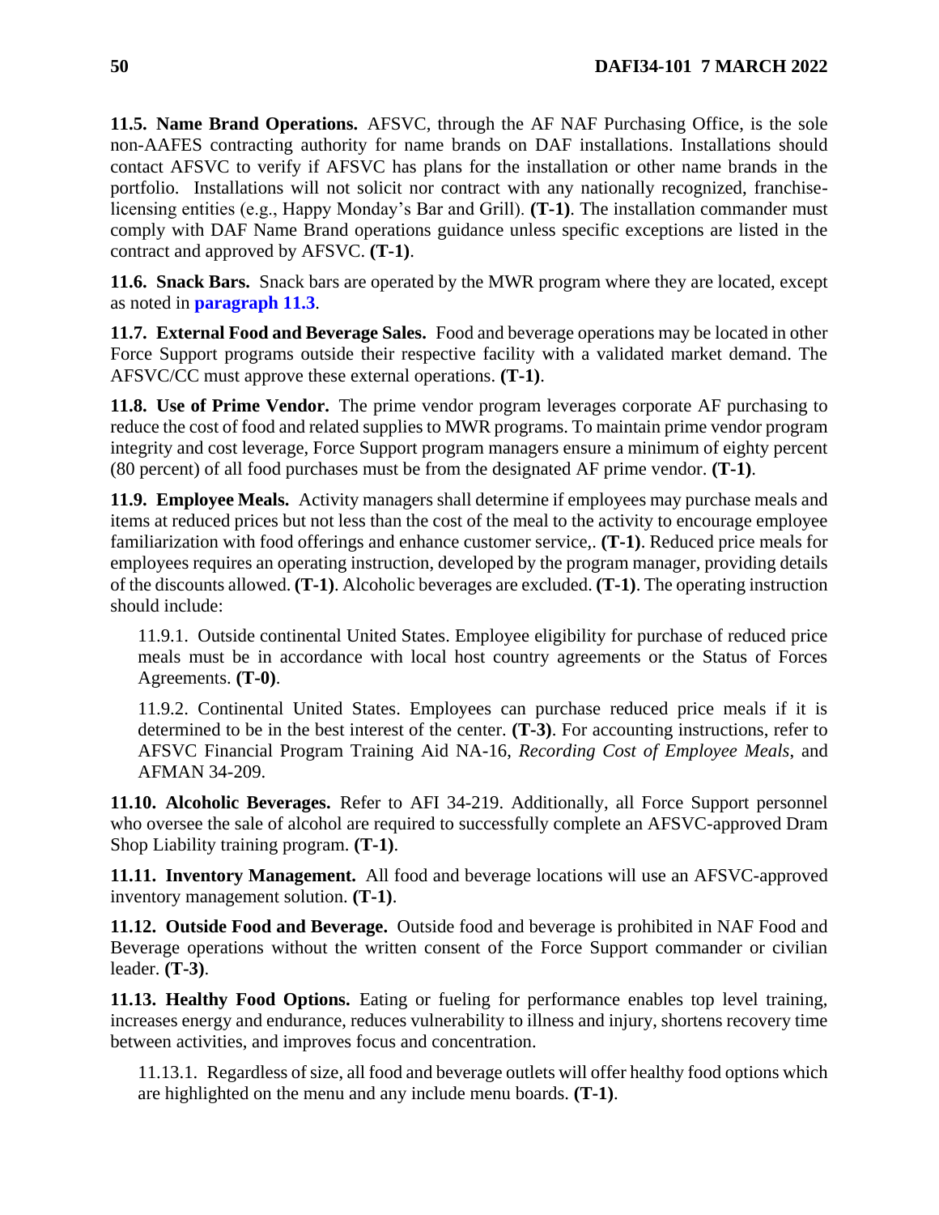**11.5. Name Brand Operations.** AFSVC, through the AF NAF Purchasing Office, is the sole non-AAFES contracting authority for name brands on DAF installations. Installations should contact AFSVC to verify if AFSVC has plans for the installation or other name brands in the portfolio. Installations will not solicit nor contract with any nationally recognized, franchise-licensing entities (e.g., Happy Monday's Bar and Grill). **(T-1)**. The installation commander must comply with DAF Name Brand operations guidance unless specific exceptions are listed in the contract and approved by AFSVC. **(T-1)**.

**11.6. Snack Bars.** Snack bars are operated by the MWR program where they are located, except as noted in **paragraph 11.3**.

**11.7. External Food and Beverage Sales.** Food and beverage operations may be located in other Force Support programs outside their respective facility with a validated market demand. The AFSVC/CC must approve these external operations. **(T-1)**.

**11.8. Use of Prime Vendor.** The prime vendor program leverages corporate AF purchasing to reduce the cost of food and related supplies to MWR programs. To maintain prime vendor program integrity and cost leverage, Force Support program managers ensure a minimum of eighty percent (80 percent) of all food purchases must be from the designated AF prime vendor. **(T-1)**.

**11.9. Employee Meals.** Activity managers shall determine if employees may purchase meals and items at reduced prices but not less than the cost of the meal to the activity to encourage employee familiarization with food offerings and enhance customer service,. **(T-1)**. Reduced price meals for employees requires an operating instruction, developed by the program manager, providing details of the discounts allowed. **(T-1)**. Alcoholic beverages are excluded. **(T-1)**. The operating instruction should include:

11.9.1. Outside continental United States. Employee eligibility for purchase of reduced price meals must be in accordance with local host country agreements or the Status of Forces Agreements. **(T-0)**.

11.9.2. Continental United States. Employees can purchase reduced price meals if it is determined to be in the best interest of the center. **(T-3)**. For accounting instructions, refer to AFSVC Financial Program Training Aid NA-16, *Recording Cost of Employee Meals*, and AFMAN 34-209.

**11.10. Alcoholic Beverages.** Refer to AFI 34-219. Additionally, all Force Support personnel who oversee the sale of alcohol are required to successfully complete an AFSVC-approved Dram Shop Liability training program. **(T-1)**.

**11.11. Inventory Management.** All food and beverage locations will use an AFSVC-approved inventory management solution. **(T-1)**.

**11.12. Outside Food and Beverage.** Outside food and beverage is prohibited in NAF Food and Beverage operations without the written consent of the Force Support commander or civilian leader. **(T-3)**.

**11.13. Healthy Food Options.** Eating or fueling for performance enables top level training, increases energy and endurance, reduces vulnerability to illness and injury, shortens recovery time between activities, and improves focus and concentration.

11.13.1. Regardless of size, all food and beverage outlets will offer healthy food options which are highlighted on the menu and any include menu boards. **(T-1)**.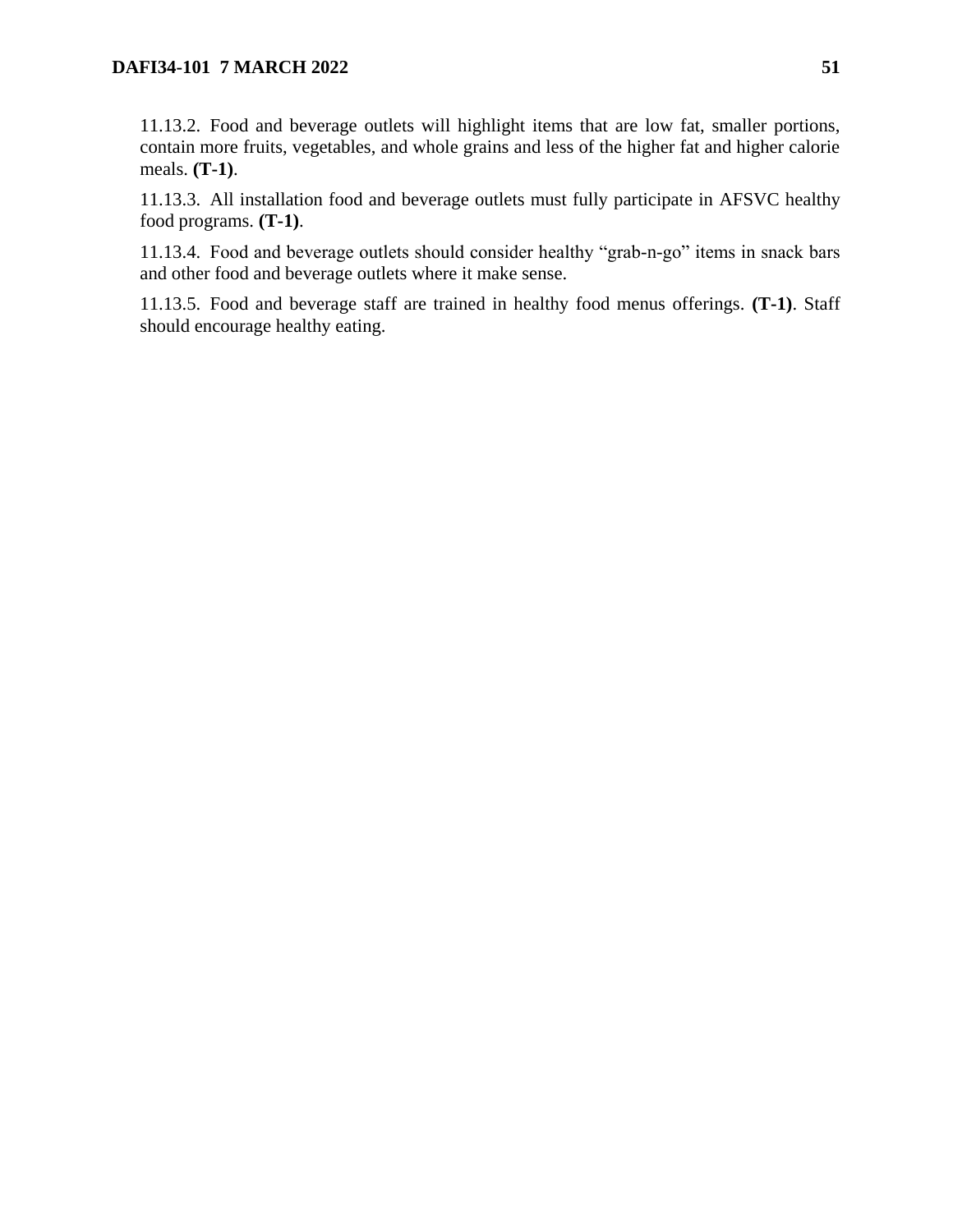11.13.2. Food and beverage outlets will highlight items that are low fat, smaller portions, contain more fruits, vegetables, and whole grains and less of the higher fat and higher calorie meals. **(T-1)**.

11.13.3. All installation food and beverage outlets must fully participate in AFSVC healthy food programs. **(T-1)**.

11.13.4. Food and beverage outlets should consider healthy "grab-n-go" items in snack bars and other food and beverage outlets where it make sense.

11.13.5. Food and beverage staff are trained in healthy food menus offerings. **(T-1)**. Staff should encourage healthy eating.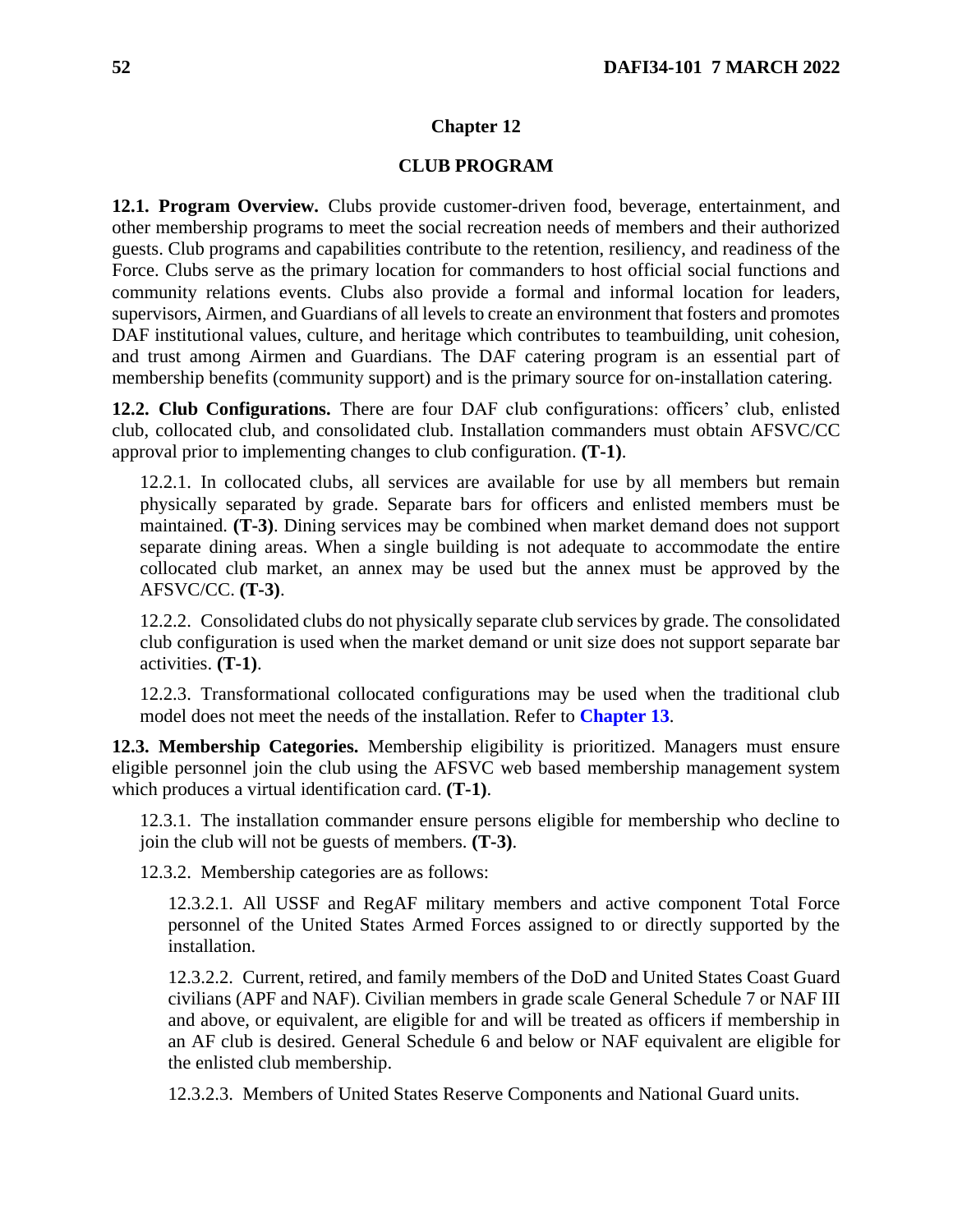# Chapter 12

## CLUB PROGRAM

**12.1. Program Overview.** Clubs provide customer-driven food, beverage, entertainment, and other membership programs to meet the social recreation needs of members and their authorized guests. Club programs and capabilities contribute to the retention, resiliency, and readiness of the Force. Clubs serve as the primary location for commanders to host official social functions and community relations events. Clubs also provide a formal and informal location for leaders, supervisors, Airmen, and Guardians of all levels to create an environment that fosters and promotes DAF institutional values, culture, and heritage which contributes to teambuilding, unit cohesion, and trust among Airmen and Guardians. The DAF catering program is an essential part of membership benefits (community support) and is the primary source for on-installation catering.

**12.2. Club Configurations.** There are four DAF club configurations: officers' club, enlisted club, collocated club, and consolidated club. Installation commanders must obtain AFSVC/CC approval prior to implementing changes to club configuration. **(T-1)**.

12.2.1. In collocated clubs, all services are available for use by all members but remain physically separated by grade. Separate bars for officers and enlisted members must be maintained. **(T-3)**. Dining services may be combined when market demand does not support separate dining areas. When a single building is not adequate to accommodate the entire collocated club market, an annex may be used but the annex must be approved by the AFSVC/CC. **(T-3)**.

12.2.2. Consolidated clubs do not physically separate club services by grade. The consolidated club configuration is used when the market demand or unit size does not support separate bar activities. **(T-1)**.

12.2.3. Transformational collocated configurations may be used when the traditional club model does not meet the needs of the installation. Refer to **Chapter 13**.

**12.3. Membership Categories.** Membership eligibility is prioritized. Managers must ensure eligible personnel join the club using the AFSVC web based membership management system which produces a virtual identification card. **(T-1)**.

12.3.1. The installation commander ensure persons eligible for membership who decline to join the club will not be guests of members. **(T-3)**.

12.3.2. Membership categories are as follows:

12.3.2.1. All USSF and RegAF military members and active component Total Force personnel of the United States Armed Forces assigned to or directly supported by the installation.

12.3.2.2. Current, retired, and family members of the DoD and United States Coast Guard civilians (APF and NAF). Civilian members in grade scale General Schedule 7 or NAF III and above, or equivalent, are eligible for and will be treated as officers if membership in an AF club is desired. General Schedule 6 and below or NAF equivalent are eligible for the enlisted club membership.

12.3.2.3. Members of United States Reserve Components and National Guard units.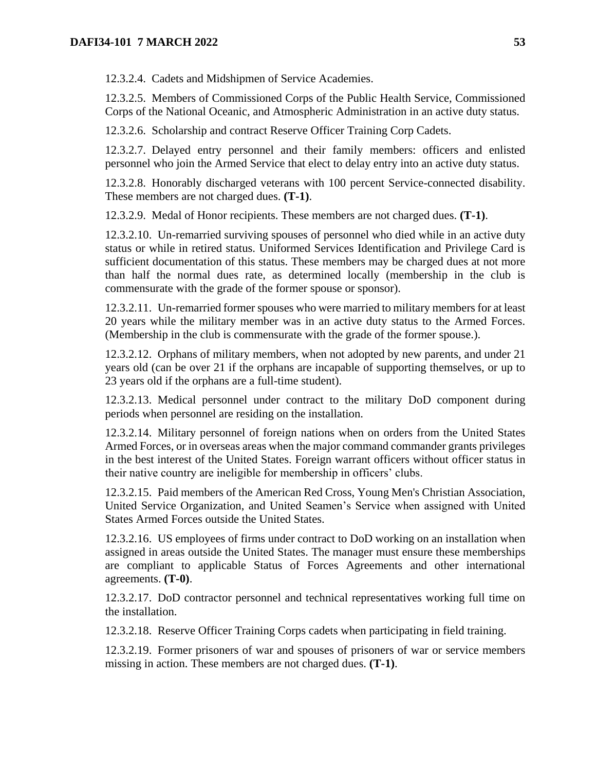12.3.2.4. Cadets and Midshipmen of Service Academies.

12.3.2.5. Members of Commissioned Corps of the Public Health Service, Commissioned Corps of the National Oceanic, and Atmospheric Administration in an active duty status.

12.3.2.6. Scholarship and contract Reserve Officer Training Corp Cadets.

12.3.2.7. Delayed entry personnel and their family members: officers and enlisted personnel who join the Armed Service that elect to delay entry into an active duty status.

12.3.2.8. Honorably discharged veterans with 100 percent Service-connected disability. These members are not charged dues. **(T-1)**.

12.3.2.9. Medal of Honor recipients. These members are not charged dues. **(T-1)**.

12.3.2.10. Un-remarried surviving spouses of personnel who died while in an active duty status or while in retired status. Uniformed Services Identification and Privilege Card is sufficient documentation of this status. These members may be charged dues at not more than half the normal dues rate, as determined locally (membership in the club is commensurate with the grade of the former spouse or sponsor).

12.3.2.11. Un-remarried former spouses who were married to military members for at least 20 years while the military member was in an active duty status to the Armed Forces. (Membership in the club is commensurate with the grade of the former spouse.).

12.3.2.12. Orphans of military members, when not adopted by new parents, and under 21 years old (can be over 21 if the orphans are incapable of supporting themselves, or up to 23 years old if the orphans are a full-time student).

12.3.2.13. Medical personnel under contract to the military DoD component during periods when personnel are residing on the installation.

12.3.2.14. Military personnel of foreign nations when on orders from the United States Armed Forces, or in overseas areas when the major command commander grants privileges in the best interest of the United States. Foreign warrant officers without officer status in their native country are ineligible for membership in officers' clubs.

12.3.2.15. Paid members of the American Red Cross, Young Men's Christian Association, United Service Organization, and United Seamen's Service when assigned with United States Armed Forces outside the United States.

12.3.2.16. US employees of firms under contract to DoD working on an installation when assigned in areas outside the United States. The manager must ensure these memberships are compliant to applicable Status of Forces Agreements and other international agreements. **(T-0)**.

12.3.2.17. DoD contractor personnel and technical representatives working full time on the installation.

12.3.2.18. Reserve Officer Training Corps cadets when participating in field training.

12.3.2.19. Former prisoners of war and spouses of prisoners of war or service members missing in action. These members are not charged dues. **(T-1)**.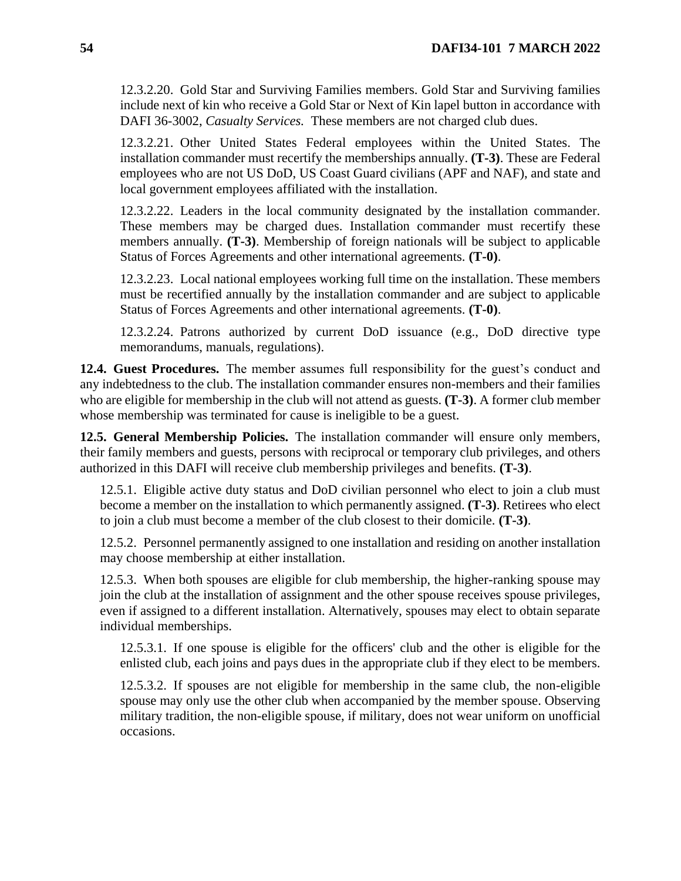12.3.2.20. Gold Star and Surviving Families members. Gold Star and Surviving families include next of kin who receive a Gold Star or Next of Kin lapel button in accordance with DAFI 36-3002, *Casualty Services.* These members are not charged club dues.

12.3.2.21. Other United States Federal employees within the United States. The installation commander must recertify the memberships annually. **(T-3)**. These are Federal employees who are not US DoD, US Coast Guard civilians (APF and NAF), and state and local government employees affiliated with the installation.

12.3.2.22. Leaders in the local community designated by the installation commander. These members may be charged dues. Installation commander must recertify these members annually. **(T-3)**. Membership of foreign nationals will be subject to applicable Status of Forces Agreements and other international agreements. **(T-0)**.

12.3.2.23. Local national employees working full time on the installation. These members must be recertified annually by the installation commander and are subject to applicable Status of Forces Agreements and other international agreements. **(T-0)**.

12.3.2.24. Patrons authorized by current DoD issuance (e.g., DoD directive type memorandums, manuals, regulations).

**12.4. Guest Procedures.** The member assumes full responsibility for the guest's conduct and any indebtedness to the club. The installation commander ensures non-members and their families who are eligible for membership in the club will not attend as guests. **(T-3)**. A former club member whose membership was terminated for cause is ineligible to be a guest.

**12.5. General Membership Policies.** The installation commander will ensure only members, their family members and guests, persons with reciprocal or temporary club privileges, and others authorized in this DAFI will receive club membership privileges and benefits. **(T-3)**.

12.5.1. Eligible active duty status and DoD civilian personnel who elect to join a club must become a member on the installation to which permanently assigned. **(T-3)**. Retirees who elect to join a club must become a member of the club closest to their domicile. **(T-3)**.

12.5.2. Personnel permanently assigned to one installation and residing on another installation may choose membership at either installation.

12.5.3. When both spouses are eligible for club membership, the higher-ranking spouse may join the club at the installation of assignment and the other spouse receives spouse privileges, even if assigned to a different installation. Alternatively, spouses may elect to obtain separate individual memberships.

12.5.3.1. If one spouse is eligible for the officers' club and the other is eligible for the enlisted club, each joins and pays dues in the appropriate club if they elect to be members.

12.5.3.2. If spouses are not eligible for membership in the same club, the non-eligible spouse may only use the other club when accompanied by the member spouse. Observing military tradition, the non-eligible spouse, if military, does not wear uniform on unofficial occasions.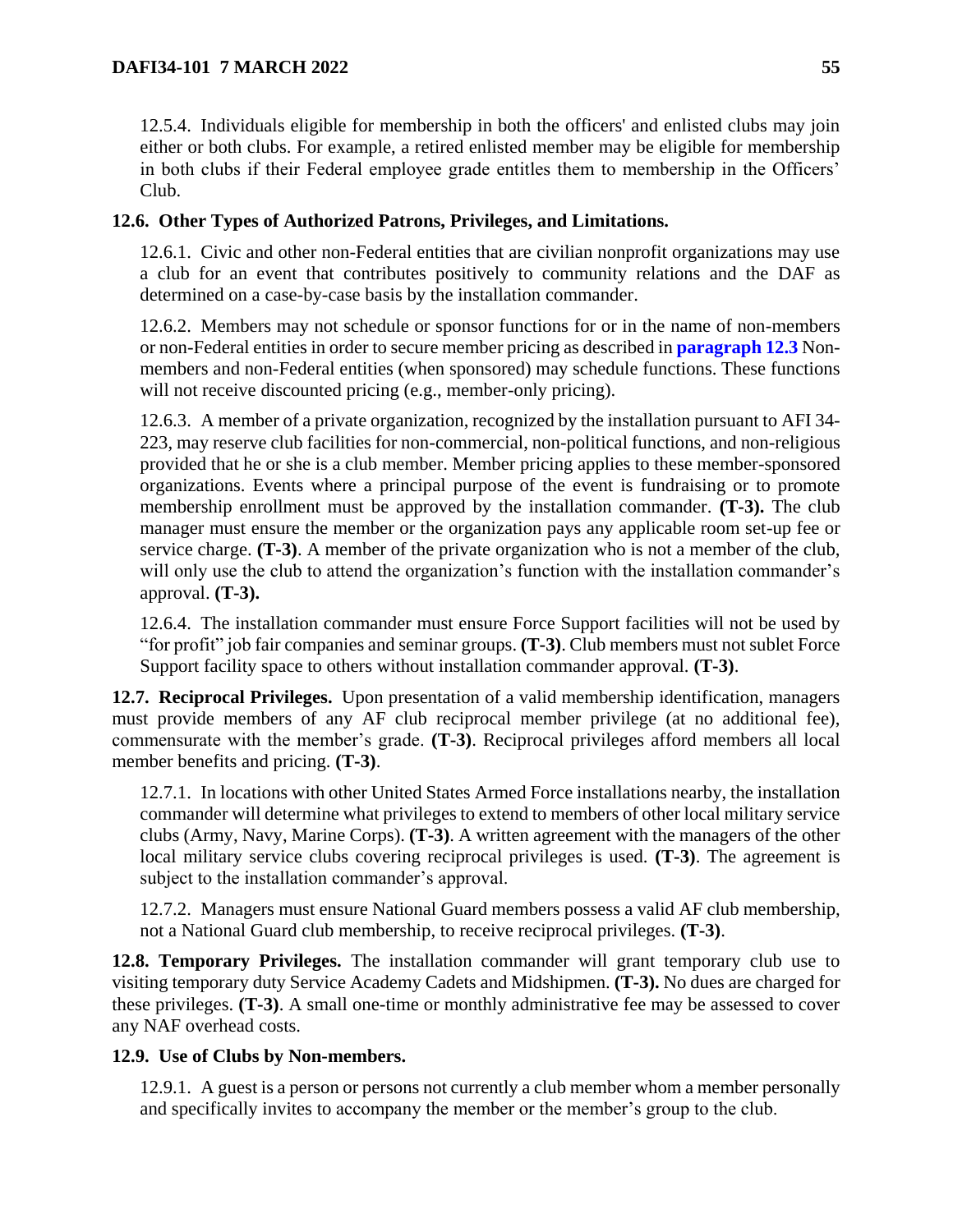12.5.4. Individuals eligible for membership in both the officers' and enlisted clubs may join either or both clubs. For example, a retired enlisted member may be eligible for membership in both clubs if their Federal employee grade entitles them to membership in the Officers' Club.

**12.6. Other Types of Authorized Patrons, Privileges, and Limitations.**

12.6.1. Civic and other non-Federal entities that are civilian nonprofit organizations may use a club for an event that contributes positively to community relations and the DAF as determined on a case-by-case basis by the installation commander.

12.6.2. Members may not schedule or sponsor functions for or in the name of non-members or non-Federal entities in order to secure member pricing as described in **paragraph 12.3** Non-members and non-Federal entities (when sponsored) may schedule functions. These functions will not receive discounted pricing (e.g., member-only pricing).

12.6.3. A member of a private organization, recognized by the installation pursuant to AFI 34-223, may reserve club facilities for non-commercial, non-political functions, and non-religious provided that he or she is a club member. Member pricing applies to these member-sponsored organizations. Events where a principal purpose of the event is fundraising or to promote membership enrollment must be approved by the installation commander. **(T-3).** The club manager must ensure the member or the organization pays any applicable room set-up fee or service charge. **(T-3)**. A member of the private organization who is not a member of the club, will only use the club to attend the organization's function with the installation commander's approval. **(T-3).**

12.6.4. The installation commander must ensure Force Support facilities will not be used by "for profit" job fair companies and seminar groups. **(T-3)**. Club members must not sublet Force Support facility space to others without installation commander approval. **(T-3)**.

**12.7. Reciprocal Privileges.** Upon presentation of a valid membership identification, managers must provide members of any AF club reciprocal member privilege (at no additional fee), commensurate with the member's grade. **(T-3)**. Reciprocal privileges afford members all local member benefits and pricing. **(T-3)**.

12.7.1. In locations with other United States Armed Force installations nearby, the installation commander will determine what privileges to extend to members of other local military service clubs (Army, Navy, Marine Corps). **(T-3)**. A written agreement with the managers of the other local military service clubs covering reciprocal privileges is used. **(T-3)**. The agreement is subject to the installation commander's approval.

12.7.2. Managers must ensure National Guard members possess a valid AF club membership, not a National Guard club membership, to receive reciprocal privileges. **(T-3)**.

**12.8. Temporary Privileges.** The installation commander will grant temporary club use to visiting temporary duty Service Academy Cadets and Midshipmen. **(T-3).** No dues are charged for these privileges. **(T-3)**. A small one-time or monthly administrative fee may be assessed to cover any NAF overhead costs.

**12.9. Use of Clubs by Non-members.**

12.9.1. A guest is a person or persons not currently a club member whom a member personally and specifically invites to accompany the member or the member's group to the club.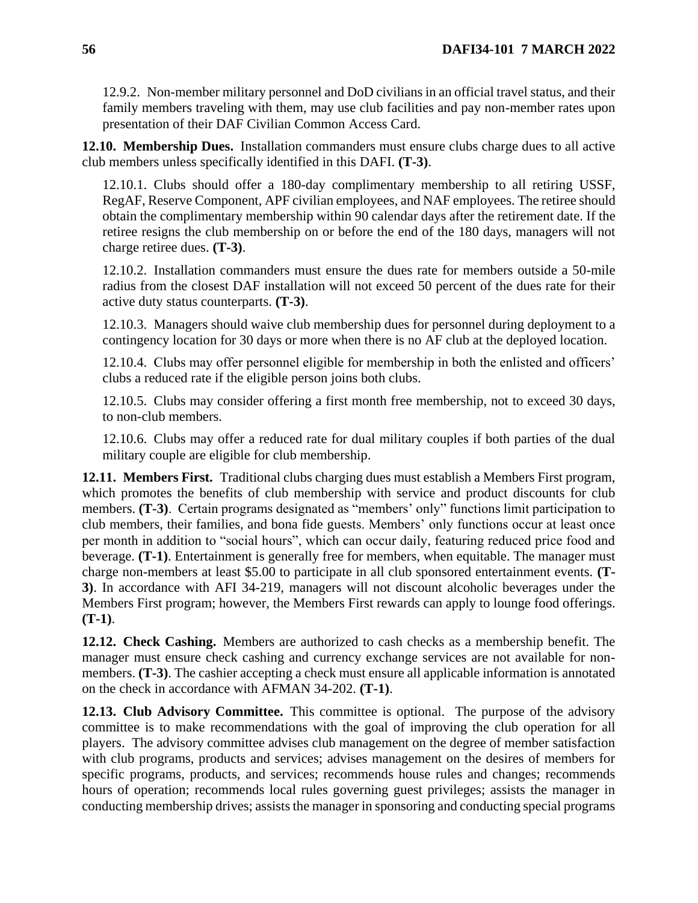12.9.2. Non-member military personnel and DoD civilians in an official travel status, and their family members traveling with them, may use club facilities and pay non-member rates upon presentation of their DAF Civilian Common Access Card.

**12.10. Membership Dues.** Installation commanders must ensure clubs charge dues to all active club members unless specifically identified in this DAFI. **(T-3)**.

12.10.1. Clubs should offer a 180-day complimentary membership to all retiring USSF, RegAF, Reserve Component, APF civilian employees, and NAF employees. The retiree should obtain the complimentary membership within 90 calendar days after the retirement date. If the retiree resigns the club membership on or before the end of the 180 days, managers will not charge retiree dues. **(T-3)**.

12.10.2. Installation commanders must ensure the dues rate for members outside a 50-mile radius from the closest DAF installation will not exceed 50 percent of the dues rate for their active duty status counterparts. **(T-3)**.

12.10.3. Managers should waive club membership dues for personnel during deployment to a contingency location for 30 days or more when there is no AF club at the deployed location.

12.10.4. Clubs may offer personnel eligible for membership in both the enlisted and officers' clubs a reduced rate if the eligible person joins both clubs.

12.10.5. Clubs may consider offering a first month free membership, not to exceed 30 days, to non-club members.

12.10.6. Clubs may offer a reduced rate for dual military couples if both parties of the dual military couple are eligible for club membership.

**12.11. Members First.** Traditional clubs charging dues must establish a Members First program, which promotes the benefits of club membership with service and product discounts for club members. **(T-3)**. Certain programs designated as "members' only" functions limit participation to club members, their families, and bona fide guests. Members' only functions occur at least once per month in addition to "social hours", which can occur daily, featuring reduced price food and beverage. **(T-1)**. Entertainment is generally free for members, when equitable. The manager must charge non-members at least $5.00 to participate in all club sponsored entertainment events. **(T-3)**. In accordance with AFI 34-219, managers will not discount alcoholic beverages under the Members First program; however, the Members First rewards can apply to lounge food offerings. **(T-1)**.

**12.12. Check Cashing.** Members are authorized to cash checks as a membership benefit. The manager must ensure check cashing and currency exchange services are not available for non-members. **(T-3)**. The cashier accepting a check must ensure all applicable information is annotated on the check in accordance with AFMAN 34-202. **(T-1)**.

**12.13. Club Advisory Committee.** This committee is optional. The purpose of the advisory committee is to make recommendations with the goal of improving the club operation for all players. The advisory committee advises club management on the degree of member satisfaction with club programs, products and services; advises management on the desires of members for specific programs, products, and services; recommends house rules and changes; recommends hours of operation; recommends local rules governing guest privileges; assists the manager in conducting membership drives; assists the manager in sponsoring and conducting special programs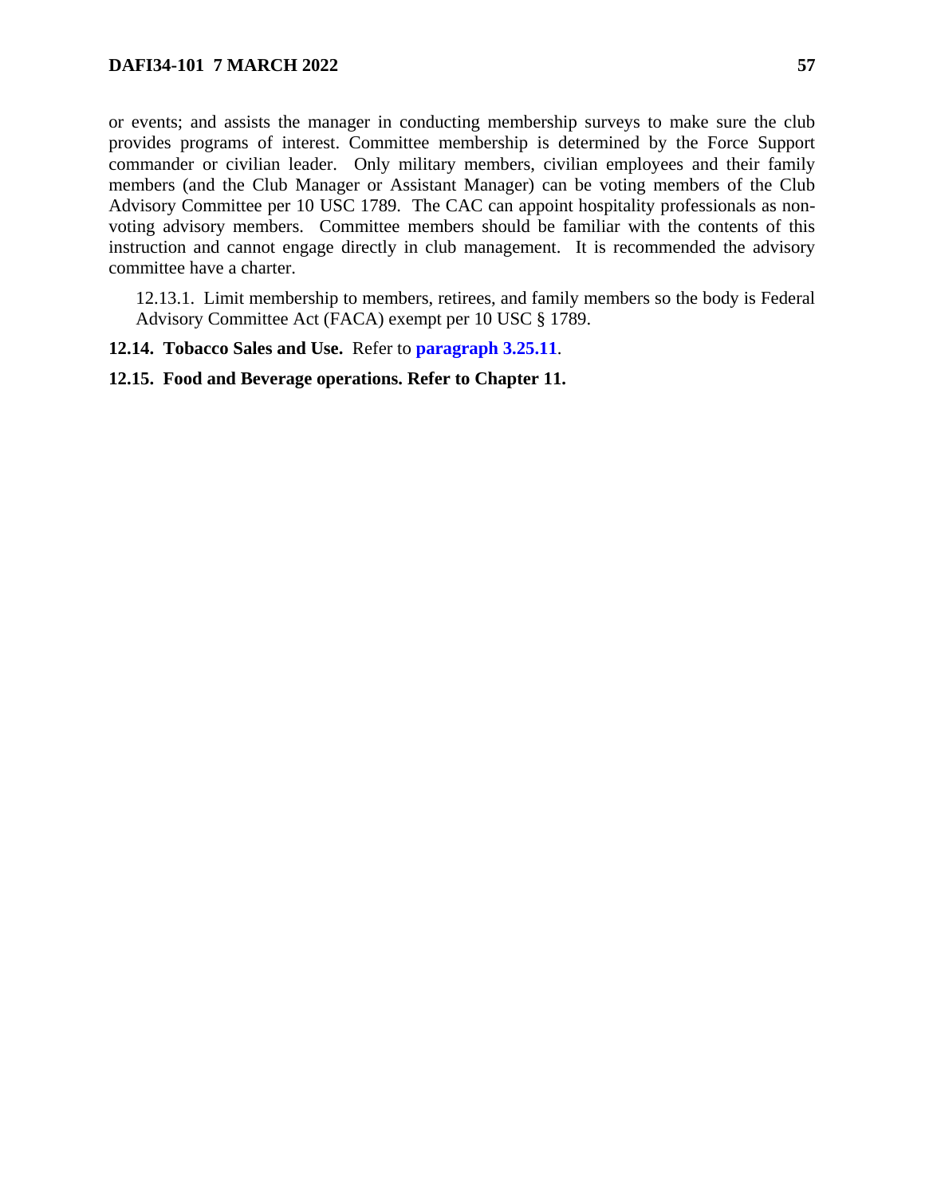or events; and assists the manager in conducting membership surveys to make sure the club provides programs of interest. Committee membership is determined by the Force Support commander or civilian leader. Only military members, civilian employees and their family members (and the Club Manager or Assistant Manager) can be voting members of the Club Advisory Committee per 10 USC 1789. The CAC can appoint hospitality professionals as non-voting advisory members. Committee members should be familiar with the contents of this instruction and cannot engage directly in club management. It is recommended the advisory committee have a charter.

12.13.1. Limit membership to members, retirees, and family members so the body is Federal Advisory Committee Act (FACA) exempt per 10 USC § 1789.

**12.14. Tobacco Sales and Use.** Refer to **paragraph 3.25.11**.

**12.15. Food and Beverage operations. Refer to Chapter 11.**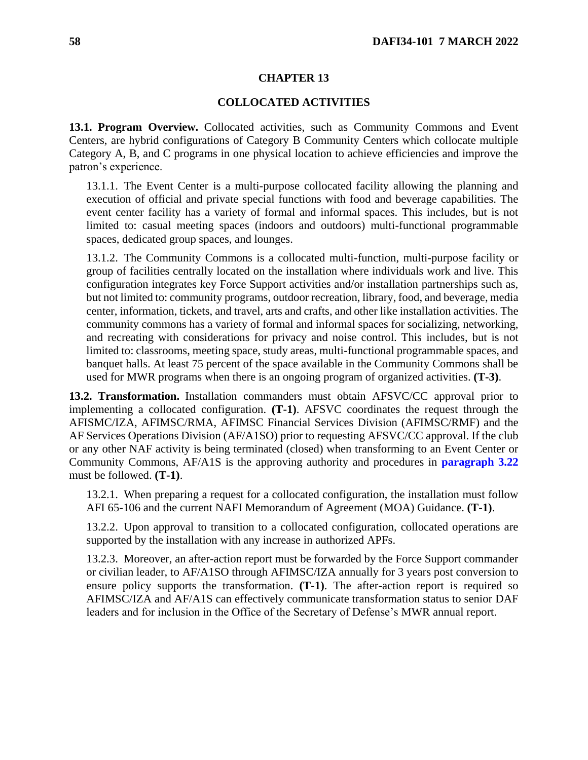# CHAPTER 13

## COLLOCATED ACTIVITIES

**13.1. Program Overview.** Collocated activities, such as Community Commons and Event Centers, are hybrid configurations of Category B Community Centers which collocate multiple Category A, B, and C programs in one physical location to achieve efficiencies and improve the patron's experience.

13.1.1. The Event Center is a multi-purpose collocated facility allowing the planning and execution of official and private special functions with food and beverage capabilities. The event center facility has a variety of formal and informal spaces. This includes, but is not limited to: casual meeting spaces (indoors and outdoors) multi-functional programmable spaces, dedicated group spaces, and lounges.

13.1.2. The Community Commons is a collocated multi-function, multi-purpose facility or group of facilities centrally located on the installation where individuals work and live. This configuration integrates key Force Support activities and/or installation partnerships such as, but not limited to: community programs, outdoor recreation, library, food, and beverage, media center, information, tickets, and travel, arts and crafts, and other like installation activities. The community commons has a variety of formal and informal spaces for socializing, networking, and recreating with considerations for privacy and noise control. This includes, but is not limited to: classrooms, meeting space, study areas, multi-functional programmable spaces, and banquet halls. At least 75 percent of the space available in the Community Commons shall be used for MWR programs when there is an ongoing program of organized activities. **(T-3)**.

**13.2. Transformation.** Installation commanders must obtain AFSVC/CC approval prior to implementing a collocated configuration. **(T-1)**. AFSVC coordinates the request through the AFISMC/IZA, AFIMSC/RMA, AFIMSC Financial Services Division (AFIMSC/RMF) and the AF Services Operations Division (AF/A1SO) prior to requesting AFSVC/CC approval. If the club or any other NAF activity is being terminated (closed) when transforming to an Event Center or Community Commons, AF/A1S is the approving authority and procedures in **paragraph 3.22** must be followed. **(T-1)**.

13.2.1. When preparing a request for a collocated configuration, the installation must follow AFI 65-106 and the current NAFI Memorandum of Agreement (MOA) Guidance. **(T-1)**.

13.2.2. Upon approval to transition to a collocated configuration, collocated operations are supported by the installation with any increase in authorized APFs.

13.2.3. Moreover, an after-action report must be forwarded by the Force Support commander or civilian leader, to AF/A1SO through AFIMSC/IZA annually for 3 years post conversion to ensure policy supports the transformation. **(T-1)**. The after-action report is required so AFIMSC/IZA and AF/A1S can effectively communicate transformation status to senior DAF leaders and for inclusion in the Office of the Secretary of Defense's MWR annual report.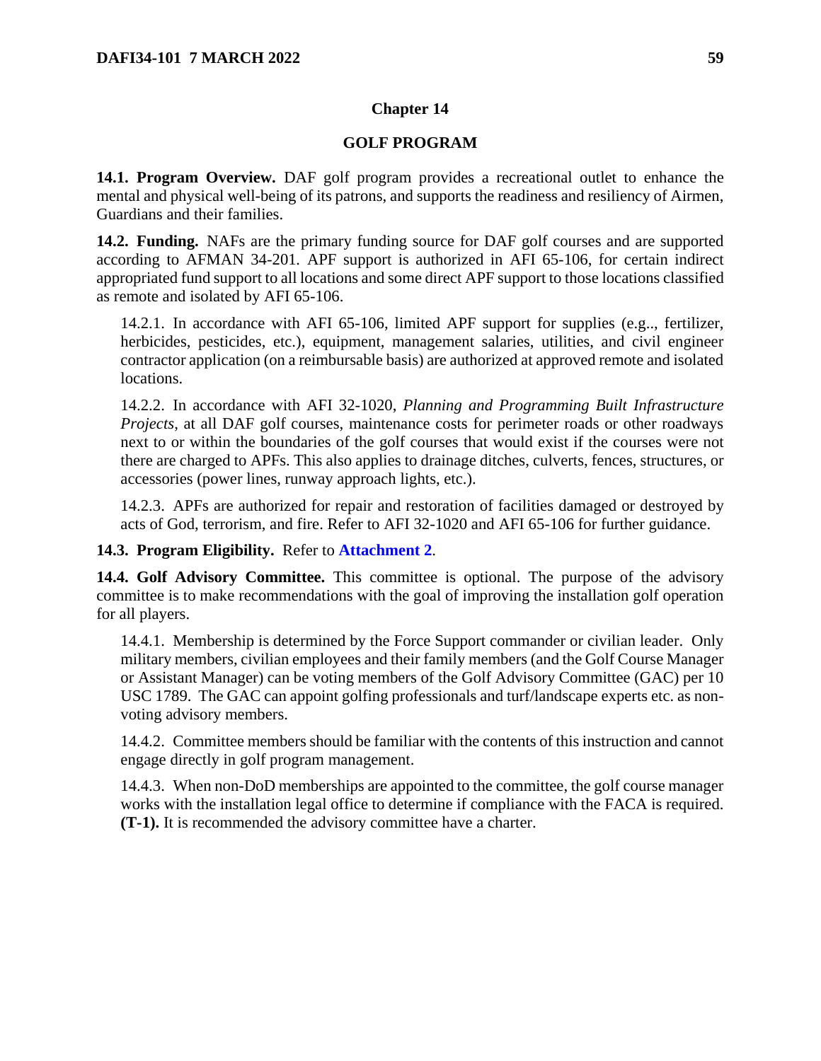# Chapter 14

## GOLF PROGRAM

**14.1. Program Overview.** DAF golf program provides a recreational outlet to enhance the mental and physical well-being of its patrons, and supports the readiness and resiliency of Airmen, Guardians and their families.

**14.2. Funding.** NAFs are the primary funding source for DAF golf courses and are supported according to AFMAN 34-201. APF support is authorized in AFI 65-106, for certain indirect appropriated fund support to all locations and some direct APF support to those locations classified as remote and isolated by AFI 65-106.

14.2.1. In accordance with AFI 65-106, limited APF support for supplies (e.g.., fertilizer, herbicides, pesticides, etc.), equipment, management salaries, utilities, and civil engineer contractor application (on a reimbursable basis) are authorized at approved remote and isolated locations.

14.2.2. In accordance with AFI 32-1020, *Planning and Programming Built Infrastructure Projects*, at all DAF golf courses, maintenance costs for perimeter roads or other roadways next to or within the boundaries of the golf courses that would exist if the courses were not there are charged to APFs. This also applies to drainage ditches, culverts, fences, structures, or accessories (power lines, runway approach lights, etc.).

14.2.3. APFs are authorized for repair and restoration of facilities damaged or destroyed by acts of God, terrorism, and fire. Refer to AFI 32-1020 and AFI 65-106 for further guidance.

**14.3. Program Eligibility.** Refer to **Attachment 2**.

**14.4. Golf Advisory Committee.** This committee is optional. The purpose of the advisory committee is to make recommendations with the goal of improving the installation golf operation for all players.

14.4.1. Membership is determined by the Force Support commander or civilian leader. Only military members, civilian employees and their family members (and the Golf Course Manager or Assistant Manager) can be voting members of the Golf Advisory Committee (GAC) per 10 USC 1789. The GAC can appoint golfing professionals and turf/landscape experts etc. as non-voting advisory members.

14.4.2. Committee members should be familiar with the contents of this instruction and cannot engage directly in golf program management.

14.4.3. When non-DoD memberships are appointed to the committee, the golf course manager works with the installation legal office to determine if compliance with the FACA is required. **(T-1).** It is recommended the advisory committee have a charter.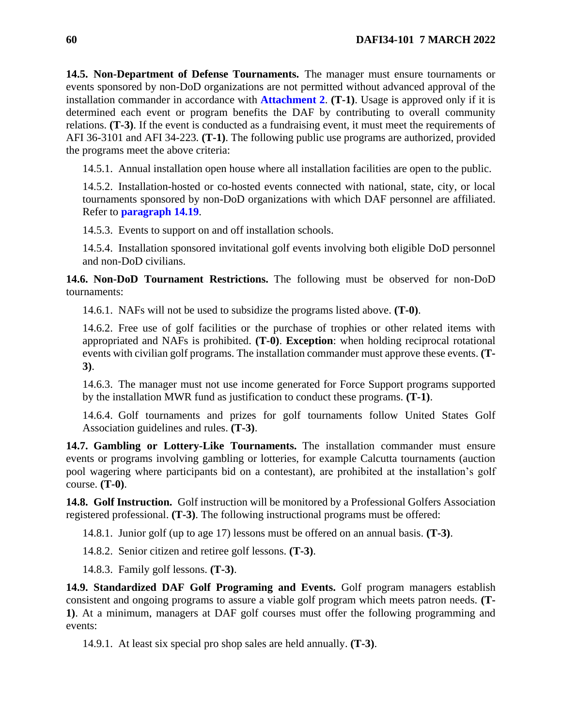**14.5. Non-Department of Defense Tournaments.** The manager must ensure tournaments or events sponsored by non-DoD organizations are not permitted without advanced approval of the installation commander in accordance with **Attachment 2**. **(T-1)**. Usage is approved only if it is determined each event or program benefits the DAF by contributing to overall community relations. **(T-3)**. If the event is conducted as a fundraising event, it must meet the requirements of AFI 36-3101 and AFI 34-223. **(T-1)**. The following public use programs are authorized, provided the programs meet the above criteria:

14.5.1. Annual installation open house where all installation facilities are open to the public.

14.5.2. Installation-hosted or co-hosted events connected with national, state, city, or local tournaments sponsored by non-DoD organizations with which DAF personnel are affiliated. Refer to **paragraph 14.19**.

14.5.3. Events to support on and off installation schools.

14.5.4. Installation sponsored invitational golf events involving both eligible DoD personnel and non-DoD civilians.

**14.6. Non-DoD Tournament Restrictions.** The following must be observed for non-DoD tournaments:

14.6.1. NAFs will not be used to subsidize the programs listed above. **(T-0)**.

14.6.2. Free use of golf facilities or the purchase of trophies or other related items with appropriated and NAFs is prohibited. **(T-0)**. **Exception**: when holding reciprocal rotational events with civilian golf programs. The installation commander must approve these events. **(T-3)**.

14.6.3. The manager must not use income generated for Force Support programs supported by the installation MWR fund as justification to conduct these programs. **(T-1)**.

14.6.4. Golf tournaments and prizes for golf tournaments follow United States Golf Association guidelines and rules. **(T-3)**.

**14.7. Gambling or Lottery-Like Tournaments.** The installation commander must ensure events or programs involving gambling or lotteries, for example Calcutta tournaments (auction pool wagering where participants bid on a contestant), are prohibited at the installation's golf course. **(T-0)**.

**14.8. Golf Instruction.** Golf instruction will be monitored by a Professional Golfers Association registered professional. **(T-3)**. The following instructional programs must be offered:

14.8.1. Junior golf (up to age 17) lessons must be offered on an annual basis. **(T-3)**.

14.8.2. Senior citizen and retiree golf lessons. **(T-3)**.

14.8.3. Family golf lessons. **(T-3)**.

**14.9. Standardized DAF Golf Programing and Events.** Golf program managers establish consistent and ongoing programs to assure a viable golf program which meets patron needs. **(T-1)**. At a minimum, managers at DAF golf courses must offer the following programming and events:

14.9.1. At least six special pro shop sales are held annually. **(T-3)**.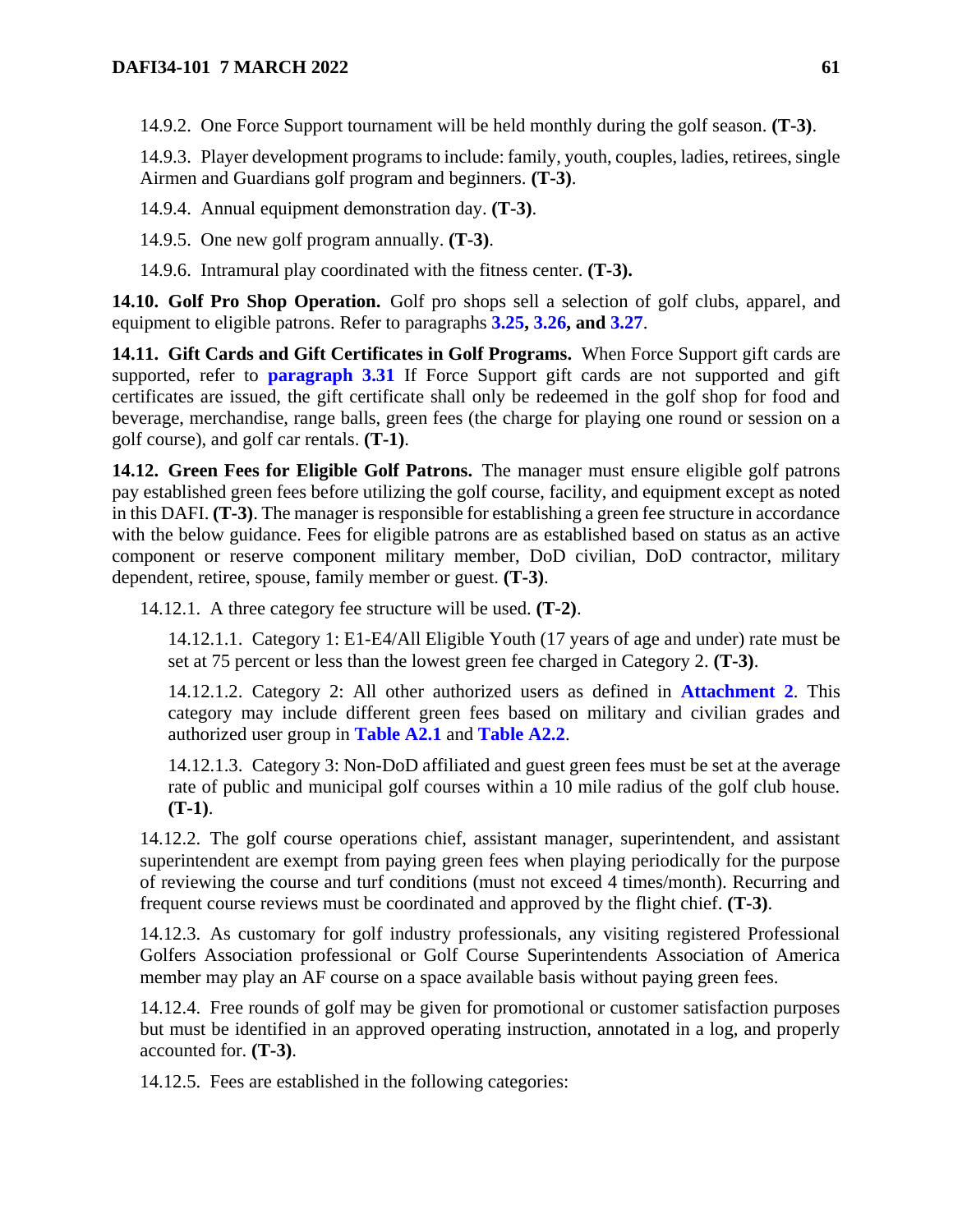14.9.2. One Force Support tournament will be held monthly during the golf season. **(T-3)**.

14.9.3. Player development programs to include: family, youth, couples, ladies, retirees, single Airmen and Guardians golf program and beginners. **(T-3)**.

14.9.4. Annual equipment demonstration day. **(T-3)**.

14.9.5. One new golf program annually. **(T-3)**.

14.9.6. Intramural play coordinated with the fitness center. **(T-3).**

**14.10. Golf Pro Shop Operation.** Golf pro shops sell a selection of golf clubs, apparel, and equipment to eligible patrons. Refer to paragraphs **3.25, 3.26, and 3.27**.

**14.11. Gift Cards and Gift Certificates in Golf Programs.** When Force Support gift cards are supported, refer to **paragraph 3.31** If Force Support gift cards are not supported and gift certificates are issued, the gift certificate shall only be redeemed in the golf shop for food and beverage, merchandise, range balls, green fees (the charge for playing one round or session on a golf course), and golf car rentals. **(T-1)**.

**14.12. Green Fees for Eligible Golf Patrons.** The manager must ensure eligible golf patrons pay established green fees before utilizing the golf course, facility, and equipment except as noted in this DAFI. **(T-3)**. The manager is responsible for establishing a green fee structure in accordance with the below guidance. Fees for eligible patrons are as established based on status as an active component or reserve component military member, DoD civilian, DoD contractor, military dependent, retiree, spouse, family member or guest. **(T-3)**.

14.12.1. A three category fee structure will be used. **(T-2)**.

14.12.1.1. Category 1: E1-E4/All Eligible Youth (17 years of age and under) rate must be set at 75 percent or less than the lowest green fee charged in Category 2. **(T-3)**.

14.12.1.2. Category 2: All other authorized users as defined in **Attachment 2**. This category may include different green fees based on military and civilian grades and authorized user group in **Table A2.1** and **Table A2.2**.

14.12.1.3. Category 3: Non-DoD affiliated and guest green fees must be set at the average rate of public and municipal golf courses within a 10 mile radius of the golf club house. **(T-1)**.

14.12.2. The golf course operations chief, assistant manager, superintendent, and assistant superintendent are exempt from paying green fees when playing periodically for the purpose of reviewing the course and turf conditions (must not exceed 4 times/month). Recurring and frequent course reviews must be coordinated and approved by the flight chief. **(T-3)**.

14.12.3. As customary for golf industry professionals, any visiting registered Professional Golfers Association professional or Golf Course Superintendents Association of America member may play an AF course on a space available basis without paying green fees.

14.12.4. Free rounds of golf may be given for promotional or customer satisfaction purposes but must be identified in an approved operating instruction, annotated in a log, and properly accounted for. **(T-3)**.

14.12.5. Fees are established in the following categories: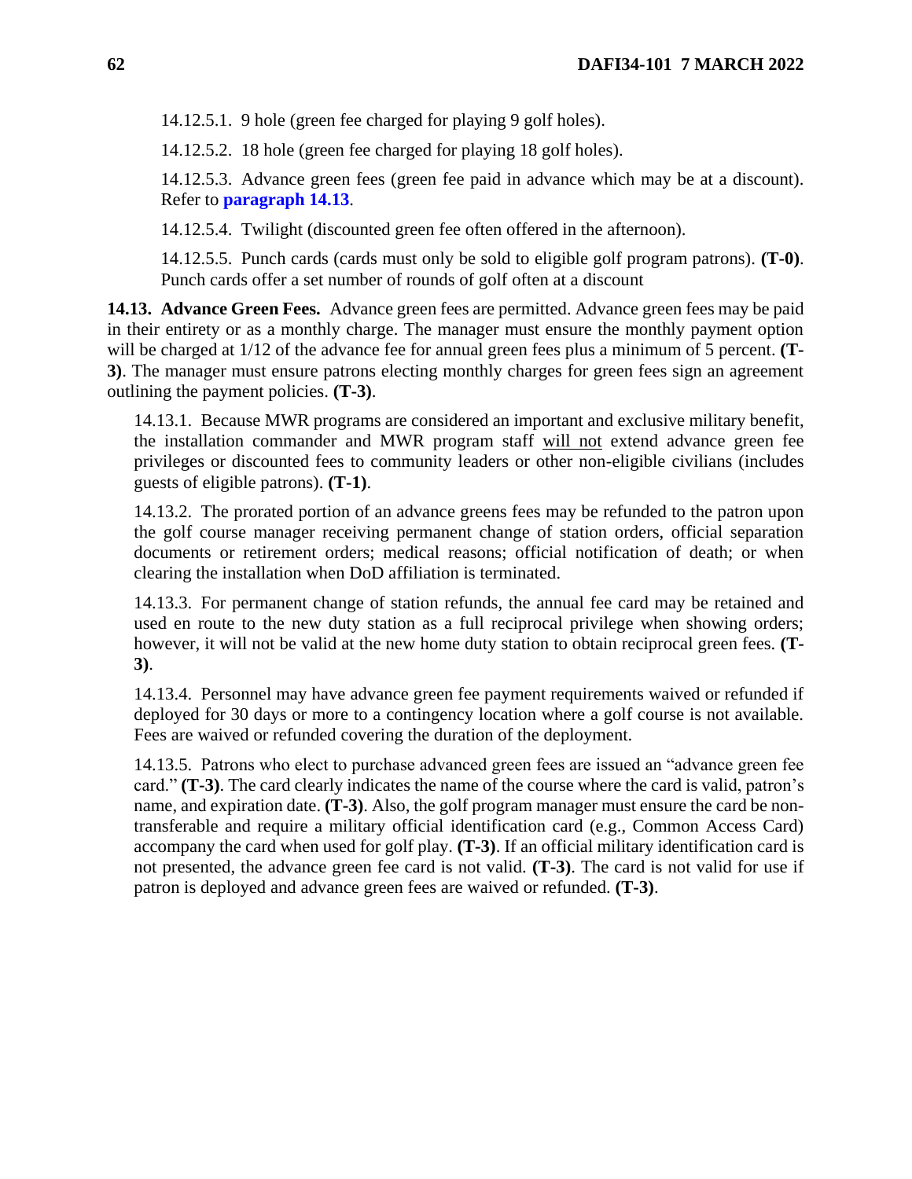14.12.5.1. 9 hole (green fee charged for playing 9 golf holes).

14.12.5.2. 18 hole (green fee charged for playing 18 golf holes).

14.12.5.3. Advance green fees (green fee paid in advance which may be at a discount). Refer to **paragraph 14.13**.

14.12.5.4. Twilight (discounted green fee often offered in the afternoon).

14.12.5.5. Punch cards (cards must only be sold to eligible golf program patrons). **(T-0)**. Punch cards offer a set number of rounds of golf often at a discount

**14.13. Advance Green Fees.** Advance green fees are permitted. Advance green fees may be paid in their entirety or as a monthly charge. The manager must ensure the monthly payment option will be charged at 1/12 of the advance fee for annual green fees plus a minimum of 5 percent. **(T-3)**. The manager must ensure patrons electing monthly charges for green fees sign an agreement outlining the payment policies. **(T-3)**.

14.13.1. Because MWR programs are considered an important and exclusive military benefit, the installation commander and MWR program staff will not extend advance green fee privileges or discounted fees to community leaders or other non-eligible civilians (includes guests of eligible patrons). **(T-1)**.

14.13.2. The prorated portion of an advance greens fees may be refunded to the patron upon the golf course manager receiving permanent change of station orders, official separation documents or retirement orders; medical reasons; official notification of death; or when clearing the installation when DoD affiliation is terminated.

14.13.3. For permanent change of station refunds, the annual fee card may be retained and used en route to the new duty station as a full reciprocal privilege when showing orders; however, it will not be valid at the new home duty station to obtain reciprocal green fees. **(T-3)**.

14.13.4. Personnel may have advance green fee payment requirements waived or refunded if deployed for 30 days or more to a contingency location where a golf course is not available. Fees are waived or refunded covering the duration of the deployment.

14.13.5. Patrons who elect to purchase advanced green fees are issued an "advance green fee card." **(T-3)**. The card clearly indicates the name of the course where the card is valid, patron's name, and expiration date. **(T-3)**. Also, the golf program manager must ensure the card be non-transferable and require a military official identification card (e.g., Common Access Card) accompany the card when used for golf play. **(T-3)**. If an official military identification card is not presented, the advance green fee card is not valid. **(T-3)**. The card is not valid for use if patron is deployed and advance green fees are waived or refunded. **(T-3)**.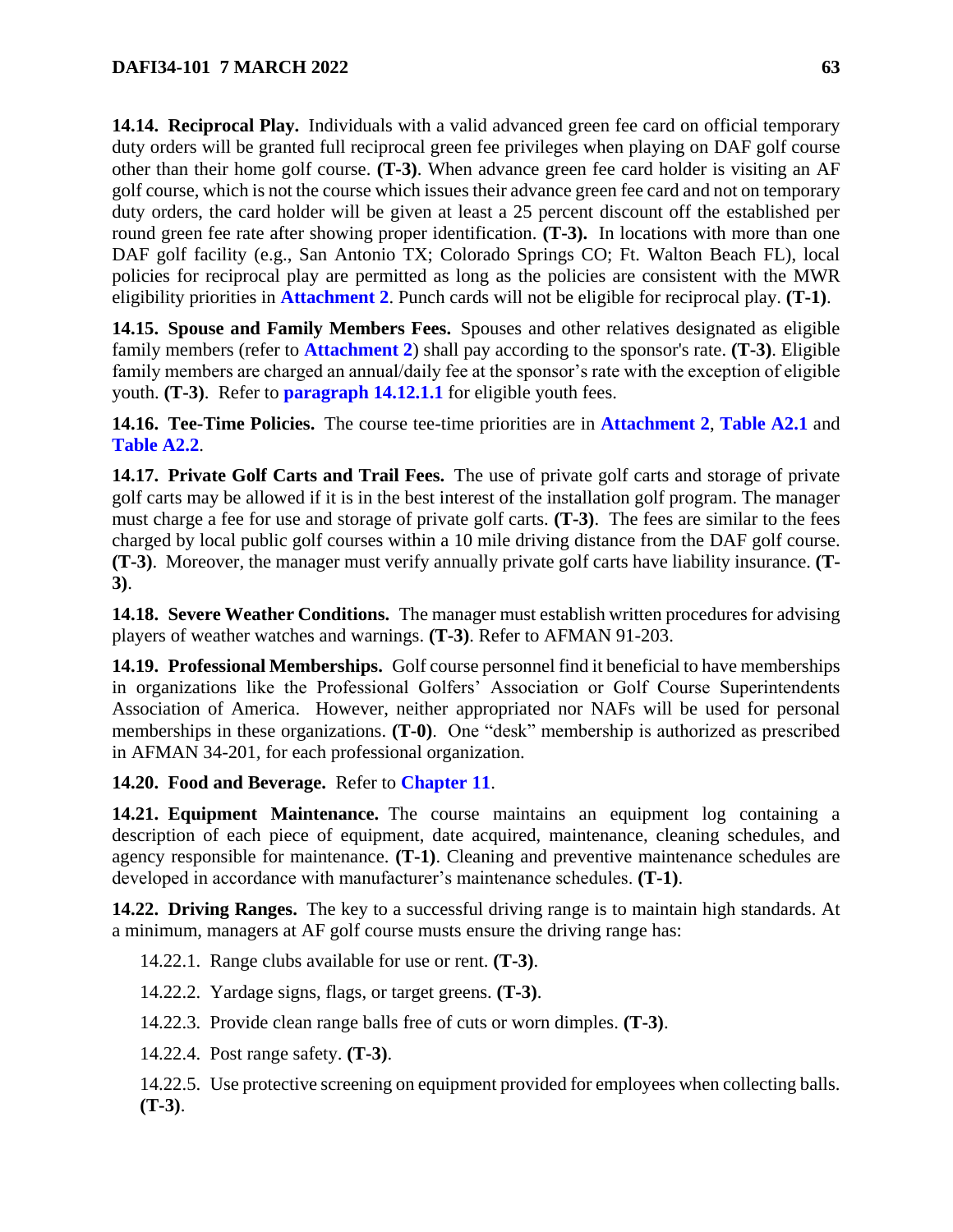**14.14. Reciprocal Play.** Individuals with a valid advanced green fee card on official temporary duty orders will be granted full reciprocal green fee privileges when playing on DAF golf course other than their home golf course. **(T-3)**. When advance green fee card holder is visiting an AF golf course, which is not the course which issues their advance green fee card and not on temporary duty orders, the card holder will be given at least a 25 percent discount off the established per round green fee rate after showing proper identification. **(T-3).** In locations with more than one DAF golf facility (e.g., San Antonio TX; Colorado Springs CO; Ft. Walton Beach FL), local policies for reciprocal play are permitted as long as the policies are consistent with the MWR eligibility priorities in **Attachment 2**. Punch cards will not be eligible for reciprocal play. **(T-1)**.

**14.15. Spouse and Family Members Fees.** Spouses and other relatives designated as eligible family members (refer to **Attachment 2**) shall pay according to the sponsor's rate. **(T-3)**. Eligible family members are charged an annual/daily fee at the sponsor's rate with the exception of eligible youth. **(T-3)**. Refer to **paragraph 14.12.1.1** for eligible youth fees.

**14.16. Tee-Time Policies.** The course tee-time priorities are in **Attachment 2**, **Table A2.1** and **Table A2.2**.

**14.17. Private Golf Carts and Trail Fees.** The use of private golf carts and storage of private golf carts may be allowed if it is in the best interest of the installation golf program. The manager must charge a fee for use and storage of private golf carts. **(T-3)**. The fees are similar to the fees charged by local public golf courses within a 10 mile driving distance from the DAF golf course. **(T-3)**. Moreover, the manager must verify annually private golf carts have liability insurance. **(T-3)**.

**14.18. Severe Weather Conditions.** The manager must establish written procedures for advising players of weather watches and warnings. **(T-3)**. Refer to AFMAN 91-203.

**14.19. Professional Memberships.** Golf course personnel find it beneficial to have memberships in organizations like the Professional Golfers' Association or Golf Course Superintendents Association of America. However, neither appropriated nor NAFs will be used for personal memberships in these organizations. **(T-0)**. One "desk" membership is authorized as prescribed in AFMAN 34-201, for each professional organization.

**14.20. Food and Beverage.** Refer to **Chapter 11**.

**14.21. Equipment Maintenance.** The course maintains an equipment log containing a description of each piece of equipment, date acquired, maintenance, cleaning schedules, and agency responsible for maintenance. **(T-1)**. Cleaning and preventive maintenance schedules are developed in accordance with manufacturer's maintenance schedules. **(T-1)**.

**14.22. Driving Ranges.** The key to a successful driving range is to maintain high standards. At a minimum, managers at AF golf course musts ensure the driving range has:

14.22.1. Range clubs available for use or rent. **(T-3)**.

14.22.2. Yardage signs, flags, or target greens. **(T-3)**.

14.22.3. Provide clean range balls free of cuts or worn dimples. **(T-3)**.

14.22.4. Post range safety. **(T-3)**.

14.22.5. Use protective screening on equipment provided for employees when collecting balls. **(T-3)**.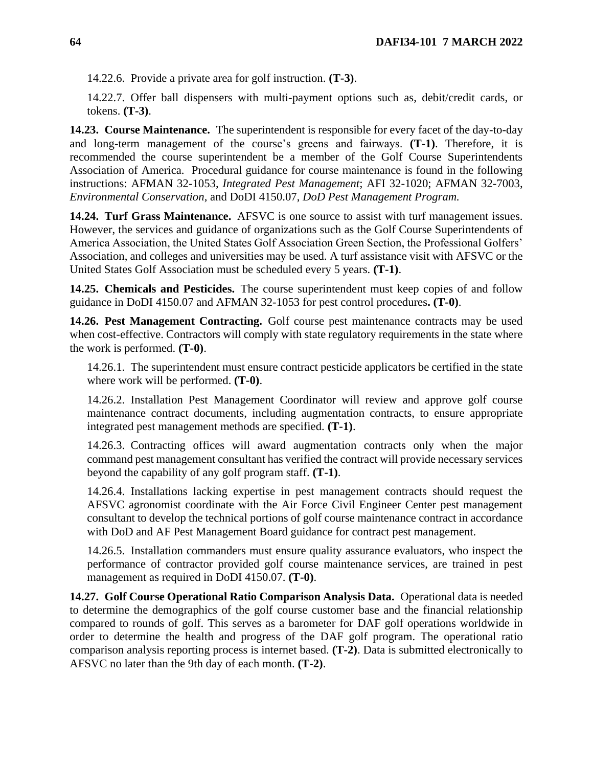14.22.6. Provide a private area for golf instruction. **(T-3)**.

14.22.7. Offer ball dispensers with multi-payment options such as, debit/credit cards, or tokens. **(T-3)**.

**14.23. Course Maintenance.** The superintendent is responsible for every facet of the day-to-day and long-term management of the course's greens and fairways. **(T-1)**. Therefore, it is recommended the course superintendent be a member of the Golf Course Superintendents Association of America. Procedural guidance for course maintenance is found in the following instructions: AFMAN 32-1053, *Integrated Pest Management*; AFI 32-1020; AFMAN 32-7003, *Environmental Conservation*, and DoDI 4150.07, *DoD Pest Management Program.*

**14.24. Turf Grass Maintenance.** AFSVC is one source to assist with turf management issues. However, the services and guidance of organizations such as the Golf Course Superintendents of America Association, the United States Golf Association Green Section, the Professional Golfers' Association, and colleges and universities may be used. A turf assistance visit with AFSVC or the United States Golf Association must be scheduled every 5 years. **(T-1)**.

**14.25. Chemicals and Pesticides.** The course superintendent must keep copies of and follow guidance in DoDI 4150.07 and AFMAN 32-1053 for pest control procedures**. (T-0)**.

**14.26. Pest Management Contracting.** Golf course pest maintenance contracts may be used when cost-effective. Contractors will comply with state regulatory requirements in the state where the work is performed. **(T-0)**.

14.26.1. The superintendent must ensure contract pesticide applicators be certified in the state where work will be performed. **(T-0)**.

14.26.2. Installation Pest Management Coordinator will review and approve golf course maintenance contract documents, including augmentation contracts, to ensure appropriate integrated pest management methods are specified. **(T-1)**.

14.26.3. Contracting offices will award augmentation contracts only when the major command pest management consultant has verified the contract will provide necessary services beyond the capability of any golf program staff. **(T-1)**.

14.26.4. Installations lacking expertise in pest management contracts should request the AFSVC agronomist coordinate with the Air Force Civil Engineer Center pest management consultant to develop the technical portions of golf course maintenance contract in accordance with DoD and AF Pest Management Board guidance for contract pest management.

14.26.5. Installation commanders must ensure quality assurance evaluators, who inspect the performance of contractor provided golf course maintenance services, are trained in pest management as required in DoDI 4150.07. **(T-0)**.

**14.27. Golf Course Operational Ratio Comparison Analysis Data.** Operational data is needed to determine the demographics of the golf course customer base and the financial relationship compared to rounds of golf. This serves as a barometer for DAF golf operations worldwide in order to determine the health and progress of the DAF golf program. The operational ratio comparison analysis reporting process is internet based. **(T-2)**. Data is submitted electronically to AFSVC no later than the 9th day of each month. **(T-2)**.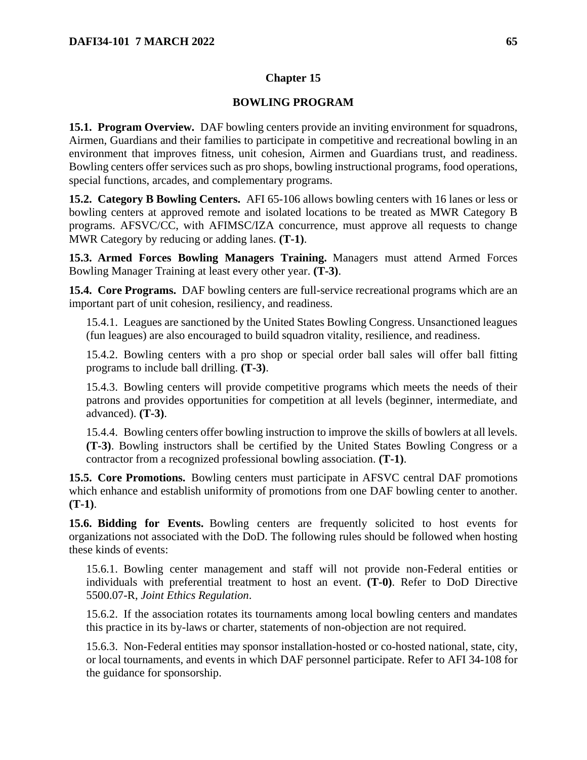# Chapter 15

## BOWLING PROGRAM

**15.1. Program Overview.** DAF bowling centers provide an inviting environment for squadrons, Airmen, Guardians and their families to participate in competitive and recreational bowling in an environment that improves fitness, unit cohesion, Airmen and Guardians trust, and readiness. Bowling centers offer services such as pro shops, bowling instructional programs, food operations, special functions, arcades, and complementary programs.

**15.2. Category B Bowling Centers.** AFI 65-106 allows bowling centers with 16 lanes or less or bowling centers at approved remote and isolated locations to be treated as MWR Category B programs. AFSVC/CC, with AFIMSC/IZA concurrence, must approve all requests to change MWR Category by reducing or adding lanes. **(T-1)**.

**15.3. Armed Forces Bowling Managers Training.** Managers must attend Armed Forces Bowling Manager Training at least every other year. **(T-3)**.

**15.4. Core Programs.** DAF bowling centers are full-service recreational programs which are an important part of unit cohesion, resiliency, and readiness.

15.4.1. Leagues are sanctioned by the United States Bowling Congress. Unsanctioned leagues (fun leagues) are also encouraged to build squadron vitality, resilience, and readiness.

15.4.2. Bowling centers with a pro shop or special order ball sales will offer ball fitting programs to include ball drilling. **(T-3)**.

15.4.3. Bowling centers will provide competitive programs which meets the needs of their patrons and provides opportunities for competition at all levels (beginner, intermediate, and advanced). **(T-3)**.

15.4.4. Bowling centers offer bowling instruction to improve the skills of bowlers at all levels. **(T-3)**. Bowling instructors shall be certified by the United States Bowling Congress or a contractor from a recognized professional bowling association. **(T-1)**.

**15.5. Core Promotions.** Bowling centers must participate in AFSVC central DAF promotions which enhance and establish uniformity of promotions from one DAF bowling center to another. **(T-1)**.

**15.6. Bidding for Events.** Bowling centers are frequently solicited to host events for organizations not associated with the DoD. The following rules should be followed when hosting these kinds of events:

15.6.1. Bowling center management and staff will not provide non-Federal entities or individuals with preferential treatment to host an event. **(T-0)**. Refer to DoD Directive 5500.07-R, *Joint Ethics Regulation*.

15.6.2. If the association rotates its tournaments among local bowling centers and mandates this practice in its by-laws or charter, statements of non-objection are not required.

15.6.3. Non-Federal entities may sponsor installation-hosted or co-hosted national, state, city, or local tournaments, and events in which DAF personnel participate. Refer to AFI 34-108 for the guidance for sponsorship.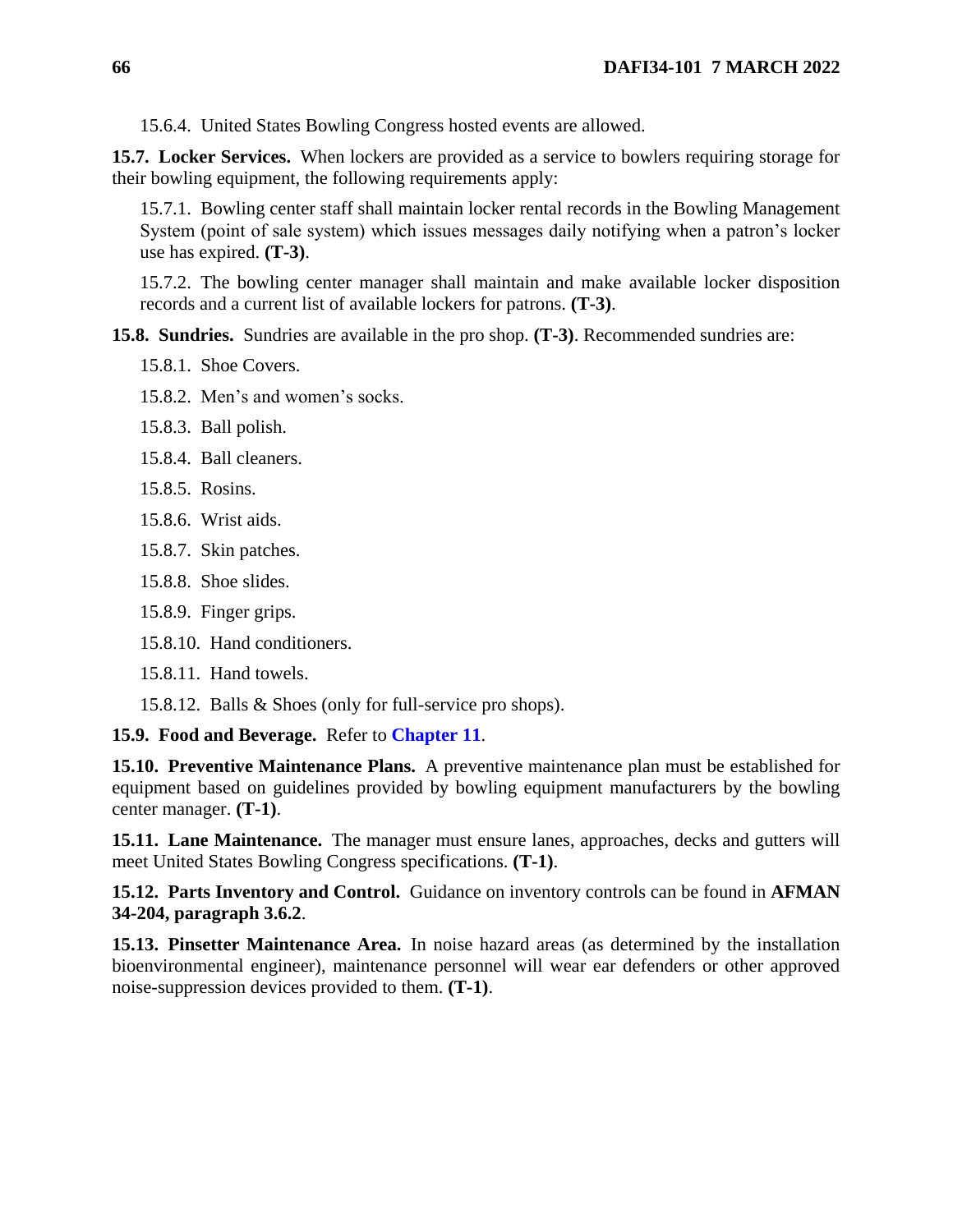15.6.4. United States Bowling Congress hosted events are allowed.

**15.7. Locker Services.** When lockers are provided as a service to bowlers requiring storage for their bowling equipment, the following requirements apply:

15.7.1. Bowling center staff shall maintain locker rental records in the Bowling Management System (point of sale system) which issues messages daily notifying when a patron's locker use has expired. **(T-3)**.

15.7.2. The bowling center manager shall maintain and make available locker disposition records and a current list of available lockers for patrons. **(T-3)**.

**15.8. Sundries.** Sundries are available in the pro shop. **(T-3)**. Recommended sundries are:

15.8.1. Shoe Covers.

15.8.2. Men's and women's socks.

15.8.3. Ball polish.

15.8.4. Ball cleaners.

15.8.5. Rosins.

15.8.6. Wrist aids.

15.8.7. Skin patches.

15.8.8. Shoe slides.

15.8.9. Finger grips.

15.8.10. Hand conditioners.

15.8.11. Hand towels.

15.8.12. Balls & Shoes (only for full-service pro shops).

**15.9. Food and Beverage.** Refer to **Chapter 11**.

**15.10. Preventive Maintenance Plans.** A preventive maintenance plan must be established for equipment based on guidelines provided by bowling equipment manufacturers by the bowling center manager. **(T-1)**.

**15.11. Lane Maintenance.** The manager must ensure lanes, approaches, decks and gutters will meet United States Bowling Congress specifications. **(T-1)**.

**15.12. Parts Inventory and Control.** Guidance on inventory controls can be found in **AFMAN 34-204, paragraph 3.6.2**.

**15.13. Pinsetter Maintenance Area.** In noise hazard areas (as determined by the installation bioenvironmental engineer), maintenance personnel will wear ear defenders or other approved noise-suppression devices provided to them. **(T-1)**.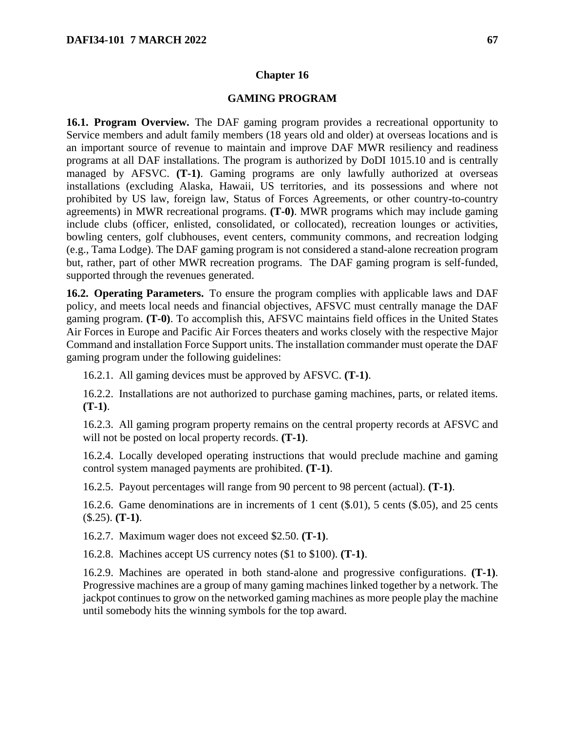# Chapter 16

## GAMING PROGRAM

**16.1. Program Overview.** The DAF gaming program provides a recreational opportunity to Service members and adult family members (18 years old and older) at overseas locations and is an important source of revenue to maintain and improve DAF MWR resiliency and readiness programs at all DAF installations. The program is authorized by DoDI 1015.10 and is centrally managed by AFSVC. **(T-1)**. Gaming programs are only lawfully authorized at overseas installations (excluding Alaska, Hawaii, US territories, and its possessions and where not prohibited by US law, foreign law, Status of Forces Agreements, or other country-to-country agreements) in MWR recreational programs. **(T-0)**. MWR programs which may include gaming include clubs (officer, enlisted, consolidated, or collocated), recreation lounges or activities, bowling centers, golf clubhouses, event centers, community commons, and recreation lodging (e.g., Tama Lodge). The DAF gaming program is not considered a stand-alone recreation program but, rather, part of other MWR recreation programs. The DAF gaming program is self-funded, supported through the revenues generated.

**16.2. Operating Parameters.** To ensure the program complies with applicable laws and DAF policy, and meets local needs and financial objectives, AFSVC must centrally manage the DAF gaming program. **(T-0)**. To accomplish this, AFSVC maintains field offices in the United States Air Forces in Europe and Pacific Air Forces theaters and works closely with the respective Major Command and installation Force Support units. The installation commander must operate the DAF gaming program under the following guidelines:

16.2.1. All gaming devices must be approved by AFSVC. **(T-1)**.

16.2.2. Installations are not authorized to purchase gaming machines, parts, or related items. **(T-1)**.

16.2.3. All gaming program property remains on the central property records at AFSVC and will not be posted on local property records. **(T-1)**.

16.2.4. Locally developed operating instructions that would preclude machine and gaming control system managed payments are prohibited. **(T-1)**.

16.2.5. Payout percentages will range from 90 percent to 98 percent (actual). **(T-1)**.

16.2.6. Game denominations are in increments of 1 cent ($.01), 5 cents ($.05), and 25 cents ($.25). **(T-1)**.

16.2.7. Maximum wager does not exceed $2.50. **(T-1)**.

16.2.8. Machines accept US currency notes ($1 to $100). **(T-1)**.

16.2.9. Machines are operated in both stand-alone and progressive configurations. **(T-1)**. Progressive machines are a group of many gaming machines linked together by a network. The jackpot continues to grow on the networked gaming machines as more people play the machine until somebody hits the winning symbols for the top award.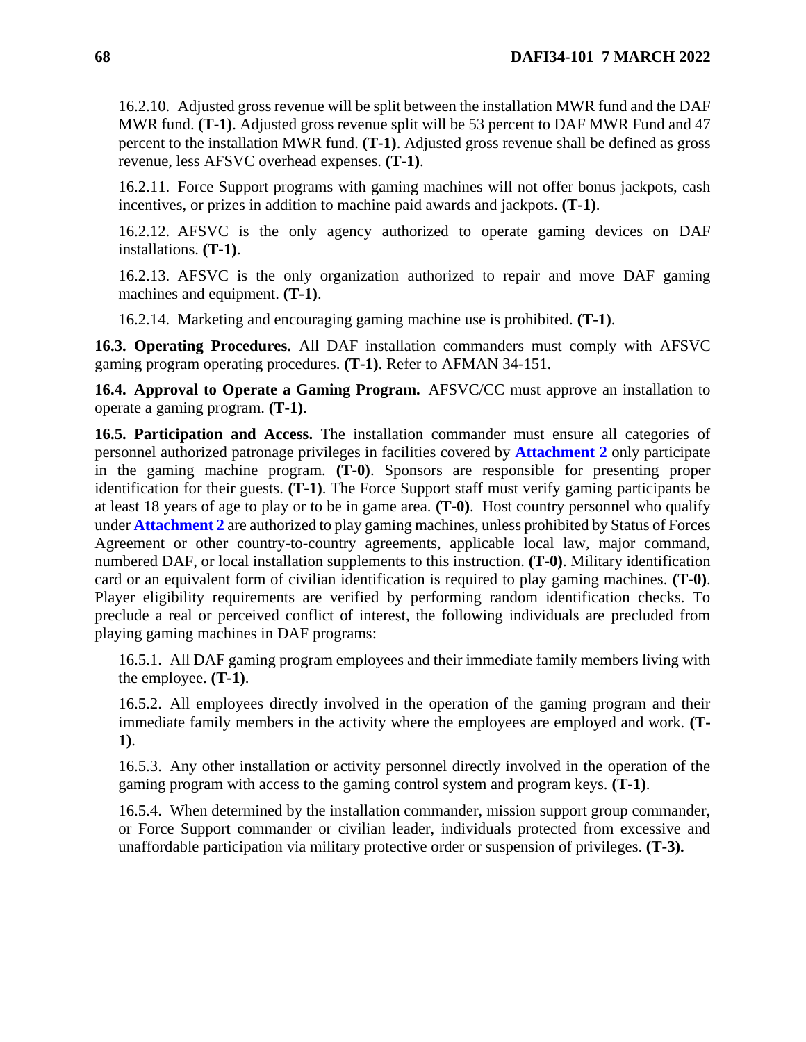16.2.10. Adjusted gross revenue will be split between the installation MWR fund and the DAF MWR fund. **(T-1)**. Adjusted gross revenue split will be 53 percent to DAF MWR Fund and 47 percent to the installation MWR fund. **(T-1)**. Adjusted gross revenue shall be defined as gross revenue, less AFSVC overhead expenses. **(T-1)**.

16.2.11. Force Support programs with gaming machines will not offer bonus jackpots, cash incentives, or prizes in addition to machine paid awards and jackpots. **(T-1)**.

16.2.12. AFSVC is the only agency authorized to operate gaming devices on DAF installations. **(T-1)**.

16.2.13. AFSVC is the only organization authorized to repair and move DAF gaming machines and equipment. **(T-1)**.

16.2.14. Marketing and encouraging gaming machine use is prohibited. **(T-1)**.

**16.3. Operating Procedures.** All DAF installation commanders must comply with AFSVC gaming program operating procedures. **(T-1)**. Refer to AFMAN 34-151.

**16.4. Approval to Operate a Gaming Program.** AFSVC/CC must approve an installation to operate a gaming program. **(T-1)**.

**16.5. Participation and Access.** The installation commander must ensure all categories of personnel authorized patronage privileges in facilities covered by **Attachment 2** only participate in the gaming machine program. **(T-0)**. Sponsors are responsible for presenting proper identification for their guests. **(T-1)**. The Force Support staff must verify gaming participants be at least 18 years of age to play or to be in game area. **(T-0)**. Host country personnel who qualify under **Attachment 2** are authorized to play gaming machines, unless prohibited by Status of Forces Agreement or other country-to-country agreements, applicable local law, major command, numbered DAF, or local installation supplements to this instruction. **(T-0)**. Military identification card or an equivalent form of civilian identification is required to play gaming machines. **(T-0)**. Player eligibility requirements are verified by performing random identification checks. To preclude a real or perceived conflict of interest, the following individuals are precluded from playing gaming machines in DAF programs:

16.5.1. All DAF gaming program employees and their immediate family members living with the employee. **(T-1)**.

16.5.2. All employees directly involved in the operation of the gaming program and their immediate family members in the activity where the employees are employed and work. **(T-1)**.

16.5.3. Any other installation or activity personnel directly involved in the operation of the gaming program with access to the gaming control system and program keys. **(T-1)**.

16.5.4. When determined by the installation commander, mission support group commander, or Force Support commander or civilian leader, individuals protected from excessive and unaffordable participation via military protective order or suspension of privileges. **(T-3).**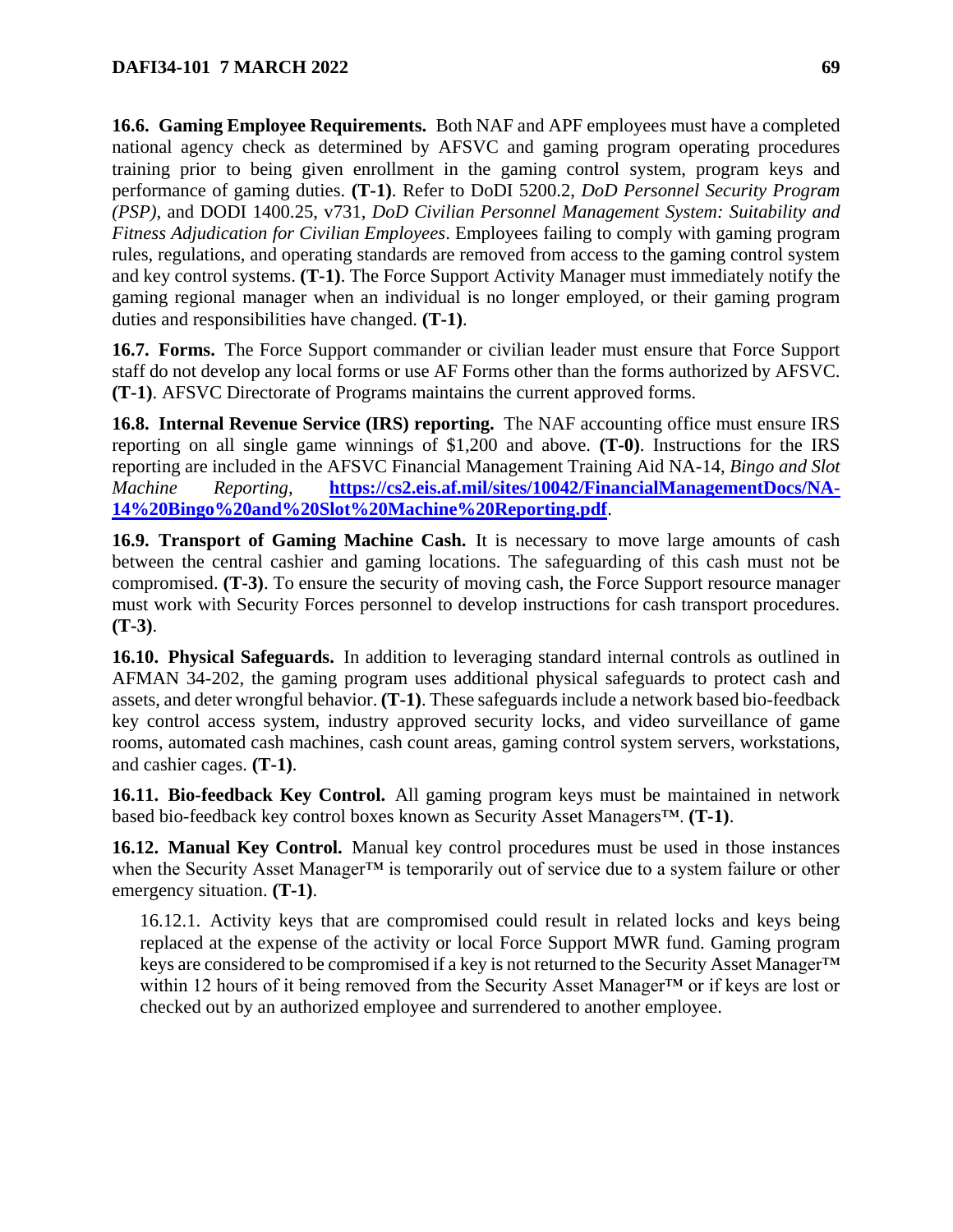**16.6. Gaming Employee Requirements.** Both NAF and APF employees must have a completed national agency check as determined by AFSVC and gaming program operating procedures training prior to being given enrollment in the gaming control system, program keys and performance of gaming duties. **(T-1)**. Refer to DoDI 5200.2, *DoD Personnel Security Program (PSP)*, and DODI 1400.25, v731, *DoD Civilian Personnel Management System: Suitability and Fitness Adjudication for Civilian Employees*. Employees failing to comply with gaming program rules, regulations, and operating standards are removed from access to the gaming control system and key control systems. **(T-1)**. The Force Support Activity Manager must immediately notify the gaming regional manager when an individual is no longer employed, or their gaming program duties and responsibilities have changed. **(T-1)**.

**16.7. Forms.** The Force Support commander or civilian leader must ensure that Force Support staff do not develop any local forms or use AF Forms other than the forms authorized by AFSVC. **(T-1)**. AFSVC Directorate of Programs maintains the current approved forms.

**16.8. Internal Revenue Service (IRS) reporting.** The NAF accounting office must ensure IRS reporting on all single game winnings of $1,200 and above. **(T-0)**. Instructions for the IRS reporting are included in the AFSVC Financial Management Training Aid NA-14, *Bingo and Slot Machine Reporting*, **[https://cs2.eis.af.mil/sites/10042/FinancialManagementDocs/NA-14%20Bingo%20and%20Slot%20Machine%20Reporting.pdf](https://cs2.eis.af.mil/sites/10042/FinancialManagementDocs/NA-14%20Bingo%20and%20Slot%20Machine%20Reporting.pdf)**.

**16.9. Transport of Gaming Machine Cash.** It is necessary to move large amounts of cash between the central cashier and gaming locations. The safeguarding of this cash must not be compromised. **(T-3)**. To ensure the security of moving cash, the Force Support resource manager must work with Security Forces personnel to develop instructions for cash transport procedures. **(T-3)**.

**16.10. Physical Safeguards.** In addition to leveraging standard internal controls as outlined in AFMAN 34-202, the gaming program uses additional physical safeguards to protect cash and assets, and deter wrongful behavior. **(T-1)**. These safeguards include a network based bio-feedback key control access system, industry approved security locks, and video surveillance of game rooms, automated cash machines, cash count areas, gaming control system servers, workstations, and cashier cages. **(T-1)**.

**16.11. Bio-feedback Key Control.** All gaming program keys must be maintained in network based bio-feedback key control boxes known as Security Asset Managers™. **(T-1)**.

**16.12. Manual Key Control.** Manual key control procedures must be used in those instances when the Security Asset Manager™ is temporarily out of service due to a system failure or other emergency situation. **(T-1)**.

16.12.1. Activity keys that are compromised could result in related locks and keys being replaced at the expense of the activity or local Force Support MWR fund. Gaming program keys are considered to be compromised if a key is not returned to the Security Asset Manager™ within 12 hours of it being removed from the Security Asset Manager™ or if keys are lost or checked out by an authorized employee and surrendered to another employee.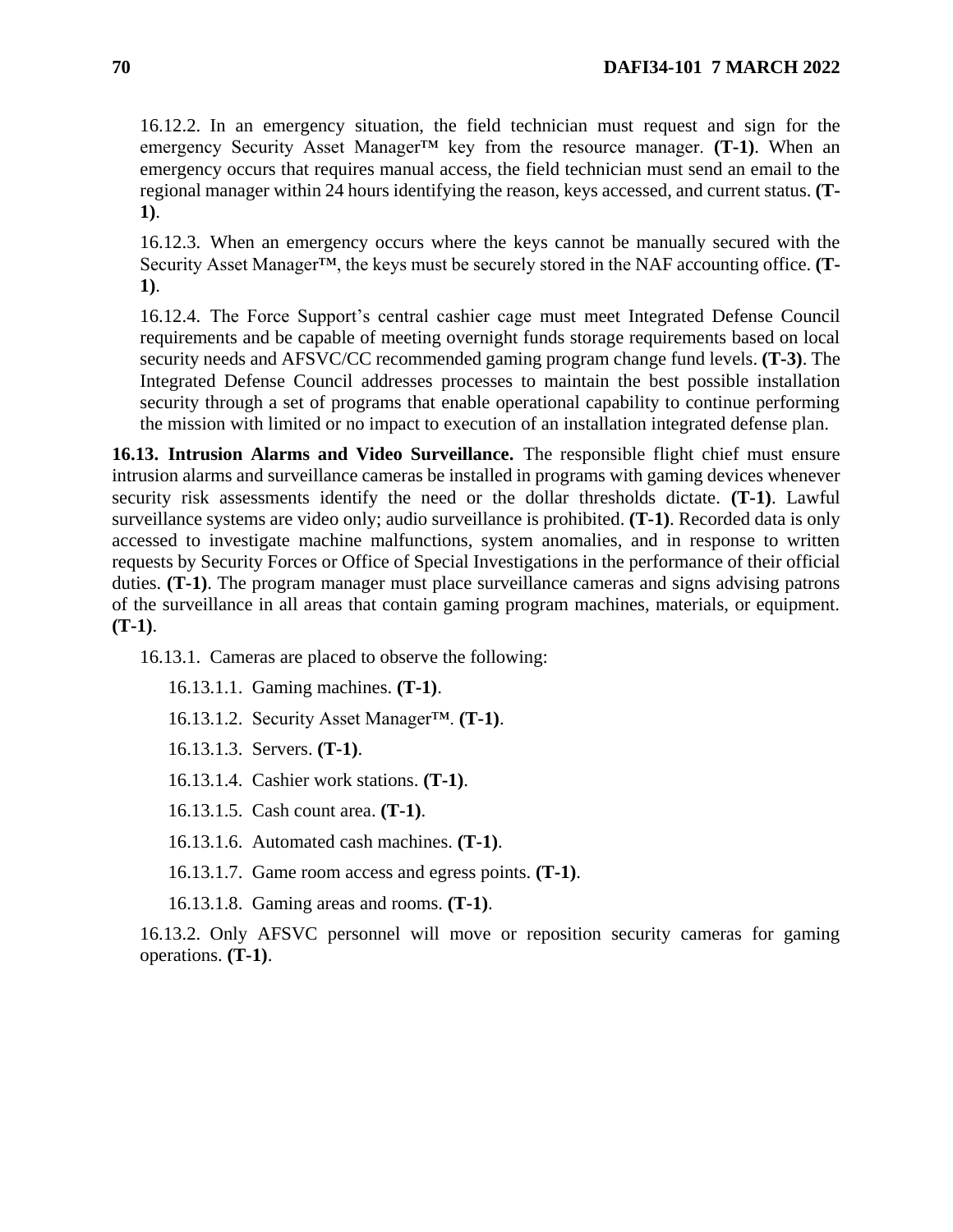16.12.2. In an emergency situation, the field technician must request and sign for the emergency Security Asset Manager™ key from the resource manager. **(T-1)**. When an emergency occurs that requires manual access, the field technician must send an email to the regional manager within 24 hours identifying the reason, keys accessed, and current status. **(T-1)**.

16.12.3. When an emergency occurs where the keys cannot be manually secured with the Security Asset Manager™, the keys must be securely stored in the NAF accounting office. **(T-1)**.

16.12.4. The Force Support's central cashier cage must meet Integrated Defense Council requirements and be capable of meeting overnight funds storage requirements based on local security needs and AFSVC/CC recommended gaming program change fund levels. **(T-3)**. The Integrated Defense Council addresses processes to maintain the best possible installation security through a set of programs that enable operational capability to continue performing the mission with limited or no impact to execution of an installation integrated defense plan.

**16.13. Intrusion Alarms and Video Surveillance.** The responsible flight chief must ensure intrusion alarms and surveillance cameras be installed in programs with gaming devices whenever security risk assessments identify the need or the dollar thresholds dictate. **(T-1)**. Lawful surveillance systems are video only; audio surveillance is prohibited. **(T-1)**. Recorded data is only accessed to investigate machine malfunctions, system anomalies, and in response to written requests by Security Forces or Office of Special Investigations in the performance of their official duties. **(T-1)**. The program manager must place surveillance cameras and signs advising patrons of the surveillance in all areas that contain gaming program machines, materials, or equipment. **(T-1)**.

16.13.1. Cameras are placed to observe the following:

16.13.1.1. Gaming machines. **(T-1)**.

16.13.1.2. Security Asset Manager™. **(T-1)**.

16.13.1.3. Servers. **(T-1)**.

16.13.1.4. Cashier work stations. **(T-1)**.

16.13.1.5. Cash count area. **(T-1)**.

16.13.1.6. Automated cash machines. **(T-1)**.

16.13.1.7. Game room access and egress points. **(T-1)**.

16.13.1.8. Gaming areas and rooms. **(T-1)**.

16.13.2. Only AFSVC personnel will move or reposition security cameras for gaming operations. **(T-1)**.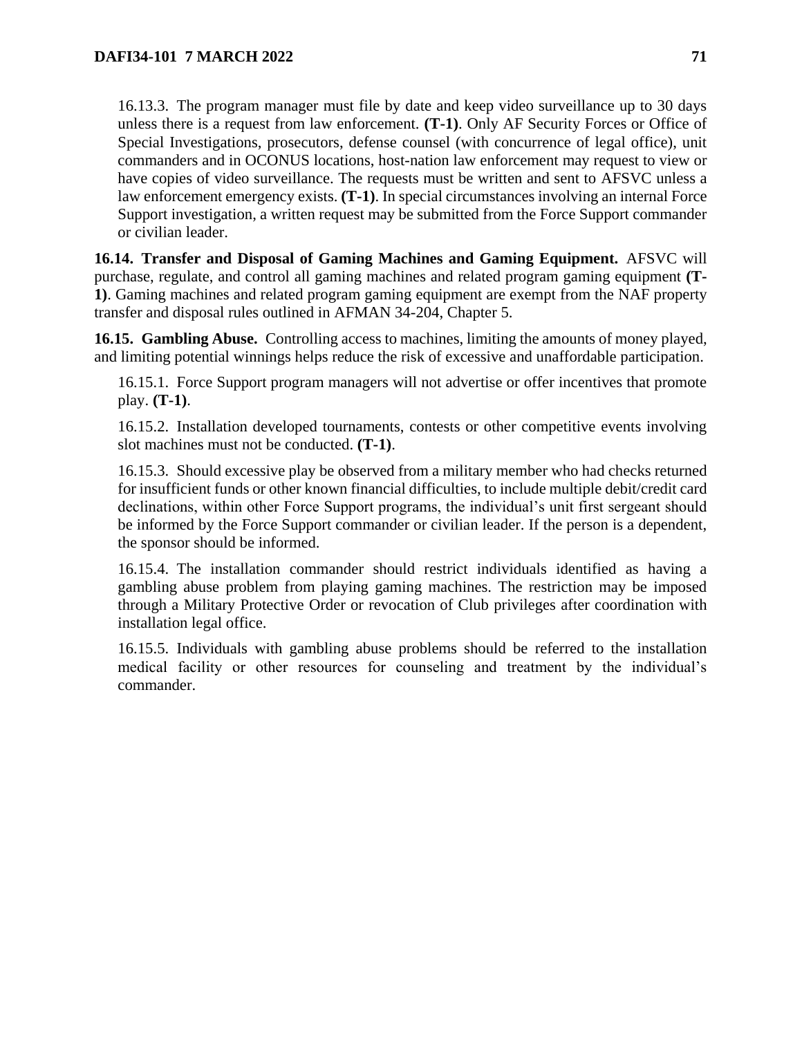16.13.3. The program manager must file by date and keep video surveillance up to 30 days unless there is a request from law enforcement. **(T-1)**. Only AF Security Forces or Office of Special Investigations, prosecutors, defense counsel (with concurrence of legal office), unit commanders and in OCONUS locations, host-nation law enforcement may request to view or have copies of video surveillance. The requests must be written and sent to AFSVC unless a law enforcement emergency exists. **(T-1)**. In special circumstances involving an internal Force Support investigation, a written request may be submitted from the Force Support commander or civilian leader.

**16.14. Transfer and Disposal of Gaming Machines and Gaming Equipment.** AFSVC will purchase, regulate, and control all gaming machines and related program gaming equipment **(T-1)**. Gaming machines and related program gaming equipment are exempt from the NAF property transfer and disposal rules outlined in AFMAN 34-204, Chapter 5.

**16.15. Gambling Abuse.** Controlling access to machines, limiting the amounts of money played, and limiting potential winnings helps reduce the risk of excessive and unaffordable participation.

16.15.1. Force Support program managers will not advertise or offer incentives that promote play. **(T-1)**.

16.15.2. Installation developed tournaments, contests or other competitive events involving slot machines must not be conducted. **(T-1)**.

16.15.3. Should excessive play be observed from a military member who had checks returned for insufficient funds or other known financial difficulties, to include multiple debit/credit card declinations, within other Force Support programs, the individual's unit first sergeant should be informed by the Force Support commander or civilian leader. If the person is a dependent, the sponsor should be informed.

16.15.4. The installation commander should restrict individuals identified as having a gambling abuse problem from playing gaming machines. The restriction may be imposed through a Military Protective Order or revocation of Club privileges after coordination with installation legal office.

16.15.5. Individuals with gambling abuse problems should be referred to the installation medical facility or other resources for counseling and treatment by the individual's commander.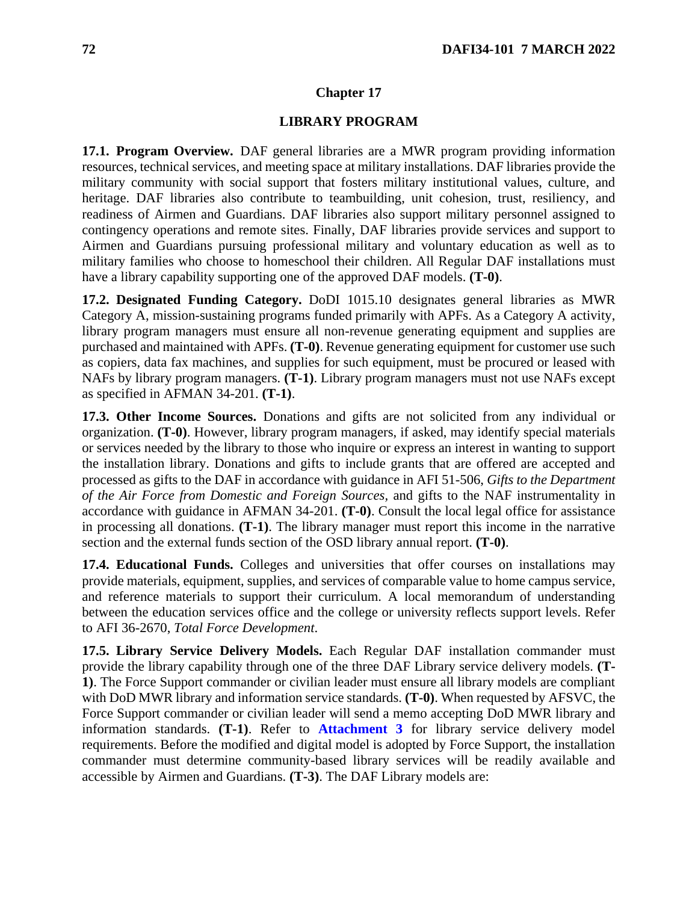# Chapter 17

## LIBRARY PROGRAM

**17.1. Program Overview.** DAF general libraries are a MWR program providing information resources, technical services, and meeting space at military installations. DAF libraries provide the military community with social support that fosters military institutional values, culture, and heritage. DAF libraries also contribute to teambuilding, unit cohesion, trust, resiliency, and readiness of Airmen and Guardians. DAF libraries also support military personnel assigned to contingency operations and remote sites. Finally, DAF libraries provide services and support to Airmen and Guardians pursuing professional military and voluntary education as well as to military families who choose to homeschool their children. All Regular DAF installations must have a library capability supporting one of the approved DAF models. **(T-0)**.

**17.2. Designated Funding Category.** DoDI 1015.10 designates general libraries as MWR Category A, mission-sustaining programs funded primarily with APFs. As a Category A activity, library program managers must ensure all non-revenue generating equipment and supplies are purchased and maintained with APFs. **(T-0)**. Revenue generating equipment for customer use such as copiers, data fax machines, and supplies for such equipment, must be procured or leased with NAFs by library program managers. **(T-1)**. Library program managers must not use NAFs except as specified in AFMAN 34-201. **(T-1)**.

**17.3. Other Income Sources.** Donations and gifts are not solicited from any individual or organization. **(T-0)**. However, library program managers, if asked, may identify special materials or services needed by the library to those who inquire or express an interest in wanting to support the installation library. Donations and gifts to include grants that are offered are accepted and processed as gifts to the DAF in accordance with guidance in AFI 51-506, *Gifts to the Department of the Air Force from Domestic and Foreign Sources*, and gifts to the NAF instrumentality in accordance with guidance in AFMAN 34-201. **(T-0)**. Consult the local legal office for assistance in processing all donations. **(T-1)**. The library manager must report this income in the narrative section and the external funds section of the OSD library annual report. **(T-0)**.

**17.4. Educational Funds.** Colleges and universities that offer courses on installations may provide materials, equipment, supplies, and services of comparable value to home campus service, and reference materials to support their curriculum. A local memorandum of understanding between the education services office and the college or university reflects support levels. Refer to AFI 36-2670, *Total Force Development*.

**17.5. Library Service Delivery Models.** Each Regular DAF installation commander must provide the library capability through one of the three DAF Library service delivery models. **(T-1)**. The Force Support commander or civilian leader must ensure all library models are compliant with DoD MWR library and information service standards. **(T-0)**. When requested by AFSVC, the Force Support commander or civilian leader will send a memo accepting DoD MWR library and information standards. **(T-1)**. Refer to **Attachment 3** for library service delivery model requirements. Before the modified and digital model is adopted by Force Support, the installation commander must determine community-based library services will be readily available and accessible by Airmen and Guardians. **(T-3)**. The DAF Library models are: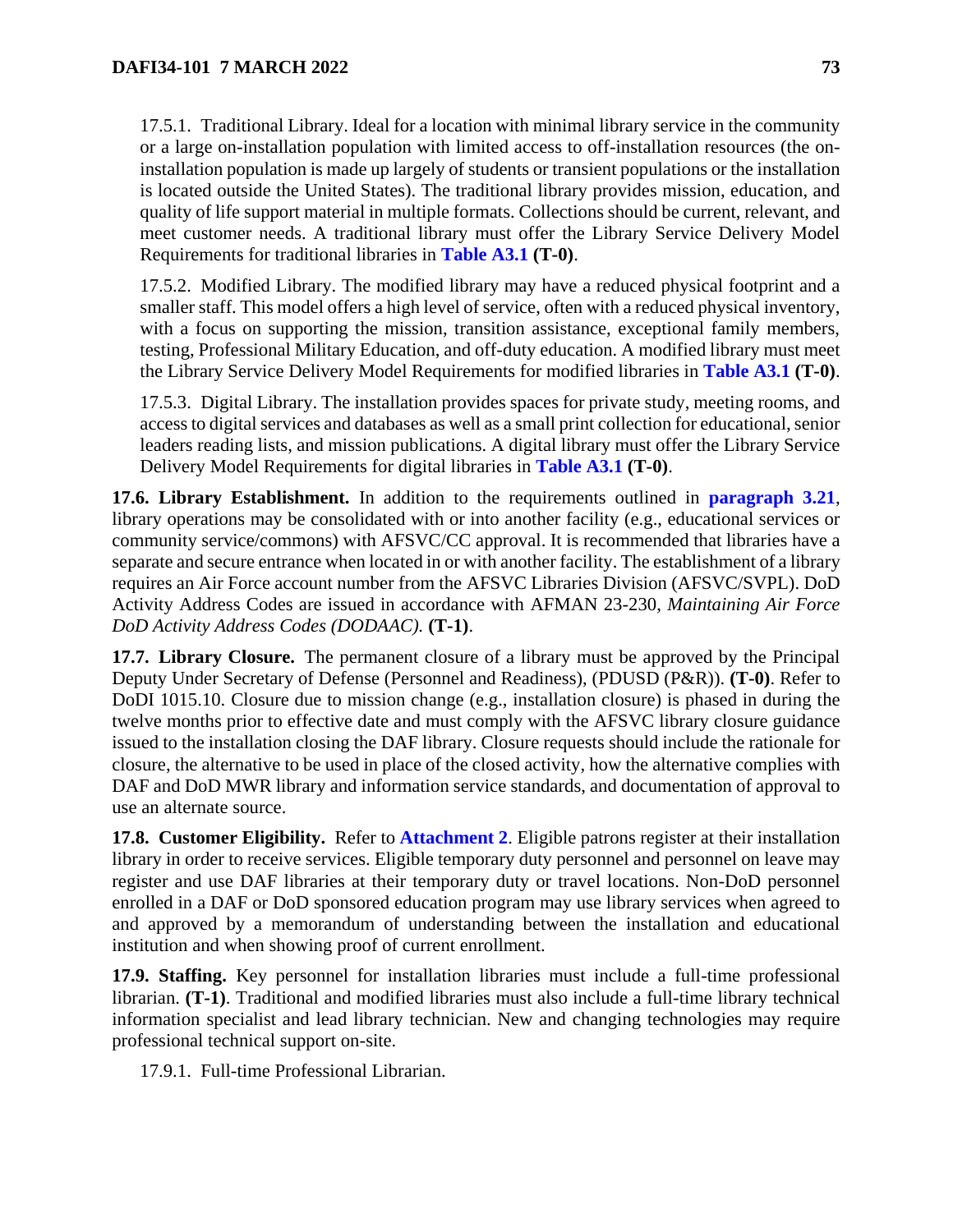17.5.1. Traditional Library. Ideal for a location with minimal library service in the community or a large on-installation population with limited access to off-installation resources (the on-installation population is made up largely of students or transient populations or the installation is located outside the United States). The traditional library provides mission, education, and quality of life support material in multiple formats. Collections should be current, relevant, and meet customer needs. A traditional library must offer the Library Service Delivery Model Requirements for traditional libraries in **Table A3.1** **(T-0)**.

17.5.2. Modified Library. The modified library may have a reduced physical footprint and a smaller staff. This model offers a high level of service, often with a reduced physical inventory, with a focus on supporting the mission, transition assistance, exceptional family members, testing, Professional Military Education, and off-duty education. A modified library must meet the Library Service Delivery Model Requirements for modified libraries in **Table A3.1** **(T-0)**.

17.5.3. Digital Library. The installation provides spaces for private study, meeting rooms, and access to digital services and databases as well as a small print collection for educational, senior leaders reading lists, and mission publications. A digital library must offer the Library Service Delivery Model Requirements for digital libraries in **Table A3.1** **(T-0)**.

**17.6. Library Establishment.** In addition to the requirements outlined in **paragraph 3.21**, library operations may be consolidated with or into another facility (e.g., educational services or community service/commons) with AFSVC/CC approval. It is recommended that libraries have a separate and secure entrance when located in or with another facility. The establishment of a library requires an Air Force account number from the AFSVC Libraries Division (AFSVC/SVPL). DoD Activity Address Codes are issued in accordance with AFMAN 23-230, *Maintaining Air Force DoD Activity Address Codes (DODAAC).* **(T-1)**.

**17.7. Library Closure.** The permanent closure of a library must be approved by the Principal Deputy Under Secretary of Defense (Personnel and Readiness), (PDUSD (P&R)). **(T-0)**. Refer to DoDI 1015.10. Closure due to mission change (e.g., installation closure) is phased in during the twelve months prior to effective date and must comply with the AFSVC library closure guidance issued to the installation closing the DAF library. Closure requests should include the rationale for closure, the alternative to be used in place of the closed activity, how the alternative complies with DAF and DoD MWR library and information service standards, and documentation of approval to use an alternate source.

**17.8. Customer Eligibility.** Refer to **Attachment 2**. Eligible patrons register at their installation library in order to receive services. Eligible temporary duty personnel and personnel on leave may register and use DAF libraries at their temporary duty or travel locations. Non-DoD personnel enrolled in a DAF or DoD sponsored education program may use library services when agreed to and approved by a memorandum of understanding between the installation and educational institution and when showing proof of current enrollment.

**17.9. Staffing.** Key personnel for installation libraries must include a full-time professional librarian. **(T-1)**. Traditional and modified libraries must also include a full-time library technical information specialist and lead library technician. New and changing technologies may require professional technical support on-site.

17.9.1. Full-time Professional Librarian.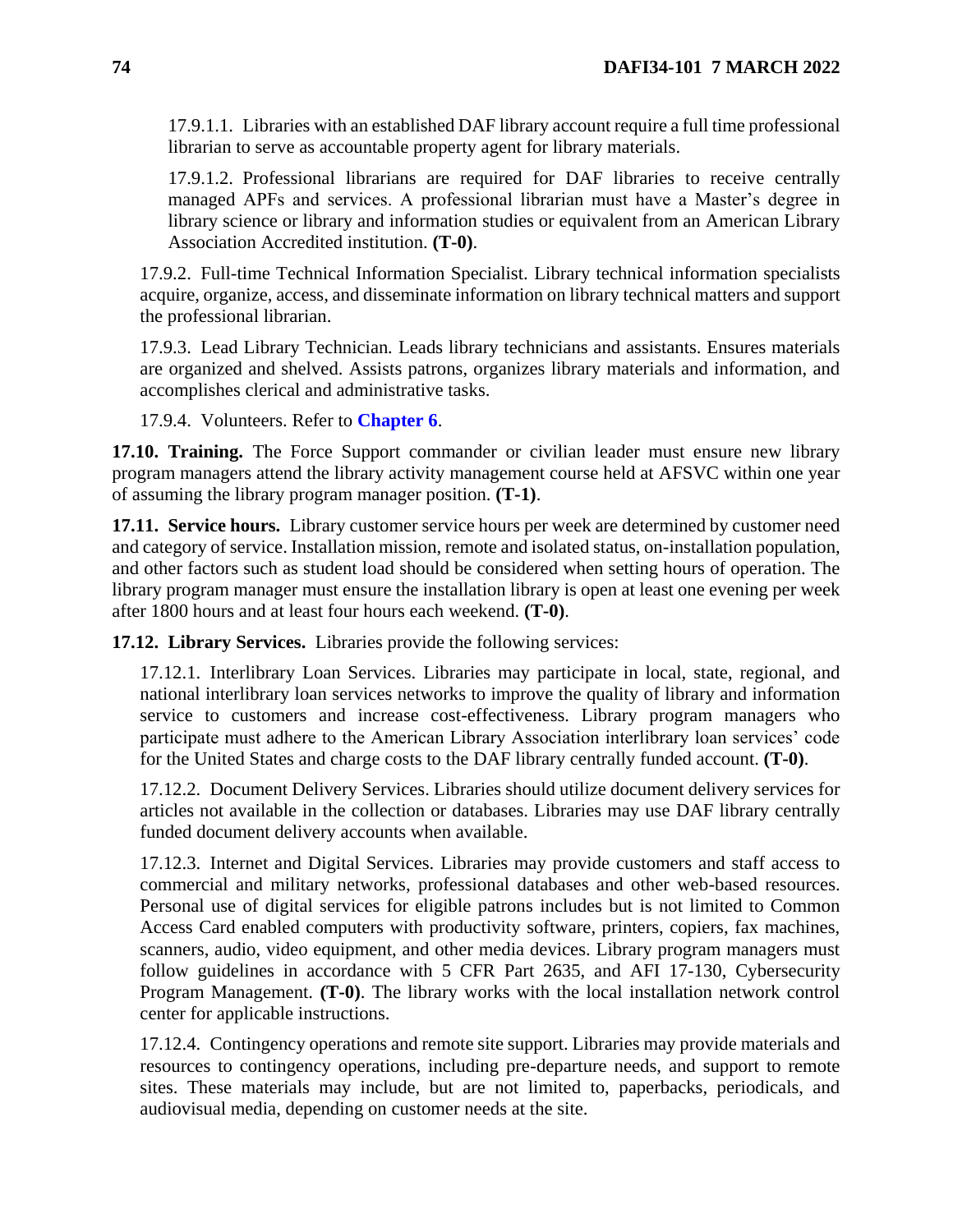17.9.1.1. Libraries with an established DAF library account require a full time professional librarian to serve as accountable property agent for library materials.

17.9.1.2. Professional librarians are required for DAF libraries to receive centrally managed APFs and services. A professional librarian must have a Master's degree in library science or library and information studies or equivalent from an American Library Association Accredited institution. **(T-0)**.

17.9.2. Full-time Technical Information Specialist. Library technical information specialists acquire, organize, access, and disseminate information on library technical matters and support the professional librarian.

17.9.3. Lead Library Technician. Leads library technicians and assistants. Ensures materials are organized and shelved. Assists patrons, organizes library materials and information, and accomplishes clerical and administrative tasks.

17.9.4. Volunteers. Refer to **Chapter 6**.

**17.10. Training.** The Force Support commander or civilian leader must ensure new library program managers attend the library activity management course held at AFSVC within one year of assuming the library program manager position. **(T-1)**.

**17.11. Service hours.** Library customer service hours per week are determined by customer need and category of service. Installation mission, remote and isolated status, on-installation population, and other factors such as student load should be considered when setting hours of operation. The library program manager must ensure the installation library is open at least one evening per week after 1800 hours and at least four hours each weekend. **(T-0)**.

**17.12. Library Services.** Libraries provide the following services:

17.12.1. Interlibrary Loan Services. Libraries may participate in local, state, regional, and national interlibrary loan services networks to improve the quality of library and information service to customers and increase cost-effectiveness. Library program managers who participate must adhere to the American Library Association interlibrary loan services' code for the United States and charge costs to the DAF library centrally funded account. **(T-0)**.

17.12.2. Document Delivery Services. Libraries should utilize document delivery services for articles not available in the collection or databases. Libraries may use DAF library centrally funded document delivery accounts when available.

17.12.3. Internet and Digital Services. Libraries may provide customers and staff access to commercial and military networks, professional databases and other web-based resources. Personal use of digital services for eligible patrons includes but is not limited to Common Access Card enabled computers with productivity software, printers, copiers, fax machines, scanners, audio, video equipment, and other media devices. Library program managers must follow guidelines in accordance with 5 CFR Part 2635, and AFI 17-130, Cybersecurity Program Management. **(T-0)**. The library works with the local installation network control center for applicable instructions.

17.12.4. Contingency operations and remote site support. Libraries may provide materials and resources to contingency operations, including pre-departure needs, and support to remote sites. These materials may include, but are not limited to, paperbacks, periodicals, and audiovisual media, depending on customer needs at the site.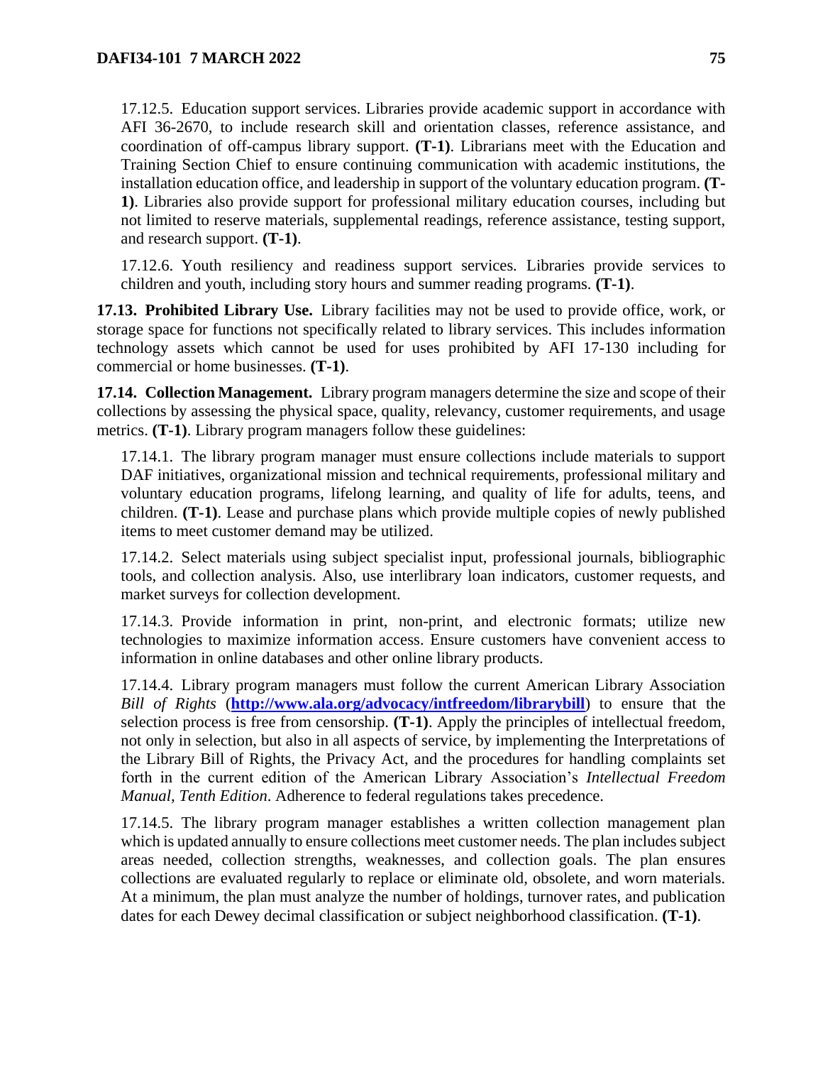17.12.5. Education support services. Libraries provide academic support in accordance with AFI 36-2670, to include research skill and orientation classes, reference assistance, and coordination of off-campus library support. **(T-1)**. Librarians meet with the Education and Training Section Chief to ensure continuing communication with academic institutions, the installation education office, and leadership in support of the voluntary education program. **(T-1)**. Libraries also provide support for professional military education courses, including but not limited to reserve materials, supplemental readings, reference assistance, testing support, and research support. **(T-1)**.

17.12.6. Youth resiliency and readiness support services. Libraries provide services to children and youth, including story hours and summer reading programs. **(T-1)**.

**17.13. Prohibited Library Use.** Library facilities may not be used to provide office, work, or storage space for functions not specifically related to library services. This includes information technology assets which cannot be used for uses prohibited by AFI 17-130 including for commercial or home businesses. **(T-1)**.

**17.14. Collection Management.** Library program managers determine the size and scope of their collections by assessing the physical space, quality, relevancy, customer requirements, and usage metrics. **(T-1)**. Library program managers follow these guidelines:

17.14.1. The library program manager must ensure collections include materials to support DAF initiatives, organizational mission and technical requirements, professional military and voluntary education programs, lifelong learning, and quality of life for adults, teens, and children. **(T-1)**. Lease and purchase plans which provide multiple copies of newly published items to meet customer demand may be utilized.

17.14.2. Select materials using subject specialist input, professional journals, bibliographic tools, and collection analysis. Also, use interlibrary loan indicators, customer requests, and market surveys for collection development.

17.14.3. Provide information in print, non-print, and electronic formats; utilize new technologies to maximize information access. Ensure customers have convenient access to information in online databases and other online library products.

17.14.4. Library program managers must follow the current American Library Association *Bill of Rights* (**http://www.ala.org/advocacy/intfreedom/librarybill**) to ensure that the selection process is free from censorship. **(T-1)**. Apply the principles of intellectual freedom, not only in selection, but also in all aspects of service, by implementing the Interpretations of the Library Bill of Rights, the Privacy Act, and the procedures for handling complaints set forth in the current edition of the American Library Association's *Intellectual Freedom Manual, Tenth Edition*. Adherence to federal regulations takes precedence.

17.14.5. The library program manager establishes a written collection management plan which is updated annually to ensure collections meet customer needs. The plan includes subject areas needed, collection strengths, weaknesses, and collection goals. The plan ensures collections are evaluated regularly to replace or eliminate old, obsolete, and worn materials. At a minimum, the plan must analyze the number of holdings, turnover rates, and publication dates for each Dewey decimal classification or subject neighborhood classification. **(T-1)**.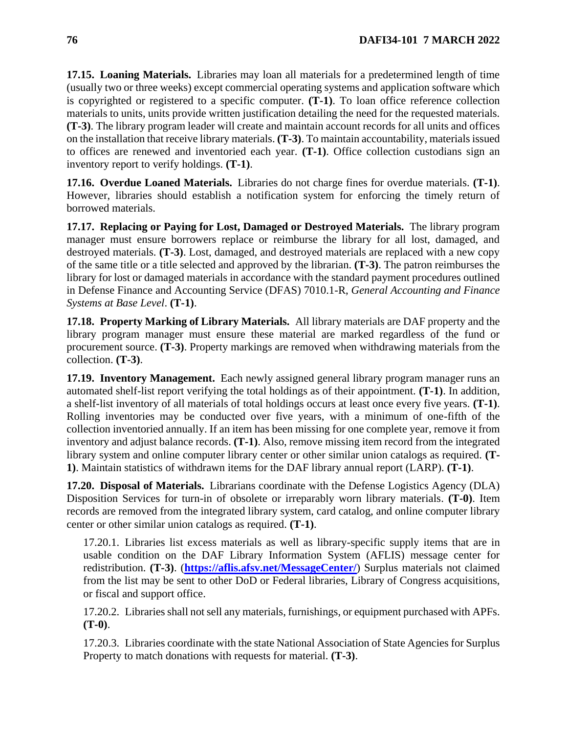**17.15. Loaning Materials.** Libraries may loan all materials for a predetermined length of time (usually two or three weeks) except commercial operating systems and application software which is copyrighted or registered to a specific computer. **(T-1)**. To loan office reference collection materials to units, units provide written justification detailing the need for the requested materials. **(T-3)**. The library program leader will create and maintain account records for all units and offices on the installation that receive library materials. **(T-3)**. To maintain accountability, materials issued to offices are renewed and inventoried each year. **(T-1)**. Office collection custodians sign an inventory report to verify holdings. **(T-1)**.

**17.16. Overdue Loaned Materials.** Libraries do not charge fines for overdue materials. **(T-1)**. However, libraries should establish a notification system for enforcing the timely return of borrowed materials.

**17.17. Replacing or Paying for Lost, Damaged or Destroyed Materials.** The library program manager must ensure borrowers replace or reimburse the library for all lost, damaged, and destroyed materials. **(T-3)**. Lost, damaged, and destroyed materials are replaced with a new copy of the same title or a title selected and approved by the librarian. **(T-3)**. The patron reimburses the library for lost or damaged materials in accordance with the standard payment procedures outlined in Defense Finance and Accounting Service (DFAS) 7010.1-R, *General Accounting and Finance Systems at Base Level*. **(T-1)**.

**17.18. Property Marking of Library Materials.** All library materials are DAF property and the library program manager must ensure these material are marked regardless of the fund or procurement source. **(T-3)**. Property markings are removed when withdrawing materials from the collection. **(T-3)**.

**17.19. Inventory Management.** Each newly assigned general library program manager runs an automated shelf-list report verifying the total holdings as of their appointment. **(T-1)**. In addition, a shelf-list inventory of all materials of total holdings occurs at least once every five years. **(T-1)**. Rolling inventories may be conducted over five years, with a minimum of one-fifth of the collection inventoried annually. If an item has been missing for one complete year, remove it from inventory and adjust balance records. **(T-1)**. Also, remove missing item record from the integrated library system and online computer library center or other similar union catalogs as required. **(T-1)**. Maintain statistics of withdrawn items for the DAF library annual report (LARP). **(T-1)**.

**17.20. Disposal of Materials.** Librarians coordinate with the Defense Logistics Agency (DLA) Disposition Services for turn-in of obsolete or irreparably worn library materials. **(T-0)**. Item records are removed from the integrated library system, card catalog, and online computer library center or other similar union catalogs as required. **(T-1)**.

17.20.1. Libraries list excess materials as well as library-specific supply items that are in usable condition on the DAF Library Information System (AFLIS) message center for redistribution. **(T-3)**. (**https://aflis.afsv.net/MessageCenter/**) Surplus materials not claimed from the list may be sent to other DoD or Federal libraries, Library of Congress acquisitions, or fiscal and support office.

17.20.2. Libraries shall not sell any materials, furnishings, or equipment purchased with APFs. **(T-0)**.

17.20.3. Libraries coordinate with the state National Association of State Agencies for Surplus Property to match donations with requests for material. **(T-3)**.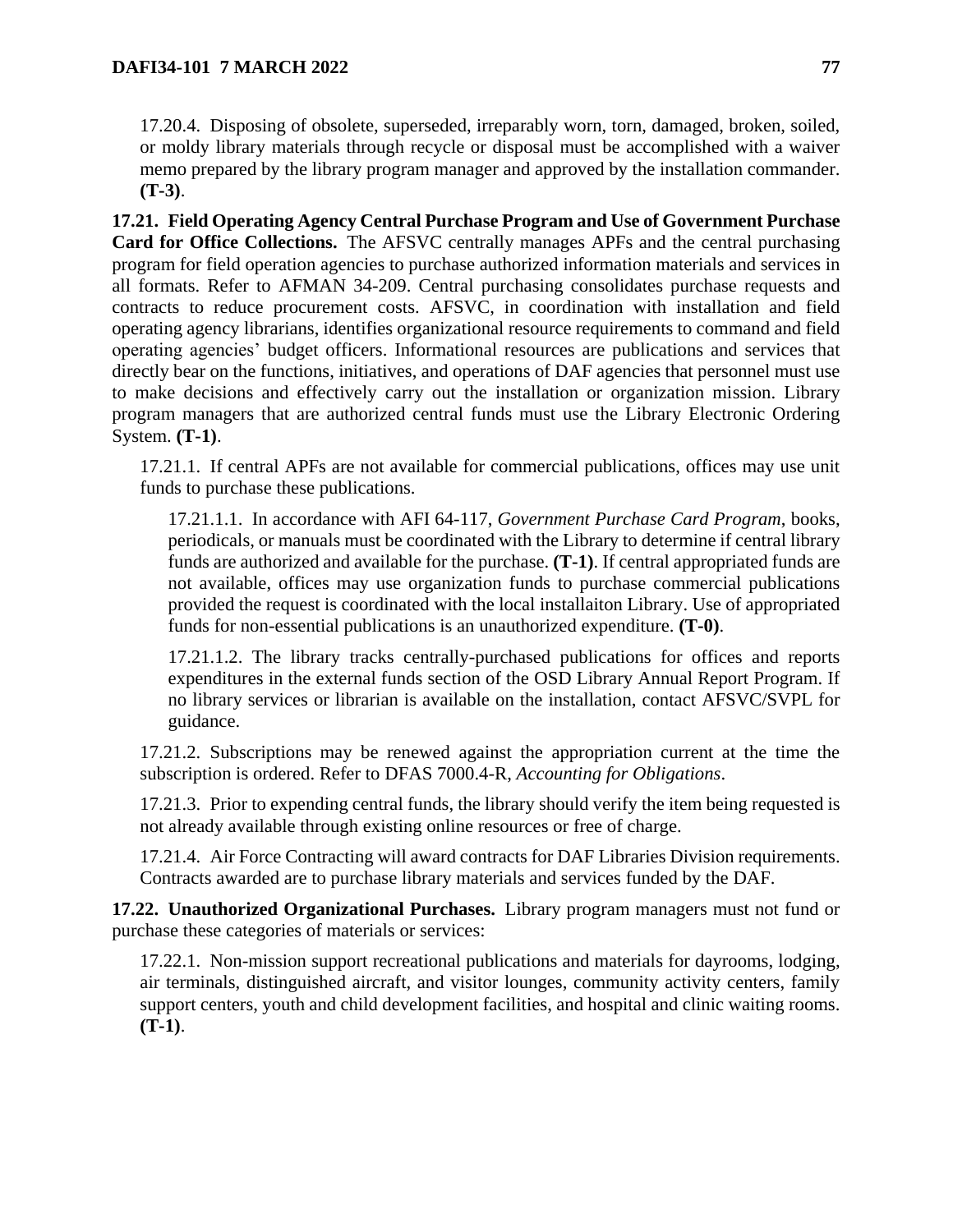17.20.4. Disposing of obsolete, superseded, irreparably worn, torn, damaged, broken, soiled, or moldy library materials through recycle or disposal must be accomplished with a waiver memo prepared by the library program manager and approved by the installation commander. **(T-3)**.

**17.21. Field Operating Agency Central Purchase Program and Use of Government Purchase Card for Office Collections.** The AFSVC centrally manages APFs and the central purchasing program for field operation agencies to purchase authorized information materials and services in all formats. Refer to AFMAN 34-209. Central purchasing consolidates purchase requests and contracts to reduce procurement costs. AFSVC, in coordination with installation and field operating agency librarians, identifies organizational resource requirements to command and field operating agencies' budget officers. Informational resources are publications and services that directly bear on the functions, initiatives, and operations of DAF agencies that personnel must use to make decisions and effectively carry out the installation or organization mission. Library program managers that are authorized central funds must use the Library Electronic Ordering System. **(T-1)**.

17.21.1. If central APFs are not available for commercial publications, offices may use unit funds to purchase these publications.

17.21.1.1. In accordance with AFI 64-117, *Government Purchase Card Program*, books, periodicals, or manuals must be coordinated with the Library to determine if central library funds are authorized and available for the purchase. **(T-1)**. If central appropriated funds are not available, offices may use organization funds to purchase commercial publications provided the request is coordinated with the local installaiton Library. Use of appropriated funds for non-essential publications is an unauthorized expenditure. **(T-0)**.

17.21.1.2. The library tracks centrally-purchased publications for offices and reports expenditures in the external funds section of the OSD Library Annual Report Program. If no library services or librarian is available on the installation, contact AFSVC/SVPL for guidance.

17.21.2. Subscriptions may be renewed against the appropriation current at the time the subscription is ordered. Refer to DFAS 7000.4-R, *Accounting for Obligations*.

17.21.3. Prior to expending central funds, the library should verify the item being requested is not already available through existing online resources or free of charge.

17.21.4. Air Force Contracting will award contracts for DAF Libraries Division requirements. Contracts awarded are to purchase library materials and services funded by the DAF.

**17.22. Unauthorized Organizational Purchases.** Library program managers must not fund or purchase these categories of materials or services:

17.22.1. Non-mission support recreational publications and materials for dayrooms, lodging, air terminals, distinguished aircraft, and visitor lounges, community activity centers, family support centers, youth and child development facilities, and hospital and clinic waiting rooms. **(T-1)**.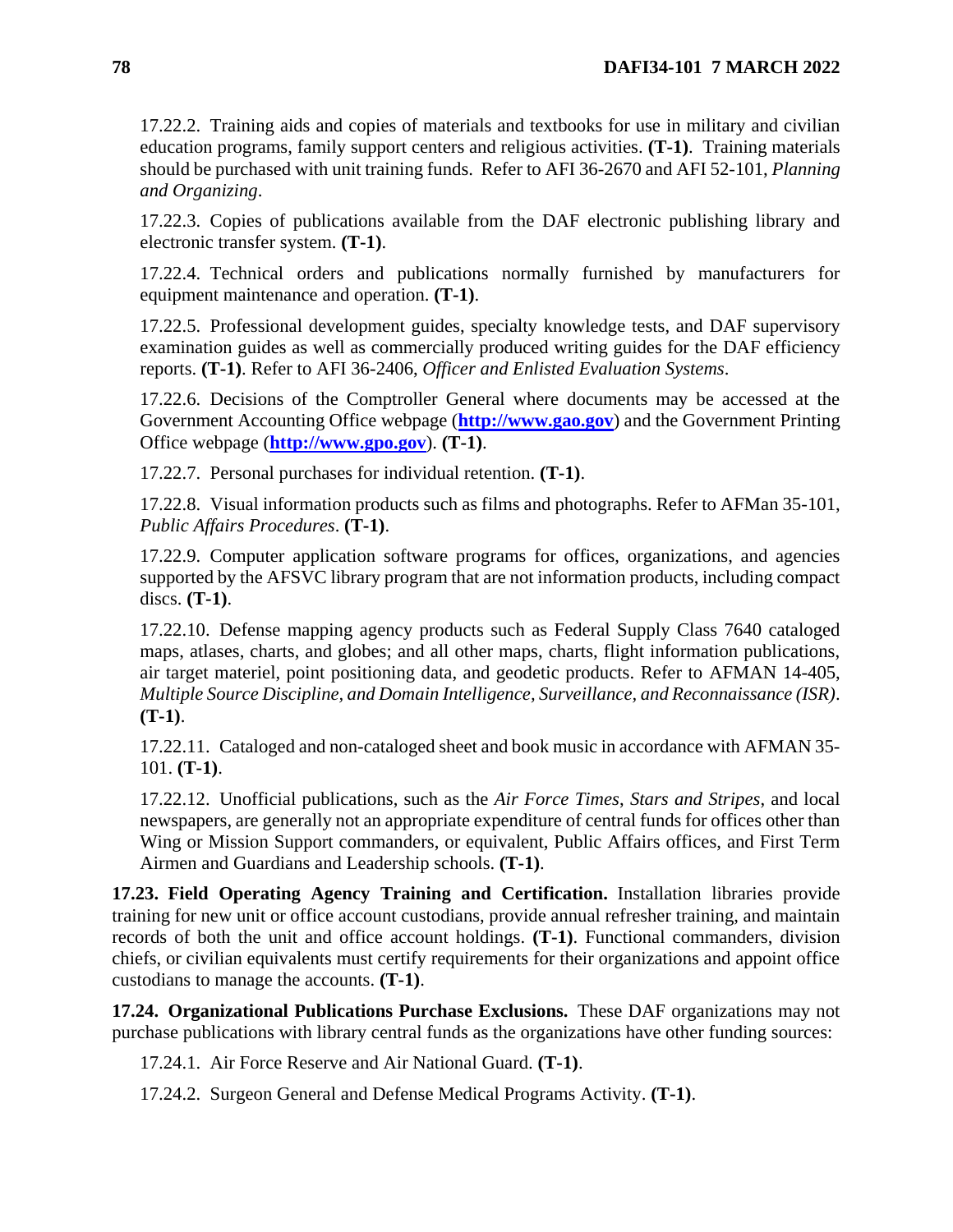17.22.2. Training aids and copies of materials and textbooks for use in military and civilian education programs, family support centers and religious activities. **(T-1)**. Training materials should be purchased with unit training funds. Refer to AFI 36-2670 and AFI 52-101, *Planning and Organizing*.

17.22.3. Copies of publications available from the DAF electronic publishing library and electronic transfer system. **(T-1)**.

17.22.4. Technical orders and publications normally furnished by manufacturers for equipment maintenance and operation. **(T-1)**.

17.22.5. Professional development guides, specialty knowledge tests, and DAF supervisory examination guides as well as commercially produced writing guides for the DAF efficiency reports. **(T-1)**. Refer to AFI 36-2406, *Officer and Enlisted Evaluation Systems*.

17.22.6. Decisions of the Comptroller General where documents may be accessed at the Government Accounting Office webpage (**[http://www.gao.gov](http://www.gao.gov)**) and the Government Printing Office webpage (**[http://www.gpo.gov](http://www.gpo.gov)**). **(T-1)**.

17.22.7. Personal purchases for individual retention. **(T-1)**.

17.22.8. Visual information products such as films and photographs. Refer to AFMan 35-101, *Public Affairs Procedures*. **(T-1)**.

17.22.9. Computer application software programs for offices, organizations, and agencies supported by the AFSVC library program that are not information products, including compact discs. **(T-1)**.

17.22.10. Defense mapping agency products such as Federal Supply Class 7640 cataloged maps, atlases, charts, and globes; and all other maps, charts, flight information publications, air target materiel, point positioning data, and geodetic products. Refer to AFMAN 14-405, *Multiple Source Discipline, and Domain Intelligence, Surveillance, and Reconnaissance (ISR)*. **(T-1)**.

17.22.11. Cataloged and non-cataloged sheet and book music in accordance with AFMAN 35-101. **(T-1)**.

17.22.12. Unofficial publications, such as the *Air Force Times*, *Stars and Stripes*, and local newspapers, are generally not an appropriate expenditure of central funds for offices other than Wing or Mission Support commanders, or equivalent, Public Affairs offices, and First Term Airmen and Guardians and Leadership schools. **(T-1)**.

**17.23. Field Operating Agency Training and Certification.** Installation libraries provide training for new unit or office account custodians, provide annual refresher training, and maintain records of both the unit and office account holdings. **(T-1)**. Functional commanders, division chiefs, or civilian equivalents must certify requirements for their organizations and appoint office custodians to manage the accounts. **(T-1)**.

**17.24. Organizational Publications Purchase Exclusions.** These DAF organizations may not purchase publications with library central funds as the organizations have other funding sources:

17.24.1. Air Force Reserve and Air National Guard. **(T-1)**.

17.24.2. Surgeon General and Defense Medical Programs Activity. **(T-1)**.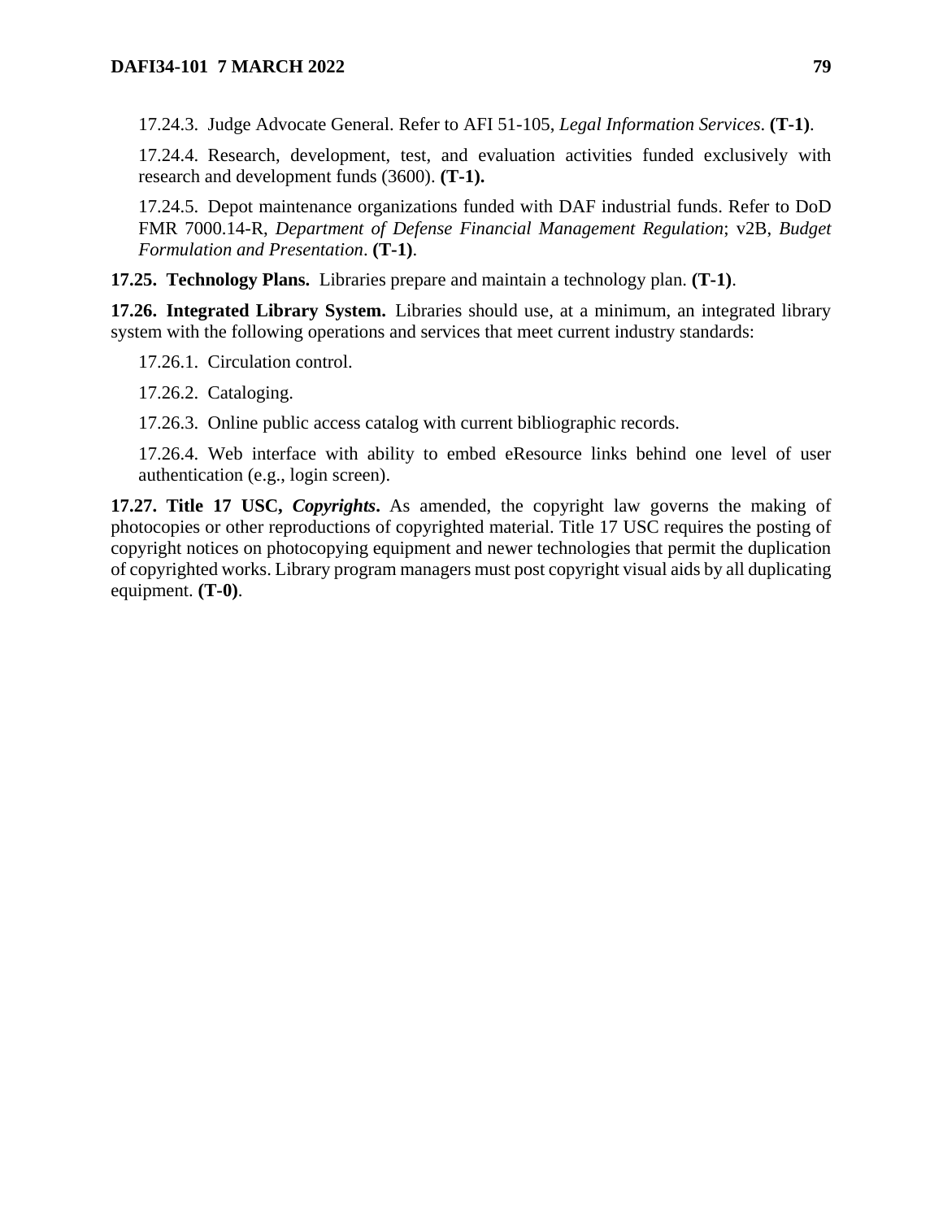17.24.3. Judge Advocate General. Refer to AFI 51-105, *Legal Information Services*. **(T-1)**.

17.24.4. Research, development, test, and evaluation activities funded exclusively with research and development funds (3600). **(T-1).**

17.24.5. Depot maintenance organizations funded with DAF industrial funds. Refer to DoD FMR 7000.14-R, *Department of Defense Financial Management Regulation*; v2B, *Budget Formulation and Presentation*. **(T-1)**.

**17.25. Technology Plans.** Libraries prepare and maintain a technology plan. **(T-1)**.

**17.26. Integrated Library System.** Libraries should use, at a minimum, an integrated library system with the following operations and services that meet current industry standards:

17.26.1. Circulation control.

17.26.2. Cataloging.

17.26.3. Online public access catalog with current bibliographic records.

17.26.4. Web interface with ability to embed eResource links behind one level of user authentication (e.g., login screen).

**17.27. Title 17 USC, *Copyrights*.** As amended, the copyright law governs the making of photocopies or other reproductions of copyrighted material. Title 17 USC requires the posting of copyright notices on photocopying equipment and newer technologies that permit the duplication of copyrighted works. Library program managers must post copyright visual aids by all duplicating equipment. **(T-0)**.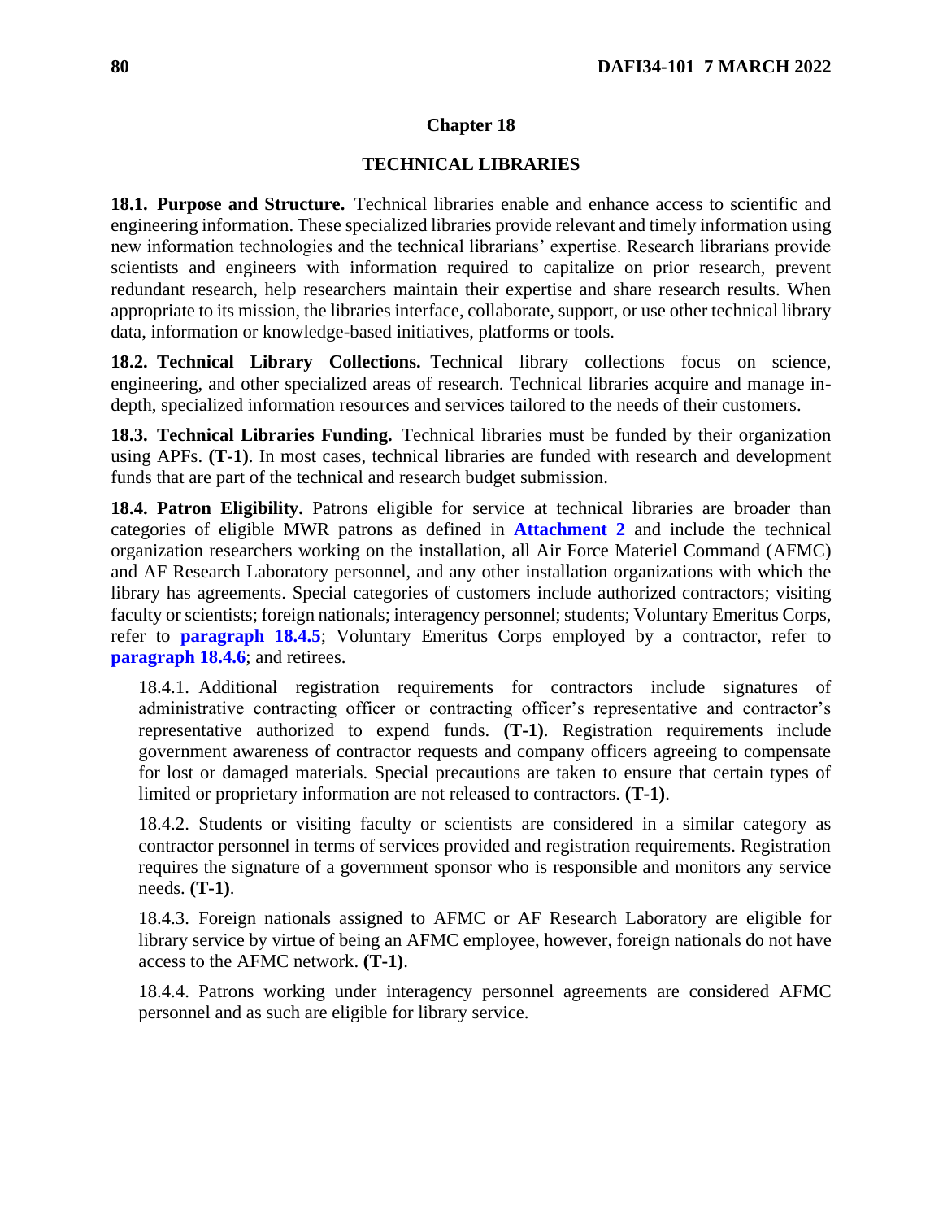# Chapter 18

## TECHNICAL LIBRARIES

**18.1. Purpose and Structure.** Technical libraries enable and enhance access to scientific and engineering information. These specialized libraries provide relevant and timely information using new information technologies and the technical librarians' expertise. Research librarians provide scientists and engineers with information required to capitalize on prior research, prevent redundant research, help researchers maintain their expertise and share research results. When appropriate to its mission, the libraries interface, collaborate, support, or use other technical library data, information or knowledge-based initiatives, platforms or tools.

**18.2. Technical Library Collections.** Technical library collections focus on science, engineering, and other specialized areas of research. Technical libraries acquire and manage in-depth, specialized information resources and services tailored to the needs of their customers.

**18.3. Technical Libraries Funding.** Technical libraries must be funded by their organization using APFs. **(T-1)**. In most cases, technical libraries are funded with research and development funds that are part of the technical and research budget submission.

**18.4. Patron Eligibility.** Patrons eligible for service at technical libraries are broader than categories of eligible MWR patrons as defined in **Attachment 2** and include the technical organization researchers working on the installation, all Air Force Materiel Command (AFMC) and AF Research Laboratory personnel, and any other installation organizations with which the library has agreements. Special categories of customers include authorized contractors; visiting faculty or scientists; foreign nationals; interagency personnel; students; Voluntary Emeritus Corps, refer to **paragraph 18.4.5**; Voluntary Emeritus Corps employed by a contractor, refer to **paragraph 18.4.6**; and retirees.

18.4.1. Additional registration requirements for contractors include signatures of administrative contracting officer or contracting officer's representative and contractor's representative authorized to expend funds. **(T-1)**. Registration requirements include government awareness of contractor requests and company officers agreeing to compensate for lost or damaged materials. Special precautions are taken to ensure that certain types of limited or proprietary information are not released to contractors. **(T-1)**.

18.4.2. Students or visiting faculty or scientists are considered in a similar category as contractor personnel in terms of services provided and registration requirements. Registration requires the signature of a government sponsor who is responsible and monitors any service needs. **(T-1)**.

18.4.3. Foreign nationals assigned to AFMC or AF Research Laboratory are eligible for library service by virtue of being an AFMC employee, however, foreign nationals do not have access to the AFMC network. **(T-1)**.

18.4.4. Patrons working under interagency personnel agreements are considered AFMC personnel and as such are eligible for library service.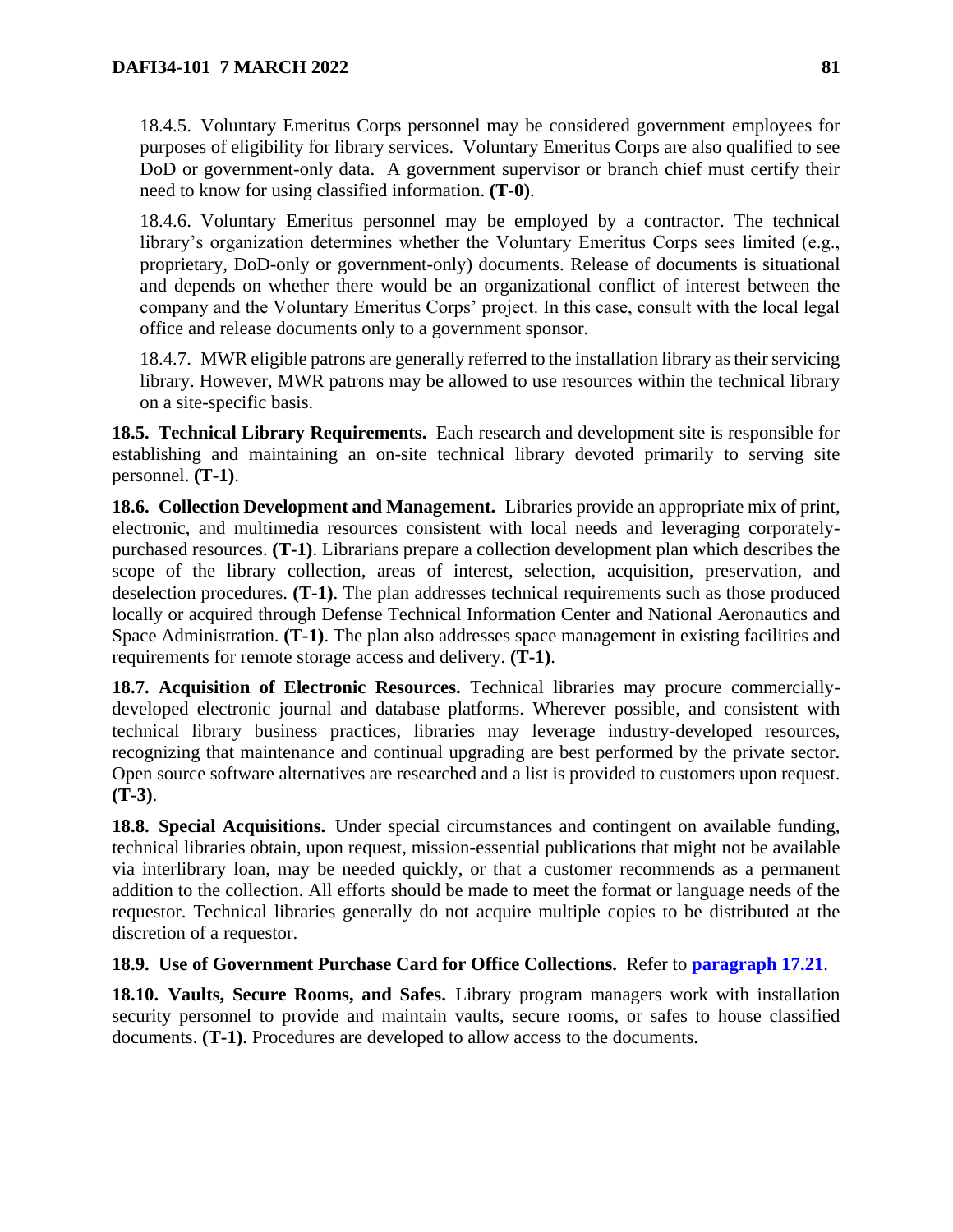18.4.5. Voluntary Emeritus Corps personnel may be considered government employees for purposes of eligibility for library services. Voluntary Emeritus Corps are also qualified to see DoD or government-only data. A government supervisor or branch chief must certify their need to know for using classified information. **(T-0)**.

18.4.6. Voluntary Emeritus personnel may be employed by a contractor. The technical library's organization determines whether the Voluntary Emeritus Corps sees limited (e.g., proprietary, DoD-only or government-only) documents. Release of documents is situational and depends on whether there would be an organizational conflict of interest between the company and the Voluntary Emeritus Corps' project. In this case, consult with the local legal office and release documents only to a government sponsor.

18.4.7. MWR eligible patrons are generally referred to the installation library as their servicing library. However, MWR patrons may be allowed to use resources within the technical library on a site-specific basis.

**18.5. Technical Library Requirements.** Each research and development site is responsible for establishing and maintaining an on-site technical library devoted primarily to serving site personnel. **(T-1)**.

**18.6. Collection Development and Management.** Libraries provide an appropriate mix of print, electronic, and multimedia resources consistent with local needs and leveraging corporately-purchased resources. **(T-1)**. Librarians prepare a collection development plan which describes the scope of the library collection, areas of interest, selection, acquisition, preservation, and deselection procedures. **(T-1)**. The plan addresses technical requirements such as those produced locally or acquired through Defense Technical Information Center and National Aeronautics and Space Administration. **(T-1)**. The plan also addresses space management in existing facilities and requirements for remote storage access and delivery. **(T-1)**.

**18.7. Acquisition of Electronic Resources.** Technical libraries may procure commercially-developed electronic journal and database platforms. Wherever possible, and consistent with technical library business practices, libraries may leverage industry-developed resources, recognizing that maintenance and continual upgrading are best performed by the private sector. Open source software alternatives are researched and a list is provided to customers upon request. **(T-3)**.

**18.8. Special Acquisitions.** Under special circumstances and contingent on available funding, technical libraries obtain, upon request, mission-essential publications that might not be available via interlibrary loan, may be needed quickly, or that a customer recommends as a permanent addition to the collection. All efforts should be made to meet the format or language needs of the requestor. Technical libraries generally do not acquire multiple copies to be distributed at the discretion of a requestor.

**18.9. Use of Government Purchase Card for Office Collections.** Refer to **paragraph 17.21**.

**18.10. Vaults, Secure Rooms, and Safes.** Library program managers work with installation security personnel to provide and maintain vaults, secure rooms, or safes to house classified documents. **(T-1)**. Procedures are developed to allow access to the documents.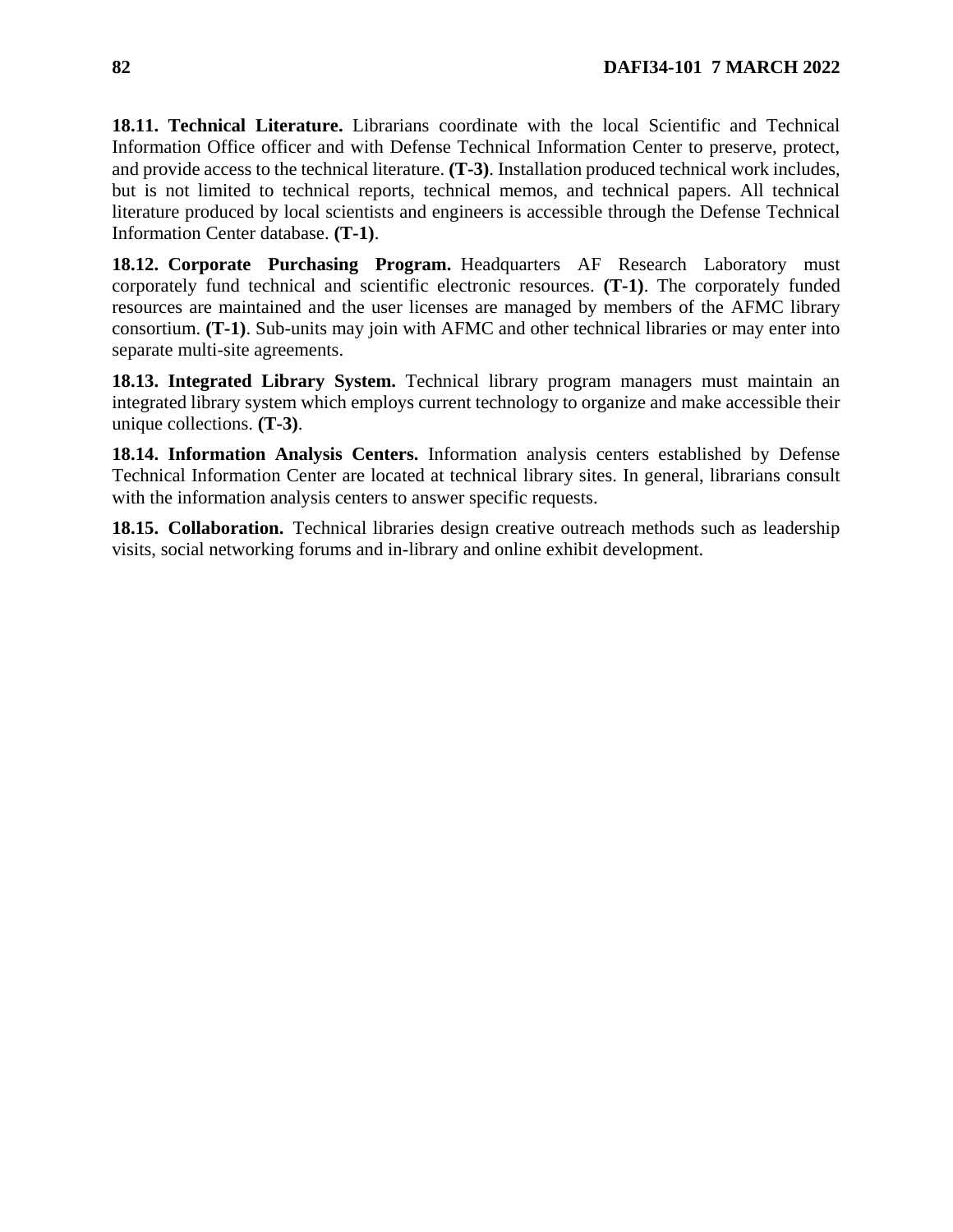**18.11. Technical Literature.** Librarians coordinate with the local Scientific and Technical Information Office officer and with Defense Technical Information Center to preserve, protect, and provide access to the technical literature. **(T-3)**. Installation produced technical work includes, but is not limited to technical reports, technical memos, and technical papers. All technical literature produced by local scientists and engineers is accessible through the Defense Technical Information Center database. **(T-1)**.

**18.12. Corporate Purchasing Program.** Headquarters AF Research Laboratory must corporately fund technical and scientific electronic resources. **(T-1)**. The corporately funded resources are maintained and the user licenses are managed by members of the AFMC library consortium. **(T-1)**. Sub-units may join with AFMC and other technical libraries or may enter into separate multi-site agreements.

**18.13. Integrated Library System.** Technical library program managers must maintain an integrated library system which employs current technology to organize and make accessible their unique collections. **(T-3)**.

**18.14. Information Analysis Centers.** Information analysis centers established by Defense Technical Information Center are located at technical library sites. In general, librarians consult with the information analysis centers to answer specific requests.

**18.15. Collaboration.** Technical libraries design creative outreach methods such as leadership visits, social networking forums and in-library and online exhibit development.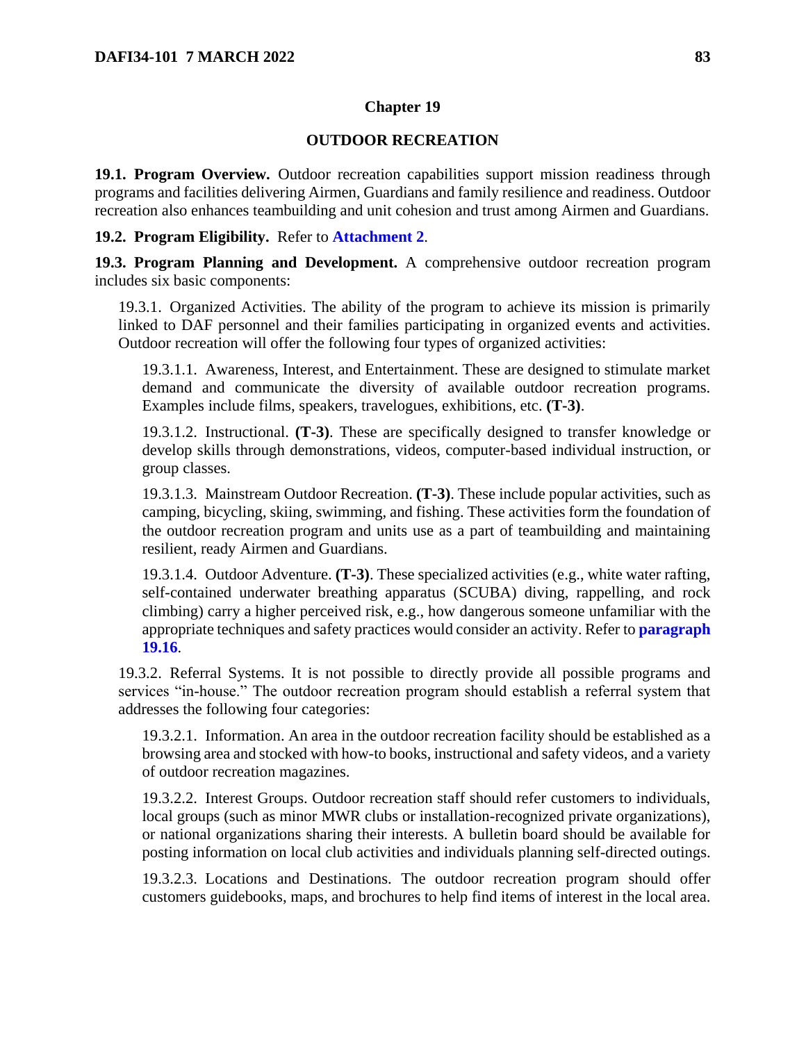## Chapter 19

## OUTDOOR RECREATION

**19.1. Program Overview.** Outdoor recreation capabilities support mission readiness through programs and facilities delivering Airmen, Guardians and family resilience and readiness. Outdoor recreation also enhances teambuilding and unit cohesion and trust among Airmen and Guardians.

**19.2. Program Eligibility.** Refer to **Attachment 2**.

**19.3. Program Planning and Development.** A comprehensive outdoor recreation program includes six basic components:

19.3.1. Organized Activities. The ability of the program to achieve its mission is primarily linked to DAF personnel and their families participating in organized events and activities. Outdoor recreation will offer the following four types of organized activities:

19.3.1.1. Awareness, Interest, and Entertainment. These are designed to stimulate market demand and communicate the diversity of available outdoor recreation programs. Examples include films, speakers, travelogues, exhibitions, etc. **(T-3)**.

19.3.1.2. Instructional. **(T-3)**. These are specifically designed to transfer knowledge or develop skills through demonstrations, videos, computer-based individual instruction, or group classes.

19.3.1.3. Mainstream Outdoor Recreation. **(T-3)**. These include popular activities, such as camping, bicycling, skiing, swimming, and fishing. These activities form the foundation of the outdoor recreation program and units use as a part of teambuilding and maintaining resilient, ready Airmen and Guardians.

19.3.1.4. Outdoor Adventure. **(T-3)**. These specialized activities (e.g., white water rafting, self-contained underwater breathing apparatus (SCUBA) diving, rappelling, and rock climbing) carry a higher perceived risk, e.g., how dangerous someone unfamiliar with the appropriate techniques and safety practices would consider an activity. Refer to **paragraph 19.16**.

19.3.2. Referral Systems. It is not possible to directly provide all possible programs and services "in-house." The outdoor recreation program should establish a referral system that addresses the following four categories:

19.3.2.1. Information. An area in the outdoor recreation facility should be established as a browsing area and stocked with how-to books, instructional and safety videos, and a variety of outdoor recreation magazines.

19.3.2.2. Interest Groups. Outdoor recreation staff should refer customers to individuals, local groups (such as minor MWR clubs or installation-recognized private organizations), or national organizations sharing their interests. A bulletin board should be available for posting information on local club activities and individuals planning self-directed outings.

19.3.2.3. Locations and Destinations. The outdoor recreation program should offer customers guidebooks, maps, and brochures to help find items of interest in the local area.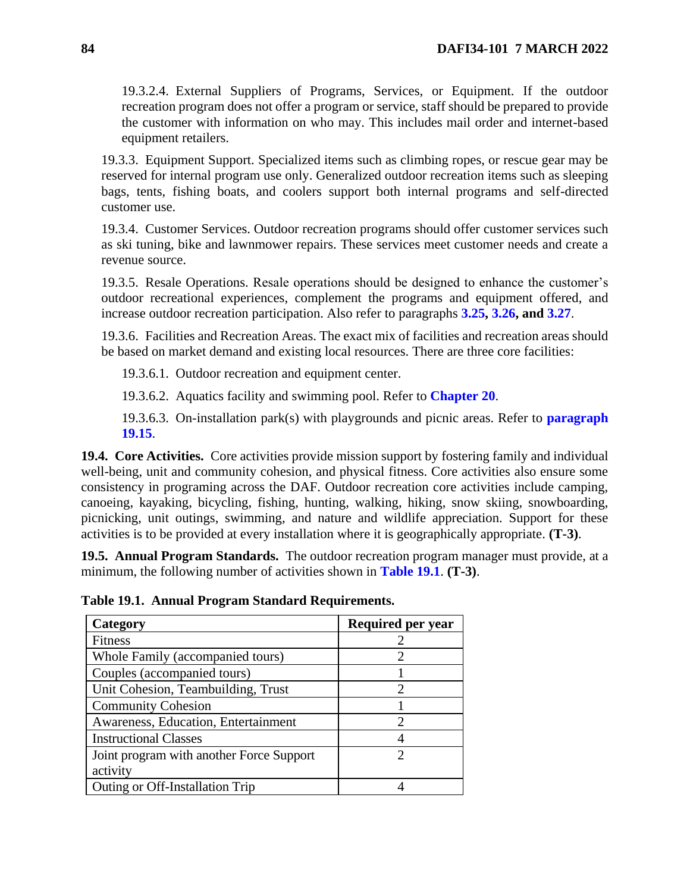19.3.2.4. External Suppliers of Programs, Services, or Equipment. If the outdoor recreation program does not offer a program or service, staff should be prepared to provide the customer with information on who may. This includes mail order and internet-based equipment retailers.

19.3.3. Equipment Support. Specialized items such as climbing ropes, or rescue gear may be reserved for internal program use only. Generalized outdoor recreation items such as sleeping bags, tents, fishing boats, and coolers support both internal programs and self-directed customer use.

19.3.4. Customer Services. Outdoor recreation programs should offer customer services such as ski tuning, bike and lawnmower repairs. These services meet customer needs and create a revenue source.

19.3.5. Resale Operations. Resale operations should be designed to enhance the customer's outdoor recreational experiences, complement the programs and equipment offered, and increase outdoor recreation participation. Also refer to paragraphs **3.25, 3.26, and 3.27**.

19.3.6. Facilities and Recreation Areas. The exact mix of facilities and recreation areas should be based on market demand and existing local resources. There are three core facilities:

19.3.6.1. Outdoor recreation and equipment center.

19.3.6.2. Aquatics facility and swimming pool. Refer to **Chapter 20**.

19.3.6.3. On-installation park(s) with playgrounds and picnic areas. Refer to **paragraph 19.15**.

**19.4. Core Activities.** Core activities provide mission support by fostering family and individual well-being, unit and community cohesion, and physical fitness. Core activities also ensure some consistency in programing across the DAF. Outdoor recreation core activities include camping, canoeing, kayaking, bicycling, fishing, hunting, walking, hiking, snow skiing, snowboarding, picnicking, unit outings, swimming, and nature and wildlife appreciation. Support for these activities is to be provided at every installation where it is geographically appropriate. **(T-3)**.

**19.5. Annual Program Standards.** The outdoor recreation program manager must provide, at a minimum, the following number of activities shown in **Table 19.1**. **(T-3)**.

**Table 19.1. Annual Program Standard Requirements.**

| Category | Required per year |
|---|---|
| Fitness | 2 |
| Whole Family (accompanied tours) | 2 |
| Couples (accompanied tours) | 1 |
| Unit Cohesion, Teambuilding, Trust | 2 |
| Community Cohesion | 1 |
| Awareness, Education, Entertainment | 2 |
| Instructional Classes | 4 |
| Joint program with another Force Support activity | 2 |
| Outing or Off-Installation Trip | 4 |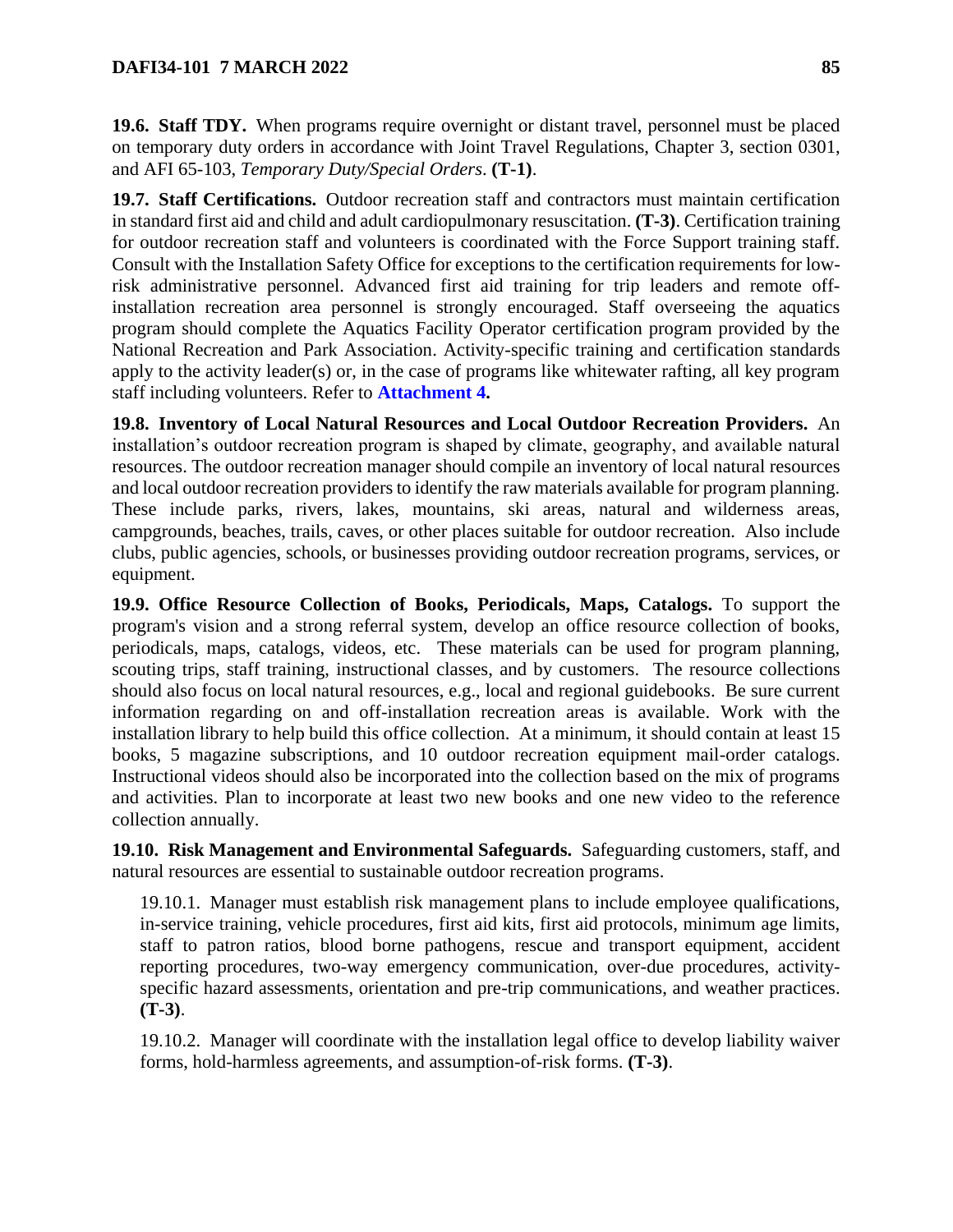**19.6. Staff TDY.** When programs require overnight or distant travel, personnel must be placed on temporary duty orders in accordance with Joint Travel Regulations, Chapter 3, section 0301, and AFI 65-103, *Temporary Duty/Special Orders*. **(T-1)**.

**19.7. Staff Certifications.** Outdoor recreation staff and contractors must maintain certification in standard first aid and child and adult cardiopulmonary resuscitation. **(T-3)**. Certification training for outdoor recreation staff and volunteers is coordinated with the Force Support training staff. Consult with the Installation Safety Office for exceptions to the certification requirements for low-risk administrative personnel. Advanced first aid training for trip leaders and remote off-installation recreation area personnel is strongly encouraged. Staff overseeing the aquatics program should complete the Aquatics Facility Operator certification program provided by the National Recreation and Park Association. Activity-specific training and certification standards apply to the activity leader(s) or, in the case of programs like whitewater rafting, all key program staff including volunteers. Refer to **Attachment 4.**

**19.8. Inventory of Local Natural Resources and Local Outdoor Recreation Providers.** An installation's outdoor recreation program is shaped by climate, geography, and available natural resources. The outdoor recreation manager should compile an inventory of local natural resources and local outdoor recreation providers to identify the raw materials available for program planning. These include parks, rivers, lakes, mountains, ski areas, natural and wilderness areas, campgrounds, beaches, trails, caves, or other places suitable for outdoor recreation. Also include clubs, public agencies, schools, or businesses providing outdoor recreation programs, services, or equipment.

**19.9. Office Resource Collection of Books, Periodicals, Maps, Catalogs.** To support the program's vision and a strong referral system, develop an office resource collection of books, periodicals, maps, catalogs, videos, etc. These materials can be used for program planning, scouting trips, staff training, instructional classes, and by customers. The resource collections should also focus on local natural resources, e.g., local and regional guidebooks. Be sure current information regarding on and off-installation recreation areas is available. Work with the installation library to help build this office collection. At a minimum, it should contain at least 15 books, 5 magazine subscriptions, and 10 outdoor recreation equipment mail-order catalogs. Instructional videos should also be incorporated into the collection based on the mix of programs and activities. Plan to incorporate at least two new books and one new video to the reference collection annually.

**19.10. Risk Management and Environmental Safeguards.** Safeguarding customers, staff, and natural resources are essential to sustainable outdoor recreation programs.

19.10.1. Manager must establish risk management plans to include employee qualifications, in-service training, vehicle procedures, first aid kits, first aid protocols, minimum age limits, staff to patron ratios, blood borne pathogens, rescue and transport equipment, accident reporting procedures, two-way emergency communication, over-due procedures, activity-specific hazard assessments, orientation and pre-trip communications, and weather practices. **(T-3)**.

19.10.2. Manager will coordinate with the installation legal office to develop liability waiver forms, hold-harmless agreements, and assumption-of-risk forms. **(T-3)**.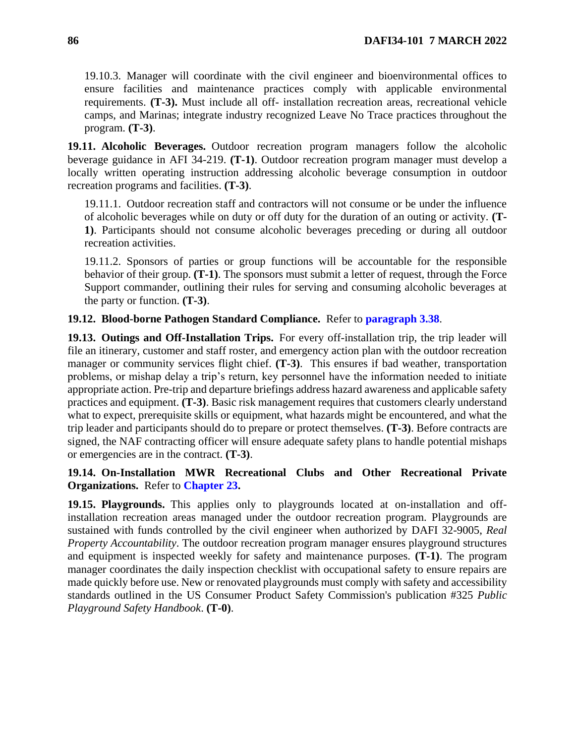19.10.3. Manager will coordinate with the civil engineer and bioenvironmental offices to ensure facilities and maintenance practices comply with applicable environmental requirements. **(T-3).** Must include all off- installation recreation areas, recreational vehicle camps, and Marinas; integrate industry recognized Leave No Trace practices throughout the program. **(T-3)**.

**19.11. Alcoholic Beverages.** Outdoor recreation program managers follow the alcoholic beverage guidance in AFI 34-219. **(T-1)**. Outdoor recreation program manager must develop a locally written operating instruction addressing alcoholic beverage consumption in outdoor recreation programs and facilities. **(T-3)**.

19.11.1. Outdoor recreation staff and contractors will not consume or be under the influence of alcoholic beverages while on duty or off duty for the duration of an outing or activity. **(T-1)**. Participants should not consume alcoholic beverages preceding or during all outdoor recreation activities.

19.11.2. Sponsors of parties or group functions will be accountable for the responsible behavior of their group. **(T-1)**. The sponsors must submit a letter of request, through the Force Support commander, outlining their rules for serving and consuming alcoholic beverages at the party or function. **(T-3)**.

**19.12. Blood-borne Pathogen Standard Compliance.** Refer to **paragraph 3.38**.

**19.13. Outings and Off-Installation Trips.** For every off-installation trip, the trip leader will file an itinerary, customer and staff roster, and emergency action plan with the outdoor recreation manager or community services flight chief. **(T-3)**. This ensures if bad weather, transportation problems, or mishap delay a trip's return, key personnel have the information needed to initiate appropriate action. Pre-trip and departure briefings address hazard awareness and applicable safety practices and equipment. **(T-3)**. Basic risk management requires that customers clearly understand what to expect, prerequisite skills or equipment, what hazards might be encountered, and what the trip leader and participants should do to prepare or protect themselves. **(T-3)**. Before contracts are signed, the NAF contracting officer will ensure adequate safety plans to handle potential mishaps or emergencies are in the contract. **(T-3)**.

**19.14. On-Installation MWR Recreational Clubs and Other Recreational Private Organizations.** Refer to **Chapter 23.**

**19.15. Playgrounds.** This applies only to playgrounds located at on-installation and off-installation recreation areas managed under the outdoor recreation program. Playgrounds are sustained with funds controlled by the civil engineer when authorized by DAFI 32-9005, *Real Property Accountability*. The outdoor recreation program manager ensures playground structures and equipment is inspected weekly for safety and maintenance purposes. **(T-1)**. The program manager coordinates the daily inspection checklist with occupational safety to ensure repairs are made quickly before use. New or renovated playgrounds must comply with safety and accessibility standards outlined in the US Consumer Product Safety Commission's publication #325 *Public Playground Safety Handbook*. **(T-0)**.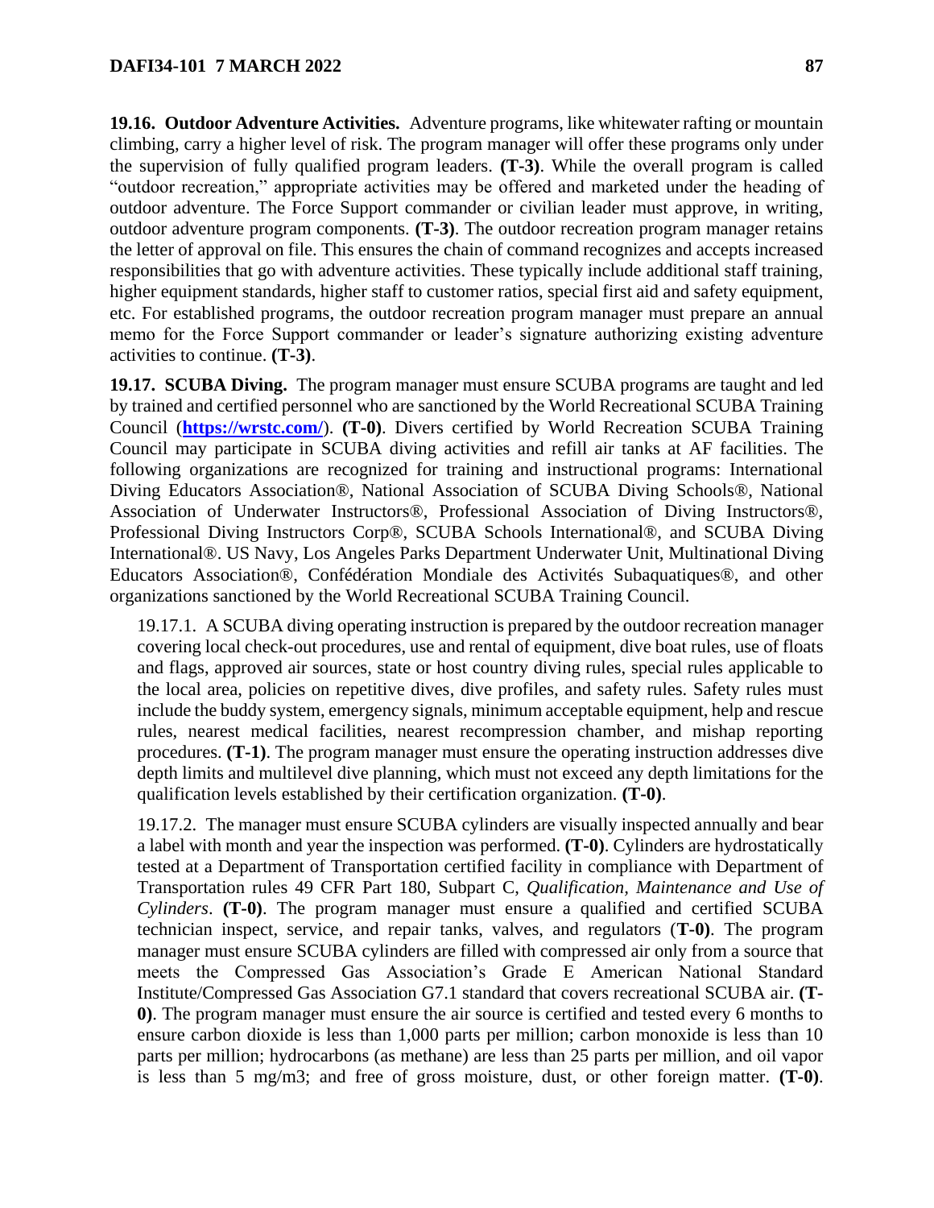**19.16. Outdoor Adventure Activities.** Adventure programs, like whitewater rafting or mountain climbing, carry a higher level of risk. The program manager will offer these programs only under the supervision of fully qualified program leaders. **(T-3)**. While the overall program is called "outdoor recreation," appropriate activities may be offered and marketed under the heading of outdoor adventure. The Force Support commander or civilian leader must approve, in writing, outdoor adventure program components. **(T-3)**. The outdoor recreation program manager retains the letter of approval on file. This ensures the chain of command recognizes and accepts increased responsibilities that go with adventure activities. These typically include additional staff training, higher equipment standards, higher staff to customer ratios, special first aid and safety equipment, etc. For established programs, the outdoor recreation program manager must prepare an annual memo for the Force Support commander or leader's signature authorizing existing adventure activities to continue. **(T-3)**.

**19.17. SCUBA Diving.** The program manager must ensure SCUBA programs are taught and led by trained and certified personnel who are sanctioned by the World Recreational SCUBA Training Council (**https://wrstc.com/**). **(T-0)**. Divers certified by World Recreation SCUBA Training Council may participate in SCUBA diving activities and refill air tanks at AF facilities. The following organizations are recognized for training and instructional programs: International Diving Educators Association®, National Association of SCUBA Diving Schools®, National Association of Underwater Instructors®, Professional Association of Diving Instructors®, Professional Diving Instructors Corp®, SCUBA Schools International®, and SCUBA Diving International®. US Navy, Los Angeles Parks Department Underwater Unit, Multinational Diving Educators Association®, Confédération Mondiale des Activités Subaquatiques®, and other organizations sanctioned by the World Recreational SCUBA Training Council.

19.17.1. A SCUBA diving operating instruction is prepared by the outdoor recreation manager covering local check-out procedures, use and rental of equipment, dive boat rules, use of floats and flags, approved air sources, state or host country diving rules, special rules applicable to the local area, policies on repetitive dives, dive profiles, and safety rules. Safety rules must include the buddy system, emergency signals, minimum acceptable equipment, help and rescue rules, nearest medical facilities, nearest recompression chamber, and mishap reporting procedures. **(T-1)**. The program manager must ensure the operating instruction addresses dive depth limits and multilevel dive planning, which must not exceed any depth limitations for the qualification levels established by their certification organization. **(T-0)**.

19.17.2. The manager must ensure SCUBA cylinders are visually inspected annually and bear a label with month and year the inspection was performed. **(T-0)**. Cylinders are hydrostatically tested at a Department of Transportation certified facility in compliance with Department of Transportation rules 49 CFR Part 180, Subpart C, *Qualification, Maintenance and Use of Cylinders*. **(T-0)**. The program manager must ensure a qualified and certified SCUBA technician inspect, service, and repair tanks, valves, and regulators (**T-0)**. The program manager must ensure SCUBA cylinders are filled with compressed air only from a source that meets the Compressed Gas Association's Grade E American National Standard Institute/Compressed Gas Association G7.1 standard that covers recreational SCUBA air. **(T-0)**. The program manager must ensure the air source is certified and tested every 6 months to ensure carbon dioxide is less than 1,000 parts per million; carbon monoxide is less than 10 parts per million; hydrocarbons (as methane) are less than 25 parts per million, and oil vapor is less than 5 mg/m3; and free of gross moisture, dust, or other foreign matter. **(T-0)**.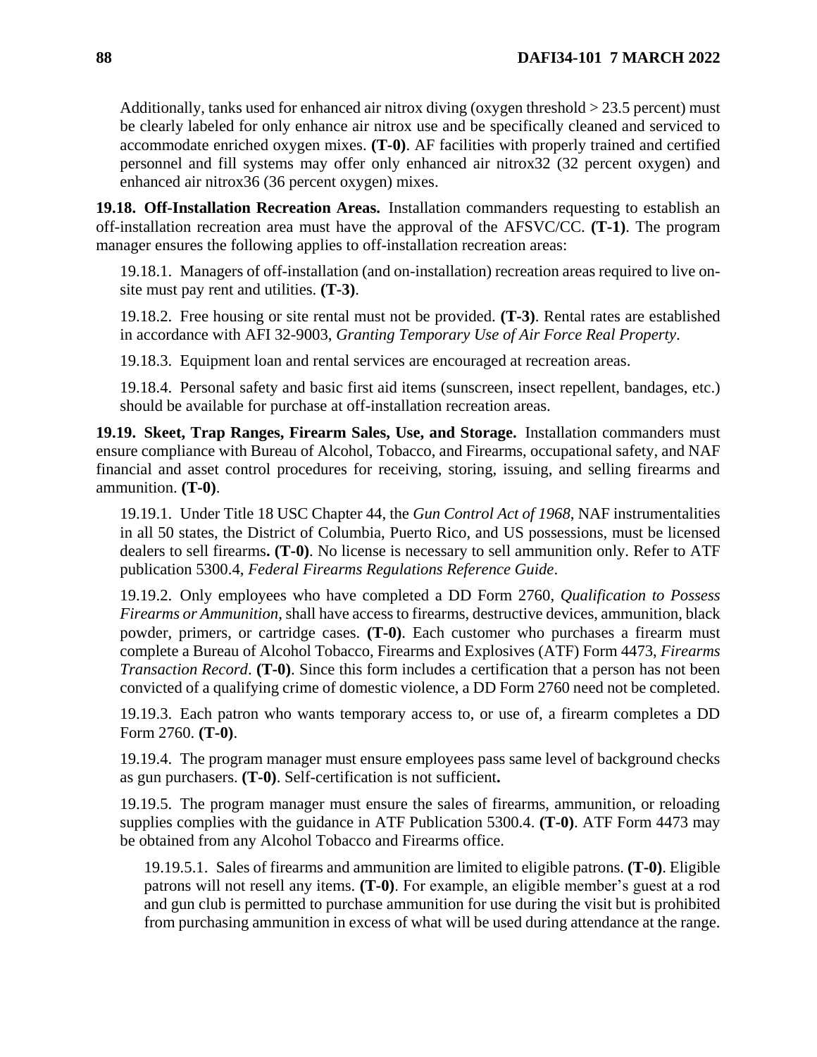Additionally, tanks used for enhanced air nitrox diving (oxygen threshold > 23.5 percent) must be clearly labeled for only enhance air nitrox use and be specifically cleaned and serviced to accommodate enriched oxygen mixes. **(T-0)**. AF facilities with properly trained and certified personnel and fill systems may offer only enhanced air nitrox32 (32 percent oxygen) and enhanced air nitrox36 (36 percent oxygen) mixes.

**19.18. Off-Installation Recreation Areas.** Installation commanders requesting to establish an off-installation recreation area must have the approval of the AFSVC/CC. **(T-1)**. The program manager ensures the following applies to off-installation recreation areas:

19.18.1. Managers of off-installation (and on-installation) recreation areas required to live on-site must pay rent and utilities. **(T-3)**.

19.18.2. Free housing or site rental must not be provided. **(T-3)**. Rental rates are established in accordance with AFI 32-9003, *Granting Temporary Use of Air Force Real Property*.

19.18.3. Equipment loan and rental services are encouraged at recreation areas.

19.18.4. Personal safety and basic first aid items (sunscreen, insect repellent, bandages, etc.) should be available for purchase at off-installation recreation areas.

**19.19. Skeet, Trap Ranges, Firearm Sales, Use, and Storage.** Installation commanders must ensure compliance with Bureau of Alcohol, Tobacco, and Firearms, occupational safety, and NAF financial and asset control procedures for receiving, storing, issuing, and selling firearms and ammunition. **(T-0)**.

19.19.1. Under Title 18 USC Chapter 44, the *Gun Control Act of 1968*, NAF instrumentalities in all 50 states, the District of Columbia, Puerto Rico, and US possessions, must be licensed dealers to sell firearms**. (T-0)**. No license is necessary to sell ammunition only. Refer to ATF publication 5300.4, *Federal Firearms Regulations Reference Guide*.

19.19.2. Only employees who have completed a DD Form 2760, *Qualification to Possess Firearms or Ammunition*, shall have access to firearms, destructive devices, ammunition, black powder, primers, or cartridge cases. **(T-0)**. Each customer who purchases a firearm must complete a Bureau of Alcohol Tobacco, Firearms and Explosives (ATF) Form 4473, *Firearms Transaction Record*. **(T-0)**. Since this form includes a certification that a person has not been convicted of a qualifying crime of domestic violence, a DD Form 2760 need not be completed.

19.19.3. Each patron who wants temporary access to, or use of, a firearm completes a DD Form 2760. **(T-0)**.

19.19.4. The program manager must ensure employees pass same level of background checks as gun purchasers. **(T-0)**. Self-certification is not sufficient**.**

19.19.5. The program manager must ensure the sales of firearms, ammunition, or reloading supplies complies with the guidance in ATF Publication 5300.4. **(T-0)**. ATF Form 4473 may be obtained from any Alcohol Tobacco and Firearms office.

19.19.5.1. Sales of firearms and ammunition are limited to eligible patrons. **(T-0)**. Eligible patrons will not resell any items. **(T-0)**. For example, an eligible member's guest at a rod and gun club is permitted to purchase ammunition for use during the visit but is prohibited from purchasing ammunition in excess of what will be used during attendance at the range.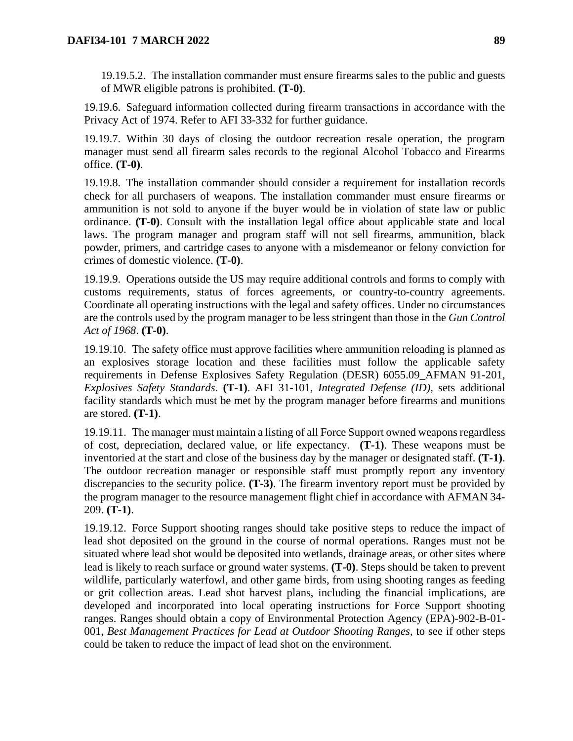19.19.5.2. The installation commander must ensure firearms sales to the public and guests of MWR eligible patrons is prohibited. **(T-0)**.

19.19.6. Safeguard information collected during firearm transactions in accordance with the Privacy Act of 1974. Refer to AFI 33-332 for further guidance.

19.19.7. Within 30 days of closing the outdoor recreation resale operation, the program manager must send all firearm sales records to the regional Alcohol Tobacco and Firearms office. **(T-0)**.

19.19.8. The installation commander should consider a requirement for installation records check for all purchasers of weapons. The installation commander must ensure firearms or ammunition is not sold to anyone if the buyer would be in violation of state law or public ordinance. **(T-0)**. Consult with the installation legal office about applicable state and local laws. The program manager and program staff will not sell firearms, ammunition, black powder, primers, and cartridge cases to anyone with a misdemeanor or felony conviction for crimes of domestic violence. **(T-0)**.

19.19.9. Operations outside the US may require additional controls and forms to comply with customs requirements, status of forces agreements, or country-to-country agreements. Coordinate all operating instructions with the legal and safety offices. Under no circumstances are the controls used by the program manager to be less stringent than those in the *Gun Control Act of 1968*. **(T-0)**.

19.19.10. The safety office must approve facilities where ammunition reloading is planned as an explosives storage location and these facilities must follow the applicable safety requirements in Defense Explosives Safety Regulation (DESR) 6055.09_AFMAN 91-201, *Explosives Safety Standards*. **(T-1)**. AFI 31-101, *Integrated Defense (ID)*, sets additional facility standards which must be met by the program manager before firearms and munitions are stored. **(T-1)**.

19.19.11. The manager must maintain a listing of all Force Support owned weapons regardless of cost, depreciation, declared value, or life expectancy. **(T-1)**. These weapons must be inventoried at the start and close of the business day by the manager or designated staff. **(T-1)**. The outdoor recreation manager or responsible staff must promptly report any inventory discrepancies to the security police. **(T-3)**. The firearm inventory report must be provided by the program manager to the resource management flight chief in accordance with AFMAN 34-209. **(T-1)**.

19.19.12. Force Support shooting ranges should take positive steps to reduce the impact of lead shot deposited on the ground in the course of normal operations. Ranges must not be situated where lead shot would be deposited into wetlands, drainage areas, or other sites where lead is likely to reach surface or ground water systems. **(T-0)**. Steps should be taken to prevent wildlife, particularly waterfowl, and other game birds, from using shooting ranges as feeding or grit collection areas. Lead shot harvest plans, including the financial implications, are developed and incorporated into local operating instructions for Force Support shooting ranges. Ranges should obtain a copy of Environmental Protection Agency (EPA)-902-B-01-001, *Best Management Practices for Lead at Outdoor Shooting Ranges*, to see if other steps could be taken to reduce the impact of lead shot on the environment.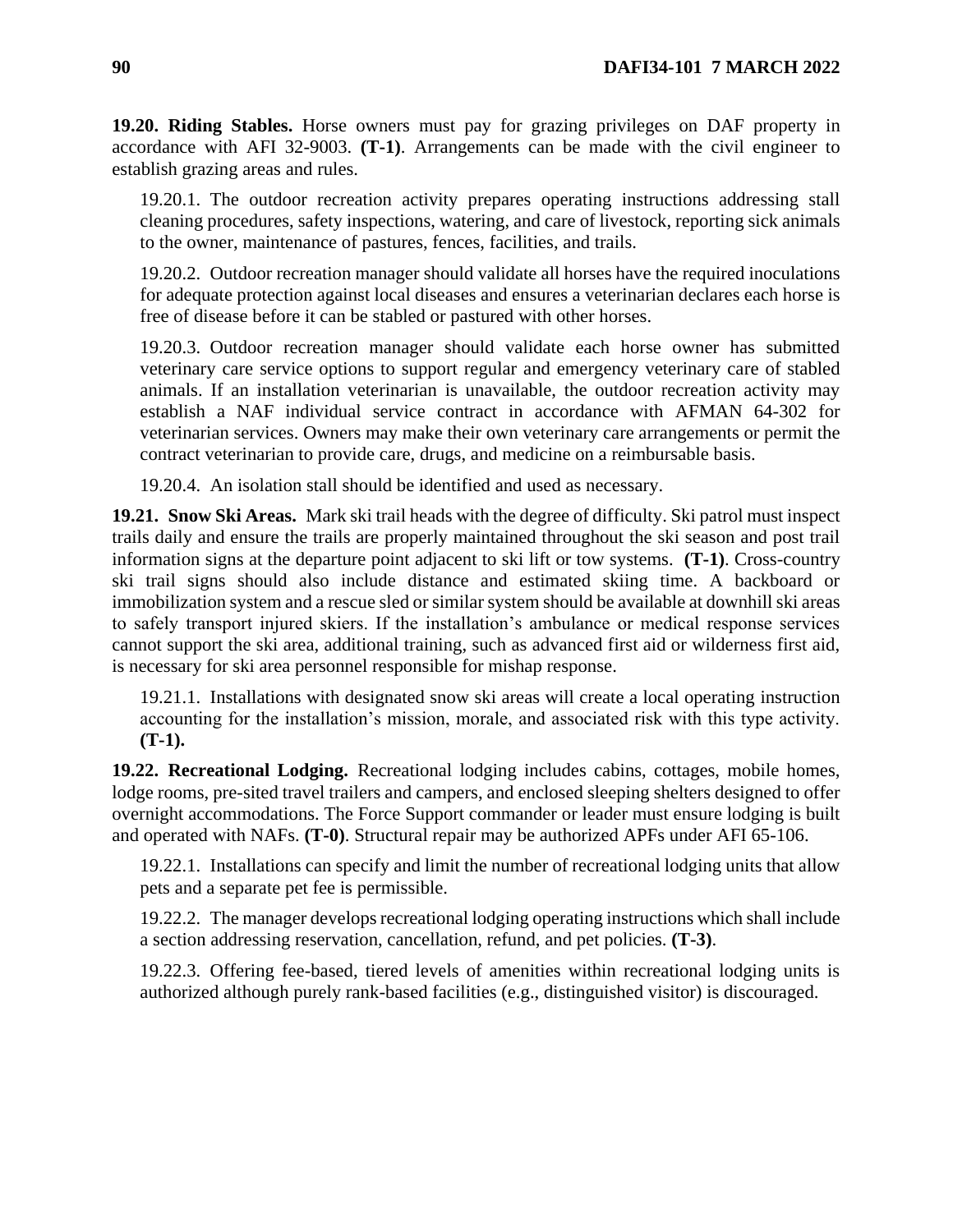**19.20. Riding Stables.** Horse owners must pay for grazing privileges on DAF property in accordance with AFI 32-9003. **(T-1)**. Arrangements can be made with the civil engineer to establish grazing areas and rules.

19.20.1. The outdoor recreation activity prepares operating instructions addressing stall cleaning procedures, safety inspections, watering, and care of livestock, reporting sick animals to the owner, maintenance of pastures, fences, facilities, and trails.

19.20.2. Outdoor recreation manager should validate all horses have the required inoculations for adequate protection against local diseases and ensures a veterinarian declares each horse is free of disease before it can be stabled or pastured with other horses.

19.20.3. Outdoor recreation manager should validate each horse owner has submitted veterinary care service options to support regular and emergency veterinary care of stabled animals. If an installation veterinarian is unavailable, the outdoor recreation activity may establish a NAF individual service contract in accordance with AFMAN 64-302 for veterinarian services. Owners may make their own veterinary care arrangements or permit the contract veterinarian to provide care, drugs, and medicine on a reimbursable basis.

19.20.4. An isolation stall should be identified and used as necessary.

**19.21. Snow Ski Areas.** Mark ski trail heads with the degree of difficulty. Ski patrol must inspect trails daily and ensure the trails are properly maintained throughout the ski season and post trail information signs at the departure point adjacent to ski lift or tow systems. **(T-1)**. Cross-country ski trail signs should also include distance and estimated skiing time. A backboard or immobilization system and a rescue sled or similar system should be available at downhill ski areas to safely transport injured skiers. If the installation's ambulance or medical response services cannot support the ski area, additional training, such as advanced first aid or wilderness first aid, is necessary for ski area personnel responsible for mishap response.

19.21.1. Installations with designated snow ski areas will create a local operating instruction accounting for the installation's mission, morale, and associated risk with this type activity. **(T-1).**

**19.22. Recreational Lodging.** Recreational lodging includes cabins, cottages, mobile homes, lodge rooms, pre-sited travel trailers and campers, and enclosed sleeping shelters designed to offer overnight accommodations. The Force Support commander or leader must ensure lodging is built and operated with NAFs. **(T-0)**. Structural repair may be authorized APFs under AFI 65-106.

19.22.1. Installations can specify and limit the number of recreational lodging units that allow pets and a separate pet fee is permissible.

19.22.2. The manager develops recreational lodging operating instructions which shall include a section addressing reservation, cancellation, refund, and pet policies. **(T-3)**.

19.22.3. Offering fee-based, tiered levels of amenities within recreational lodging units is authorized although purely rank-based facilities (e.g., distinguished visitor) is discouraged.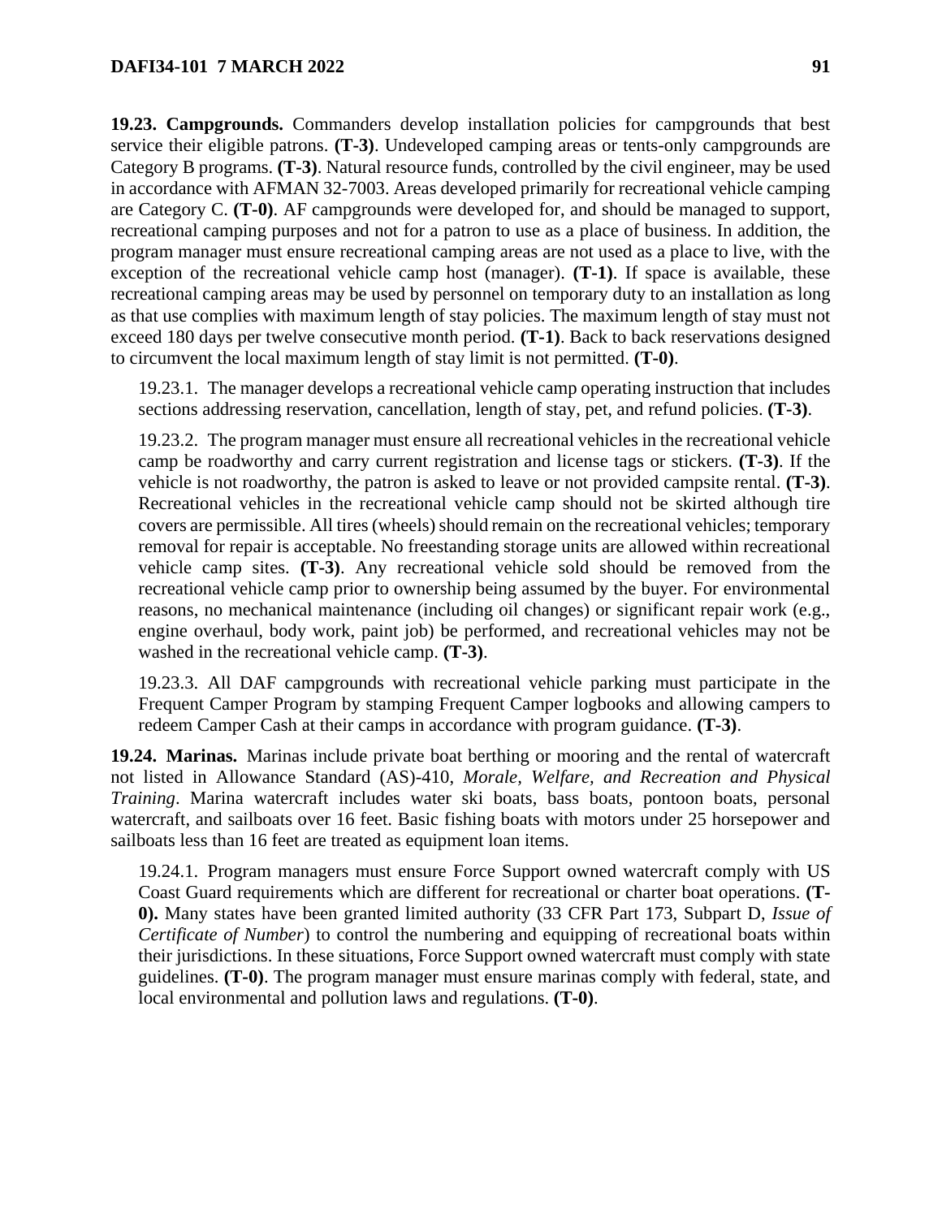**19.23. Campgrounds.** Commanders develop installation policies for campgrounds that best service their eligible patrons. **(T-3)**. Undeveloped camping areas or tents-only campgrounds are Category B programs. **(T-3)**. Natural resource funds, controlled by the civil engineer, may be used in accordance with AFMAN 32-7003. Areas developed primarily for recreational vehicle camping are Category C. **(T-0)**. AF campgrounds were developed for, and should be managed to support, recreational camping purposes and not for a patron to use as a place of business. In addition, the program manager must ensure recreational camping areas are not used as a place to live, with the exception of the recreational vehicle camp host (manager). **(T-1)**. If space is available, these recreational camping areas may be used by personnel on temporary duty to an installation as long as that use complies with maximum length of stay policies. The maximum length of stay must not exceed 180 days per twelve consecutive month period. **(T-1)**. Back to back reservations designed to circumvent the local maximum length of stay limit is not permitted. **(T-0)**.

19.23.1. The manager develops a recreational vehicle camp operating instruction that includes sections addressing reservation, cancellation, length of stay, pet, and refund policies. **(T-3)**.

19.23.2. The program manager must ensure all recreational vehicles in the recreational vehicle camp be roadworthy and carry current registration and license tags or stickers. **(T-3)**. If the vehicle is not roadworthy, the patron is asked to leave or not provided campsite rental. **(T-3)**. Recreational vehicles in the recreational vehicle camp should not be skirted although tire covers are permissible. All tires (wheels) should remain on the recreational vehicles; temporary removal for repair is acceptable. No freestanding storage units are allowed within recreational vehicle camp sites. **(T-3)**. Any recreational vehicle sold should be removed from the recreational vehicle camp prior to ownership being assumed by the buyer. For environmental reasons, no mechanical maintenance (including oil changes) or significant repair work (e.g., engine overhaul, body work, paint job) be performed, and recreational vehicles may not be washed in the recreational vehicle camp. **(T-3)**.

19.23.3. All DAF campgrounds with recreational vehicle parking must participate in the Frequent Camper Program by stamping Frequent Camper logbooks and allowing campers to redeem Camper Cash at their camps in accordance with program guidance. **(T-3)**.

**19.24. Marinas.** Marinas include private boat berthing or mooring and the rental of watercraft not listed in Allowance Standard (AS)-410, *Morale, Welfare, and Recreation and Physical Training*. Marina watercraft includes water ski boats, bass boats, pontoon boats, personal watercraft, and sailboats over 16 feet. Basic fishing boats with motors under 25 horsepower and sailboats less than 16 feet are treated as equipment loan items.

19.24.1. Program managers must ensure Force Support owned watercraft comply with US Coast Guard requirements which are different for recreational or charter boat operations. **(T-0).** Many states have been granted limited authority (33 CFR Part 173, Subpart D, *Issue of Certificate of Number*) to control the numbering and equipping of recreational boats within their jurisdictions. In these situations, Force Support owned watercraft must comply with state guidelines. **(T-0)**. The program manager must ensure marinas comply with federal, state, and local environmental and pollution laws and regulations. **(T-0)**.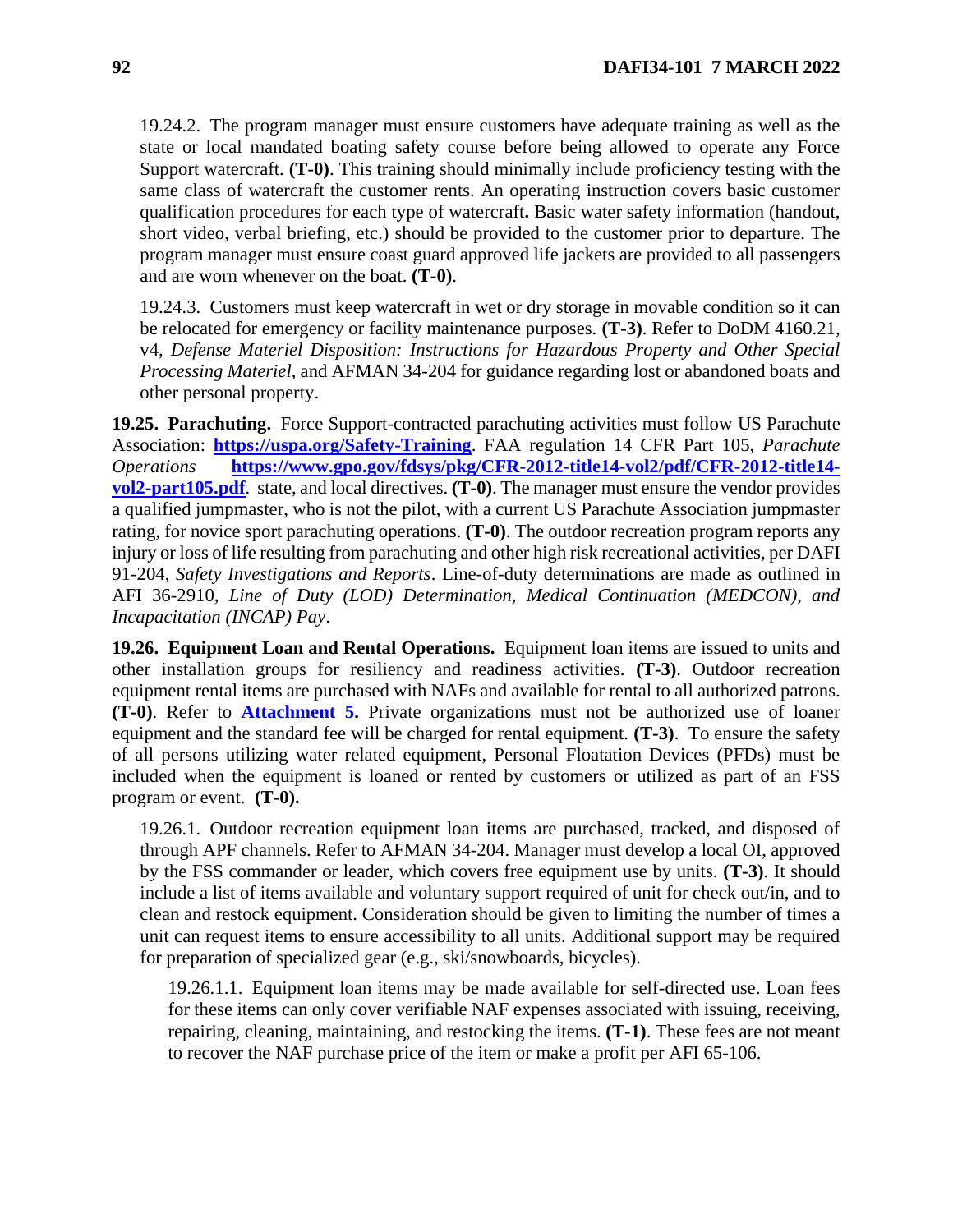19.24.2. The program manager must ensure customers have adequate training as well as the state or local mandated boating safety course before being allowed to operate any Force Support watercraft. **(T-0)**. This training should minimally include proficiency testing with the same class of watercraft the customer rents. An operating instruction covers basic customer qualification procedures for each type of watercraft**.** Basic water safety information (handout, short video, verbal briefing, etc.) should be provided to the customer prior to departure. The program manager must ensure coast guard approved life jackets are provided to all passengers and are worn whenever on the boat. **(T-0)**.

19.24.3. Customers must keep watercraft in wet or dry storage in movable condition so it can be relocated for emergency or facility maintenance purposes. **(T-3)**. Refer to DoDM 4160.21, v4, *Defense Materiel Disposition: Instructions for Hazardous Property and Other Special Processing Materiel,* and AFMAN 34-204 for guidance regarding lost or abandoned boats and other personal property.

**19.25. Parachuting.** Force Support-contracted parachuting activities must follow US Parachute Association: **https://uspa.org/Safety-Training**. FAA regulation 14 CFR Part 105, *Parachute Operations* **https://www.gpo.gov/fdsys/pkg/CFR-2012-title14-vol2/pdf/CFR-2012-title14-vol2-part105.pdf**. state, and local directives. **(T-0)**. The manager must ensure the vendor provides a qualified jumpmaster, who is not the pilot, with a current US Parachute Association jumpmaster rating, for novice sport parachuting operations. **(T-0)**. The outdoor recreation program reports any injury or loss of life resulting from parachuting and other high risk recreational activities, per DAFI 91-204, *Safety Investigations and Reports*. Line-of-duty determinations are made as outlined in AFI 36-2910, *Line of Duty (LOD) Determination, Medical Continuation (MEDCON), and Incapacitation (INCAP) Pay*.

**19.26. Equipment Loan and Rental Operations.** Equipment loan items are issued to units and other installation groups for resiliency and readiness activities. **(T-3)**. Outdoor recreation equipment rental items are purchased with NAFs and available for rental to all authorized patrons. **(T-0)**. Refer to **Attachment 5.** Private organizations must not be authorized use of loaner equipment and the standard fee will be charged for rental equipment. **(T-3)**. To ensure the safety of all persons utilizing water related equipment, Personal Floatation Devices (PFDs) must be included when the equipment is loaned or rented by customers or utilized as part of an FSS program or event. **(T-0).**

19.26.1. Outdoor recreation equipment loan items are purchased, tracked, and disposed of through APF channels. Refer to AFMAN 34-204. Manager must develop a local OI, approved by the FSS commander or leader, which covers free equipment use by units. **(T-3)**. It should include a list of items available and voluntary support required of unit for check out/in, and to clean and restock equipment. Consideration should be given to limiting the number of times a unit can request items to ensure accessibility to all units. Additional support may be required for preparation of specialized gear (e.g., ski/snowboards, bicycles).

19.26.1.1. Equipment loan items may be made available for self-directed use. Loan fees for these items can only cover verifiable NAF expenses associated with issuing, receiving, repairing, cleaning, maintaining, and restocking the items. **(T-1)**. These fees are not meant to recover the NAF purchase price of the item or make a profit per AFI 65-106.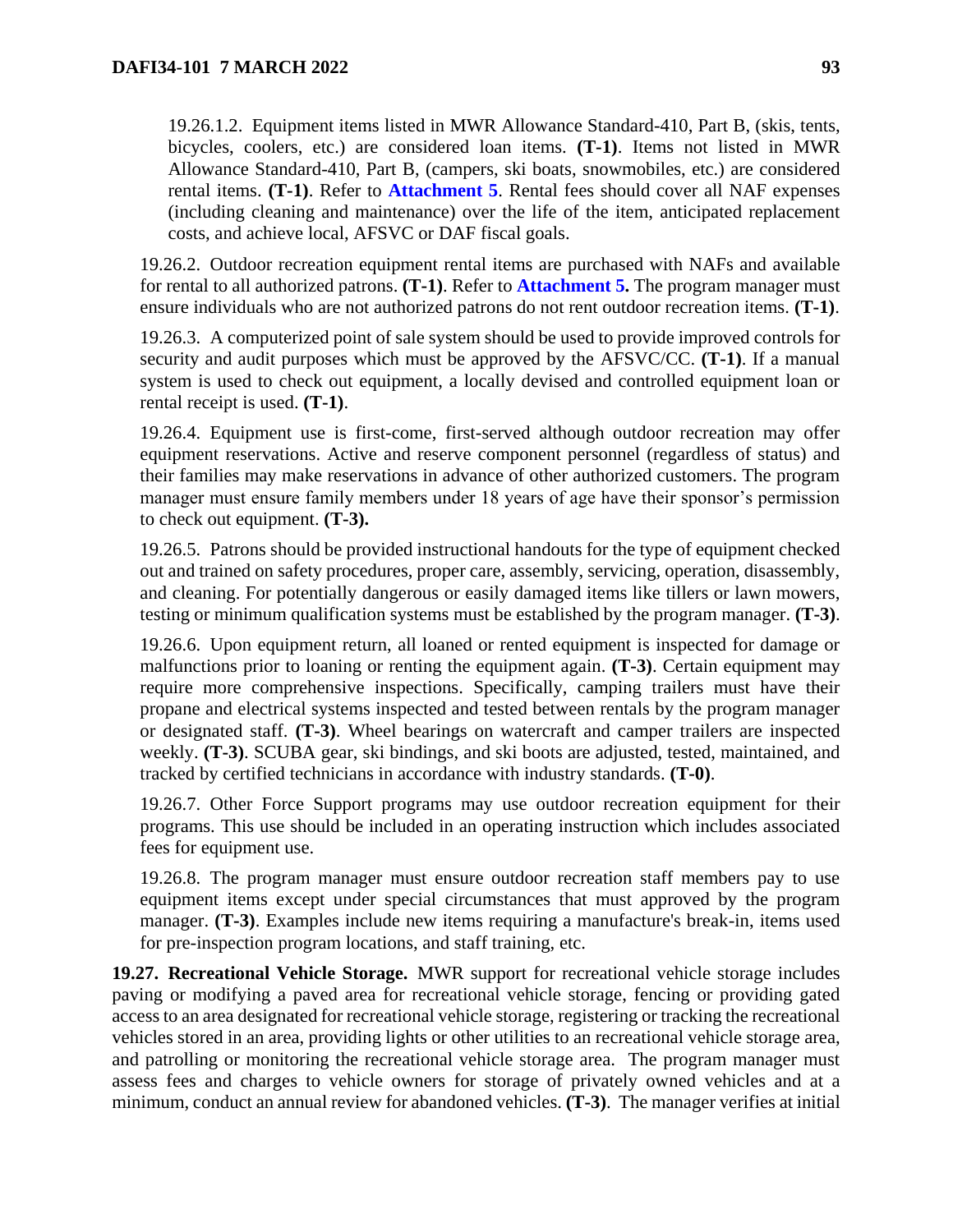19.26.1.2. Equipment items listed in MWR Allowance Standard-410, Part B, (skis, tents, bicycles, coolers, etc.) are considered loan items. **(T-1)**. Items not listed in MWR Allowance Standard-410, Part B, (campers, ski boats, snowmobiles, etc.) are considered rental items. **(T-1)**. Refer to **Attachment 5**. Rental fees should cover all NAF expenses (including cleaning and maintenance) over the life of the item, anticipated replacement costs, and achieve local, AFSVC or DAF fiscal goals.

19.26.2. Outdoor recreation equipment rental items are purchased with NAFs and available for rental to all authorized patrons. **(T-1)**. Refer to **Attachment 5.** The program manager must ensure individuals who are not authorized patrons do not rent outdoor recreation items. **(T-1)**.

19.26.3. A computerized point of sale system should be used to provide improved controls for security and audit purposes which must be approved by the AFSVC/CC. **(T-1)**. If a manual system is used to check out equipment, a locally devised and controlled equipment loan or rental receipt is used. **(T-1)**.

19.26.4. Equipment use is first-come, first-served although outdoor recreation may offer equipment reservations. Active and reserve component personnel (regardless of status) and their families may make reservations in advance of other authorized customers. The program manager must ensure family members under 18 years of age have their sponsor's permission to check out equipment. **(T-3).**

19.26.5. Patrons should be provided instructional handouts for the type of equipment checked out and trained on safety procedures, proper care, assembly, servicing, operation, disassembly, and cleaning. For potentially dangerous or easily damaged items like tillers or lawn mowers, testing or minimum qualification systems must be established by the program manager. **(T-3)**.

19.26.6. Upon equipment return, all loaned or rented equipment is inspected for damage or malfunctions prior to loaning or renting the equipment again. **(T-3)**. Certain equipment may require more comprehensive inspections. Specifically, camping trailers must have their propane and electrical systems inspected and tested between rentals by the program manager or designated staff. **(T-3)**. Wheel bearings on watercraft and camper trailers are inspected weekly. **(T-3)**. SCUBA gear, ski bindings, and ski boots are adjusted, tested, maintained, and tracked by certified technicians in accordance with industry standards. **(T-0)**.

19.26.7. Other Force Support programs may use outdoor recreation equipment for their programs. This use should be included in an operating instruction which includes associated fees for equipment use.

19.26.8. The program manager must ensure outdoor recreation staff members pay to use equipment items except under special circumstances that must approved by the program manager. **(T-3)**. Examples include new items requiring a manufacture's break-in, items used for pre-inspection program locations, and staff training, etc.

**19.27. Recreational Vehicle Storage.** MWR support for recreational vehicle storage includes paving or modifying a paved area for recreational vehicle storage, fencing or providing gated access to an area designated for recreational vehicle storage, registering or tracking the recreational vehicles stored in an area, providing lights or other utilities to an recreational vehicle storage area, and patrolling or monitoring the recreational vehicle storage area. The program manager must assess fees and charges to vehicle owners for storage of privately owned vehicles and at a minimum, conduct an annual review for abandoned vehicles. **(T-3)**. The manager verifies at initial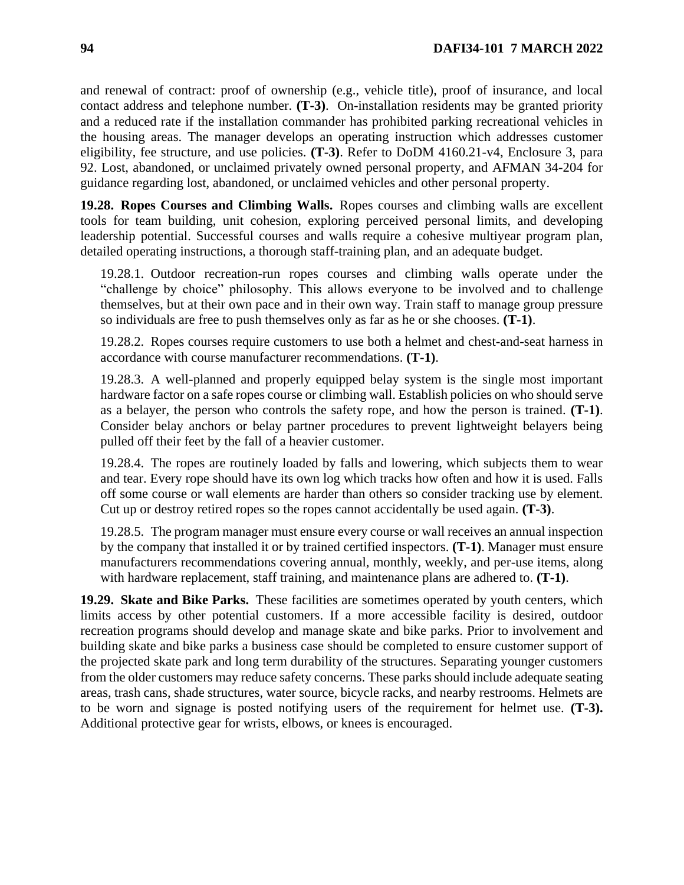and renewal of contract: proof of ownership (e.g., vehicle title), proof of insurance, and local contact address and telephone number. **(T-3)**. On-installation residents may be granted priority and a reduced rate if the installation commander has prohibited parking recreational vehicles in the housing areas. The manager develops an operating instruction which addresses customer eligibility, fee structure, and use policies. **(T-3)**. Refer to DoDM 4160.21-v4, Enclosure 3, para 92. Lost, abandoned, or unclaimed privately owned personal property, and AFMAN 34-204 for guidance regarding lost, abandoned, or unclaimed vehicles and other personal property.

**19.28. Ropes Courses and Climbing Walls.** Ropes courses and climbing walls are excellent tools for team building, unit cohesion, exploring perceived personal limits, and developing leadership potential. Successful courses and walls require a cohesive multiyear program plan, detailed operating instructions, a thorough staff-training plan, and an adequate budget.

19.28.1. Outdoor recreation-run ropes courses and climbing walls operate under the "challenge by choice" philosophy. This allows everyone to be involved and to challenge themselves, but at their own pace and in their own way. Train staff to manage group pressure so individuals are free to push themselves only as far as he or she chooses. **(T-1)**.

19.28.2. Ropes courses require customers to use both a helmet and chest-and-seat harness in accordance with course manufacturer recommendations. **(T-1)**.

19.28.3. A well-planned and properly equipped belay system is the single most important hardware factor on a safe ropes course or climbing wall. Establish policies on who should serve as a belayer, the person who controls the safety rope, and how the person is trained. **(T-1)**. Consider belay anchors or belay partner procedures to prevent lightweight belayers being pulled off their feet by the fall of a heavier customer.

19.28.4. The ropes are routinely loaded by falls and lowering, which subjects them to wear and tear. Every rope should have its own log which tracks how often and how it is used. Falls off some course or wall elements are harder than others so consider tracking use by element. Cut up or destroy retired ropes so the ropes cannot accidentally be used again. **(T-3)**.

19.28.5. The program manager must ensure every course or wall receives an annual inspection by the company that installed it or by trained certified inspectors. **(T-1)**. Manager must ensure manufacturers recommendations covering annual, monthly, weekly, and per-use items, along with hardware replacement, staff training, and maintenance plans are adhered to. **(T-1)**.

**19.29. Skate and Bike Parks.** These facilities are sometimes operated by youth centers, which limits access by other potential customers. If a more accessible facility is desired, outdoor recreation programs should develop and manage skate and bike parks. Prior to involvement and building skate and bike parks a business case should be completed to ensure customer support of the projected skate park and long term durability of the structures. Separating younger customers from the older customers may reduce safety concerns. These parks should include adequate seating areas, trash cans, shade structures, water source, bicycle racks, and nearby restrooms. Helmets are to be worn and signage is posted notifying users of the requirement for helmet use. **(T-3).** Additional protective gear for wrists, elbows, or knees is encouraged.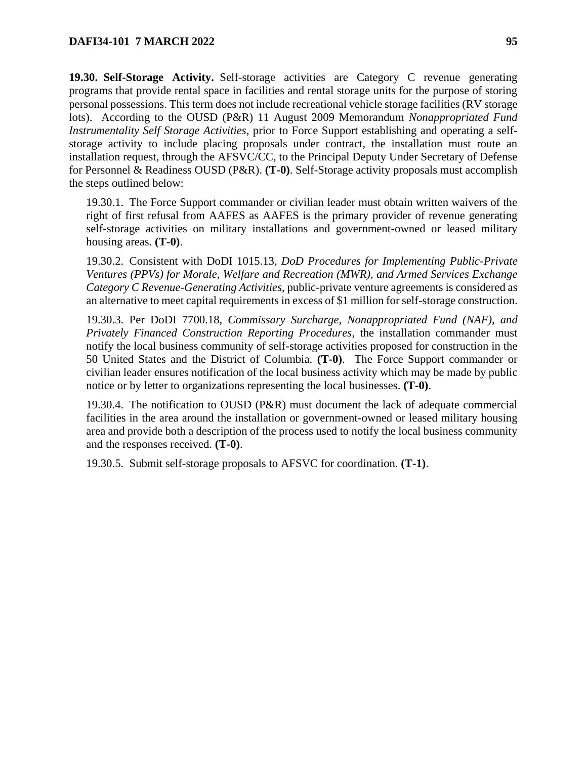**19.30. Self-Storage Activity.** Self-storage activities are Category C revenue generating programs that provide rental space in facilities and rental storage units for the purpose of storing personal possessions. This term does not include recreational vehicle storage facilities (RV storage lots). According to the OUSD (P&R) 11 August 2009 Memorandum *Nonappropriated Fund Instrumentality Self Storage Activities*, prior to Force Support establishing and operating a self-storage activity to include placing proposals under contract, the installation must route an installation request, through the AFSVC/CC, to the Principal Deputy Under Secretary of Defense for Personnel & Readiness OUSD (P&R). **(T-0)**. Self-Storage activity proposals must accomplish the steps outlined below:

19.30.1. The Force Support commander or civilian leader must obtain written waivers of the right of first refusal from AAFES as AAFES is the primary provider of revenue generating self-storage activities on military installations and government-owned or leased military housing areas. **(T-0)**.

19.30.2. Consistent with DoDI 1015.13, *DoD Procedures for Implementing Public-Private Ventures (PPVs) for Morale, Welfare and Recreation (MWR), and Armed Services Exchange Category C Revenue-Generating Activities*, public-private venture agreements is considered as an alternative to meet capital requirements in excess of $1 million for self-storage construction.

19.30.3. Per DoDI 7700.18, *Commissary Surcharge, Nonappropriated Fund (NAF), and Privately Financed Construction Reporting Procedures*, the installation commander must notify the local business community of self-storage activities proposed for construction in the 50 United States and the District of Columbia. **(T-0)**. The Force Support commander or civilian leader ensures notification of the local business activity which may be made by public notice or by letter to organizations representing the local businesses. **(T-0)**.

19.30.4. The notification to OUSD (P&R) must document the lack of adequate commercial facilities in the area around the installation or government-owned or leased military housing area and provide both a description of the process used to notify the local business community and the responses received. **(T-0)**.

19.30.5. Submit self-storage proposals to AFSVC for coordination. **(T-1)**.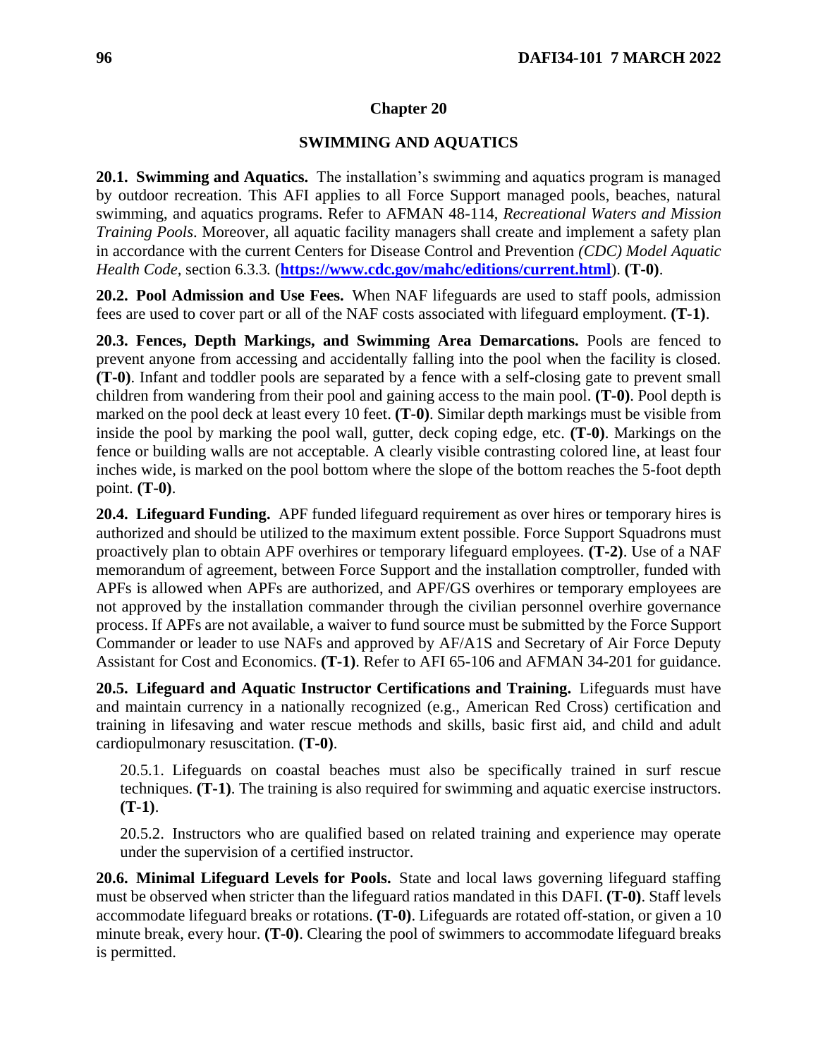# Chapter 20

## SWIMMING AND AQUATICS

**20.1. Swimming and Aquatics.** The installation's swimming and aquatics program is managed by outdoor recreation. This AFI applies to all Force Support managed pools, beaches, natural swimming, and aquatics programs. Refer to AFMAN 48-114, *Recreational Waters and Mission Training Pools*. Moreover, all aquatic facility managers shall create and implement a safety plan in accordance with the current Centers for Disease Control and Prevention *(CDC) Model Aquatic Health Code*, section 6.3.3*.* (**https://www.cdc.gov/mahc/editions/current.html**). **(T-0)**.

**20.2. Pool Admission and Use Fees.** When NAF lifeguards are used to staff pools, admission fees are used to cover part or all of the NAF costs associated with lifeguard employment. **(T-1)**.

**20.3. Fences, Depth Markings, and Swimming Area Demarcations.** Pools are fenced to prevent anyone from accessing and accidentally falling into the pool when the facility is closed. **(T-0)**. Infant and toddler pools are separated by a fence with a self-closing gate to prevent small children from wandering from their pool and gaining access to the main pool. **(T-0)**. Pool depth is marked on the pool deck at least every 10 feet. **(T-0)**. Similar depth markings must be visible from inside the pool by marking the pool wall, gutter, deck coping edge, etc. **(T-0)**. Markings on the fence or building walls are not acceptable. A clearly visible contrasting colored line, at least four inches wide, is marked on the pool bottom where the slope of the bottom reaches the 5-foot depth point. **(T-0)**.

**20.4. Lifeguard Funding.** APF funded lifeguard requirement as over hires or temporary hires is authorized and should be utilized to the maximum extent possible. Force Support Squadrons must proactively plan to obtain APF overhires or temporary lifeguard employees. **(T-2)**. Use of a NAF memorandum of agreement, between Force Support and the installation comptroller, funded with APFs is allowed when APFs are authorized, and APF/GS overhires or temporary employees are not approved by the installation commander through the civilian personnel overhire governance process. If APFs are not available, a waiver to fund source must be submitted by the Force Support Commander or leader to use NAFs and approved by AF/A1S and Secretary of Air Force Deputy Assistant for Cost and Economics. **(T-1)**. Refer to AFI 65-106 and AFMAN 34-201 for guidance.

**20.5. Lifeguard and Aquatic Instructor Certifications and Training.** Lifeguards must have and maintain currency in a nationally recognized (e.g., American Red Cross) certification and training in lifesaving and water rescue methods and skills, basic first aid, and child and adult cardiopulmonary resuscitation. **(T-0)**.

20.5.1. Lifeguards on coastal beaches must also be specifically trained in surf rescue techniques. **(T-1)**. The training is also required for swimming and aquatic exercise instructors. **(T-1)**.

20.5.2. Instructors who are qualified based on related training and experience may operate under the supervision of a certified instructor.

**20.6. Minimal Lifeguard Levels for Pools.** State and local laws governing lifeguard staffing must be observed when stricter than the lifeguard ratios mandated in this DAFI. **(T-0)**. Staff levels accommodate lifeguard breaks or rotations. **(T-0)**. Lifeguards are rotated off-station, or given a 10 minute break, every hour. **(T-0)**. Clearing the pool of swimmers to accommodate lifeguard breaks is permitted.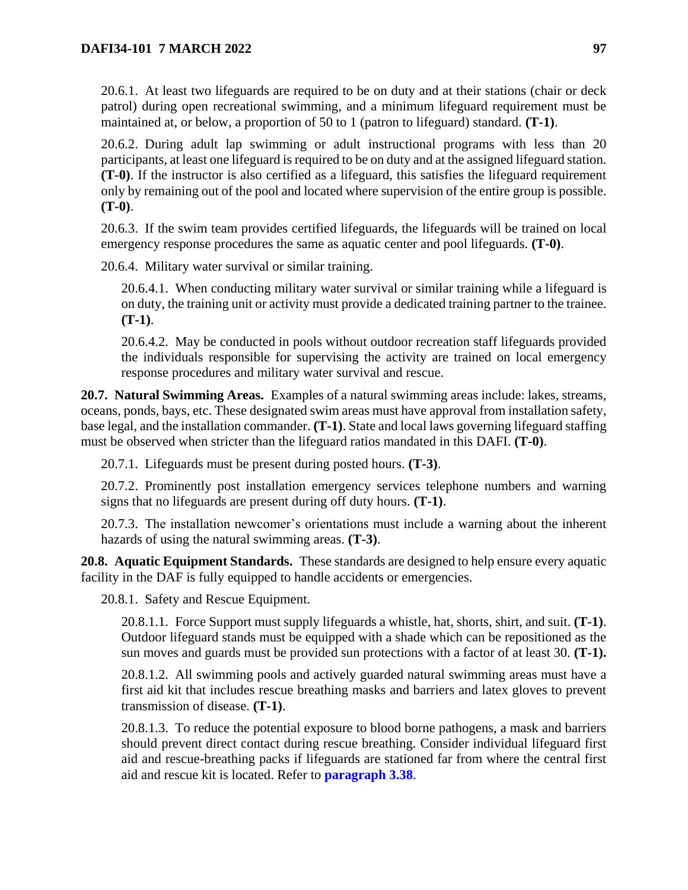20.6.1. At least two lifeguards are required to be on duty and at their stations (chair or deck patrol) during open recreational swimming, and a minimum lifeguard requirement must be maintained at, or below, a proportion of 50 to 1 (patron to lifeguard) standard. **(T-1)**.

20.6.2. During adult lap swimming or adult instructional programs with less than 20 participants, at least one lifeguard is required to be on duty and at the assigned lifeguard station. **(T-0)**. If the instructor is also certified as a lifeguard, this satisfies the lifeguard requirement only by remaining out of the pool and located where supervision of the entire group is possible. **(T-0)**.

20.6.3. If the swim team provides certified lifeguards, the lifeguards will be trained on local emergency response procedures the same as aquatic center and pool lifeguards. **(T-0)**.

20.6.4. Military water survival or similar training.

20.6.4.1. When conducting military water survival or similar training while a lifeguard is on duty, the training unit or activity must provide a dedicated training partner to the trainee. **(T-1)**.

20.6.4.2. May be conducted in pools without outdoor recreation staff lifeguards provided the individuals responsible for supervising the activity are trained on local emergency response procedures and military water survival and rescue.

**20.7. Natural Swimming Areas.** Examples of a natural swimming areas include: lakes, streams, oceans, ponds, bays, etc. These designated swim areas must have approval from installation safety, base legal, and the installation commander. **(T-1)**. State and local laws governing lifeguard staffing must be observed when stricter than the lifeguard ratios mandated in this DAFI. **(T-0)**.

20.7.1. Lifeguards must be present during posted hours. **(T-3)**.

20.7.2. Prominently post installation emergency services telephone numbers and warning signs that no lifeguards are present during off duty hours. **(T-1)**.

20.7.3. The installation newcomer's orientations must include a warning about the inherent hazards of using the natural swimming areas. **(T-3)**.

**20.8. Aquatic Equipment Standards.** These standards are designed to help ensure every aquatic facility in the DAF is fully equipped to handle accidents or emergencies.

20.8.1. Safety and Rescue Equipment.

20.8.1.1. Force Support must supply lifeguards a whistle, hat, shorts, shirt, and suit. **(T-1)**. Outdoor lifeguard stands must be equipped with a shade which can be repositioned as the sun moves and guards must be provided sun protections with a factor of at least 30. **(T-1).**

20.8.1.2. All swimming pools and actively guarded natural swimming areas must have a first aid kit that includes rescue breathing masks and barriers and latex gloves to prevent transmission of disease. **(T-1)**.

20.8.1.3. To reduce the potential exposure to blood borne pathogens, a mask and barriers should prevent direct contact during rescue breathing. Consider individual lifeguard first aid and rescue-breathing packs if lifeguards are stationed far from where the central first aid and rescue kit is located. Refer to **paragraph 3.38**.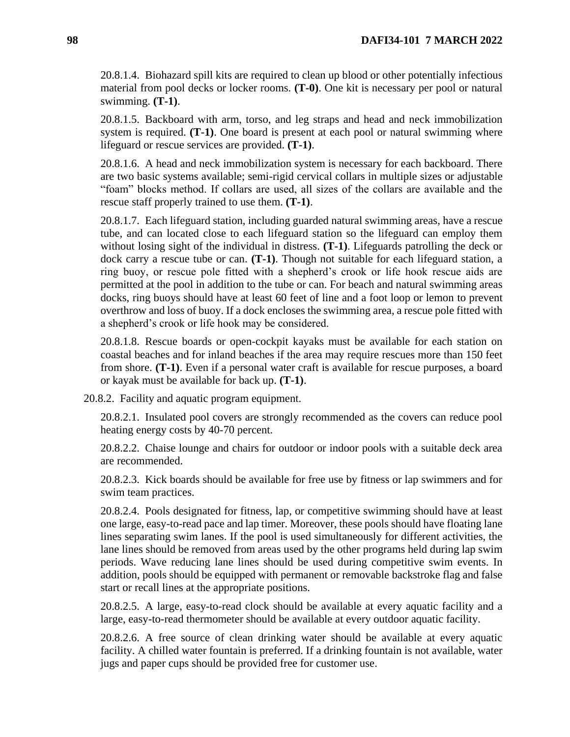20.8.1.4. Biohazard spill kits are required to clean up blood or other potentially infectious material from pool decks or locker rooms. **(T-0)**. One kit is necessary per pool or natural swimming. **(T-1)**.

20.8.1.5. Backboard with arm, torso, and leg straps and head and neck immobilization system is required. **(T-1)**. One board is present at each pool or natural swimming where lifeguard or rescue services are provided. **(T-1)**.

20.8.1.6. A head and neck immobilization system is necessary for each backboard. There are two basic systems available; semi-rigid cervical collars in multiple sizes or adjustable "foam" blocks method. If collars are used, all sizes of the collars are available and the rescue staff properly trained to use them. **(T-1)**.

20.8.1.7. Each lifeguard station, including guarded natural swimming areas, have a rescue tube, and can located close to each lifeguard station so the lifeguard can employ them without losing sight of the individual in distress. **(T-1)**. Lifeguards patrolling the deck or dock carry a rescue tube or can. **(T-1)**. Though not suitable for each lifeguard station, a ring buoy, or rescue pole fitted with a shepherd's crook or life hook rescue aids are permitted at the pool in addition to the tube or can. For beach and natural swimming areas docks, ring buoys should have at least 60 feet of line and a foot loop or lemon to prevent overthrow and loss of buoy. If a dock encloses the swimming area, a rescue pole fitted with a shepherd's crook or life hook may be considered.

20.8.1.8. Rescue boards or open-cockpit kayaks must be available for each station on coastal beaches and for inland beaches if the area may require rescues more than 150 feet from shore. **(T-1)**. Even if a personal water craft is available for rescue purposes, a board or kayak must be available for back up. **(T-1)**.

20.8.2. Facility and aquatic program equipment.

20.8.2.1. Insulated pool covers are strongly recommended as the covers can reduce pool heating energy costs by 40-70 percent.

20.8.2.2. Chaise lounge and chairs for outdoor or indoor pools with a suitable deck area are recommended.

20.8.2.3. Kick boards should be available for free use by fitness or lap swimmers and for swim team practices.

20.8.2.4. Pools designated for fitness, lap, or competitive swimming should have at least one large, easy-to-read pace and lap timer. Moreover, these pools should have floating lane lines separating swim lanes. If the pool is used simultaneously for different activities, the lane lines should be removed from areas used by the other programs held during lap swim periods. Wave reducing lane lines should be used during competitive swim events. In addition, pools should be equipped with permanent or removable backstroke flag and false start or recall lines at the appropriate positions.

20.8.2.5. A large, easy-to-read clock should be available at every aquatic facility and a large, easy-to-read thermometer should be available at every outdoor aquatic facility.

20.8.2.6. A free source of clean drinking water should be available at every aquatic facility. A chilled water fountain is preferred. If a drinking fountain is not available, water jugs and paper cups should be provided free for customer use.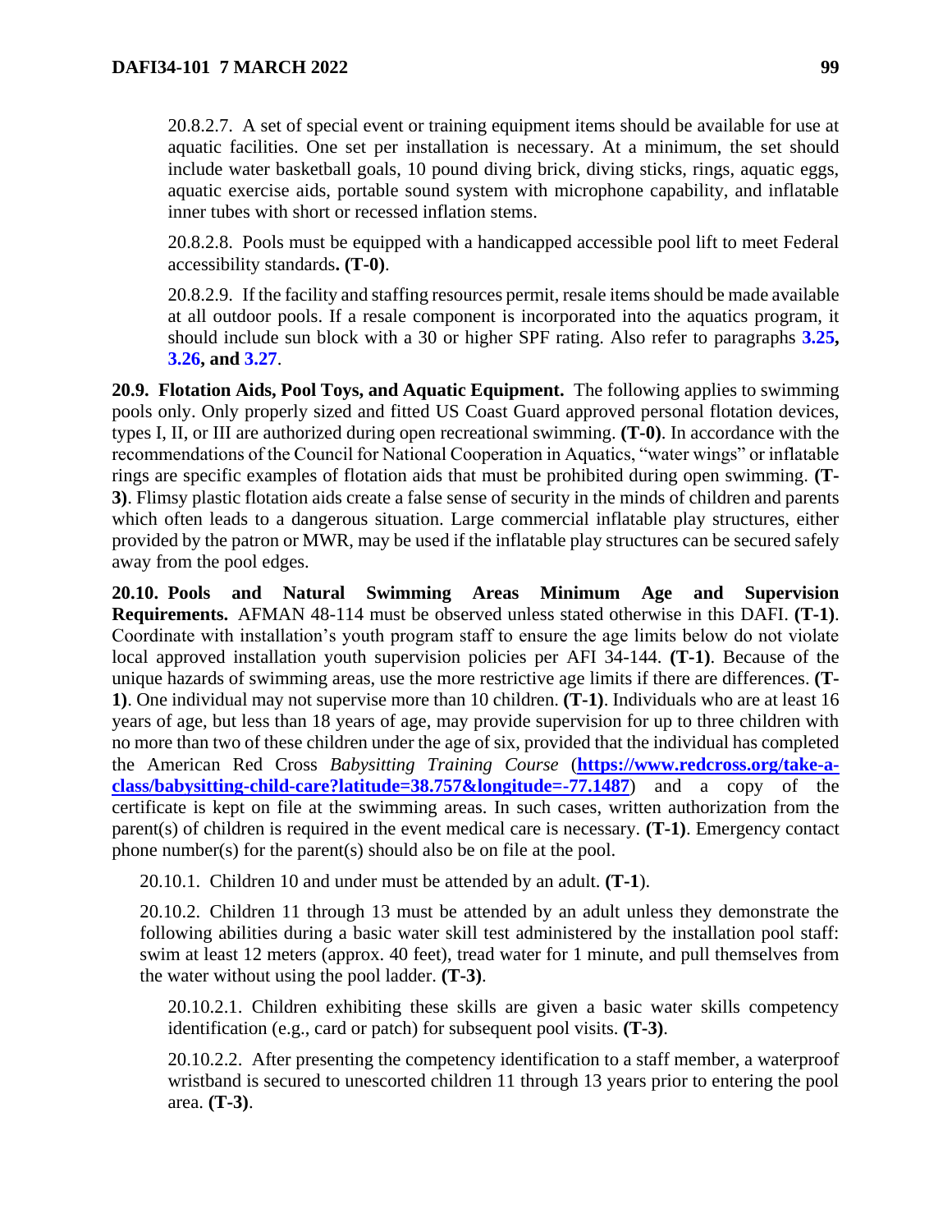20.8.2.7. A set of special event or training equipment items should be available for use at aquatic facilities. One set per installation is necessary. At a minimum, the set should include water basketball goals, 10 pound diving brick, diving sticks, rings, aquatic eggs, aquatic exercise aids, portable sound system with microphone capability, and inflatable inner tubes with short or recessed inflation stems.

20.8.2.8. Pools must be equipped with a handicapped accessible pool lift to meet Federal accessibility standards**. (T-0)**.

20.8.2.9. If the facility and staffing resources permit, resale items should be made available at all outdoor pools. If a resale component is incorporated into the aquatics program, it should include sun block with a 30 or higher SPF rating. Also refer to paragraphs **3.25, 3.26, and 3.27**.

**20.9. Flotation Aids, Pool Toys, and Aquatic Equipment.** The following applies to swimming pools only. Only properly sized and fitted US Coast Guard approved personal flotation devices, types I, II, or III are authorized during open recreational swimming. **(T-0)**. In accordance with the recommendations of the Council for National Cooperation in Aquatics, "water wings" or inflatable rings are specific examples of flotation aids that must be prohibited during open swimming. **(T-3)**. Flimsy plastic flotation aids create a false sense of security in the minds of children and parents which often leads to a dangerous situation. Large commercial inflatable play structures, either provided by the patron or MWR, may be used if the inflatable play structures can be secured safely away from the pool edges.

**20.10. Pools and Natural Swimming Areas Minimum Age and Supervision Requirements.** AFMAN 48-114 must be observed unless stated otherwise in this DAFI. **(T-1)**. Coordinate with installation's youth program staff to ensure the age limits below do not violate local approved installation youth supervision policies per AFI 34-144. **(T-1)**. Because of the unique hazards of swimming areas, use the more restrictive age limits if there are differences. **(T-1)**. One individual may not supervise more than 10 children. **(T-1)**. Individuals who are at least 16 years of age, but less than 18 years of age, may provide supervision for up to three children with no more than two of these children under the age of six, provided that the individual has completed the American Red Cross *Babysitting Training Course* (**https://www.redcross.org/take-a-class/babysitting-child-care?latitude=38.757&longitude=-77.1487**) and a copy of the certificate is kept on file at the swimming areas. In such cases, written authorization from the parent(s) of children is required in the event medical care is necessary. **(T-1)**. Emergency contact phone number(s) for the parent(s) should also be on file at the pool.

20.10.1. Children 10 and under must be attended by an adult. **(T-1)**.

20.10.2. Children 11 through 13 must be attended by an adult unless they demonstrate the following abilities during a basic water skill test administered by the installation pool staff: swim at least 12 meters (approx. 40 feet), tread water for 1 minute, and pull themselves from the water without using the pool ladder. **(T-3)**.

20.10.2.1. Children exhibiting these skills are given a basic water skills competency identification (e.g., card or patch) for subsequent pool visits. **(T-3)**.

20.10.2.2. After presenting the competency identification to a staff member, a waterproof wristband is secured to unescorted children 11 through 13 years prior to entering the pool area. **(T-3)**.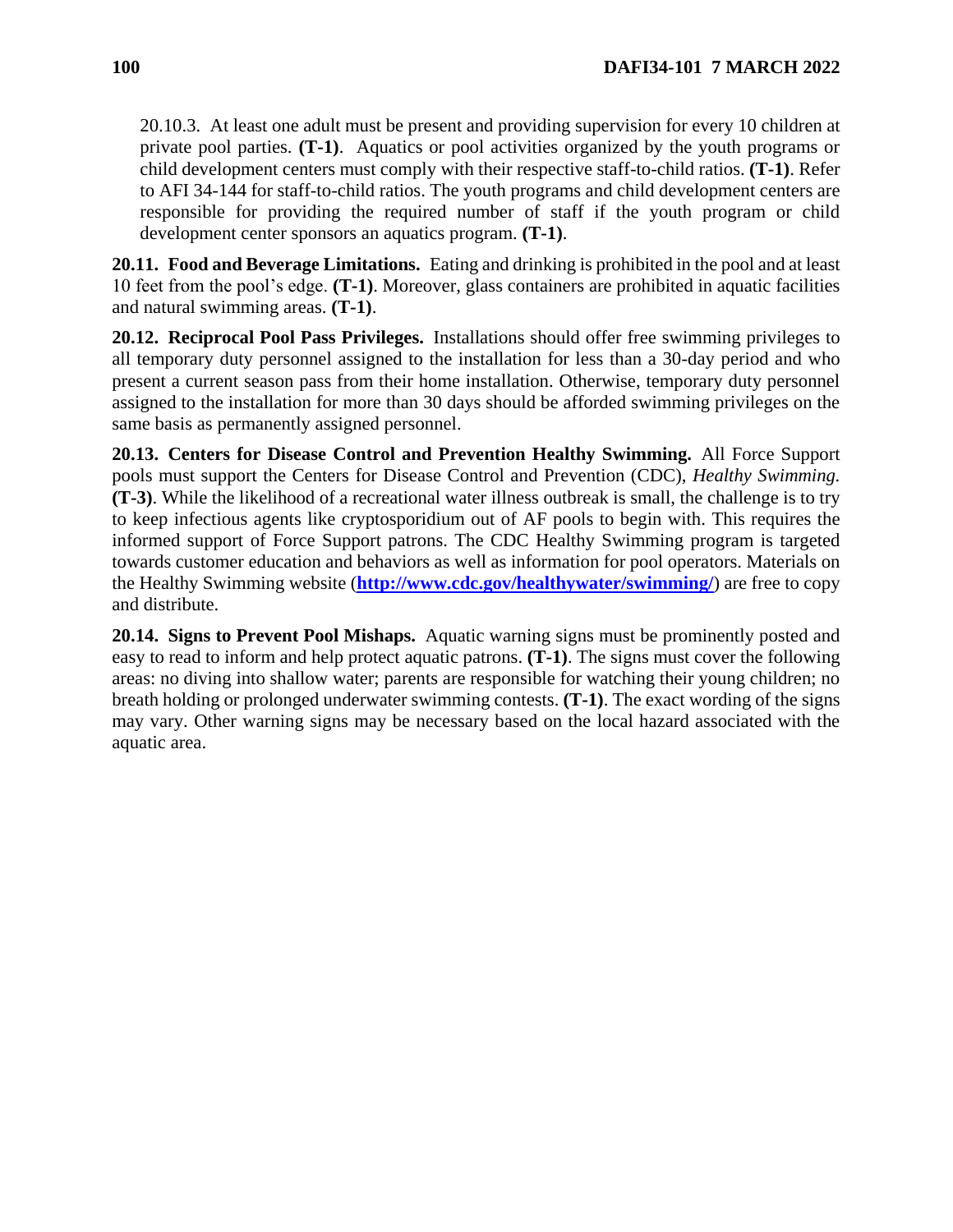20.10.3. At least one adult must be present and providing supervision for every 10 children at private pool parties. **(T-1)**. Aquatics or pool activities organized by the youth programs or child development centers must comply with their respective staff-to-child ratios. **(T-1)**. Refer to AFI 34-144 for staff-to-child ratios. The youth programs and child development centers are responsible for providing the required number of staff if the youth program or child development center sponsors an aquatics program. **(T-1)**.

**20.11. Food and Beverage Limitations.** Eating and drinking is prohibited in the pool and at least 10 feet from the pool's edge. **(T-1)**. Moreover, glass containers are prohibited in aquatic facilities and natural swimming areas. **(T-1)**.

**20.12. Reciprocal Pool Pass Privileges.** Installations should offer free swimming privileges to all temporary duty personnel assigned to the installation for less than a 30-day period and who present a current season pass from their home installation. Otherwise, temporary duty personnel assigned to the installation for more than 30 days should be afforded swimming privileges on the same basis as permanently assigned personnel.

**20.13. Centers for Disease Control and Prevention Healthy Swimming.** All Force Support pools must support the Centers for Disease Control and Prevention (CDC), *Healthy Swimming.* **(T-3)**. While the likelihood of a recreational water illness outbreak is small, the challenge is to try to keep infectious agents like cryptosporidium out of AF pools to begin with. This requires the informed support of Force Support patrons. The CDC Healthy Swimming program is targeted towards customer education and behaviors as well as information for pool operators. Materials on the Healthy Swimming website (**[http://www.cdc.gov/healthywater/swimming/](http://www.cdc.gov/healthywater/swimming/)**) are free to copy and distribute.

**20.14. Signs to Prevent Pool Mishaps.** Aquatic warning signs must be prominently posted and easy to read to inform and help protect aquatic patrons. **(T-1)**. The signs must cover the following areas: no diving into shallow water; parents are responsible for watching their young children; no breath holding or prolonged underwater swimming contests. **(T-1)**. The exact wording of the signs may vary. Other warning signs may be necessary based on the local hazard associated with the aquatic area.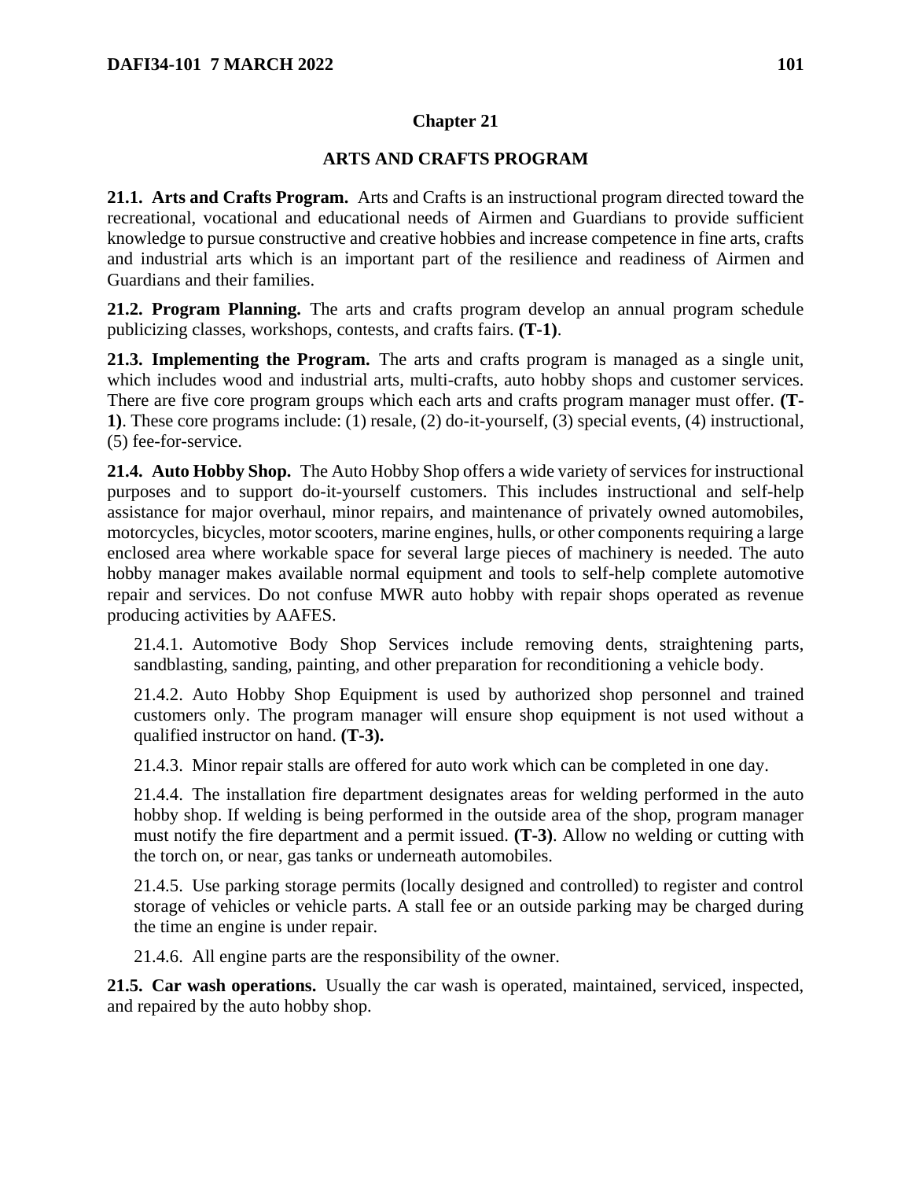## Chapter 21

## ARTS AND CRAFTS PROGRAM

**21.1. Arts and Crafts Program.** Arts and Crafts is an instructional program directed toward the recreational, vocational and educational needs of Airmen and Guardians to provide sufficient knowledge to pursue constructive and creative hobbies and increase competence in fine arts, crafts and industrial arts which is an important part of the resilience and readiness of Airmen and Guardians and their families.

**21.2. Program Planning.** The arts and crafts program develop an annual program schedule publicizing classes, workshops, contests, and crafts fairs. **(T-1)**.

**21.3. Implementing the Program.** The arts and crafts program is managed as a single unit, which includes wood and industrial arts, multi-crafts, auto hobby shops and customer services. There are five core program groups which each arts and crafts program manager must offer. **(T-1)**. These core programs include: (1) resale, (2) do-it-yourself, (3) special events, (4) instructional, (5) fee-for-service.

**21.4. Auto Hobby Shop.** The Auto Hobby Shop offers a wide variety of services for instructional purposes and to support do-it-yourself customers. This includes instructional and self-help assistance for major overhaul, minor repairs, and maintenance of privately owned automobiles, motorcycles, bicycles, motor scooters, marine engines, hulls, or other components requiring a large enclosed area where workable space for several large pieces of machinery is needed. The auto hobby manager makes available normal equipment and tools to self-help complete automotive repair and services. Do not confuse MWR auto hobby with repair shops operated as revenue producing activities by AAFES.

21.4.1. Automotive Body Shop Services include removing dents, straightening parts, sandblasting, sanding, painting, and other preparation for reconditioning a vehicle body.

21.4.2. Auto Hobby Shop Equipment is used by authorized shop personnel and trained customers only. The program manager will ensure shop equipment is not used without a qualified instructor on hand. **(T-3).**

21.4.3. Minor repair stalls are offered for auto work which can be completed in one day.

21.4.4. The installation fire department designates areas for welding performed in the auto hobby shop. If welding is being performed in the outside area of the shop, program manager must notify the fire department and a permit issued. **(T-3)**. Allow no welding or cutting with the torch on, or near, gas tanks or underneath automobiles.

21.4.5. Use parking storage permits (locally designed and controlled) to register and control storage of vehicles or vehicle parts. A stall fee or an outside parking may be charged during the time an engine is under repair.

21.4.6. All engine parts are the responsibility of the owner.

**21.5. Car wash operations.** Usually the car wash is operated, maintained, serviced, inspected, and repaired by the auto hobby shop.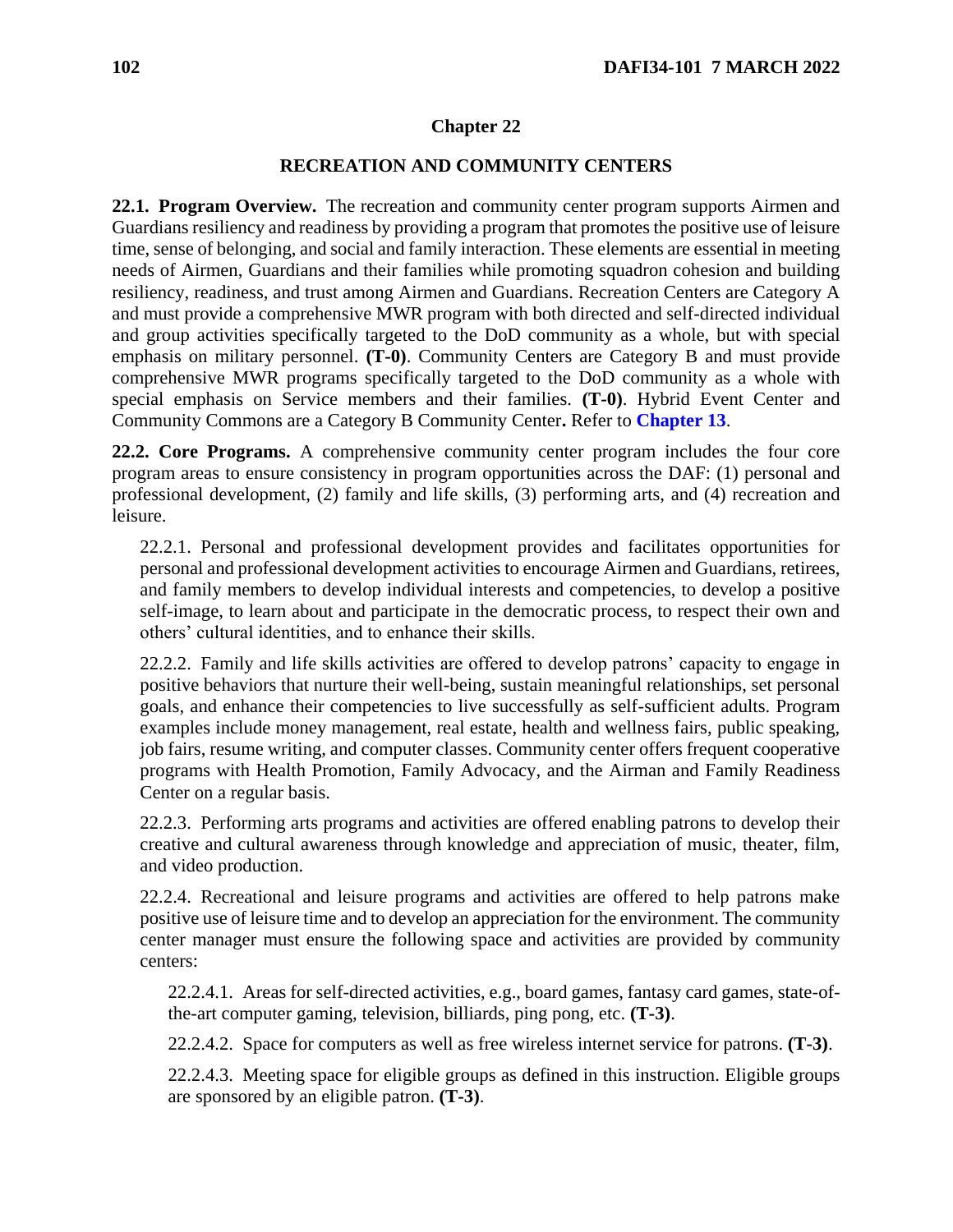# Chapter 22

## RECREATION AND COMMUNITY CENTERS

**22.1. Program Overview.** The recreation and community center program supports Airmen and Guardians resiliency and readiness by providing a program that promotes the positive use of leisure time, sense of belonging, and social and family interaction. These elements are essential in meeting needs of Airmen, Guardians and their families while promoting squadron cohesion and building resiliency, readiness, and trust among Airmen and Guardians. Recreation Centers are Category A and must provide a comprehensive MWR program with both directed and self-directed individual and group activities specifically targeted to the DoD community as a whole, but with special emphasis on military personnel. **(T-0)**. Community Centers are Category B and must provide comprehensive MWR programs specifically targeted to the DoD community as a whole with special emphasis on Service members and their families. **(T-0)**. Hybrid Event Center and Community Commons are a Category B Community Center**.** Refer to **Chapter 13**.

**22.2. Core Programs.** A comprehensive community center program includes the four core program areas to ensure consistency in program opportunities across the DAF: (1) personal and professional development, (2) family and life skills, (3) performing arts, and (4) recreation and leisure.

22.2.1. Personal and professional development provides and facilitates opportunities for personal and professional development activities to encourage Airmen and Guardians, retirees, and family members to develop individual interests and competencies, to develop a positive self-image, to learn about and participate in the democratic process, to respect their own and others' cultural identities, and to enhance their skills.

22.2.2. Family and life skills activities are offered to develop patrons' capacity to engage in positive behaviors that nurture their well-being, sustain meaningful relationships, set personal goals, and enhance their competencies to live successfully as self-sufficient adults. Program examples include money management, real estate, health and wellness fairs, public speaking, job fairs, resume writing, and computer classes. Community center offers frequent cooperative programs with Health Promotion, Family Advocacy, and the Airman and Family Readiness Center on a regular basis.

22.2.3. Performing arts programs and activities are offered enabling patrons to develop their creative and cultural awareness through knowledge and appreciation of music, theater, film, and video production.

22.2.4. Recreational and leisure programs and activities are offered to help patrons make positive use of leisure time and to develop an appreciation for the environment. The community center manager must ensure the following space and activities are provided by community centers:

22.2.4.1. Areas for self-directed activities, e.g., board games, fantasy card games, state-of-the-art computer gaming, television, billiards, ping pong, etc. **(T-3)**.

22.2.4.2. Space for computers as well as free wireless internet service for patrons. **(T-3)**.

22.2.4.3. Meeting space for eligible groups as defined in this instruction. Eligible groups are sponsored by an eligible patron. **(T-3)**.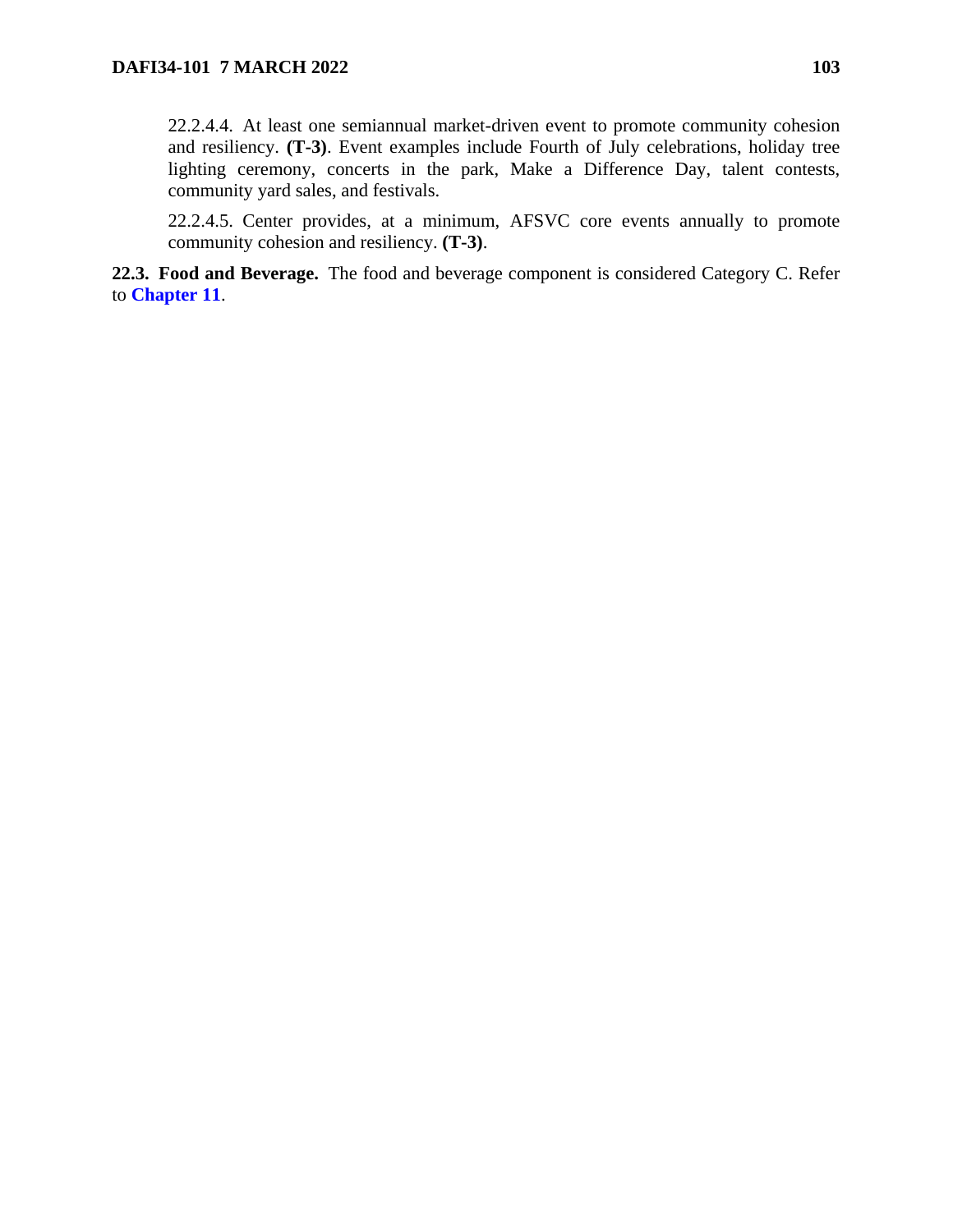22.2.4.4. At least one semiannual market-driven event to promote community cohesion and resiliency. **(T-3)**. Event examples include Fourth of July celebrations, holiday tree lighting ceremony, concerts in the park, Make a Difference Day, talent contests, community yard sales, and festivals.

22.2.4.5. Center provides, at a minimum, AFSVC core events annually to promote community cohesion and resiliency. **(T-3)**.

**22.3. Food and Beverage.** The food and beverage component is considered Category C. Refer to **Chapter 11**.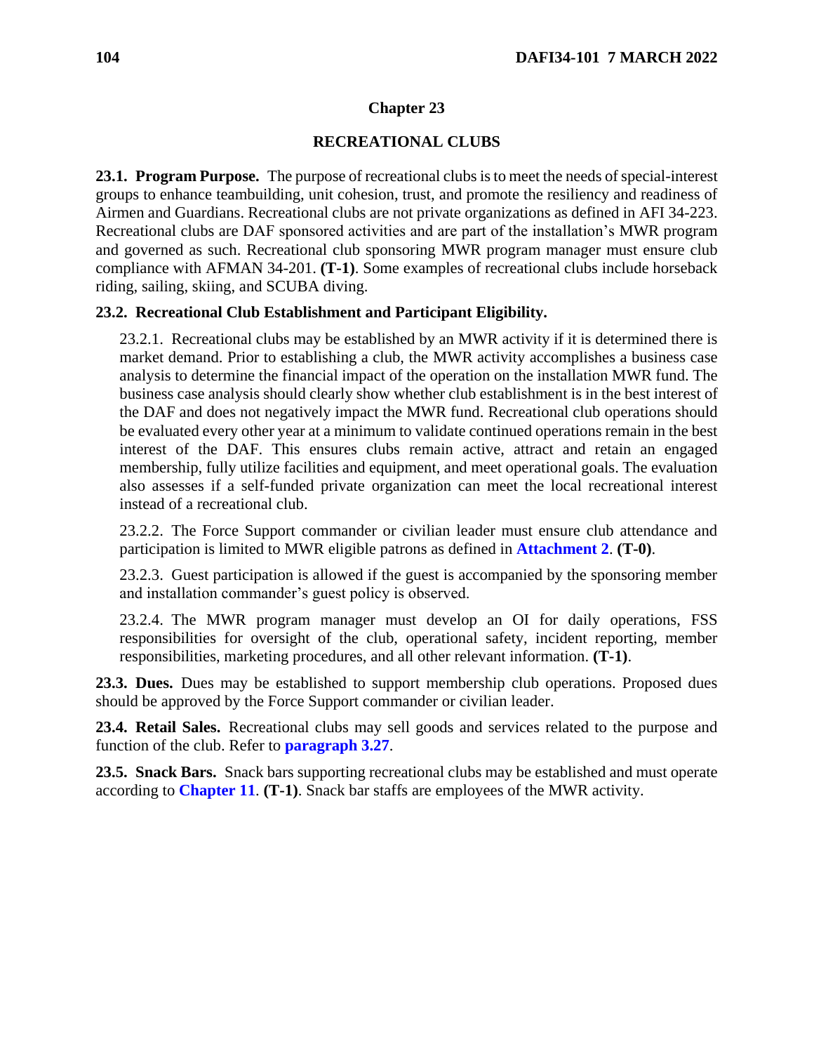# Chapter 23

## RECREATIONAL CLUBS

**23.1. Program Purpose.** The purpose of recreational clubs is to meet the needs of special-interest groups to enhance teambuilding, unit cohesion, trust, and promote the resiliency and readiness of Airmen and Guardians. Recreational clubs are not private organizations as defined in AFI 34-223. Recreational clubs are DAF sponsored activities and are part of the installation's MWR program and governed as such. Recreational club sponsoring MWR program manager must ensure club compliance with AFMAN 34-201. **(T-1)**. Some examples of recreational clubs include horseback riding, sailing, skiing, and SCUBA diving.

**23.2. Recreational Club Establishment and Participant Eligibility.**

23.2.1. Recreational clubs may be established by an MWR activity if it is determined there is market demand. Prior to establishing a club, the MWR activity accomplishes a business case analysis to determine the financial impact of the operation on the installation MWR fund. The business case analysis should clearly show whether club establishment is in the best interest of the DAF and does not negatively impact the MWR fund. Recreational club operations should be evaluated every other year at a minimum to validate continued operations remain in the best interest of the DAF. This ensures clubs remain active, attract and retain an engaged membership, fully utilize facilities and equipment, and meet operational goals. The evaluation also assesses if a self-funded private organization can meet the local recreational interest instead of a recreational club.

23.2.2. The Force Support commander or civilian leader must ensure club attendance and participation is limited to MWR eligible patrons as defined in **Attachment 2**. **(T-0)**.

23.2.3. Guest participation is allowed if the guest is accompanied by the sponsoring member and installation commander's guest policy is observed.

23.2.4. The MWR program manager must develop an OI for daily operations, FSS responsibilities for oversight of the club, operational safety, incident reporting, member responsibilities, marketing procedures, and all other relevant information. **(T-1)**.

**23.3. Dues.** Dues may be established to support membership club operations. Proposed dues should be approved by the Force Support commander or civilian leader.

**23.4. Retail Sales.** Recreational clubs may sell goods and services related to the purpose and function of the club. Refer to **paragraph 3.27**.

**23.5. Snack Bars.** Snack bars supporting recreational clubs may be established and must operate according to **Chapter 11**. **(T-1)**. Snack bar staffs are employees of the MWR activity.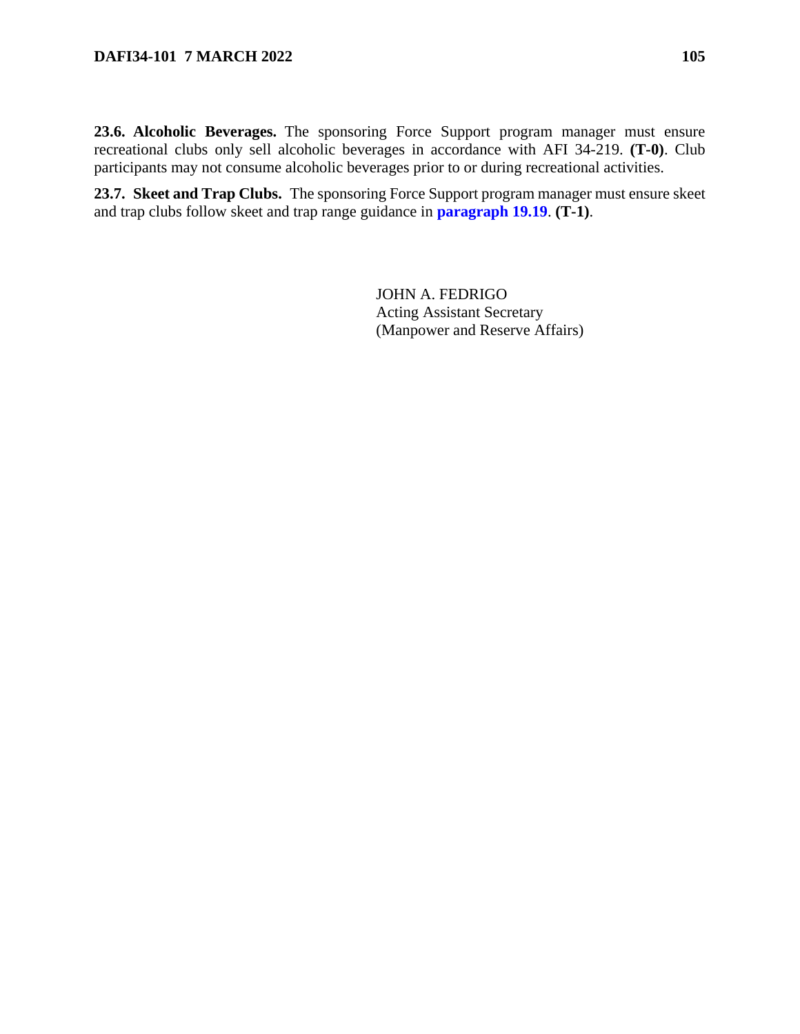**23.6. Alcoholic Beverages.** The sponsoring Force Support program manager must ensure recreational clubs only sell alcoholic beverages in accordance with AFI 34-219. **(T-0)**. Club participants may not consume alcoholic beverages prior to or during recreational activities.

**23.7. Skeet and Trap Clubs.** The sponsoring Force Support program manager must ensure skeet and trap clubs follow skeet and trap range guidance in **paragraph 19.19**. **(T-1)**.

JOHN A. FEDRIGO
Acting Assistant Secretary
(Manpower and Reserve Affairs)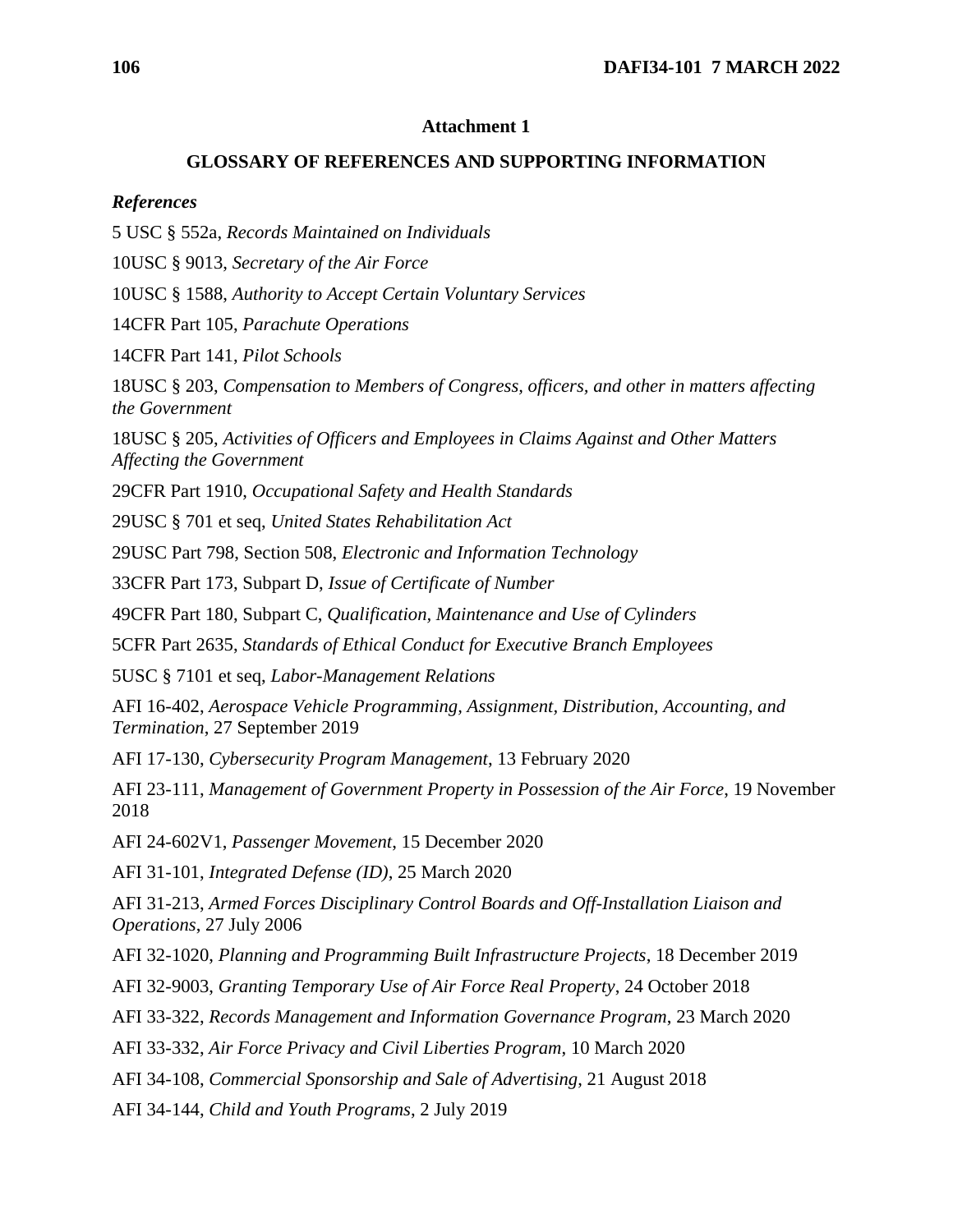**Attachment 1**

**GLOSSARY OF REFERENCES AND SUPPORTING INFORMATION**

***References***

5 USC § 552a, *Records Maintained on Individuals*

10USC § 9013, *Secretary of the Air Force*

10USC § 1588, *Authority to Accept Certain Voluntary Services*

14CFR Part 105, *Parachute Operations*

14CFR Part 141, *Pilot Schools*

18USC § 203, *Compensation to Members of Congress, officers, and other in matters affecting the Government*

18USC § 205, *Activities of Officers and Employees in Claims Against and Other Matters Affecting the Government*

29CFR Part 1910, *Occupational Safety and Health Standards*

29USC § 701 et seq, *United States Rehabilitation Act*

29USC Part 798, Section 508, *Electronic and Information Technology*

33CFR Part 173, Subpart D, *Issue of Certificate of Number*

49CFR Part 180, Subpart C, *Qualification, Maintenance and Use of Cylinders*

5CFR Part 2635, *Standards of Ethical Conduct for Executive Branch Employees*

5USC § 7101 et seq, *Labor-Management Relations*

AFI 16-402, *Aerospace Vehicle Programming, Assignment, Distribution, Accounting, and Termination*, 27 September 2019

AFI 17-130, *Cybersecurity Program Management*, 13 February 2020

AFI 23-111, *Management of Government Property in Possession of the Air Force*, 19 November 2018

AFI 24-602V1, *Passenger Movement*, 15 December 2020

AFI 31-101, *Integrated Defense (ID)*, 25 March 2020

AFI 31-213, *Armed Forces Disciplinary Control Boards and Off-Installation Liaison and Operations*, 27 July 2006

AFI 32-1020, *Planning and Programming Built Infrastructure Projects*, 18 December 2019

AFI 32-9003, *Granting Temporary Use of Air Force Real Property*, 24 October 2018

AFI 33-322, *Records Management and Information Governance Program*, 23 March 2020

AFI 33-332, *Air Force Privacy and Civil Liberties Program*, 10 March 2020

AFI 34-108, *Commercial Sponsorship and Sale of Advertising*, 21 August 2018

AFI 34-144, *Child and Youth Programs*, 2 July 2019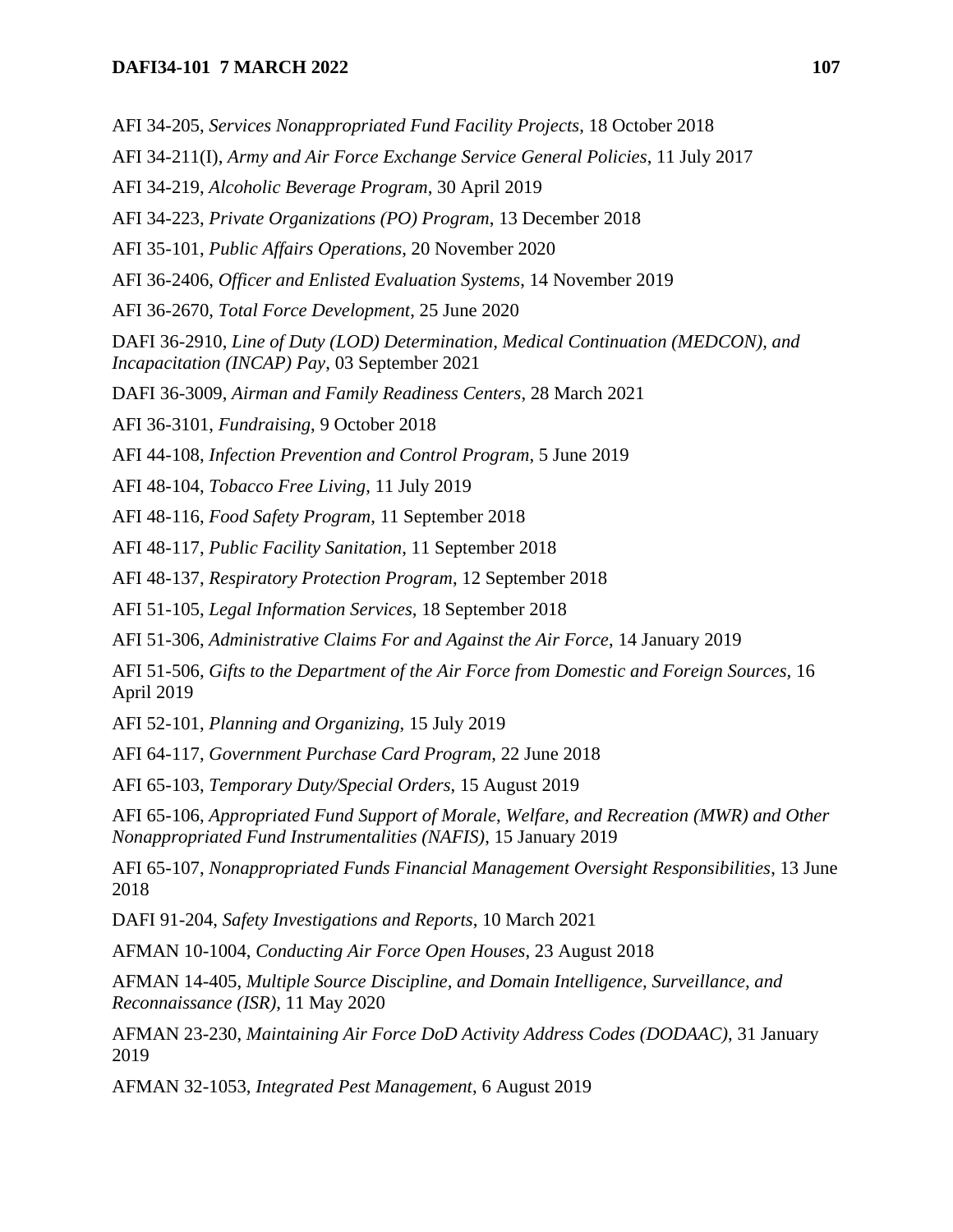AFI 34-205, *Services Nonappropriated Fund Facility Projects*, 18 October 2018

AFI 34-211(I), *Army and Air Force Exchange Service General Policies*, 11 July 2017

AFI 34-219, *Alcoholic Beverage Program*, 30 April 2019

AFI 34-223, *Private Organizations (PO) Program*, 13 December 2018

AFI 35-101, *Public Affairs Operations*, 20 November 2020

AFI 36-2406, *Officer and Enlisted Evaluation Systems*, 14 November 2019

AFI 36-2670, *Total Force Development,* 25 June 2020

DAFI 36-2910, *Line of Duty (LOD) Determination, Medical Continuation (MEDCON), and Incapacitation (INCAP) Pay,* 03 September 2021

DAFI 36-3009, *Airman and Family Readiness Centers*, 28 March 2021

AFI 36-3101, *Fundraising*, 9 October 2018

AFI 44-108, *Infection Prevention and Control Program,* 5 June 2019

AFI 48-104, *Tobacco Free Living,* 11 July 2019

AFI 48-116, *Food Safety Program*, 11 September 2018

AFI 48-117, *Public Facility Sanitation*, 11 September 2018

AFI 48-137, *Respiratory Protection Program,* 12 September 2018

AFI 51-105, *Legal Information Services*, 18 September 2018

AFI 51-306, *Administrative Claims For and Against the Air Force*, 14 January 2019

AFI 51-506, *Gifts to the Department of the Air Force from Domestic and Foreign Sources*, 16 April 2019

AFI 52-101, *Planning and Organizing*, 15 July 2019

AFI 64-117, *Government Purchase Card Program*, 22 June 2018

AFI 65-103, *Temporary Duty/Special Orders*, 15 August 2019

AFI 65-106, *Appropriated Fund Support of Morale, Welfare, and Recreation (MWR) and Other Nonappropriated Fund Instrumentalities (NAFIS)*, 15 January 2019

AFI 65-107, *Nonappropriated Funds Financial Management Oversight Responsibilities*, 13 June 2018

DAFI 91-204, *Safety Investigations and Reports*, 10 March 2021

AFMAN 10-1004, *Conducting Air Force Open Houses*, 23 August 2018

AFMAN 14-405, *Multiple Source Discipline, and Domain Intelligence, Surveillance, and Reconnaissance (ISR)*, 11 May 2020

AFMAN 23-230, *Maintaining Air Force DoD Activity Address Codes (DODAAC)*, 31 January 2019

AFMAN 32-1053, *Integrated Pest Management*, 6 August 2019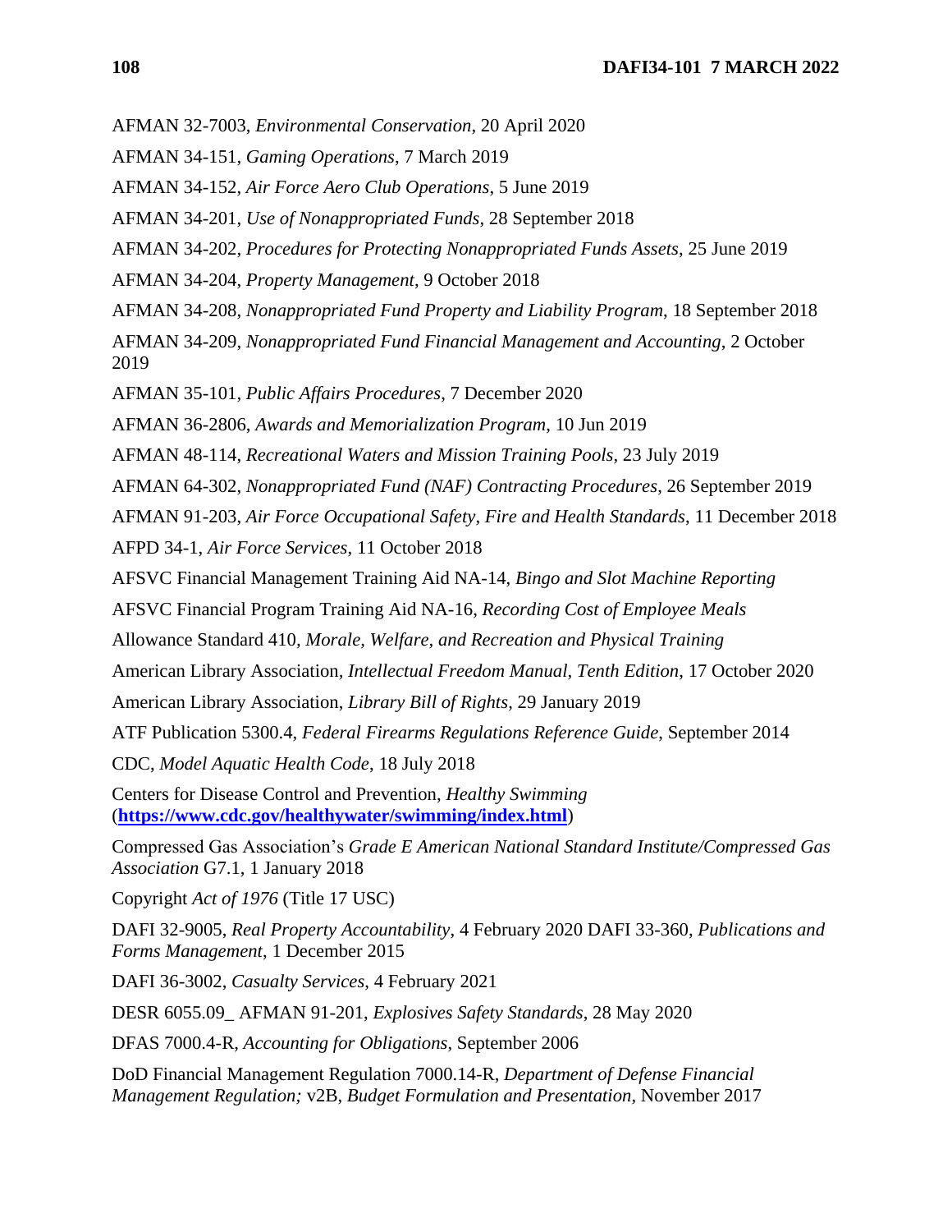AFMAN 32-7003, *Environmental Conservation*, 20 April 2020

AFMAN 34-151, *Gaming Operations*, 7 March 2019

AFMAN 34-152, *Air Force Aero Club Operations*, 5 June 2019

AFMAN 34-201, *Use of Nonappropriated Funds*, 28 September 2018

AFMAN 34-202, *Procedures for Protecting Nonappropriated Funds Assets*, 25 June 2019

AFMAN 34-204, *Property Management*, 9 October 2018

AFMAN 34-208, *Nonappropriated Fund Property and Liability Program*, 18 September 2018

AFMAN 34-209, *Nonappropriated Fund Financial Management and Accounting*, 2 October 2019

AFMAN 35-101, *Public Affairs Procedures*, 7 December 2020

AFMAN 36-2806, *Awards and Memorialization Program*, 10 Jun 2019

AFMAN 48-114, *Recreational Waters and Mission Training Pools*, 23 July 2019

AFMAN 64-302, *Nonappropriated Fund (NAF) Contracting Procedures*, 26 September 2019

AFMAN 91-203, *Air Force Occupational Safety, Fire and Health Standards*, 11 December 2018

AFPD 34-1, *Air Force Services*, 11 October 2018

AFSVC Financial Management Training Aid NA-14, *Bingo and Slot Machine Reporting*

AFSVC Financial Program Training Aid NA-16, *Recording Cost of Employee Meals*

Allowance Standard 410, *Morale, Welfare, and Recreation and Physical Training*

American Library Association, *Intellectual Freedom Manual, Tenth Edition*, 17 October 2020

American Library Association, *Library Bill of Rights*, 29 January 2019

ATF Publication 5300.4, *Federal Firearms Regulations Reference Guide*, September 2014

CDC, *Model Aquatic Health Code*, 18 July 2018

Centers for Disease Control and Prevention, *Healthy Swimming* (**https://www.cdc.gov/healthywater/swimming/index.html**)

Compressed Gas Association's *Grade E American National Standard Institute/Compressed Gas Association* G7.1, 1 January 2018

Copyright *Act of 1976* (Title 17 USC)

DAFI 32-9005, *Real Property Accountability*, 4 February 2020 DAFI 33-360, *Publications and Forms Management*, 1 December 2015

DAFI 36-3002, *Casualty Services*, 4 February 2021

DESR 6055.09_ AFMAN 91-201, *Explosives Safety Standards*, 28 May 2020

DFAS 7000.4-R, *Accounting for Obligations*, September 2006

DoD Financial Management Regulation 7000.14-R, *Department of Defense Financial Management Regulation;* v2B, *Budget Formulation and Presentation*, November 2017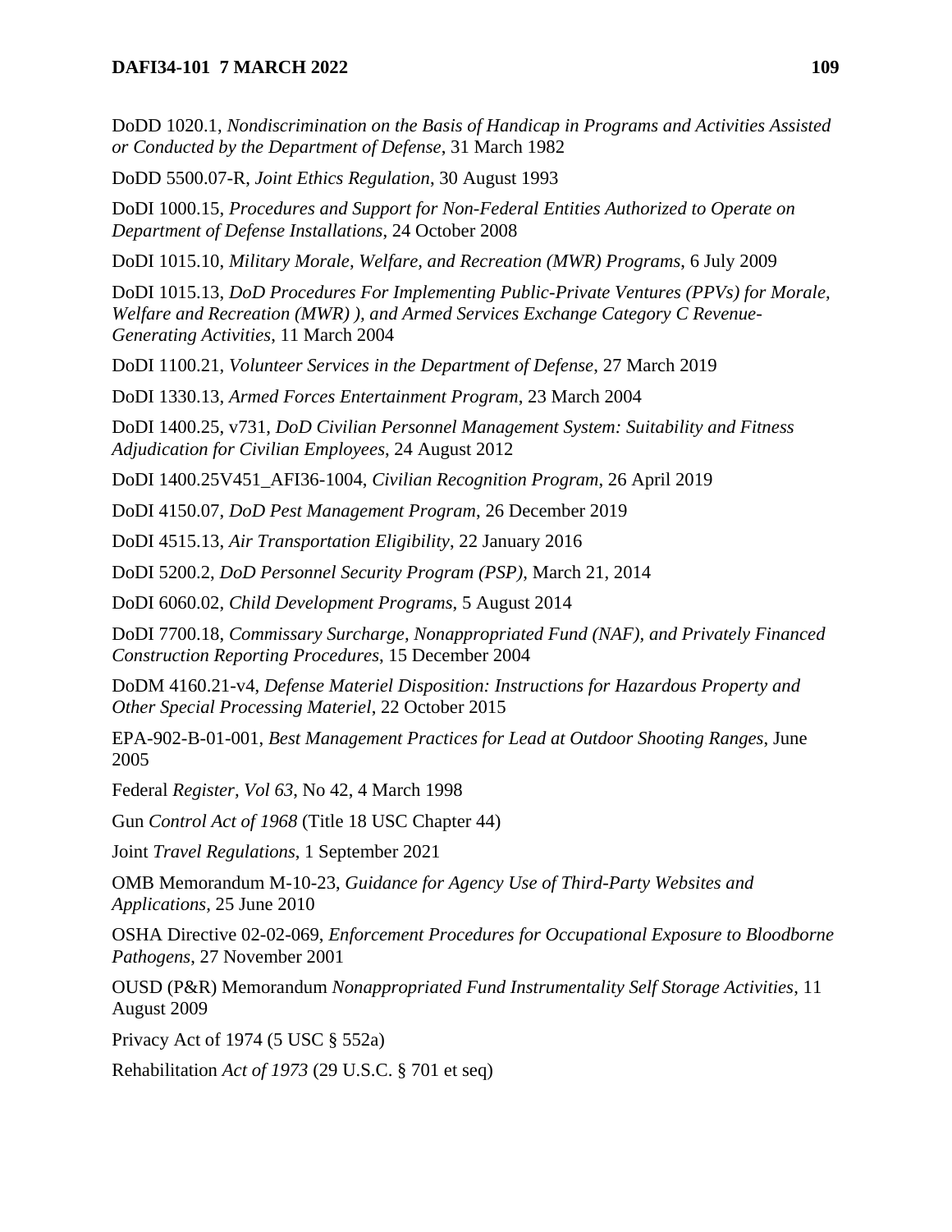DoDD 1020.1, *Nondiscrimination on the Basis of Handicap in Programs and Activities Assisted or Conducted by the Department of Defense*, 31 March 1982

DoDD 5500.07-R, *Joint Ethics Regulation*, 30 August 1993

DoDI 1000.15, *Procedures and Support for Non-Federal Entities Authorized to Operate on Department of Defense Installations*, 24 October 2008

DoDI 1015.10, *Military Morale, Welfare, and Recreation (MWR) Programs*, 6 July 2009

DoDI 1015.13, *DoD Procedures For Implementing Public-Private Ventures (PPVs) for Morale, Welfare and Recreation (MWR) ), and Armed Services Exchange Category C Revenue-Generating Activities*, 11 March 2004

DoDI 1100.21, *Volunteer Services in the Department of Defense*, 27 March 2019

DoDI 1330.13, *Armed Forces Entertainment Program*, 23 March 2004

DoDI 1400.25, v731, *DoD Civilian Personnel Management System: Suitability and Fitness Adjudication for Civilian Employees*, 24 August 2012

DoDI 1400.25V451_AFI36-1004, *Civilian Recognition Program*, 26 April 2019

DoDI 4150.07, *DoD Pest Management Program*, 26 December 2019

DoDI 4515.13, *Air Transportation Eligibility*, 22 January 2016

DoDI 5200.2, *DoD Personnel Security Program (PSP)*, March 21, 2014

DoDI 6060.02, *Child Development Programs*, 5 August 2014

DoDI 7700.18, *Commissary Surcharge, Nonappropriated Fund (NAF), and Privately Financed Construction Reporting Procedures*, 15 December 2004

DoDM 4160.21-v4, *Defense Materiel Disposition: Instructions for Hazardous Property and Other Special Processing Materiel*, 22 October 2015

EPA-902-B-01-001, *Best Management Practices for Lead at Outdoor Shooting Ranges*, June 2005

Federal *Register, Vol 63*, No 42, 4 March 1998

Gun *Control Act of 1968* (Title 18 USC Chapter 44)

Joint *Travel Regulations*, 1 September 2021

OMB Memorandum M-10-23, *Guidance for Agency Use of Third-Party Websites and Applications*, 25 June 2010

OSHA Directive 02-02-069, *Enforcement Procedures for Occupational Exposure to Bloodborne Pathogens*, 27 November 2001

OUSD (P&R) Memorandum *Nonappropriated Fund Instrumentality Self Storage Activities*, 11 August 2009

Privacy Act of 1974 (5 USC § 552a)

Rehabilitation *Act of 1973* (29 U.S.C. § 701 et seq)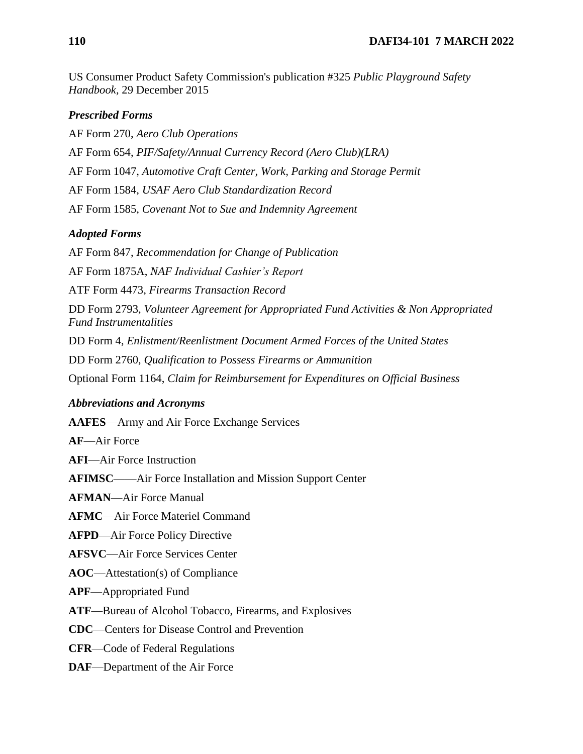US Consumer Product Safety Commission's publication #325 *Public Playground Safety Handbook,* 29 December 2015

### *Prescribed Forms*

AF Form 270, *Aero Club Operations*

AF Form 654, *PIF/Safety/Annual Currency Record (Aero Club)(LRA)*

AF Form 1047, *Automotive Craft Center, Work, Parking and Storage Permit*

AF Form 1584, *USAF Aero Club Standardization Record*

AF Form 1585, *Covenant Not to Sue and Indemnity Agreement*

### *Adopted Forms*

AF Form 847, *Recommendation for Change of Publication*

AF Form 1875A, *NAF Individual Cashier's Report*

ATF Form 4473, *Firearms Transaction Record*

DD Form 2793, *Volunteer Agreement for Appropriated Fund Activities & Non Appropriated Fund Instrumentalities*

DD Form 4, *Enlistment/Reenlistment Document Armed Forces of the United States*

DD Form 2760, *Qualification to Possess Firearms or Ammunition*

Optional Form 1164, *Claim for Reimbursement for Expenditures on Official Business*

### *Abbreviations and Acronyms*

**AAFES**—Army and Air Force Exchange Services

**AF**—Air Force

**AFI**—Air Force Instruction

**AFIMSC**——Air Force Installation and Mission Support Center

**AFMAN**—Air Force Manual

**AFMC**—Air Force Materiel Command

**AFPD**—Air Force Policy Directive

**AFSVC**—Air Force Services Center

**AOC**—Attestation(s) of Compliance

**APF**—Appropriated Fund

**ATF**—Bureau of Alcohol Tobacco, Firearms, and Explosives

**CDC**—Centers for Disease Control and Prevention

**CFR**—Code of Federal Regulations

**DAF**—Department of the Air Force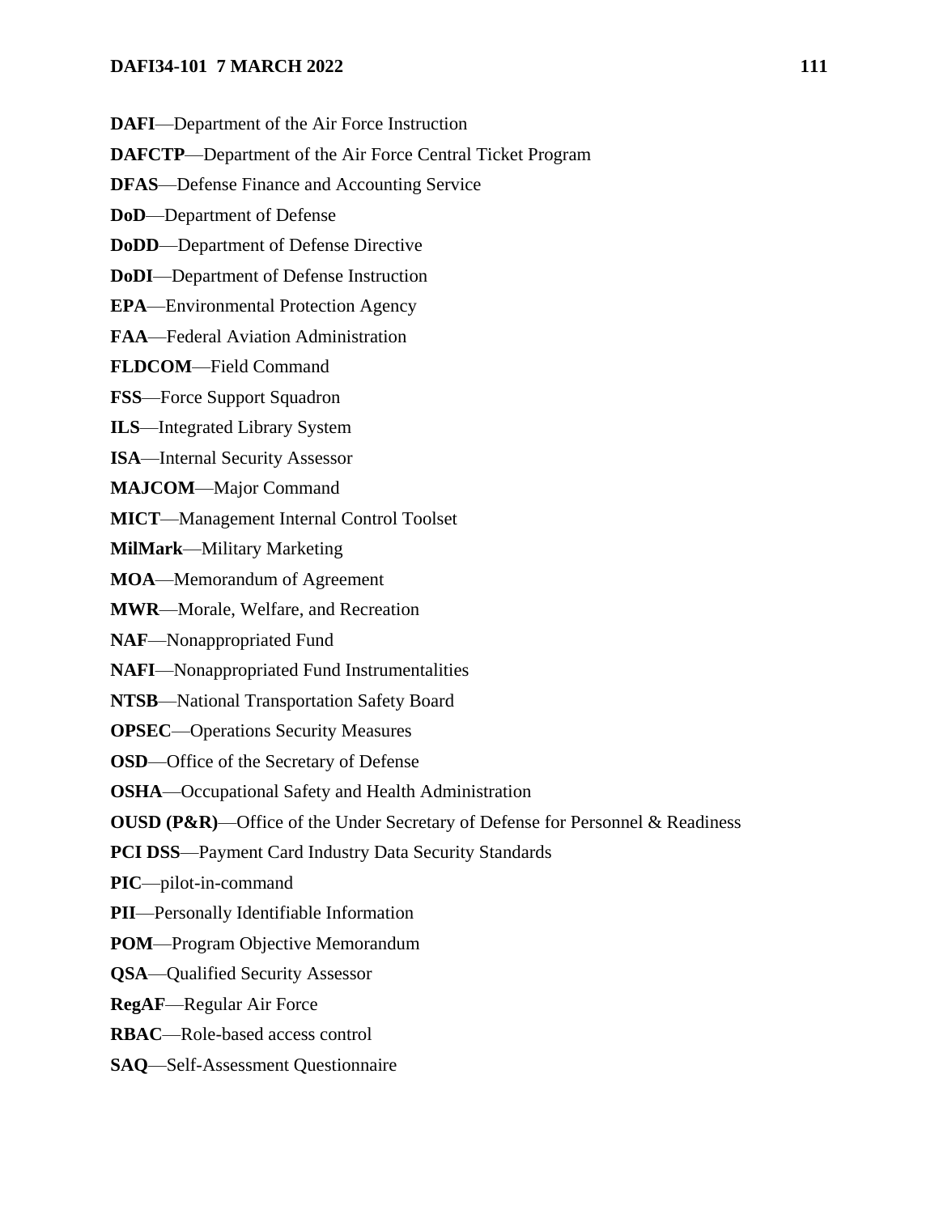**DAFI**—Department of the Air Force Instruction

**DAFCTP**—Department of the Air Force Central Ticket Program

**DFAS**—Defense Finance and Accounting Service

**DoD**—Department of Defense

**DoDD**—Department of Defense Directive

**DoDI**—Department of Defense Instruction

**EPA**—Environmental Protection Agency

**FAA**—Federal Aviation Administration

**FLDCOM**—Field Command

**FSS**—Force Support Squadron

**ILS**—Integrated Library System

**ISA**—Internal Security Assessor

**MAJCOM**—Major Command

**MICT**—Management Internal Control Toolset

**MilMark**—Military Marketing

**MOA**—Memorandum of Agreement

**MWR**—Morale, Welfare, and Recreation

**NAF**—Nonappropriated Fund

**NAFI**—Nonappropriated Fund Instrumentalities

**NTSB**—National Transportation Safety Board

**OPSEC**—Operations Security Measures

**OSD**—Office of the Secretary of Defense

**OSHA**—Occupational Safety and Health Administration

**OUSD (P&R)**—Office of the Under Secretary of Defense for Personnel & Readiness

**PCI DSS**—Payment Card Industry Data Security Standards

**PIC**—pilot-in-command

**PII**—Personally Identifiable Information

**POM**—Program Objective Memorandum

**QSA**—Qualified Security Assessor

**RegAF**—Regular Air Force

**RBAC**—Role-based access control

**SAQ**—Self-Assessment Questionnaire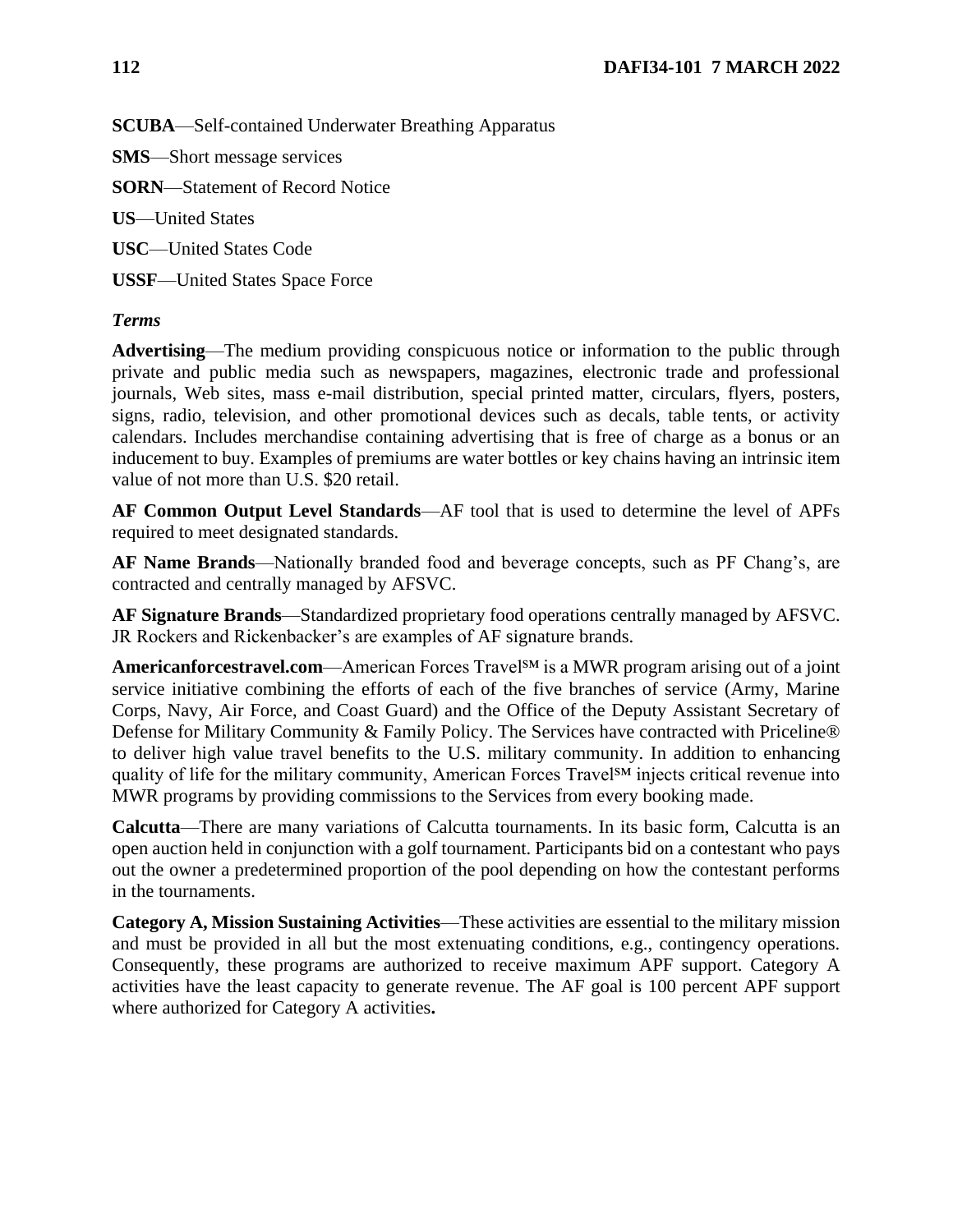**SCUBA**—Self-contained Underwater Breathing Apparatus

**SMS**—Short message services

**SORN**—Statement of Record Notice

**US**—United States

**USC**—United States Code

**USSF**—United States Space Force

***Terms***

**Advertising**—The medium providing conspicuous notice or information to the public through private and public media such as newspapers, magazines, electronic trade and professional journals, Web sites, mass e-mail distribution, special printed matter, circulars, flyers, posters, signs, radio, television, and other promotional devices such as decals, table tents, or activity calendars. Includes merchandise containing advertising that is free of charge as a bonus or an inducement to buy. Examples of premiums are water bottles or key chains having an intrinsic item value of not more than U.S. $20 retail.

**AF Common Output Level Standards**—AF tool that is used to determine the level of APFs required to meet designated standards.

**AF Name Brands**—Nationally branded food and beverage concepts, such as PF Chang's, are contracted and centrally managed by AFSVC.

**AF Signature Brands**—Standardized proprietary food operations centrally managed by AFSVC. JR Rockers and Rickenbacker's are examples of AF signature brands.

**Americanforcestravel.com**—American Forces Travel℠ is a MWR program arising out of a joint service initiative combining the efforts of each of the five branches of service (Army, Marine Corps, Navy, Air Force, and Coast Guard) and the Office of the Deputy Assistant Secretary of Defense for Military Community & Family Policy. The Services have contracted with Priceline® to deliver high value travel benefits to the U.S. military community. In addition to enhancing quality of life for the military community, American Forces Travel℠ injects critical revenue into MWR programs by providing commissions to the Services from every booking made.

**Calcutta**—There are many variations of Calcutta tournaments. In its basic form, Calcutta is an open auction held in conjunction with a golf tournament. Participants bid on a contestant who pays out the owner a predetermined proportion of the pool depending on how the contestant performs in the tournaments.

**Category A, Mission Sustaining Activities**—These activities are essential to the military mission and must be provided in all but the most extenuating conditions, e.g., contingency operations. Consequently, these programs are authorized to receive maximum APF support. Category A activities have the least capacity to generate revenue. The AF goal is 100 percent APF support where authorized for Category A activities**.**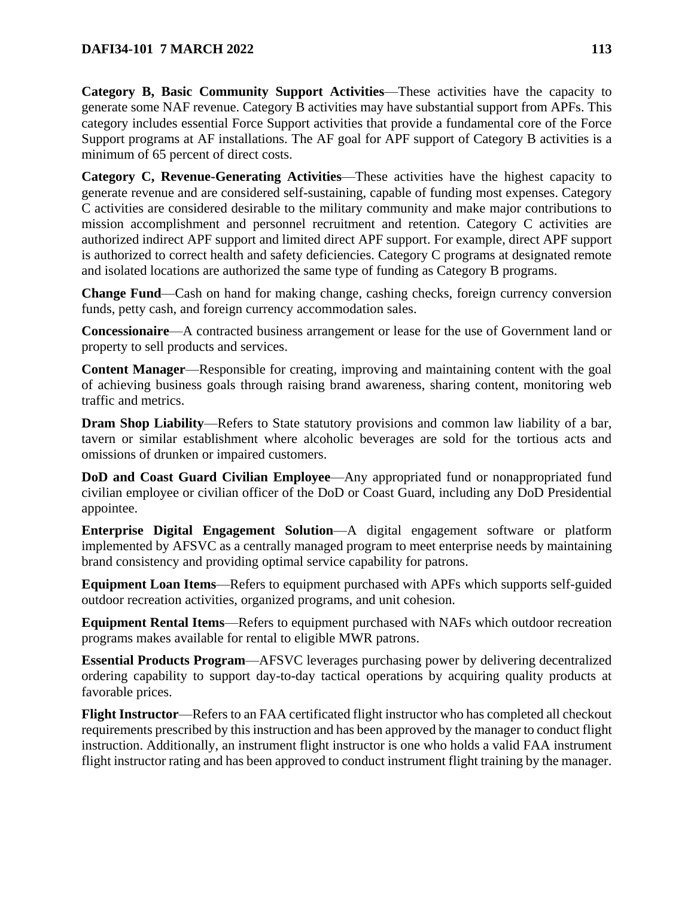**Category B, Basic Community Support Activities**—These activities have the capacity to generate some NAF revenue. Category B activities may have substantial support from APFs. This category includes essential Force Support activities that provide a fundamental core of the Force Support programs at AF installations. The AF goal for APF support of Category B activities is a minimum of 65 percent of direct costs.

**Category C, Revenue-Generating Activities**—These activities have the highest capacity to generate revenue and are considered self-sustaining, capable of funding most expenses. Category C activities are considered desirable to the military community and make major contributions to mission accomplishment and personnel recruitment and retention. Category C activities are authorized indirect APF support and limited direct APF support. For example, direct APF support is authorized to correct health and safety deficiencies. Category C programs at designated remote and isolated locations are authorized the same type of funding as Category B programs.

**Change Fund**—Cash on hand for making change, cashing checks, foreign currency conversion funds, petty cash, and foreign currency accommodation sales.

**Concessionaire**—A contracted business arrangement or lease for the use of Government land or property to sell products and services.

**Content Manager**—Responsible for creating, improving and maintaining content with the goal of achieving business goals through raising brand awareness, sharing content, monitoring web traffic and metrics.

**Dram Shop Liability**—Refers to State statutory provisions and common law liability of a bar, tavern or similar establishment where alcoholic beverages are sold for the tortious acts and omissions of drunken or impaired customers.

**DoD and Coast Guard Civilian Employee**—Any appropriated fund or nonappropriated fund civilian employee or civilian officer of the DoD or Coast Guard, including any DoD Presidential appointee.

**Enterprise Digital Engagement Solution**—A digital engagement software or platform implemented by AFSVC as a centrally managed program to meet enterprise needs by maintaining brand consistency and providing optimal service capability for patrons.

**Equipment Loan Items**—Refers to equipment purchased with APFs which supports self-guided outdoor recreation activities, organized programs, and unit cohesion.

**Equipment Rental Items**—Refers to equipment purchased with NAFs which outdoor recreation programs makes available for rental to eligible MWR patrons.

**Essential Products Program**—AFSVC leverages purchasing power by delivering decentralized ordering capability to support day-to-day tactical operations by acquiring quality products at favorable prices.

**Flight Instructor**—Refers to an FAA certificated flight instructor who has completed all checkout requirements prescribed by this instruction and has been approved by the manager to conduct flight instruction. Additionally, an instrument flight instructor is one who holds a valid FAA instrument flight instructor rating and has been approved to conduct instrument flight training by the manager.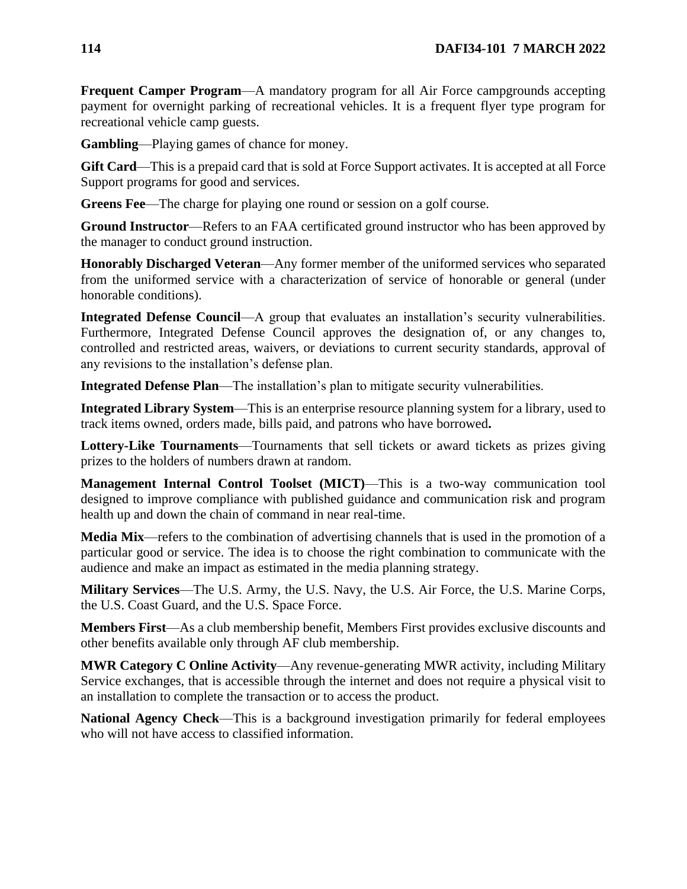**Frequent Camper Program**—A mandatory program for all Air Force campgrounds accepting payment for overnight parking of recreational vehicles. It is a frequent flyer type program for recreational vehicle camp guests.

**Gambling**—Playing games of chance for money.

**Gift Card**—This is a prepaid card that is sold at Force Support activates. It is accepted at all Force Support programs for good and services.

**Greens Fee**—The charge for playing one round or session on a golf course.

**Ground Instructor**—Refers to an FAA certificated ground instructor who has been approved by the manager to conduct ground instruction.

**Honorably Discharged Veteran**—Any former member of the uniformed services who separated from the uniformed service with a characterization of service of honorable or general (under honorable conditions).

**Integrated Defense Council**—A group that evaluates an installation's security vulnerabilities. Furthermore, Integrated Defense Council approves the designation of, or any changes to, controlled and restricted areas, waivers, or deviations to current security standards, approval of any revisions to the installation's defense plan.

**Integrated Defense Plan**—The installation's plan to mitigate security vulnerabilities.

**Integrated Library System**—This is an enterprise resource planning system for a library, used to track items owned, orders made, bills paid, and patrons who have borrowed**.**

**Lottery-Like Tournaments**—Tournaments that sell tickets or award tickets as prizes giving prizes to the holders of numbers drawn at random.

**Management Internal Control Toolset (MICT)**—This is a two-way communication tool designed to improve compliance with published guidance and communication risk and program health up and down the chain of command in near real-time.

**Media Mix**—refers to the combination of advertising channels that is used in the promotion of a particular good or service. The idea is to choose the right combination to communicate with the audience and make an impact as estimated in the media planning strategy.

**Military Services**—The U.S. Army, the U.S. Navy, the U.S. Air Force, the U.S. Marine Corps, the U.S. Coast Guard, and the U.S. Space Force.

**Members First**—As a club membership benefit, Members First provides exclusive discounts and other benefits available only through AF club membership.

**MWR Category C Online Activity**—Any revenue-generating MWR activity, including Military Service exchanges, that is accessible through the internet and does not require a physical visit to an installation to complete the transaction or to access the product.

**National Agency Check**—This is a background investigation primarily for federal employees who will not have access to classified information.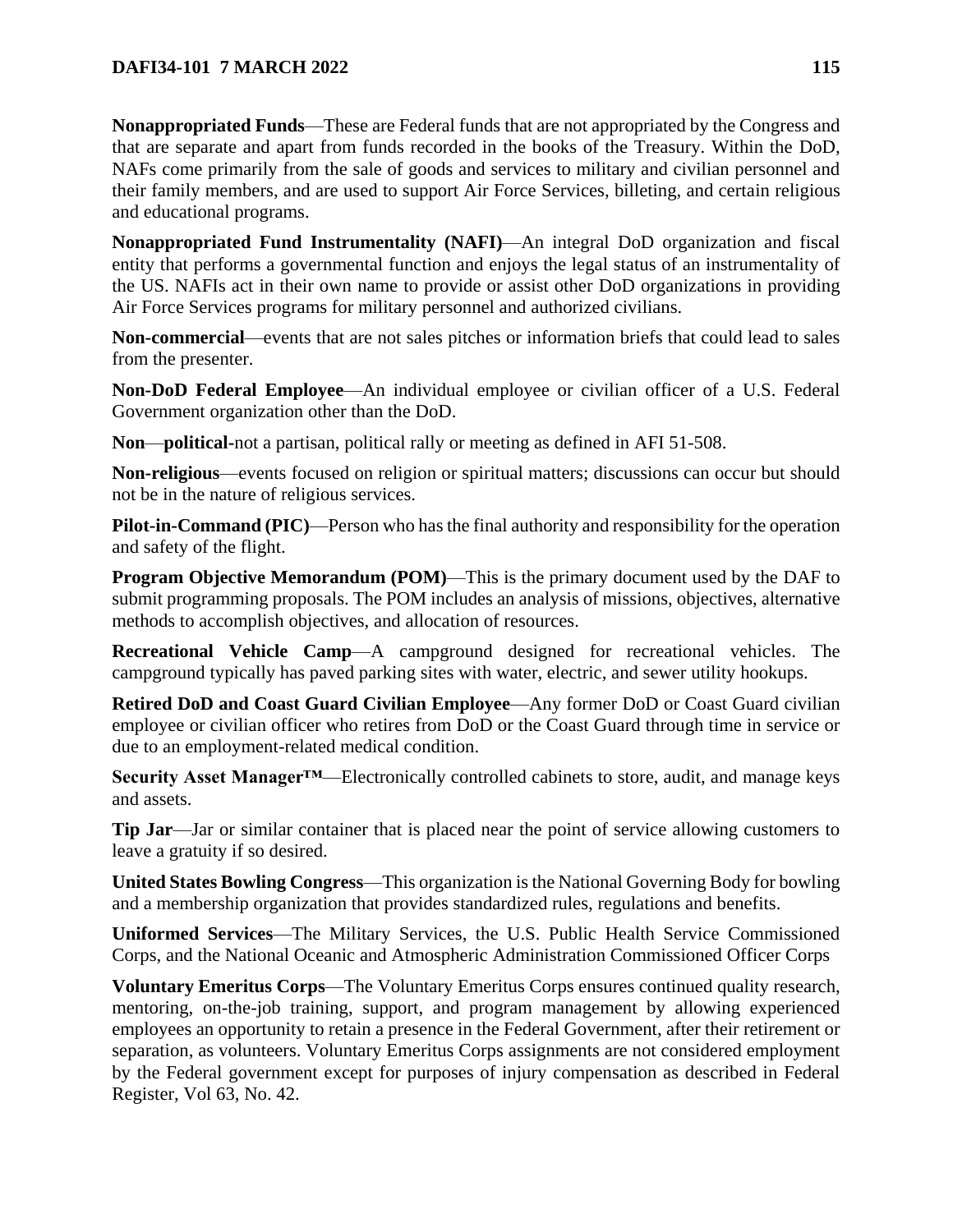**Nonappropriated Funds**—These are Federal funds that are not appropriated by the Congress and that are separate and apart from funds recorded in the books of the Treasury. Within the DoD, NAFs come primarily from the sale of goods and services to military and civilian personnel and their family members, and are used to support Air Force Services, billeting, and certain religious and educational programs.

**Nonappropriated Fund Instrumentality (NAFI)**—An integral DoD organization and fiscal entity that performs a governmental function and enjoys the legal status of an instrumentality of the US. NAFIs act in their own name to provide or assist other DoD organizations in providing Air Force Services programs for military personnel and authorized civilians.

**Non-commercial**—events that are not sales pitches or information briefs that could lead to sales from the presenter.

**Non-DoD Federal Employee**—An individual employee or civilian officer of a U.S. Federal Government organization other than the DoD.

**Non**—**political-**not a partisan, political rally or meeting as defined in AFI 51-508.

**Non-religious**—events focused on religion or spiritual matters; discussions can occur but should not be in the nature of religious services.

**Pilot-in-Command (PIC)**—Person who has the final authority and responsibility for the operation and safety of the flight.

**Program Objective Memorandum (POM)**—This is the primary document used by the DAF to submit programming proposals. The POM includes an analysis of missions, objectives, alternative methods to accomplish objectives, and allocation of resources.

**Recreational Vehicle Camp**—A campground designed for recreational vehicles. The campground typically has paved parking sites with water, electric, and sewer utility hookups.

**Retired DoD and Coast Guard Civilian Employee**—Any former DoD or Coast Guard civilian employee or civilian officer who retires from DoD or the Coast Guard through time in service or due to an employment-related medical condition.

**Security Asset Manager™**—Electronically controlled cabinets to store, audit, and manage keys and assets.

**Tip Jar**—Jar or similar container that is placed near the point of service allowing customers to leave a gratuity if so desired.

**United States Bowling Congress**—This organization is the National Governing Body for bowling and a membership organization that provides standardized rules, regulations and benefits.

**Uniformed Services**—The Military Services, the U.S. Public Health Service Commissioned Corps, and the National Oceanic and Atmospheric Administration Commissioned Officer Corps

**Voluntary Emeritus Corps**—The Voluntary Emeritus Corps ensures continued quality research, mentoring, on-the-job training, support, and program management by allowing experienced employees an opportunity to retain a presence in the Federal Government, after their retirement or separation, as volunteers. Voluntary Emeritus Corps assignments are not considered employment by the Federal government except for purposes of injury compensation as described in Federal Register, Vol 63, No. 42.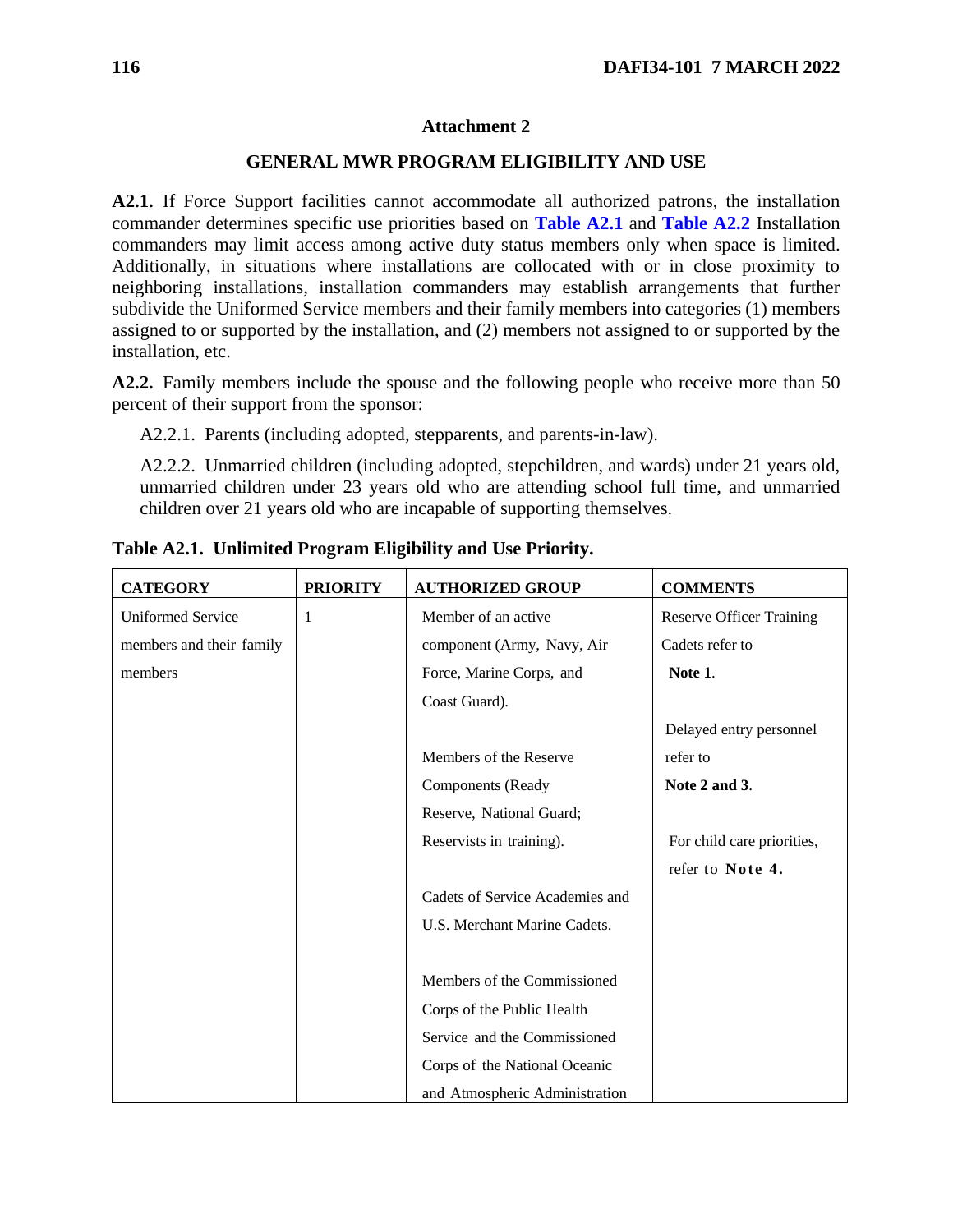## Attachment 2

## GENERAL MWR PROGRAM ELIGIBILITY AND USE

**A2.1.** If Force Support facilities cannot accommodate all authorized patrons, the installation commander determines specific use priorities based on **Table A2.1** and **Table A2.2** Installation commanders may limit access among active duty status members only when space is limited. Additionally, in situations where installations are collocated with or in close proximity to neighboring installations, installation commanders may establish arrangements that further subdivide the Uniformed Service members and their family members into categories (1) members assigned to or supported by the installation, and (2) members not assigned to or supported by the installation, etc.

**A2.2.** Family members include the spouse and the following people who receive more than 50 percent of their support from the sponsor:

A2.2.1. Parents (including adopted, stepparents, and parents-in-law).

A2.2.2. Unmarried children (including adopted, stepchildren, and wards) under 21 years old, unmarried children under 23 years old who are attending school full time, and unmarried children over 21 years old who are incapable of supporting themselves.

**Table A2.1. Unlimited Program Eligibility and Use Priority.**

| CATEGORY | PRIORITY | AUTHORIZED GROUP | COMMENTS |
|---|---|---|---|
| Uniformed Service members and their family members | 1 | Member of an active component (Army, Navy, Air Force, Marine Corps, and Coast Guard).<br><br>Members of the Reserve Components (Ready Reserve, National Guard; Reservists in training).<br><br>Cadets of Service Academies and U.S. Merchant Marine Cadets.<br><br>Members of the Commissioned Corps of the Public Health Service and the Commissioned Corps of the National Oceanic and Atmospheric Administration | Reserve Officer Training Cadets refer to **Note 1**.<br><br>Delayed entry personnel refer to **Note 2 and 3**.<br><br>For child care priorities, refer to **Note 4.** |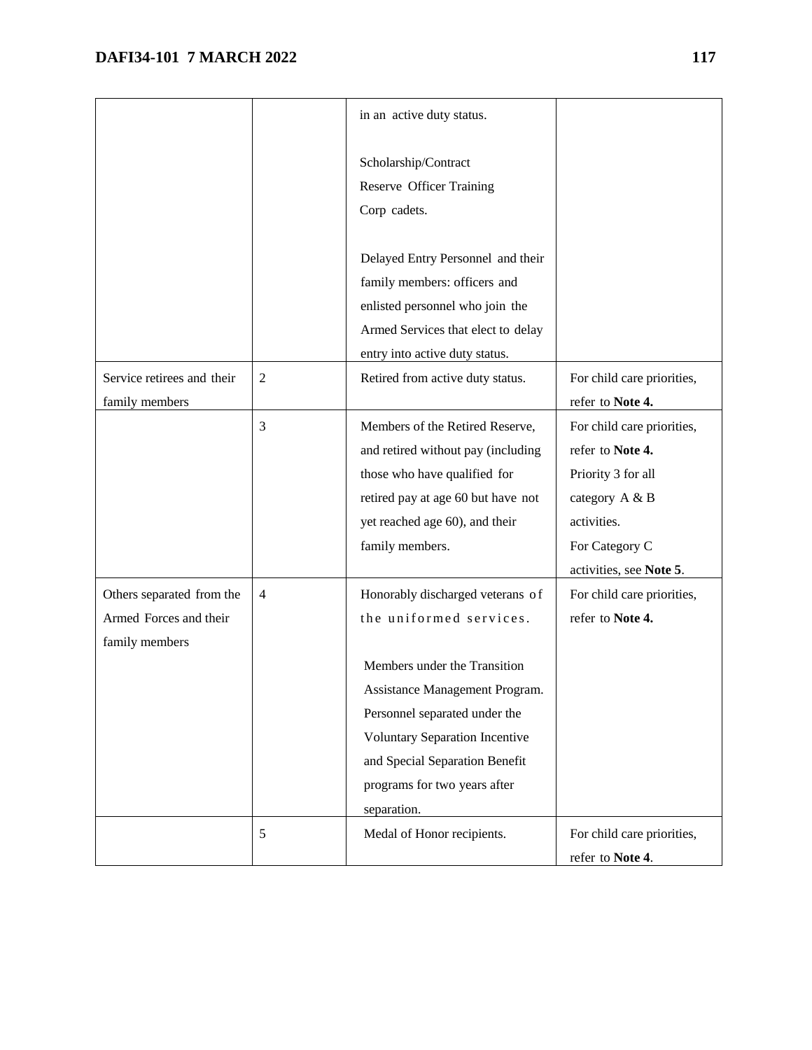| | | | |
|---|---|---|---|
| | | in an active duty status.<br><br>Scholarship/Contract Reserve Officer Training Corp cadets.<br><br>Delayed Entry Personnel and their family members: officers and enlisted personnel who join the Armed Services that elect to delay entry into active duty status. | |
| Service retirees and their family members | 2 | Retired from active duty status. | For child care priorities, refer to **Note 4.** |
| | 3 | Members of the Retired Reserve, and retired without pay (including those who have qualified for retired pay at age 60 but have not yet reached age 60), and their family members. | For child care priorities, refer to **Note 4.** Priority 3 for all category A & B activities. For Category C activities, see **Note 5**. |
| Others separated from the Armed Forces and their family members | 4 | Honorably discharged veterans of the uniformed services.<br><br>Members under the Transition Assistance Management Program. Personnel separated under the Voluntary Separation Incentive and Special Separation Benefit programs for two years after separation. | For child care priorities, refer to **Note 4.** |
| | 5 | Medal of Honor recipients. | For child care priorities, refer to **Note 4**. |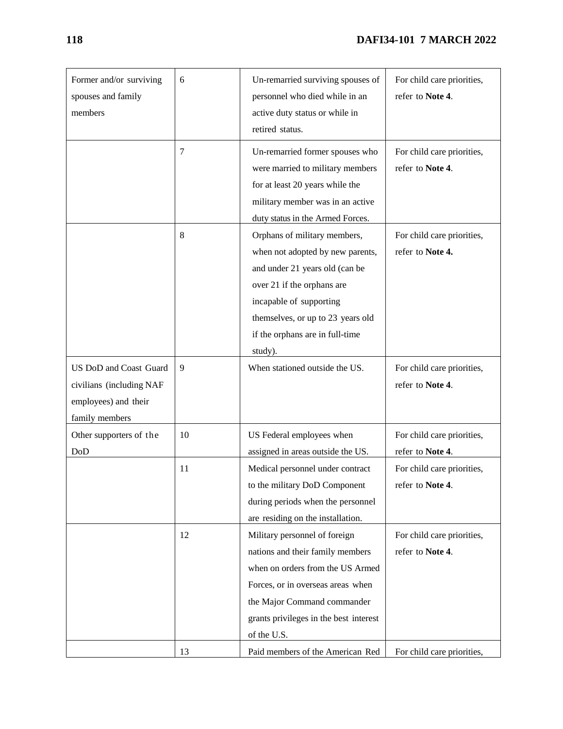| Former and/or surviving spouses and family members | 6 | Un-remarried surviving spouses of personnel who died while in an active duty status or while in retired status. | For child care priorities, refer to **Note 4**. |
|---|---|---|---|
| | 7 | Un-remarried former spouses who were married to military members for at least 20 years while the military member was in an active duty status in the Armed Forces. | For child care priorities, refer to **Note 4**. |
| | 8 | Orphans of military members, when not adopted by new parents, and under 21 years old (can be over 21 if the orphans are incapable of supporting themselves, or up to 23 years old if the orphans are in full-time study). | For child care priorities, refer to **Note 4.** |
| US DoD and Coast Guard civilians (including NAF employees) and their family members | 9 | When stationed outside the US. | For child care priorities, refer to **Note 4**. |
| Other supporters of the DoD | 10 | US Federal employees when assigned in areas outside the US. | For child care priorities, refer to **Note 4**. |
| | 11 | Medical personnel under contract to the military DoD Component during periods when the personnel are residing on the installation. | For child care priorities, refer to **Note 4**. |
| | 12 | Military personnel of foreign nations and their family members when on orders from the US Armed Forces, or in overseas areas when the Major Command commander grants privileges in the best interest of the U.S. | For child care priorities, refer to **Note 4**. |
| | 13 | Paid members of the American Red | For child care priorities, |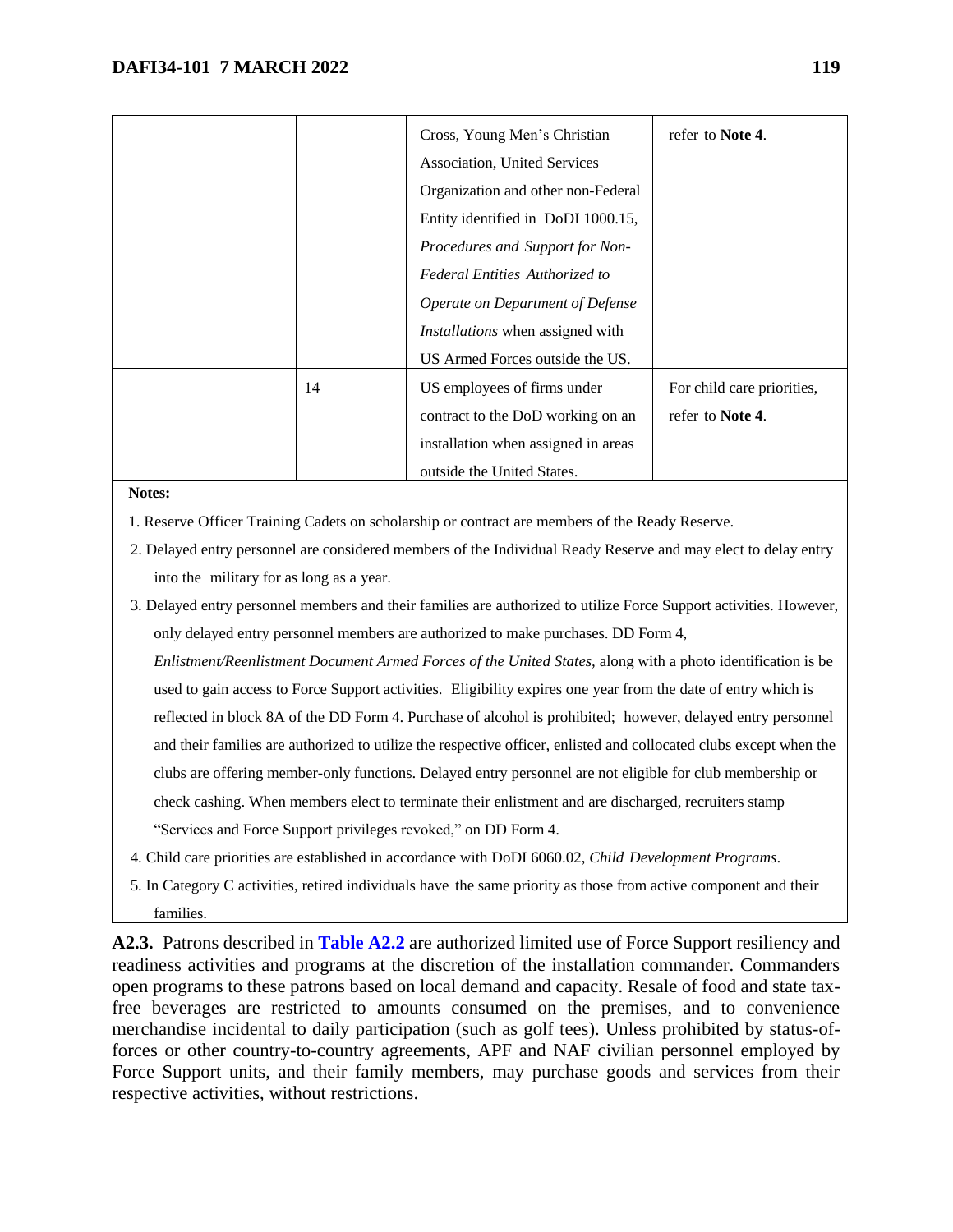| | | | |
|---|---|---|---|
| | | Cross, Young Men's Christian Association, United Services Organization and other non-Federal Entity identified in DoDI 1000.15, *Procedures and Support for Non-Federal Entities Authorized to Operate on Department of Defense Installations* when assigned with US Armed Forces outside the US. | refer to **Note 4**. |
| | 14 | US employees of firms under contract to the DoD working on an installation when assigned in areas outside the United States. | For child care priorities, refer to **Note 4**. |

**Notes:**

1. Reserve Officer Training Cadets on scholarship or contract are members of the Ready Reserve.
2. Delayed entry personnel are considered members of the Individual Ready Reserve and may elect to delay entry into the military for as long as a year.
3. Delayed entry personnel members and their families are authorized to utilize Force Support activities. However, only delayed entry personnel members are authorized to make purchases. DD Form 4, *Enlistment/Reenlistment Document Armed Forces of the United States,* along with a photo identification is be used to gain access to Force Support activities. Eligibility expires one year from the date of entry which is reflected in block 8A of the DD Form 4. Purchase of alcohol is prohibited; however, delayed entry personnel and their families are authorized to utilize the respective officer, enlisted and collocated clubs except when the clubs are offering member-only functions. Delayed entry personnel are not eligible for club membership or check cashing. When members elect to terminate their enlistment and are discharged, recruiters stamp "Services and Force Support privileges revoked," on DD Form 4.
4. Child care priorities are established in accordance with DoDI 6060.02, *Child Development Programs*.
5. In Category C activities, retired individuals have the same priority as those from active component and their families.

**A2.3.** Patrons described in **Table A2.2** are authorized limited use of Force Support resiliency and readiness activities and programs at the discretion of the installation commander. Commanders open programs to these patrons based on local demand and capacity. Resale of food and state tax-free beverages are restricted to amounts consumed on the premises, and to convenience merchandise incidental to daily participation (such as golf tees). Unless prohibited by status-of-forces or other country-to-country agreements, APF and NAF civilian personnel employed by Force Support units, and their family members, may purchase goods and services from their respective activities, without restrictions.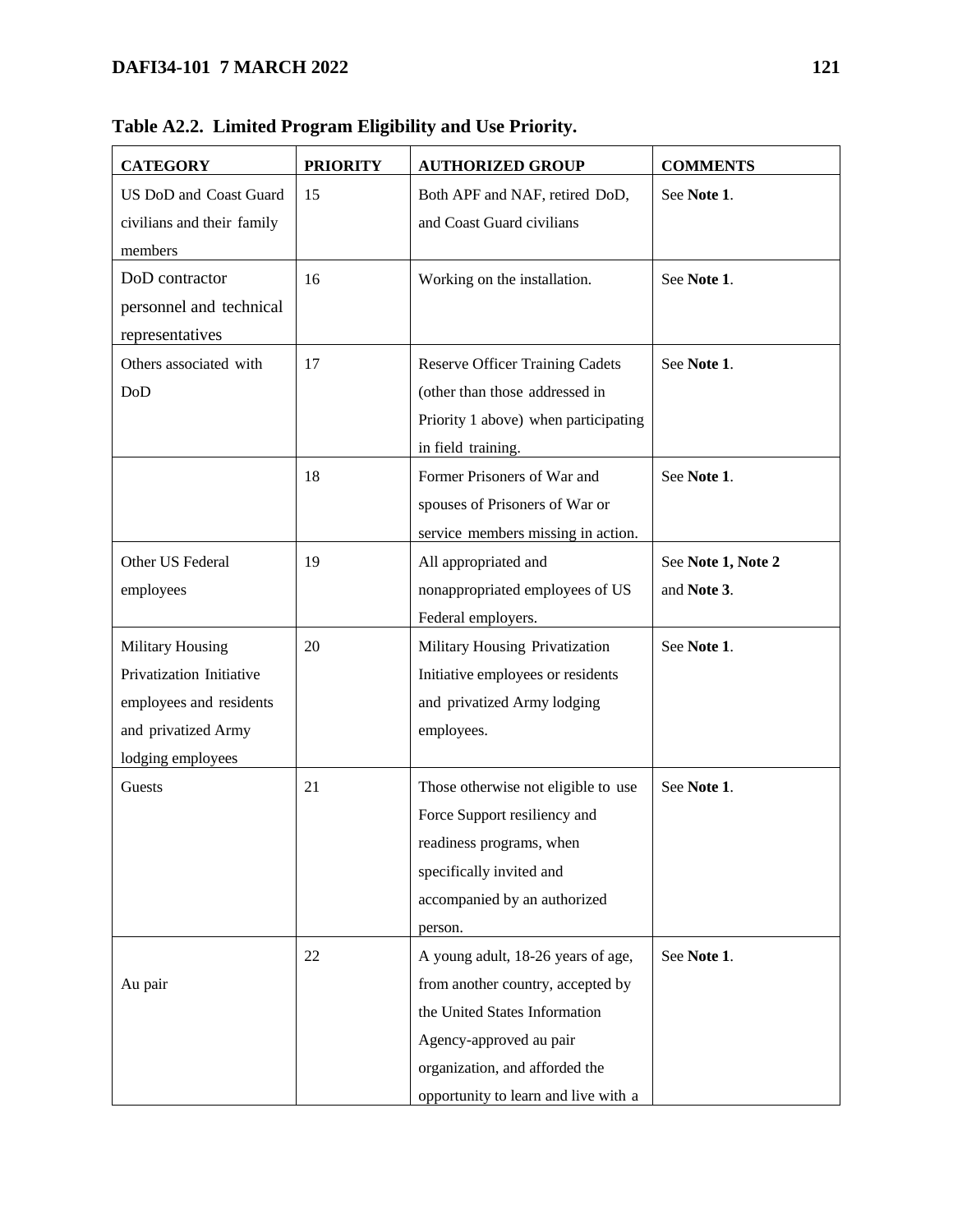**Table A2.2. Limited Program Eligibility and Use Priority.**

| CATEGORY | PRIORITY | AUTHORIZED GROUP | COMMENTS |
|---|---|---|---|
| US DoD and Coast Guard civilians and their family members | 15 | Both APF and NAF, retired DoD, and Coast Guard civilians | See **Note 1**. |
| DoD contractor personnel and technical representatives | 16 | Working on the installation. | See **Note 1**. |
| Others associated with DoD | 17 | Reserve Officer Training Cadets (other than those addressed in Priority 1 above) when participating in field training. | See **Note 1**. |
| | 18 | Former Prisoners of War and spouses of Prisoners of War or service members missing in action. | See **Note 1**. |
| Other US Federal employees | 19 | All appropriated and nonappropriated employees of US Federal employers. | See **Note 1, Note 2** and **Note 3**. |
| Military Housing Privatization Initiative employees and residents and privatized Army lodging employees | 20 | Military Housing Privatization Initiative employees or residents and privatized Army lodging employees. | See **Note 1**. |
| Guests | 21 | Those otherwise not eligible to use Force Support resiliency and readiness programs, when specifically invited and accompanied by an authorized person. | See **Note 1**. |
| Au pair | 22 | A young adult, 18-26 years of age, from another country, accepted by the United States Information Agency-approved au pair organization, and afforded the opportunity to learn and live with a | See **Note 1**. |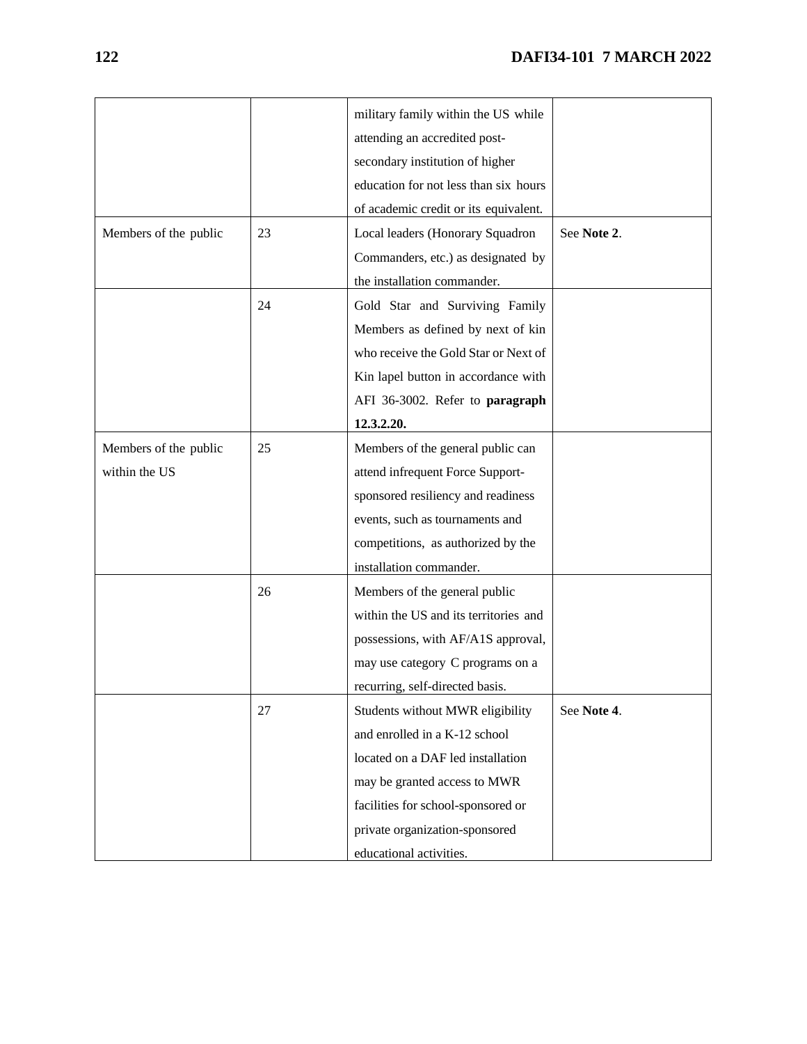| | | | |
|---|---|---|---|
| | | military family within the US while attending an accredited post-secondary institution of higher education for not less than six hours of academic credit or its equivalent. | |
| Members of the public | 23 | Local leaders (Honorary Squadron Commanders, etc.) as designated by the installation commander. | See **Note 2**. |
| | 24 | Gold Star and Surviving Family Members as defined by next of kin who receive the Gold Star or Next of Kin lapel button in accordance with AFI 36-3002. Refer to **paragraph 12.3.2.20.** | |
| Members of the public within the US | 25 | Members of the general public can attend infrequent Force Support-sponsored resiliency and readiness events, such as tournaments and competitions, as authorized by the installation commander. | |
| | 26 | Members of the general public within the US and its territories and possessions, with AF/A1S approval, may use category C programs on a recurring, self-directed basis. | |
| | 27 | Students without MWR eligibility and enrolled in a K-12 school located on a DAF led installation may be granted access to MWR facilities for school-sponsored or private organization-sponsored educational activities. | See **Note 4**. |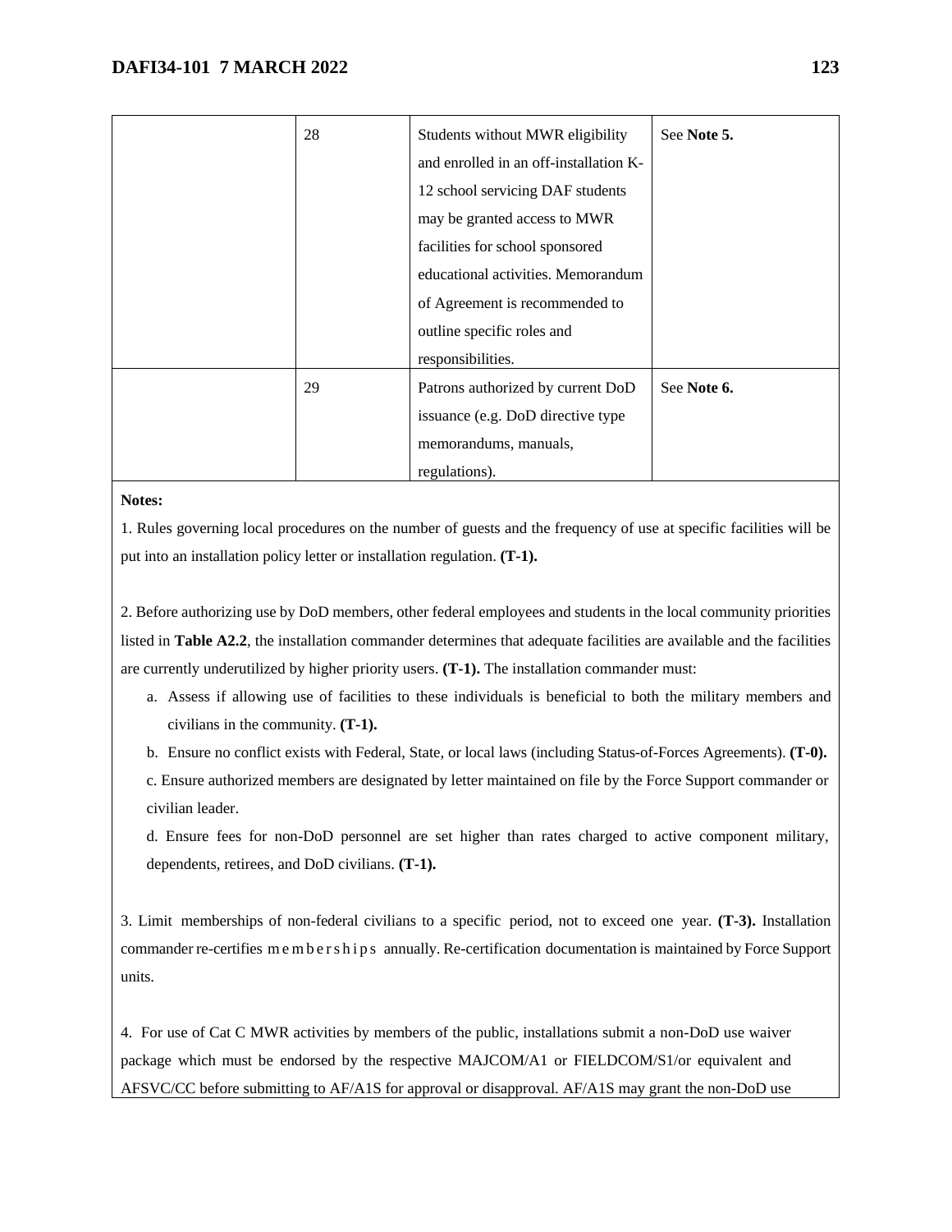| | | | |
|---|---|---|---|
| | 28 | Students without MWR eligibility and enrolled in an off-installation K-12 school servicing DAF students may be granted access to MWR facilities for school sponsored educational activities. Memorandum of Agreement is recommended to outline specific roles and responsibilities. | See **Note 5.** |
| | 29 | Patrons authorized by current DoD issuance (e.g. DoD directive type memorandums, manuals, regulations). | See **Note 6.** |

**Notes:**

1. Rules governing local procedures on the number of guests and the frequency of use at specific facilities will be put into an installation policy letter or installation regulation. **(T-1).**

2. Before authorizing use by DoD members, other federal employees and students in the local community priorities listed in **Table A2.2**, the installation commander determines that adequate facilities are available and the facilities are currently underutilized by higher priority users. **(T-1).** The installation commander must:

   a. Assess if allowing use of facilities to these individuals is beneficial to both the military members and civilians in the community. **(T-1).**

   b. Ensure no conflict exists with Federal, State, or local laws (including Status-of-Forces Agreements). **(T-0).**

   c. Ensure authorized members are designated by letter maintained on file by the Force Support commander or civilian leader.

   d. Ensure fees for non-DoD personnel are set higher than rates charged to active component military, dependents, retirees, and DoD civilians. **(T-1).**

3. Limit memberships of non-federal civilians to a specific period, not to exceed one year. **(T-3).** Installation commander re-certifies memberships annually. Re-certification documentation is maintained by Force Support units.

4. For use of Cat C MWR activities by members of the public, installations submit a non-DoD use waiver package which must be endorsed by the respective MAJCOM/A1 or FIELDCOM/S1/or equivalent and AFSVC/CC before submitting to AF/A1S for approval or disapproval. AF/A1S may grant the non-DoD use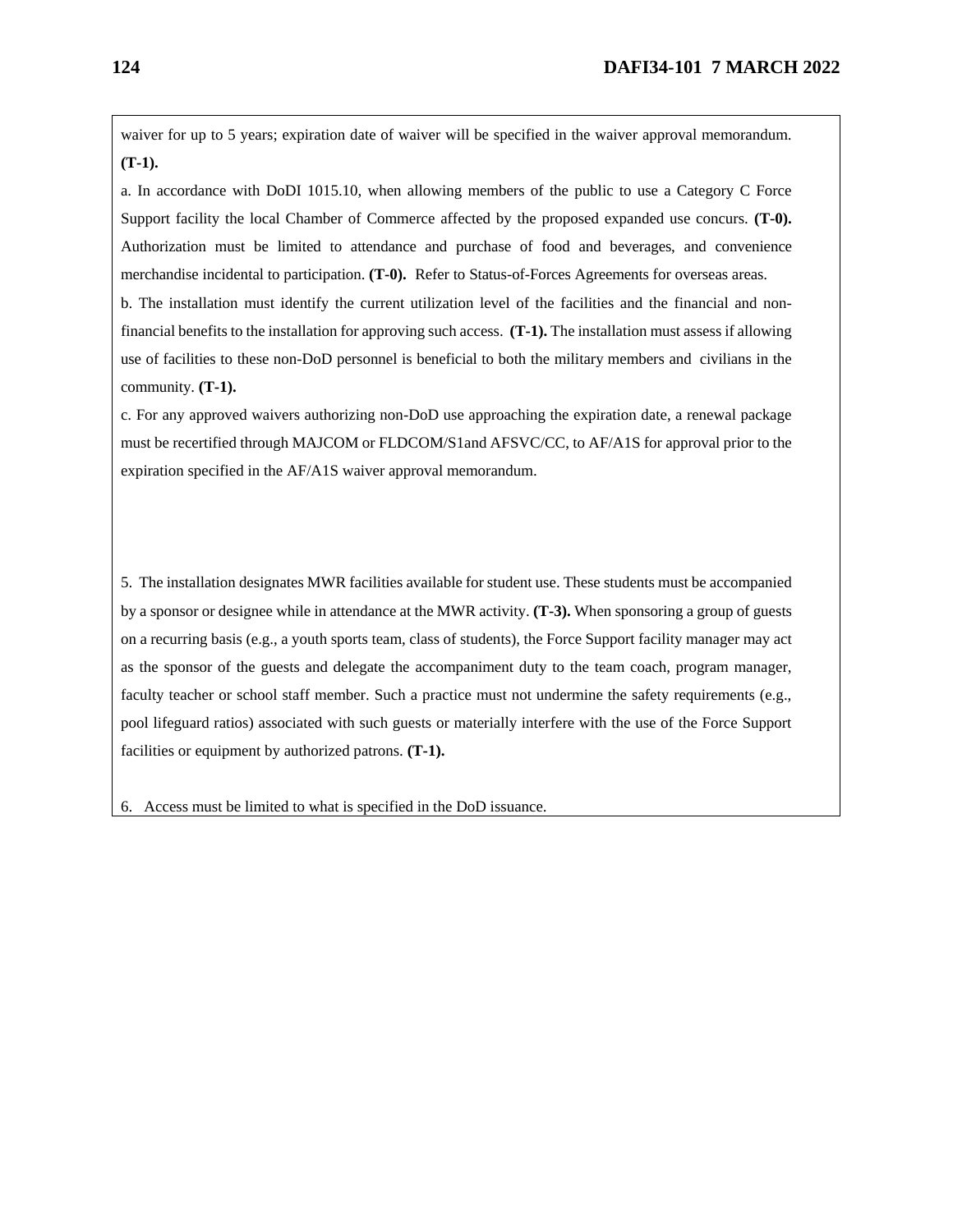waiver for up to 5 years; expiration date of waiver will be specified in the waiver approval memorandum. **(T-1).**

a. In accordance with DoDI 1015.10, when allowing members of the public to use a Category C Force Support facility the local Chamber of Commerce affected by the proposed expanded use concurs. **(T-0).** Authorization must be limited to attendance and purchase of food and beverages, and convenience merchandise incidental to participation. **(T-0).** Refer to Status-of-Forces Agreements for overseas areas.

b. The installation must identify the current utilization level of the facilities and the financial and non-financial benefits to the installation for approving such access. **(T-1).** The installation must assess if allowing use of facilities to these non-DoD personnel is beneficial to both the military members and civilians in the community. **(T-1).**

c. For any approved waivers authorizing non-DoD use approaching the expiration date, a renewal package must be recertified through MAJCOM or FLDCOM/S1and AFSVC/CC, to AF/A1S for approval prior to the expiration specified in the AF/A1S waiver approval memorandum.

5. The installation designates MWR facilities available for student use. These students must be accompanied by a sponsor or designee while in attendance at the MWR activity. **(T-3).** When sponsoring a group of guests on a recurring basis (e.g., a youth sports team, class of students), the Force Support facility manager may act as the sponsor of the guests and delegate the accompaniment duty to the team coach, program manager, faculty teacher or school staff member. Such a practice must not undermine the safety requirements (e.g., pool lifeguard ratios) associated with such guests or materially interfere with the use of the Force Support facilities or equipment by authorized patrons. **(T-1).**

6. Access must be limited to what is specified in the DoD issuance.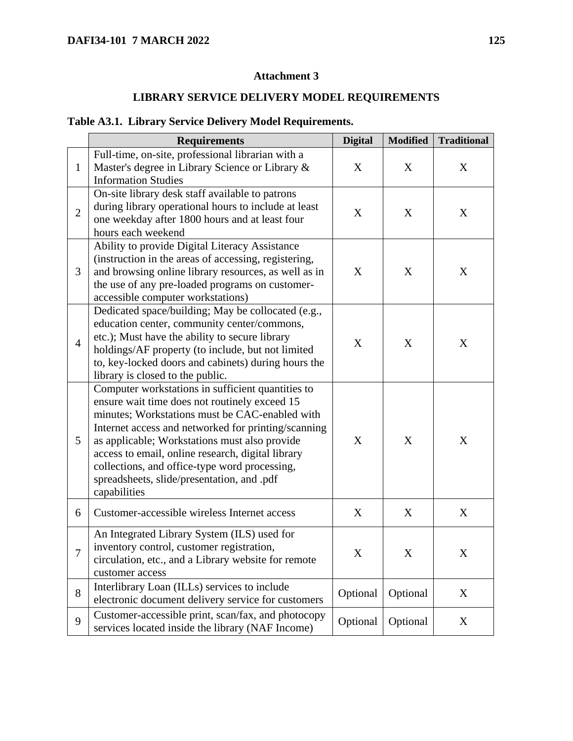## Attachment 3

## LIBRARY SERVICE DELIVERY MODEL REQUIREMENTS

**Table A3.1. Library Service Delivery Model Requirements.**

| | Requirements | Digital | Modified | Traditional |
|---|---|---|---|---|
| 1 | Full-time, on-site, professional librarian with a Master's degree in Library Science or Library & Information Studies | X | X | X |
| 2 | On-site library desk staff available to patrons during library operational hours to include at least one weekday after 1800 hours and at least four hours each weekend | X | X | X |
| 3 | Ability to provide Digital Literacy Assistance (instruction in the areas of accessing, registering, and browsing online library resources, as well as in the use of any pre-loaded programs on customer-accessible computer workstations) | X | X | X |
| 4 | Dedicated space/building; May be collocated (e.g., education center, community center/commons, etc.); Must have the ability to secure library holdings/AF property (to include, but not limited to, key-locked doors and cabinets) during hours the library is closed to the public. | X | X | X |
| 5 | Computer workstations in sufficient quantities to ensure wait time does not routinely exceed 15 minutes; Workstations must be CAC-enabled with Internet access and networked for printing/scanning as applicable; Workstations must also provide access to email, online research, digital library collections, and office-type word processing, spreadsheets, slide/presentation, and .pdf capabilities | X | X | X |
| 6 | Customer-accessible wireless Internet access | X | X | X |
| 7 | An Integrated Library System (ILS) used for inventory control, customer registration, circulation, etc., and a Library website for remote customer access | X | X | X |
| 8 | Interlibrary Loan (ILLs) services to include electronic document delivery service for customers | Optional | Optional | X |
| 9 | Customer-accessible print, scan/fax, and photocopy services located inside the library (NAF Income) | Optional | Optional | X |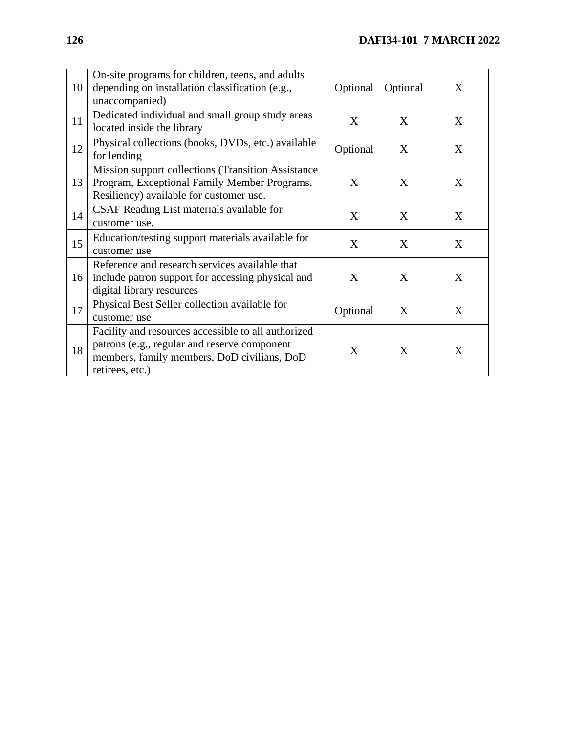| | | | | |
|---|---|---|---|---|
| 10 | On-site programs for children, teens, and adults depending on installation classification (e.g., unaccompanied) | Optional | Optional | X |
| 11 | Dedicated individual and small group study areas located inside the library | X | X | X |
| 12 | Physical collections (books, DVDs, etc.) available for lending | Optional | X | X |
| 13 | Mission support collections (Transition Assistance Program, Exceptional Family Member Programs, Resiliency) available for customer use. | X | X | X |
| 14 | CSAF Reading List materials available for customer use. | X | X | X |
| 15 | Education/testing support materials available for customer use | X | X | X |
| 16 | Reference and research services available that include patron support for accessing physical and digital library resources | X | X | X |
| 17 | Physical Best Seller collection available for customer use | Optional | X | X |
| 18 | Facility and resources accessible to all authorized patrons (e.g., regular and reserve component members, family members, DoD civilians, DoD retirees, etc.) | X | X | X |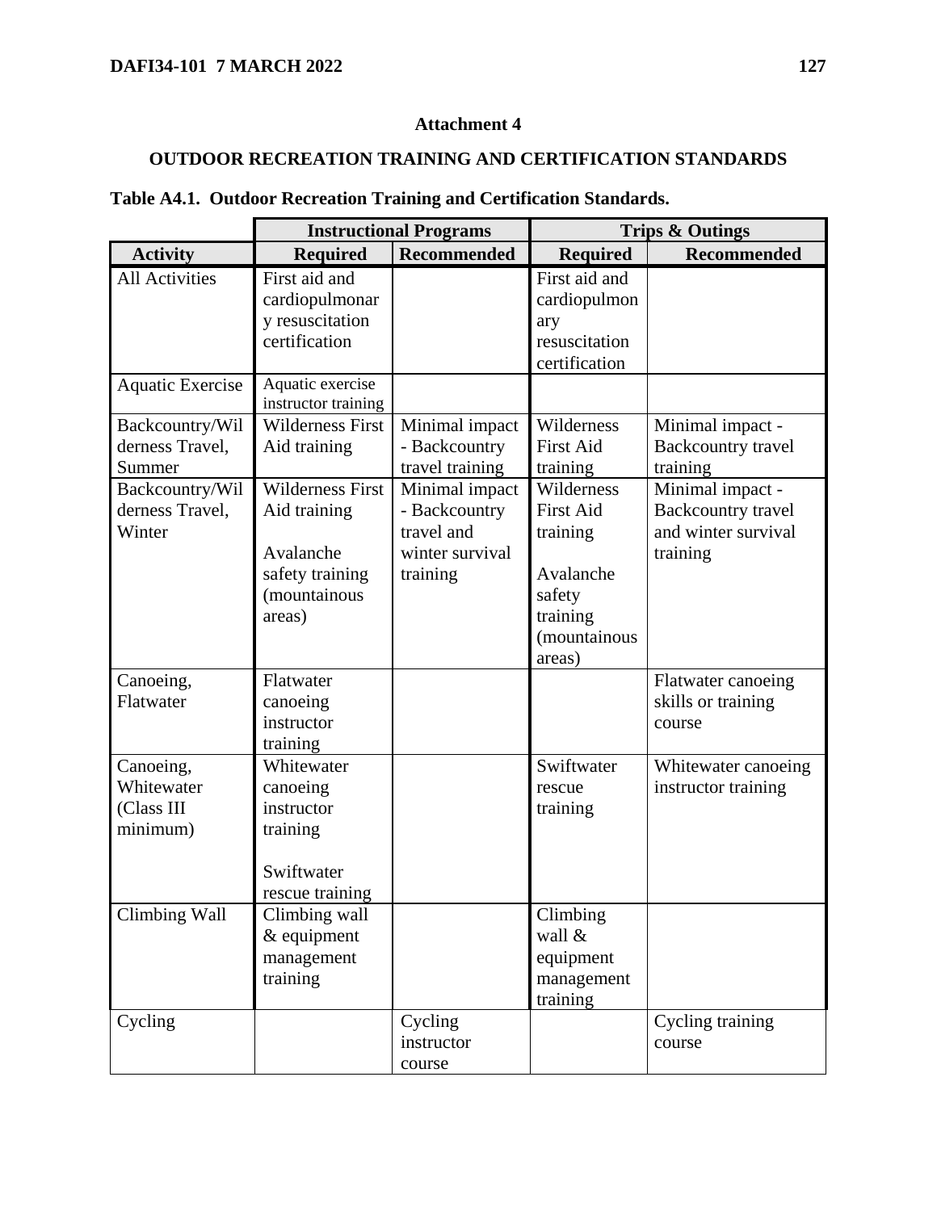## Attachment 4

## OUTDOOR RECREATION TRAINING AND CERTIFICATION STANDARDS

**Table A4.1. Outdoor Recreation Training and Certification Standards.**

| | Instructional Programs | | Trips & Outings | |
|---|---|---|---|---|
| **Activity** | **Required** | **Recommended** | **Required** | **Recommended** |
| All Activities | First aid and cardiopulmonary resuscitation certification | | First aid and cardiopulmonary resuscitation certification | |
| Aquatic Exercise | Aquatic exercise instructor training | | | |
| Backcountry/Wilderness Travel, Summer | Wilderness First Aid training | Minimal impact - Backcountry travel training | Wilderness First Aid training | Minimal impact - Backcountry travel training |
| Backcountry/Wilderness Travel, Winter | Wilderness First Aid training<br><br>Avalanche safety training (mountainous areas) | Minimal impact - Backcountry travel and winter survival training | Wilderness First Aid training<br><br>Avalanche safety training (mountainous areas) | Minimal impact - Backcountry travel and winter survival training |
| Canoeing, Flatwater | Flatwater canoeing instructor training | | | Flatwater canoeing skills or training course |
| Canoeing, Whitewater (Class III minimum) | Whitewater canoeing instructor training<br><br>Swiftwater rescue training | | Swiftwater rescue training | Whitewater canoeing instructor training |
| Climbing Wall | Climbing wall & equipment management training | | Climbing wall & equipment management training | |
| Cycling | | Cycling instructor course | | Cycling training course |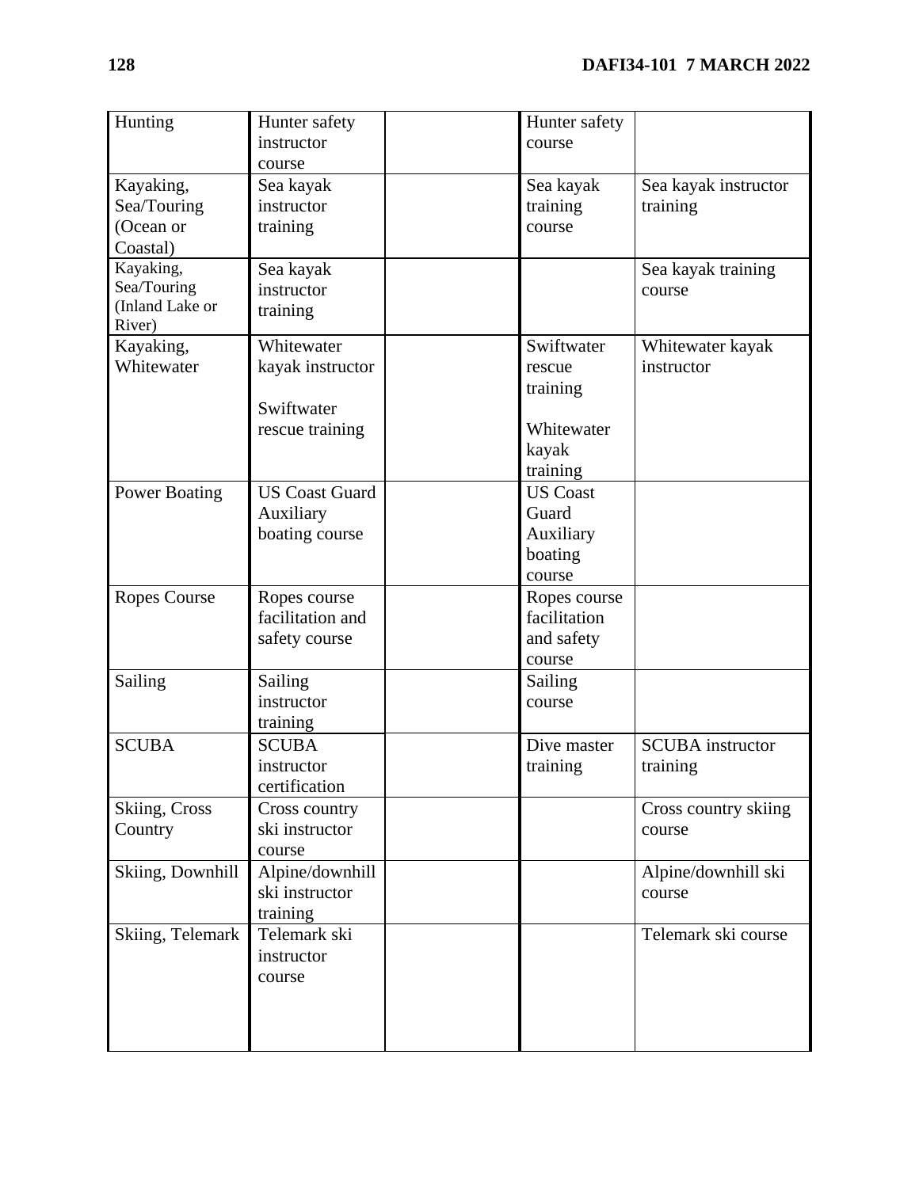| | | | | |
|---|---|---|---|---|
| Hunting | Hunter safety instructor course | | Hunter safety course | |
| Kayaking, Sea/Touring (Ocean or Coastal) | Sea kayak instructor training | | Sea kayak training course | Sea kayak instructor training |
| Kayaking, Sea/Touring (Inland Lake or River) | Sea kayak instructor training | | | Sea kayak training course |
| Kayaking, Whitewater | Whitewater kayak instructor<br><br>Swiftwater rescue training | | Swiftwater rescue training<br><br>Whitewater kayak training | Whitewater kayak instructor |
| Power Boating | US Coast Guard Auxiliary boating course | | US Coast Guard Auxiliary boating course | |
| Ropes Course | Ropes course facilitation and safety course | | Ropes course facilitation and safety course | |
| Sailing | Sailing instructor training | | Sailing course | |
| SCUBA | SCUBA instructor certification | | Dive master training | SCUBA instructor training |
| Skiing, Cross Country | Cross country ski instructor course | | | Cross country skiing course |
| Skiing, Downhill | Alpine/downhill ski instructor training | | | Alpine/downhill ski course |
| Skiing, Telemark | Telemark ski instructor course | | | Telemark ski course |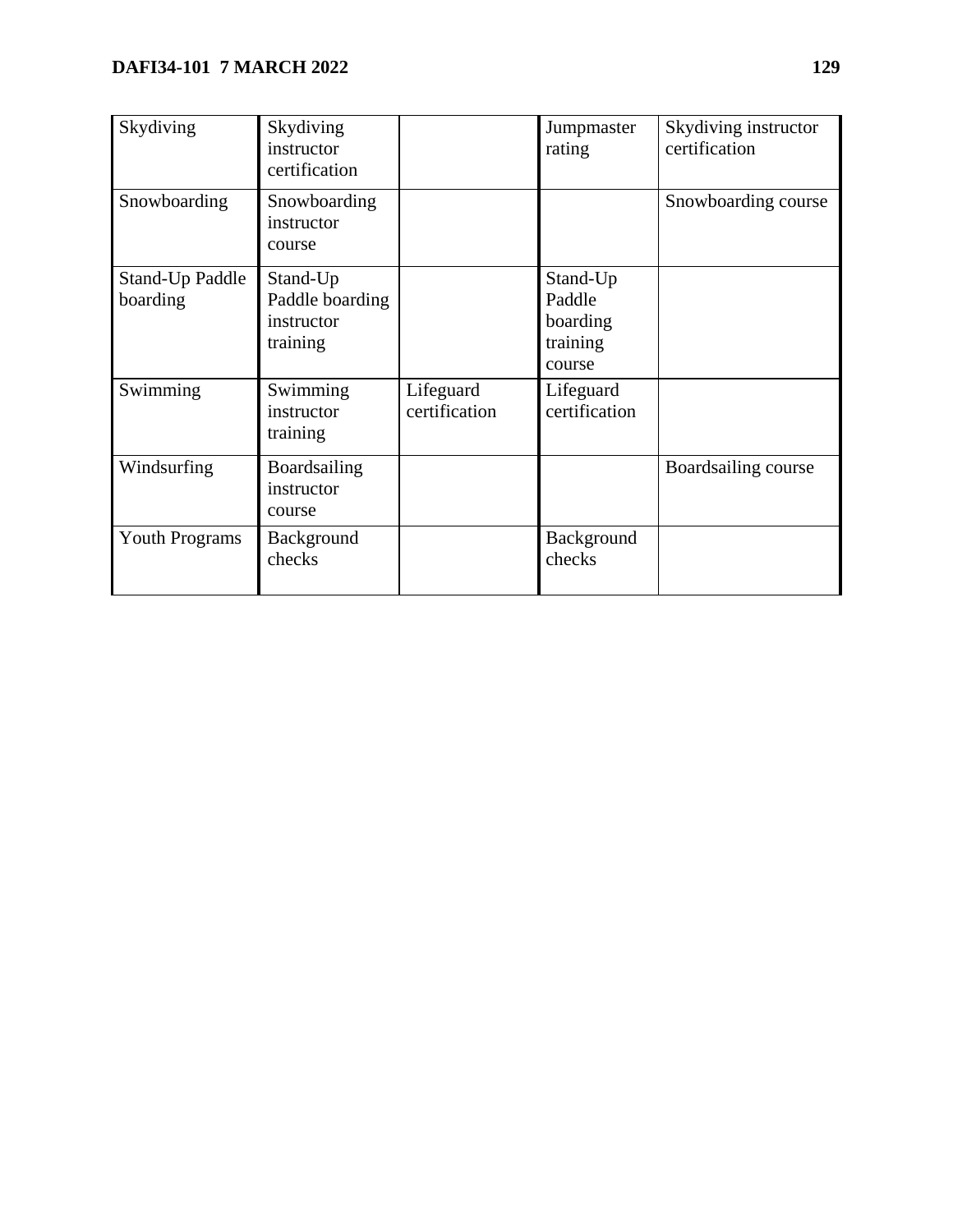| | | | | |
|---|---|---|---|---|
| Skydiving | Skydiving instructor certification | | Jumpmaster rating | Skydiving instructor certification |
| Snowboarding | Snowboarding instructor course | | | Snowboarding course |
| Stand-Up Paddle boarding | Stand-Up Paddle boarding instructor training | | Stand-Up Paddle boarding training course | |
| Swimming | Swimming instructor training | Lifeguard certification | Lifeguard certification | |
| Windsurfing | Boardsailing instructor course | | | Boardsailing course |
| Youth Programs | Background checks | | Background checks | |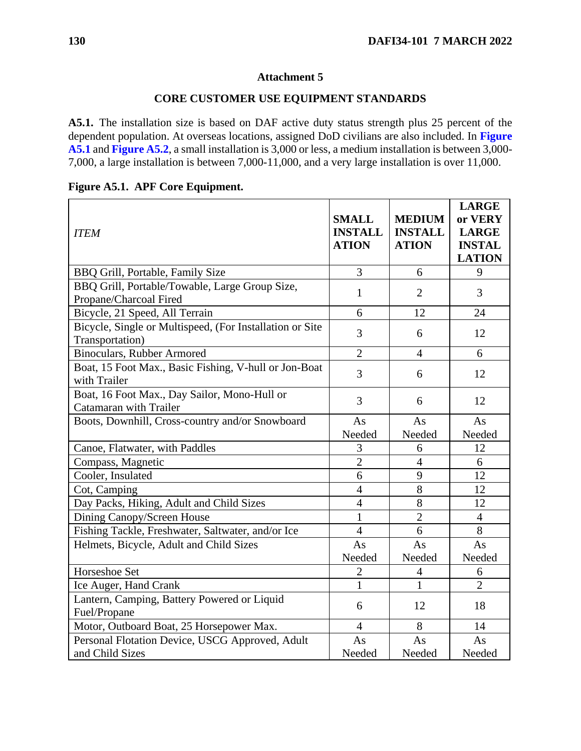## Attachment 5

## CORE CUSTOMER USE EQUIPMENT STANDARDS

**A5.1.** The installation size is based on DAF active duty status strength plus 25 percent of the dependent population. At overseas locations, assigned DoD civilians are also included. In **Figure A5.1** and **Figure A5.2**, a small installation is 3,000 or less, a medium installation is between 3,000-7,000, a large installation is between 7,000-11,000, and a very large installation is over 11,000.

**Figure A5.1. APF Core Equipment.**

| *ITEM* | **SMALL INSTALLATION** | **MEDIUM INSTALLATION** | **LARGE or VERY LARGE INSTALLATION** |
|---|---|---|---|
| BBQ Grill, Portable, Family Size | 3 | 6 | 9 |
| BBQ Grill, Portable/Towable, Large Group Size, Propane/Charcoal Fired | 1 | 2 | 3 |
| Bicycle, 21 Speed, All Terrain | 6 | 12 | 24 |
| Bicycle, Single or Multispeed, (For Installation or Site Transportation) | 3 | 6 | 12 |
| Binoculars, Rubber Armored | 2 | 4 | 6 |
| Boat, 15 Foot Max., Basic Fishing, V-hull or Jon-Boat with Trailer | 3 | 6 | 12 |
| Boat, 16 Foot Max., Day Sailor, Mono-Hull or Catamaran with Trailer | 3 | 6 | 12 |
| Boots, Downhill, Cross-country and/or Snowboard | As Needed | As Needed | As Needed |
| Canoe, Flatwater, with Paddles | 3 | 6 | 12 |
| Compass, Magnetic | 2 | 4 | 6 |
| Cooler, Insulated | 6 | 9 | 12 |
| Cot, Camping | 4 | 8 | 12 |
| Day Packs, Hiking, Adult and Child Sizes | 4 | 8 | 12 |
| Dining Canopy/Screen House | 1 | 2 | 4 |
| Fishing Tackle, Freshwater, Saltwater, and/or Ice | 4 | 6 | 8 |
| Helmets, Bicycle, Adult and Child Sizes | As Needed | As Needed | As Needed |
| Horseshoe Set | 2 | 4 | 6 |
| Ice Auger, Hand Crank | 1 | 1 | 2 |
| Lantern, Camping, Battery Powered or Liquid Fuel/Propane | 6 | 12 | 18 |
| Motor, Outboard Boat, 25 Horsepower Max. | 4 | 8 | 14 |
| Personal Flotation Device, USCG Approved, Adult and Child Sizes | As Needed | As Needed | As Needed |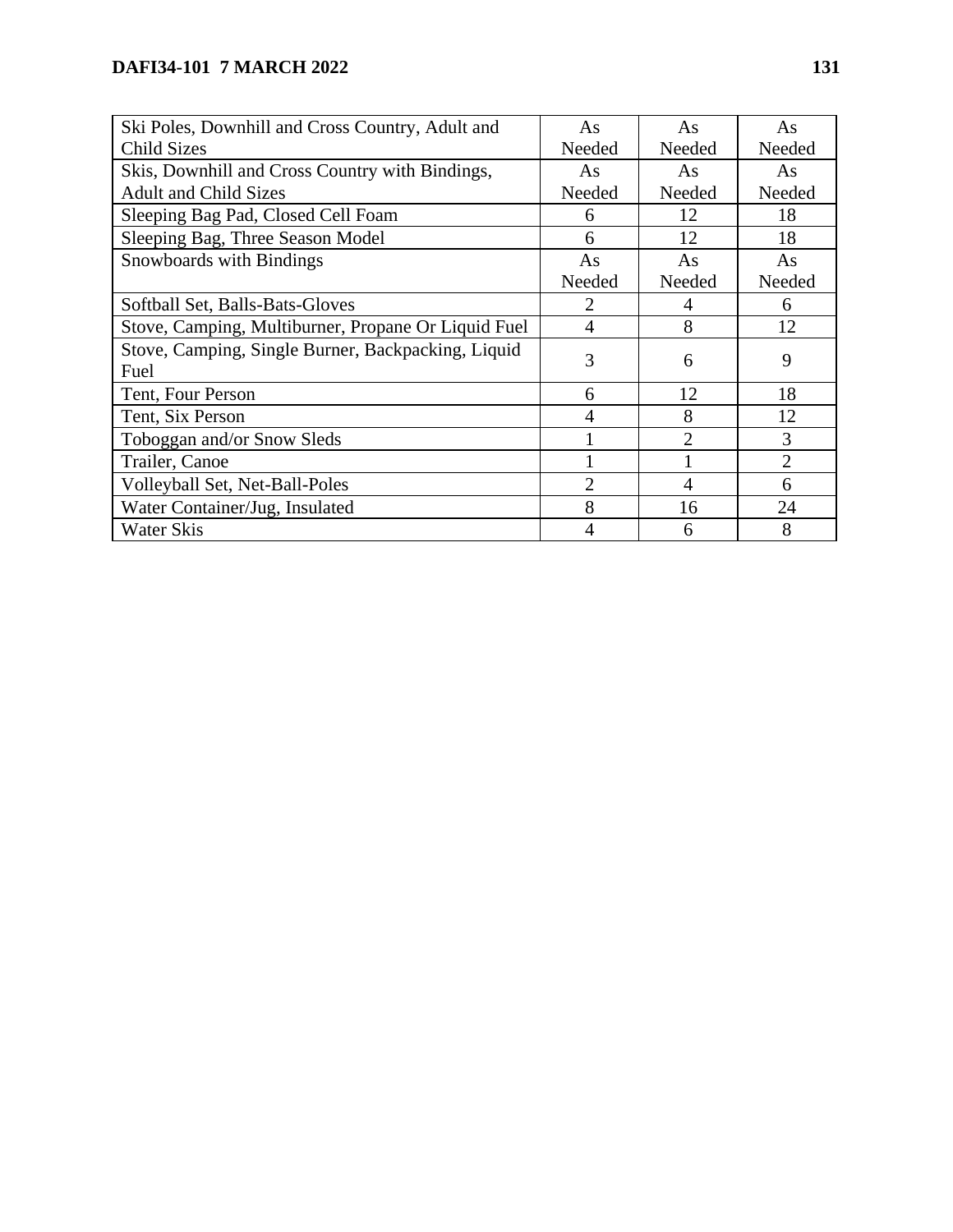| | | | |
|---|---|---|---|
| Ski Poles, Downhill and Cross Country, Adult and Child Sizes | As Needed | As Needed | As Needed |
| Skis, Downhill and Cross Country with Bindings, Adult and Child Sizes | As Needed | As Needed | As Needed |
| Sleeping Bag Pad, Closed Cell Foam | 6 | 12 | 18 |
| Sleeping Bag, Three Season Model | 6 | 12 | 18 |
| Snowboards with Bindings | As Needed | As Needed | As Needed |
| Softball Set, Balls-Bats-Gloves | 2 | 4 | 6 |
| Stove, Camping, Multiburner, Propane Or Liquid Fuel | 4 | 8 | 12 |
| Stove, Camping, Single Burner, Backpacking, Liquid Fuel | 3 | 6 | 9 |
| Tent, Four Person | 6 | 12 | 18 |
| Tent, Six Person | 4 | 8 | 12 |
| Toboggan and/or Snow Sleds | 1 | 2 | 3 |
| Trailer, Canoe | 1 | 1 | 2 |
| Volleyball Set, Net-Ball-Poles | 2 | 4 | 6 |
| Water Container/Jug, Insulated | 8 | 16 | 24 |
| Water Skis | 4 | 6 | 8 |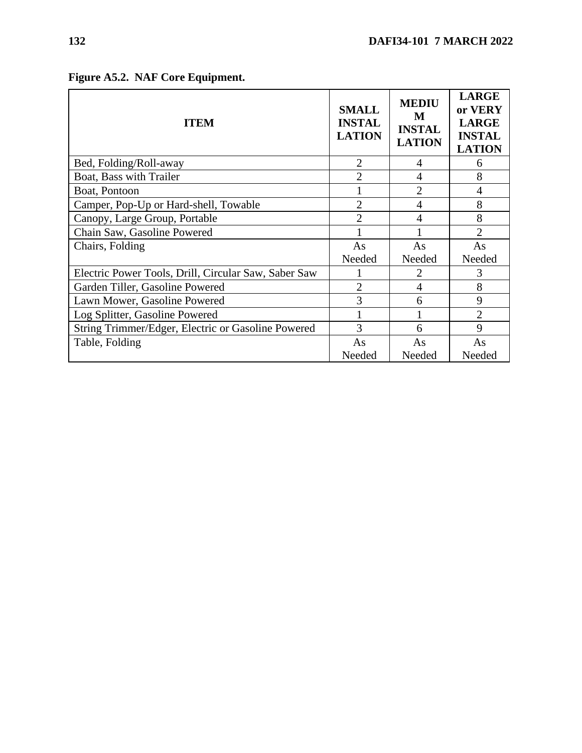**Figure A5.2. NAF Core Equipment.**

| ITEM | SMALL INSTALLATION | MEDIUM INSTALLATION | LARGE or VERY LARGE INSTALLATION |
|---|---|---|---|
| Bed, Folding/Roll-away | 2 | 4 | 6 |
| Boat, Bass with Trailer | 2 | 4 | 8 |
| Boat, Pontoon | 1 | 2 | 4 |
| Camper, Pop-Up or Hard-shell, Towable | 2 | 4 | 8 |
| Canopy, Large Group, Portable | 2 | 4 | 8 |
| Chain Saw, Gasoline Powered | 1 | 1 | 2 |
| Chairs, Folding | As Needed | As Needed | As Needed |
| Electric Power Tools, Drill, Circular Saw, Saber Saw | 1 | 2 | 3 |
| Garden Tiller, Gasoline Powered | 2 | 4 | 8 |
| Lawn Mower, Gasoline Powered | 3 | 6 | 9 |
| Log Splitter, Gasoline Powered | 1 | 1 | 2 |
| String Trimmer/Edger, Electric or Gasoline Powered | 3 | 6 | 9 |
| Table, Folding | As Needed | As Needed | As Needed |